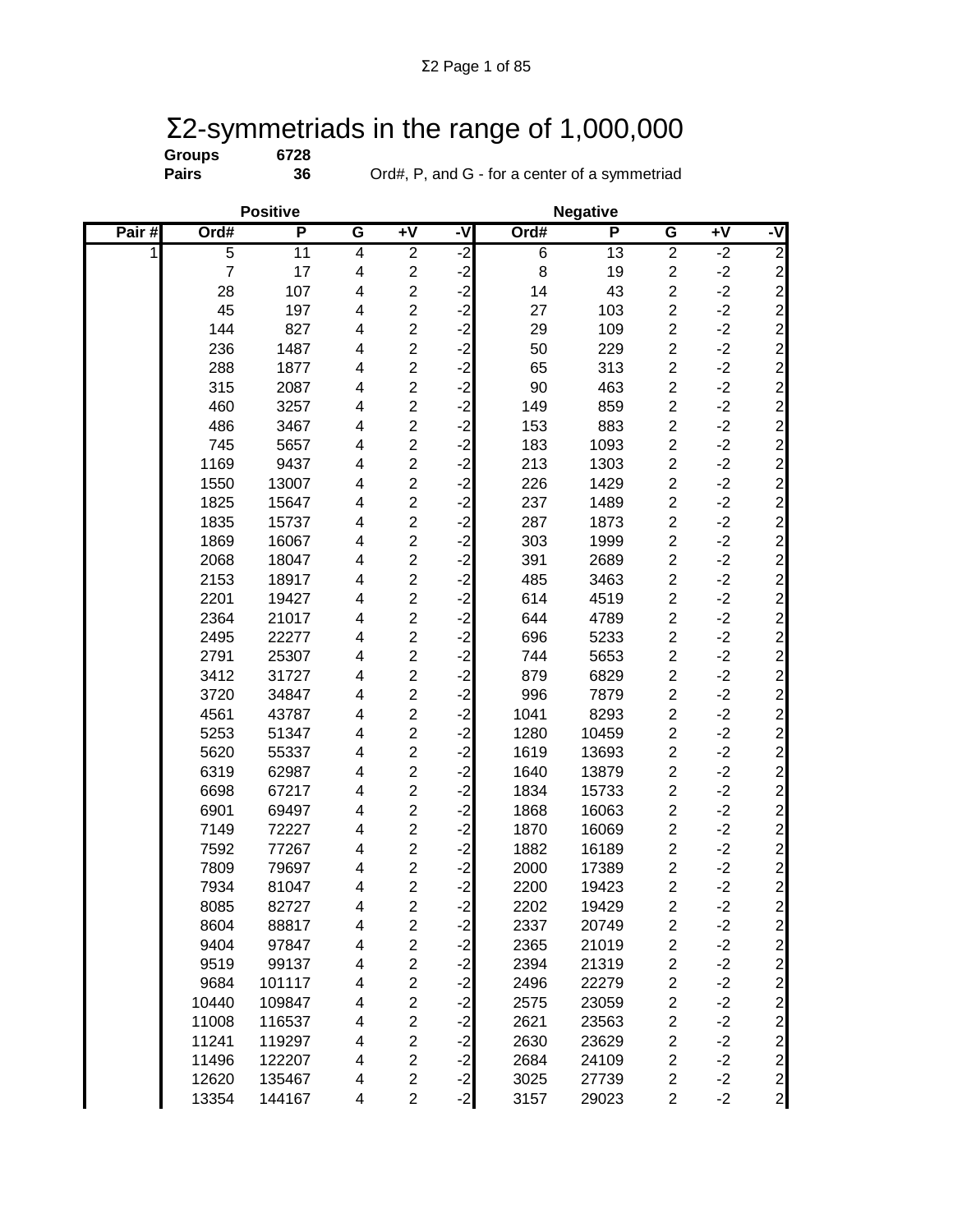# Σ2-symmetriads in the range of 1,000,000

**Groups** **6728**
**Pairs** **36** Ord#, P, and G - for a center of a symmetriad

| | Positive | | | | | Negative | | | | |
|---|---|---|---|---|---|---|---|---|---|---|
| Pair # | Ord# | P | G | +V | -V | Ord# | P | G | +V | -V |
| 1 | 5 | 11 | 4 | 2 | -2 | 6 | 13 | 2 | -2 | 2 |
| | 7 | 17 | 4 | 2 | -2 | 8 | 19 | 2 | -2 | 2 |
| | 28 | 107 | 4 | 2 | -2 | 14 | 43 | 2 | -2 | 2 |
| | 45 | 197 | 4 | 2 | -2 | 27 | 103 | 2 | -2 | 2 |
| | 144 | 827 | 4 | 2 | -2 | 29 | 109 | 2 | -2 | 2 |
| | 236 | 1487 | 4 | 2 | -2 | 50 | 229 | 2 | -2 | 2 |
| | 288 | 1877 | 4 | 2 | -2 | 65 | 313 | 2 | -2 | 2 |
| | 315 | 2087 | 4 | 2 | -2 | 90 | 463 | 2 | -2 | 2 |
| | 460 | 3257 | 4 | 2 | -2 | 149 | 859 | 2 | -2 | 2 |
| | 486 | 3467 | 4 | 2 | -2 | 153 | 883 | 2 | -2 | 2 |
| | 745 | 5657 | 4 | 2 | -2 | 183 | 1093 | 2 | -2 | 2 |
| | 1169 | 9437 | 4 | 2 | -2 | 213 | 1303 | 2 | -2 | 2 |
| | 1550 | 13007 | 4 | 2 | -2 | 226 | 1429 | 2 | -2 | 2 |
| | 1825 | 15647 | 4 | 2 | -2 | 237 | 1489 | 2 | -2 | 2 |
| | 1835 | 15737 | 4 | 2 | -2 | 287 | 1873 | 2 | -2 | 2 |
| | 1869 | 16067 | 4 | 2 | -2 | 303 | 1999 | 2 | -2 | 2 |
| | 2068 | 18047 | 4 | 2 | -2 | 391 | 2689 | 2 | -2 | 2 |
| | 2153 | 18917 | 4 | 2 | -2 | 485 | 3463 | 2 | -2 | 2 |
| | 2201 | 19427 | 4 | 2 | -2 | 614 | 4519 | 2 | -2 | 2 |
| | 2364 | 21017 | 4 | 2 | -2 | 644 | 4789 | 2 | -2 | 2 |
| | 2495 | 22277 | 4 | 2 | -2 | 696 | 5233 | 2 | -2 | 2 |
| | 2791 | 25307 | 4 | 2 | -2 | 744 | 5653 | 2 | -2 | 2 |
| | 3412 | 31727 | 4 | 2 | -2 | 879 | 6829 | 2 | -2 | 2 |
| | 3720 | 34847 | 4 | 2 | -2 | 996 | 7879 | 2 | -2 | 2 |
| | 4561 | 43787 | 4 | 2 | -2 | 1041 | 8293 | 2 | -2 | 2 |
| | 5253 | 51347 | 4 | 2 | -2 | 1280 | 10459 | 2 | -2 | 2 |
| | 5620 | 55337 | 4 | 2 | -2 | 1619 | 13693 | 2 | -2 | 2 |
| | 6319 | 62987 | 4 | 2 | -2 | 1640 | 13879 | 2 | -2 | 2 |
| | 6698 | 67217 | 4 | 2 | -2 | 1834 | 15733 | 2 | -2 | 2 |
| | 6901 | 69497 | 4 | 2 | -2 | 1868 | 16063 | 2 | -2 | 2 |
| | 7149 | 72227 | 4 | 2 | -2 | 1870 | 16069 | 2 | -2 | 2 |
| | 7592 | 77267 | 4 | 2 | -2 | 1882 | 16189 | 2 | -2 | 2 |
| | 7809 | 79697 | 4 | 2 | -2 | 2000 | 17389 | 2 | -2 | 2 |
| | 7934 | 81047 | 4 | 2 | -2 | 2200 | 19423 | 2 | -2 | 2 |
| | 8085 | 82727 | 4 | 2 | -2 | 2202 | 19429 | 2 | -2 | 2 |
| | 8604 | 88817 | 4 | 2 | -2 | 2337 | 20749 | 2 | -2 | 2 |
| | 9404 | 97847 | 4 | 2 | -2 | 2365 | 21019 | 2 | -2 | 2 |
| | 9519 | 99137 | 4 | 2 | -2 | 2394 | 21319 | 2 | -2 | 2 |
| | 9684 | 101117 | 4 | 2 | -2 | 2496 | 22279 | 2 | -2 | 2 |
| | 10440 | 109847 | 4 | 2 | -2 | 2575 | 23059 | 2 | -2 | 2 |
| | 11008 | 116537 | 4 | 2 | -2 | 2621 | 23563 | 2 | -2 | 2 |
| | 11241 | 119297 | 4 | 2 | -2 | 2630 | 23629 | 2 | -2 | 2 |
| | 11496 | 122207 | 4 | 2 | -2 | 2684 | 24109 | 2 | -2 | 2 |
| | 12620 | 135467 | 4 | 2 | -2 | 3025 | 27739 | 2 | -2 | 2 |
| | 13354 | 144167 | 4 | 2 | -2 | 3157 | 29023 | 2 | -2 | 2 |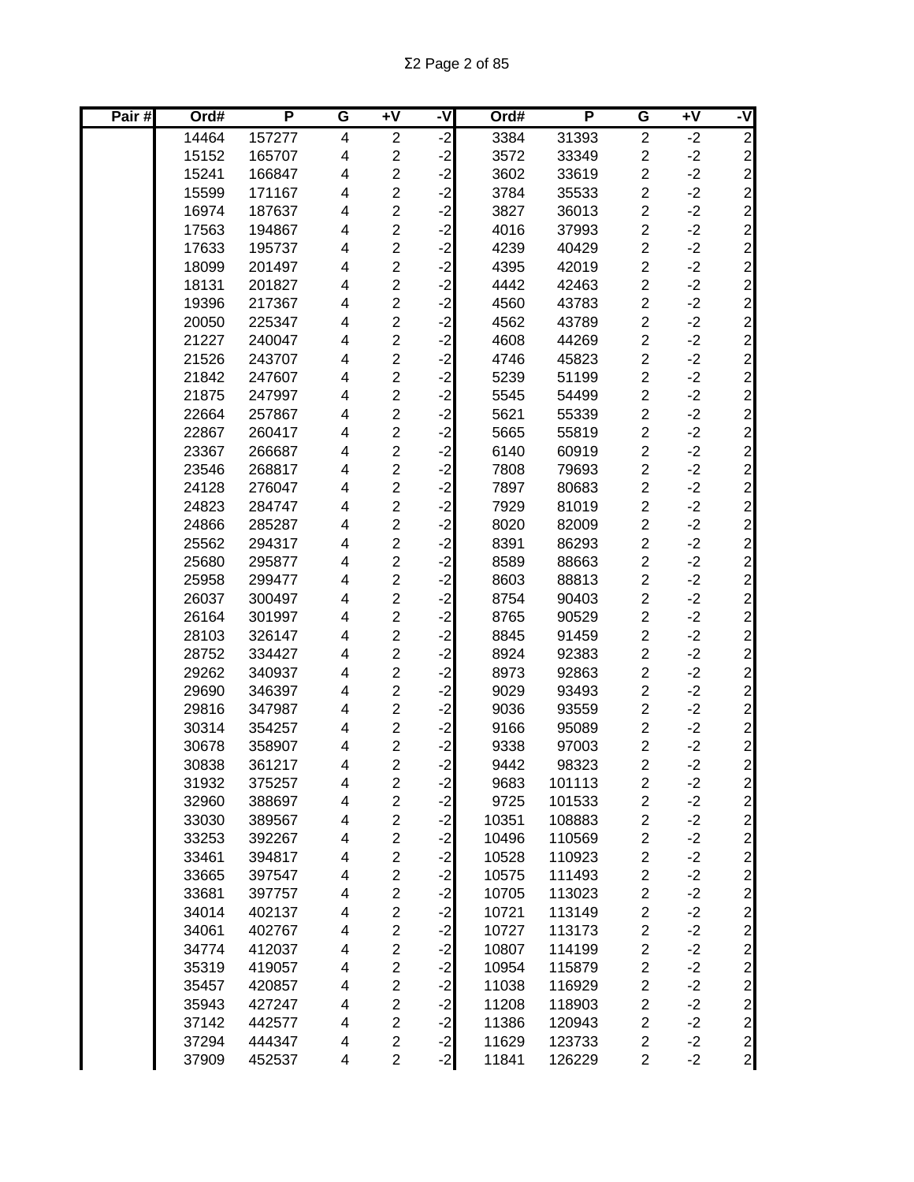Σ2

| Pair # | Ord# | P | G | +V | -V | Ord# | P | G | +V | -V |
|---|---|---|---|---|---|---|---|---|---|---|
| | 14464 | 157277 | 4 | 2 | -2 | 3384 | 31393 | 2 | -2 | 2 |
| | 15152 | 165707 | 4 | 2 | -2 | 3572 | 33349 | 2 | -2 | 2 |
| | 15241 | 166847 | 4 | 2 | -2 | 3602 | 33619 | 2 | -2 | 2 |
| | 15599 | 171167 | 4 | 2 | -2 | 3784 | 35533 | 2 | -2 | 2 |
| | 16974 | 187637 | 4 | 2 | -2 | 3827 | 36013 | 2 | -2 | 2 |
| | 17563 | 194867 | 4 | 2 | -2 | 4016 | 37993 | 2 | -2 | 2 |
| | 17633 | 195737 | 4 | 2 | -2 | 4239 | 40429 | 2 | -2 | 2 |
| | 18099 | 201497 | 4 | 2 | -2 | 4395 | 42019 | 2 | -2 | 2 |
| | 18131 | 201827 | 4 | 2 | -2 | 4442 | 42463 | 2 | -2 | 2 |
| | 19396 | 217367 | 4 | 2 | -2 | 4560 | 43783 | 2 | -2 | 2 |
| | 20050 | 225347 | 4 | 2 | -2 | 4562 | 43789 | 2 | -2 | 2 |
| | 21227 | 240047 | 4 | 2 | -2 | 4608 | 44269 | 2 | -2 | 2 |
| | 21526 | 243707 | 4 | 2 | -2 | 4746 | 45823 | 2 | -2 | 2 |
| | 21842 | 247607 | 4 | 2 | -2 | 5239 | 51199 | 2 | -2 | 2 |
| | 21875 | 247997 | 4 | 2 | -2 | 5545 | 54499 | 2 | -2 | 2 |
| | 22664 | 257867 | 4 | 2 | -2 | 5621 | 55339 | 2 | -2 | 2 |
| | 22867 | 260417 | 4 | 2 | -2 | 5665 | 55819 | 2 | -2 | 2 |
| | 23367 | 266687 | 4 | 2 | -2 | 6140 | 60919 | 2 | -2 | 2 |
| | 23546 | 268817 | 4 | 2 | -2 | 7808 | 79693 | 2 | -2 | 2 |
| | 24128 | 276047 | 4 | 2 | -2 | 7897 | 80683 | 2 | -2 | 2 |
| | 24823 | 284747 | 4 | 2 | -2 | 7929 | 81019 | 2 | -2 | 2 |
| | 24866 | 285287 | 4 | 2 | -2 | 8020 | 82009 | 2 | -2 | 2 |
| | 25562 | 294317 | 4 | 2 | -2 | 8391 | 86293 | 2 | -2 | 2 |
| | 25680 | 295877 | 4 | 2 | -2 | 8589 | 88663 | 2 | -2 | 2 |
| | 25958 | 299477 | 4 | 2 | -2 | 8603 | 88813 | 2 | -2 | 2 |
| | 26037 | 300497 | 4 | 2 | -2 | 8754 | 90403 | 2 | -2 | 2 |
| | 26164 | 301997 | 4 | 2 | -2 | 8765 | 90529 | 2 | -2 | 2 |
| | 28103 | 326147 | 4 | 2 | -2 | 8845 | 91459 | 2 | -2 | 2 |
| | 28752 | 334427 | 4 | 2 | -2 | 8924 | 92383 | 2 | -2 | 2 |
| | 29262 | 340937 | 4 | 2 | -2 | 8973 | 92863 | 2 | -2 | 2 |
| | 29690 | 346397 | 4 | 2 | -2 | 9029 | 93493 | 2 | -2 | 2 |
| | 29816 | 347987 | 4 | 2 | -2 | 9036 | 93559 | 2 | -2 | 2 |
| | 30314 | 354257 | 4 | 2 | -2 | 9166 | 95089 | 2 | -2 | 2 |
| | 30678 | 358907 | 4 | 2 | -2 | 9338 | 97003 | 2 | -2 | 2 |
| | 30838 | 361217 | 4 | 2 | -2 | 9442 | 98323 | 2 | -2 | 2 |
| | 31932 | 375257 | 4 | 2 | -2 | 9683 | 101113 | 2 | -2 | 2 |
| | 32960 | 388697 | 4 | 2 | -2 | 9725 | 101533 | 2 | -2 | 2 |
| | 33030 | 389567 | 4 | 2 | -2 | 10351 | 108883 | 2 | -2 | 2 |
| | 33253 | 392267 | 4 | 2 | -2 | 10496 | 110569 | 2 | -2 | 2 |
| | 33461 | 394817 | 4 | 2 | -2 | 10528 | 110923 | 2 | -2 | 2 |
| | 33665 | 397547 | 4 | 2 | -2 | 10575 | 111493 | 2 | -2 | 2 |
| | 33681 | 397757 | 4 | 2 | -2 | 10705 | 113023 | 2 | -2 | 2 |
| | 34014 | 402137 | 4 | 2 | -2 | 10721 | 113149 | 2 | -2 | 2 |
| | 34061 | 402767 | 4 | 2 | -2 | 10727 | 113173 | 2 | -2 | 2 |
| | 34774 | 412037 | 4 | 2 | -2 | 10807 | 114199 | 2 | -2 | 2 |
| | 35319 | 419057 | 4 | 2 | -2 | 10954 | 115879 | 2 | -2 | 2 |
| | 35457 | 420857 | 4 | 2 | -2 | 11038 | 116929 | 2 | -2 | 2 |
| | 35943 | 427247 | 4 | 2 | -2 | 11208 | 118903 | 2 | -2 | 2 |
| | 37142 | 442577 | 4 | 2 | -2 | 11386 | 120943 | 2 | -2 | 2 |
| | 37294 | 444347 | 4 | 2 | -2 | 11629 | 123733 | 2 | -2 | 2 |
| | 37909 | 452537 | 4 | 2 | -2 | 11841 | 126229 | 2 | -2 | 2 |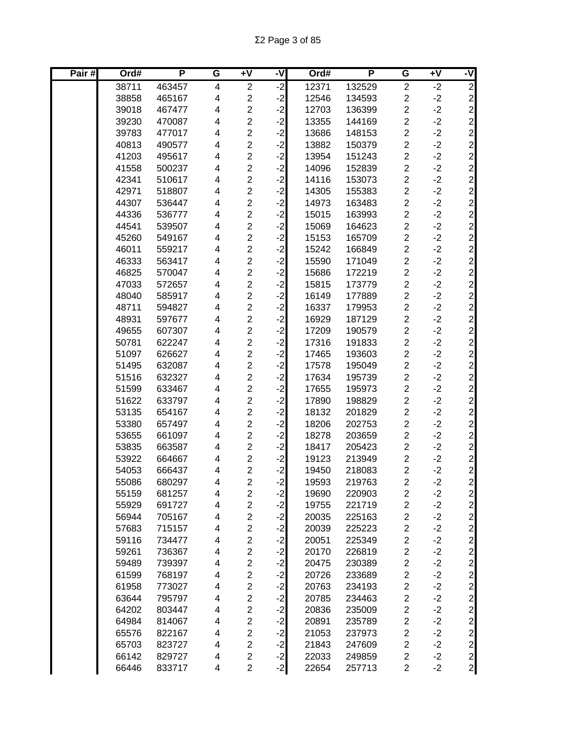| Pair # | Ord# | P | G | +V | -V | Ord# | P | G | +V | -V |
|---|---|---|---|---|---|---|---|---|---|---|
| | 38711 | 463457 | 4 | 2 | -2 | 12371 | 132529 | 2 | -2 | 2 |
| | 38858 | 465167 | 4 | 2 | -2 | 12546 | 134593 | 2 | -2 | 2 |
| | 39018 | 467477 | 4 | 2 | -2 | 12703 | 136399 | 2 | -2 | 2 |
| | 39230 | 470087 | 4 | 2 | -2 | 13355 | 144169 | 2 | -2 | 2 |
| | 39783 | 477017 | 4 | 2 | -2 | 13686 | 148153 | 2 | -2 | 2 |
| | 40813 | 490577 | 4 | 2 | -2 | 13882 | 150379 | 2 | -2 | 2 |
| | 41203 | 495617 | 4 | 2 | -2 | 13954 | 151243 | 2 | -2 | 2 |
| | 41558 | 500237 | 4 | 2 | -2 | 14096 | 152839 | 2 | -2 | 2 |
| | 42341 | 510617 | 4 | 2 | -2 | 14116 | 153073 | 2 | -2 | 2 |
| | 42971 | 518807 | 4 | 2 | -2 | 14305 | 155383 | 2 | -2 | 2 |
| | 44307 | 536447 | 4 | 2 | -2 | 14973 | 163483 | 2 | -2 | 2 |
| | 44336 | 536777 | 4 | 2 | -2 | 15015 | 163993 | 2 | -2 | 2 |
| | 44541 | 539507 | 4 | 2 | -2 | 15069 | 164623 | 2 | -2 | 2 |
| | 45260 | 549167 | 4 | 2 | -2 | 15153 | 165709 | 2 | -2 | 2 |
| | 46011 | 559217 | 4 | 2 | -2 | 15242 | 166849 | 2 | -2 | 2 |
| | 46333 | 563417 | 4 | 2 | -2 | 15590 | 171049 | 2 | -2 | 2 |
| | 46825 | 570047 | 4 | 2 | -2 | 15686 | 172219 | 2 | -2 | 2 |
| | 47033 | 572657 | 4 | 2 | -2 | 15815 | 173779 | 2 | -2 | 2 |
| | 48040 | 585917 | 4 | 2 | -2 | 16149 | 177889 | 2 | -2 | 2 |
| | 48711 | 594827 | 4 | 2 | -2 | 16337 | 179953 | 2 | -2 | 2 |
| | 48931 | 597677 | 4 | 2 | -2 | 16929 | 187129 | 2 | -2 | 2 |
| | 49655 | 607307 | 4 | 2 | -2 | 17209 | 190579 | 2 | -2 | 2 |
| | 50781 | 622247 | 4 | 2 | -2 | 17316 | 191833 | 2 | -2 | 2 |
| | 51097 | 626627 | 4 | 2 | -2 | 17465 | 193603 | 2 | -2 | 2 |
| | 51495 | 632087 | 4 | 2 | -2 | 17578 | 195049 | 2 | -2 | 2 |
| | 51516 | 632327 | 4 | 2 | -2 | 17634 | 195739 | 2 | -2 | 2 |
| | 51599 | 633467 | 4 | 2 | -2 | 17655 | 195973 | 2 | -2 | 2 |
| | 51622 | 633797 | 4 | 2 | -2 | 17890 | 198829 | 2 | -2 | 2 |
| | 53135 | 654167 | 4 | 2 | -2 | 18132 | 201829 | 2 | -2 | 2 |
| | 53380 | 657497 | 4 | 2 | -2 | 18206 | 202753 | 2 | -2 | 2 |
| | 53655 | 661097 | 4 | 2 | -2 | 18278 | 203659 | 2 | -2 | 2 |
| | 53835 | 663587 | 4 | 2 | -2 | 18417 | 205423 | 2 | -2 | 2 |
| | 53922 | 664667 | 4 | 2 | -2 | 19123 | 213949 | 2 | -2 | 2 |
| | 54053 | 666437 | 4 | 2 | -2 | 19450 | 218083 | 2 | -2 | 2 |
| | 55086 | 680297 | 4 | 2 | -2 | 19593 | 219763 | 2 | -2 | 2 |
| | 55159 | 681257 | 4 | 2 | -2 | 19690 | 220903 | 2 | -2 | 2 |
| | 55929 | 691727 | 4 | 2 | -2 | 19755 | 221719 | 2 | -2 | 2 |
| | 56944 | 705167 | 4 | 2 | -2 | 20035 | 225163 | 2 | -2 | 2 |
| | 57683 | 715157 | 4 | 2 | -2 | 20039 | 225223 | 2 | -2 | 2 |
| | 59116 | 734477 | 4 | 2 | -2 | 20051 | 225349 | 2 | -2 | 2 |
| | 59261 | 736367 | 4 | 2 | -2 | 20170 | 226819 | 2 | -2 | 2 |
| | 59489 | 739397 | 4 | 2 | -2 | 20475 | 230389 | 2 | -2 | 2 |
| | 61599 | 768197 | 4 | 2 | -2 | 20726 | 233689 | 2 | -2 | 2 |
| | 61958 | 773027 | 4 | 2 | -2 | 20763 | 234193 | 2 | -2 | 2 |
| | 63644 | 795797 | 4 | 2 | -2 | 20785 | 234463 | 2 | -2 | 2 |
| | 64202 | 803447 | 4 | 2 | -2 | 20836 | 235009 | 2 | -2 | 2 |
| | 64984 | 814067 | 4 | 2 | -2 | 20891 | 235789 | 2 | -2 | 2 |
| | 65576 | 822167 | 4 | 2 | -2 | 21053 | 237973 | 2 | -2 | 2 |
| | 65703 | 823727 | 4 | 2 | -2 | 21843 | 247609 | 2 | -2 | 2 |
| | 66142 | 829727 | 4 | 2 | -2 | 22033 | 249859 | 2 | -2 | 2 |
| | 66446 | 833717 | 4 | 2 | -2 | 22654 | 257713 | 2 | -2 | 2 |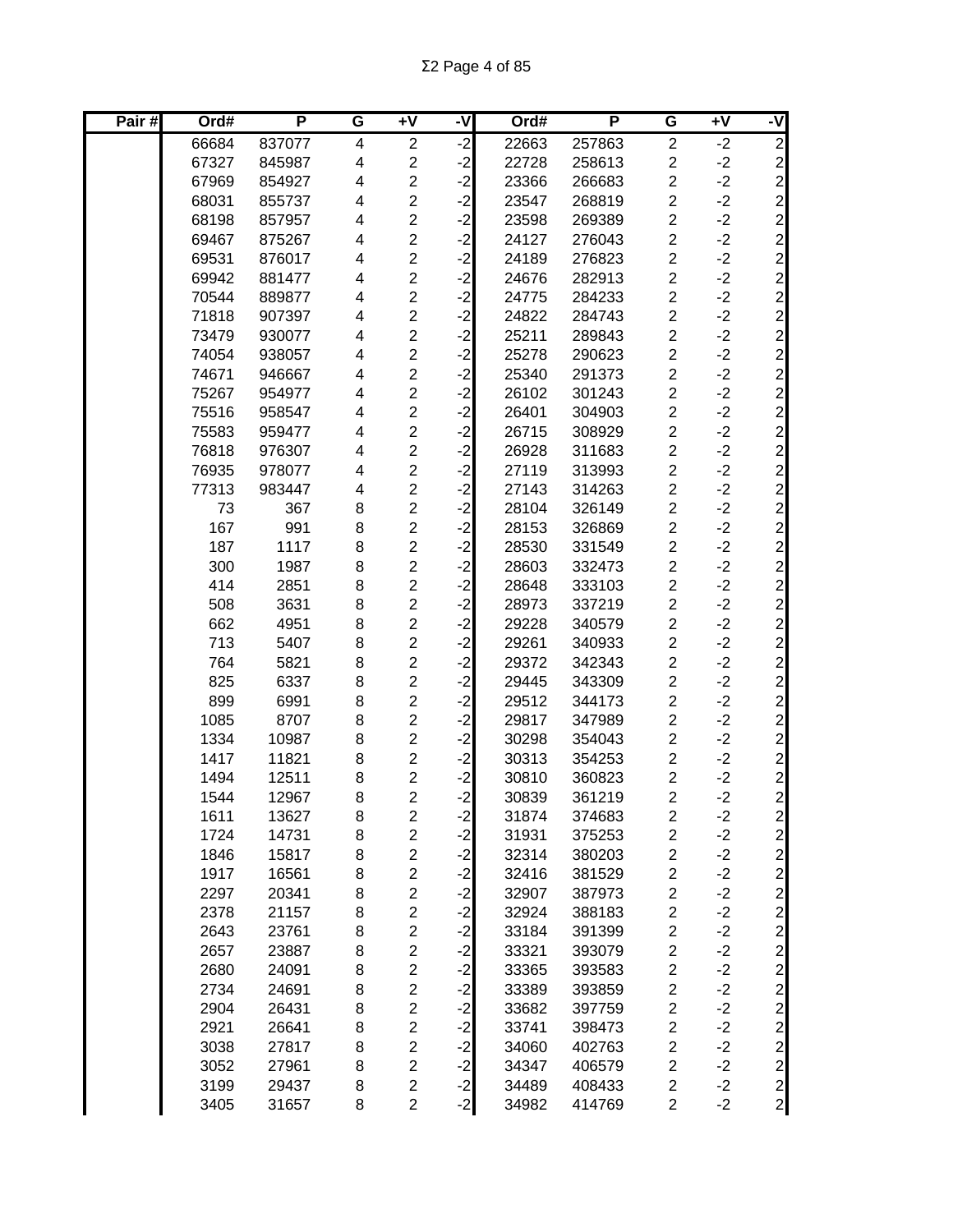| Pair # | Ord# | P | G | +V | -V | Ord# | P | G | +V | -V |
|---|---|---|---|---|---|---|---|---|---|---|
| | 66684 | 837077 | 4 | 2 | -2 | 22663 | 257863 | 2 | -2 | 2 |
| | 67327 | 845987 | 4 | 2 | -2 | 22728 | 258613 | 2 | -2 | 2 |
| | 67969 | 854927 | 4 | 2 | -2 | 23366 | 266683 | 2 | -2 | 2 |
| | 68031 | 855737 | 4 | 2 | -2 | 23547 | 268819 | 2 | -2 | 2 |
| | 68198 | 857957 | 4 | 2 | -2 | 23598 | 269389 | 2 | -2 | 2 |
| | 69467 | 875267 | 4 | 2 | -2 | 24127 | 276043 | 2 | -2 | 2 |
| | 69531 | 876017 | 4 | 2 | -2 | 24189 | 276823 | 2 | -2 | 2 |
| | 69942 | 881477 | 4 | 2 | -2 | 24676 | 282913 | 2 | -2 | 2 |
| | 70544 | 889877 | 4 | 2 | -2 | 24775 | 284233 | 2 | -2 | 2 |
| | 71818 | 907397 | 4 | 2 | -2 | 24822 | 284743 | 2 | -2 | 2 |
| | 73479 | 930077 | 4 | 2 | -2 | 25211 | 289843 | 2 | -2 | 2 |
| | 74054 | 938057 | 4 | 2 | -2 | 25278 | 290623 | 2 | -2 | 2 |
| | 74671 | 946667 | 4 | 2 | -2 | 25340 | 291373 | 2 | -2 | 2 |
| | 75267 | 954977 | 4 | 2 | -2 | 26102 | 301243 | 2 | -2 | 2 |
| | 75516 | 958547 | 4 | 2 | -2 | 26401 | 304903 | 2 | -2 | 2 |
| | 75583 | 959477 | 4 | 2 | -2 | 26715 | 308929 | 2 | -2 | 2 |
| | 76818 | 976307 | 4 | 2 | -2 | 26928 | 311683 | 2 | -2 | 2 |
| | 76935 | 978077 | 4 | 2 | -2 | 27119 | 313993 | 2 | -2 | 2 |
| | 77313 | 983447 | 4 | 2 | -2 | 27143 | 314263 | 2 | -2 | 2 |
| | 73 | 367 | 8 | 2 | -2 | 28104 | 326149 | 2 | -2 | 2 |
| | 167 | 991 | 8 | 2 | -2 | 28153 | 326869 | 2 | -2 | 2 |
| | 187 | 1117 | 8 | 2 | -2 | 28530 | 331549 | 2 | -2 | 2 |
| | 300 | 1987 | 8 | 2 | -2 | 28603 | 332473 | 2 | -2 | 2 |
| | 414 | 2851 | 8 | 2 | -2 | 28648 | 333103 | 2 | -2 | 2 |
| | 508 | 3631 | 8 | 2 | -2 | 28973 | 337219 | 2 | -2 | 2 |
| | 662 | 4951 | 8 | 2 | -2 | 29228 | 340579 | 2 | -2 | 2 |
| | 713 | 5407 | 8 | 2 | -2 | 29261 | 340933 | 2 | -2 | 2 |
| | 764 | 5821 | 8 | 2 | -2 | 29372 | 342343 | 2 | -2 | 2 |
| | 825 | 6337 | 8 | 2 | -2 | 29445 | 343309 | 2 | -2 | 2 |
| | 899 | 6991 | 8 | 2 | -2 | 29512 | 344173 | 2 | -2 | 2 |
| | 1085 | 8707 | 8 | 2 | -2 | 29817 | 347989 | 2 | -2 | 2 |
| | 1334 | 10987 | 8 | 2 | -2 | 30298 | 354043 | 2 | -2 | 2 |
| | 1417 | 11821 | 8 | 2 | -2 | 30313 | 354253 | 2 | -2 | 2 |
| | 1494 | 12511 | 8 | 2 | -2 | 30810 | 360823 | 2 | -2 | 2 |
| | 1544 | 12967 | 8 | 2 | -2 | 30839 | 361219 | 2 | -2 | 2 |
| | 1611 | 13627 | 8 | 2 | -2 | 31874 | 374683 | 2 | -2 | 2 |
| | 1724 | 14731 | 8 | 2 | -2 | 31931 | 375253 | 2 | -2 | 2 |
| | 1846 | 15817 | 8 | 2 | -2 | 32314 | 380203 | 2 | -2 | 2 |
| | 1917 | 16561 | 8 | 2 | -2 | 32416 | 381529 | 2 | -2 | 2 |
| | 2297 | 20341 | 8 | 2 | -2 | 32907 | 387973 | 2 | -2 | 2 |
| | 2378 | 21157 | 8 | 2 | -2 | 32924 | 388183 | 2 | -2 | 2 |
| | 2643 | 23761 | 8 | 2 | -2 | 33184 | 391399 | 2 | -2 | 2 |
| | 2657 | 23887 | 8 | 2 | -2 | 33321 | 393079 | 2 | -2 | 2 |
| | 2680 | 24091 | 8 | 2 | -2 | 33365 | 393583 | 2 | -2 | 2 |
| | 2734 | 24691 | 8 | 2 | -2 | 33389 | 393859 | 2 | -2 | 2 |
| | 2904 | 26431 | 8 | 2 | -2 | 33682 | 397759 | 2 | -2 | 2 |
| | 2921 | 26641 | 8 | 2 | -2 | 33741 | 398473 | 2 | -2 | 2 |
| | 3038 | 27817 | 8 | 2 | -2 | 34060 | 402763 | 2 | -2 | 2 |
| | 3052 | 27961 | 8 | 2 | -2 | 34347 | 406579 | 2 | -2 | 2 |
| | 3199 | 29437 | 8 | 2 | -2 | 34489 | 408433 | 2 | -2 | 2 |
| | 3405 | 31657 | 8 | 2 | -2 | 34982 | 414769 | 2 | -2 | 2 |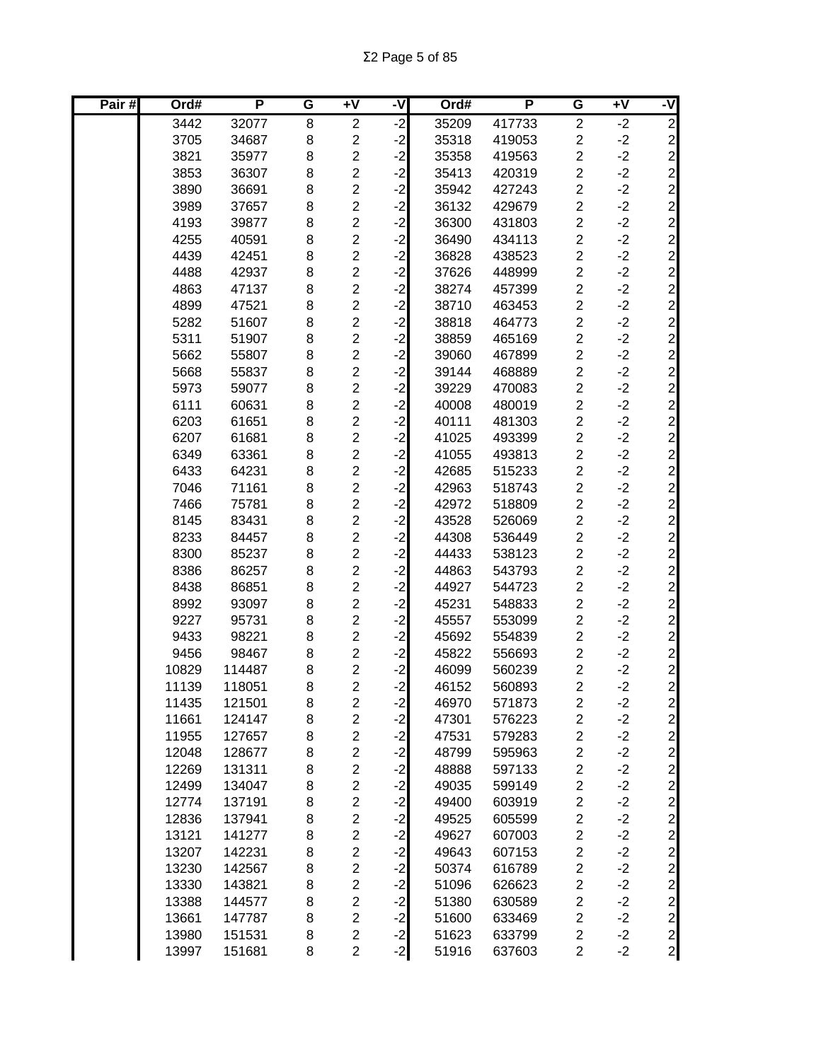| Pair # | Ord# | P | G | +V | -V | Ord# | P | G | +V | -V |
|---|---|---|---|---|---|---|---|---|---|---|
| | 3442 | 32077 | 8 | 2 | -2 | 35209 | 417733 | 2 | -2 | 2 |
| | 3705 | 34687 | 8 | 2 | -2 | 35318 | 419053 | 2 | -2 | 2 |
| | 3821 | 35977 | 8 | 2 | -2 | 35358 | 419563 | 2 | -2 | 2 |
| | 3853 | 36307 | 8 | 2 | -2 | 35413 | 420319 | 2 | -2 | 2 |
| | 3890 | 36691 | 8 | 2 | -2 | 35942 | 427243 | 2 | -2 | 2 |
| | 3989 | 37657 | 8 | 2 | -2 | 36132 | 429679 | 2 | -2 | 2 |
| | 4193 | 39877 | 8 | 2 | -2 | 36300 | 431803 | 2 | -2 | 2 |
| | 4255 | 40591 | 8 | 2 | -2 | 36490 | 434113 | 2 | -2 | 2 |
| | 4439 | 42451 | 8 | 2 | -2 | 36828 | 438523 | 2 | -2 | 2 |
| | 4488 | 42937 | 8 | 2 | -2 | 37626 | 448999 | 2 | -2 | 2 |
| | 4863 | 47137 | 8 | 2 | -2 | 38274 | 457399 | 2 | -2 | 2 |
| | 4899 | 47521 | 8 | 2 | -2 | 38710 | 463453 | 2 | -2 | 2 |
| | 5282 | 51607 | 8 | 2 | -2 | 38818 | 464773 | 2 | -2 | 2 |
| | 5311 | 51907 | 8 | 2 | -2 | 38859 | 465169 | 2 | -2 | 2 |
| | 5662 | 55807 | 8 | 2 | -2 | 39060 | 467899 | 2 | -2 | 2 |
| | 5668 | 55837 | 8 | 2 | -2 | 39144 | 468889 | 2 | -2 | 2 |
| | 5973 | 59077 | 8 | 2 | -2 | 39229 | 470083 | 2 | -2 | 2 |
| | 6111 | 60631 | 8 | 2 | -2 | 40008 | 480019 | 2 | -2 | 2 |
| | 6203 | 61651 | 8 | 2 | -2 | 40111 | 481303 | 2 | -2 | 2 |
| | 6207 | 61681 | 8 | 2 | -2 | 41025 | 493399 | 2 | -2 | 2 |
| | 6349 | 63361 | 8 | 2 | -2 | 41055 | 493813 | 2 | -2 | 2 |
| | 6433 | 64231 | 8 | 2 | -2 | 42685 | 515233 | 2 | -2 | 2 |
| | 7046 | 71161 | 8 | 2 | -2 | 42963 | 518743 | 2 | -2 | 2 |
| | 7466 | 75781 | 8 | 2 | -2 | 42972 | 518809 | 2 | -2 | 2 |
| | 8145 | 83431 | 8 | 2 | -2 | 43528 | 526069 | 2 | -2 | 2 |
| | 8233 | 84457 | 8 | 2 | -2 | 44308 | 536449 | 2 | -2 | 2 |
| | 8300 | 85237 | 8 | 2 | -2 | 44433 | 538123 | 2 | -2 | 2 |
| | 8386 | 86257 | 8 | 2 | -2 | 44863 | 543793 | 2 | -2 | 2 |
| | 8438 | 86851 | 8 | 2 | -2 | 44927 | 544723 | 2 | -2 | 2 |
| | 8992 | 93097 | 8 | 2 | -2 | 45231 | 548833 | 2 | -2 | 2 |
| | 9227 | 95731 | 8 | 2 | -2 | 45557 | 553099 | 2 | -2 | 2 |
| | 9433 | 98221 | 8 | 2 | -2 | 45692 | 554839 | 2 | -2 | 2 |
| | 9456 | 98467 | 8 | 2 | -2 | 45822 | 556693 | 2 | -2 | 2 |
| | 10829 | 114487 | 8 | 2 | -2 | 46099 | 560239 | 2 | -2 | 2 |
| | 11139 | 118051 | 8 | 2 | -2 | 46152 | 560893 | 2 | -2 | 2 |
| | 11435 | 121501 | 8 | 2 | -2 | 46970 | 571873 | 2 | -2 | 2 |
| | 11661 | 124147 | 8 | 2 | -2 | 47301 | 576223 | 2 | -2 | 2 |
| | 11955 | 127657 | 8 | 2 | -2 | 47531 | 579283 | 2 | -2 | 2 |
| | 12048 | 128677 | 8 | 2 | -2 | 48799 | 595963 | 2 | -2 | 2 |
| | 12269 | 131311 | 8 | 2 | -2 | 48888 | 597133 | 2 | -2 | 2 |
| | 12499 | 134047 | 8 | 2 | -2 | 49035 | 599149 | 2 | -2 | 2 |
| | 12774 | 137191 | 8 | 2 | -2 | 49400 | 603919 | 2 | -2 | 2 |
| | 12836 | 137941 | 8 | 2 | -2 | 49525 | 605599 | 2 | -2 | 2 |
| | 13121 | 141277 | 8 | 2 | -2 | 49627 | 607003 | 2 | -2 | 2 |
| | 13207 | 142231 | 8 | 2 | -2 | 49643 | 607153 | 2 | -2 | 2 |
| | 13230 | 142567 | 8 | 2 | -2 | 50374 | 616789 | 2 | -2 | 2 |
| | 13330 | 143821 | 8 | 2 | -2 | 51096 | 626623 | 2 | -2 | 2 |
| | 13388 | 144577 | 8 | 2 | -2 | 51380 | 630589 | 2 | -2 | 2 |
| | 13661 | 147787 | 8 | 2 | -2 | 51600 | 633469 | 2 | -2 | 2 |
| | 13980 | 151531 | 8 | 2 | -2 | 51623 | 633799 | 2 | -2 | 2 |
| | 13997 | 151681 | 8 | 2 | -2 | 51916 | 637603 | 2 | -2 | 2 |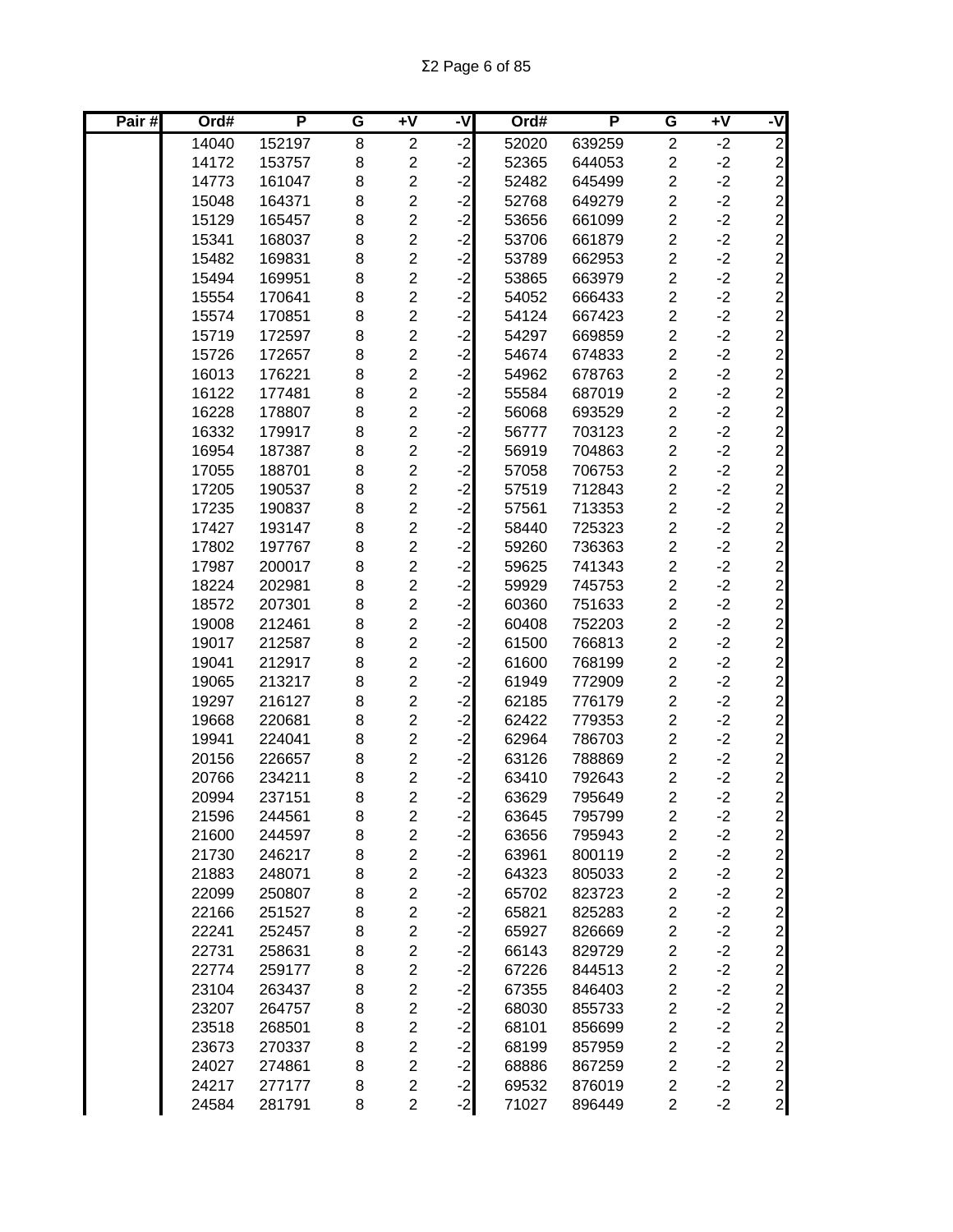| Pair # | Ord# | P | G | +V | -V | Ord# | P | G | +V | -V |
|---|---|---|---|---|---|---|---|---|---|---|
| | 14040 | 152197 | 8 | 2 | -2 | 52020 | 639259 | 2 | -2 | 2 |
| | 14172 | 153757 | 8 | 2 | -2 | 52365 | 644053 | 2 | -2 | 2 |
| | 14773 | 161047 | 8 | 2 | -2 | 52482 | 645499 | 2 | -2 | 2 |
| | 15048 | 164371 | 8 | 2 | -2 | 52768 | 649279 | 2 | -2 | 2 |
| | 15129 | 165457 | 8 | 2 | -2 | 53656 | 661099 | 2 | -2 | 2 |
| | 15341 | 168037 | 8 | 2 | -2 | 53706 | 661879 | 2 | -2 | 2 |
| | 15482 | 169831 | 8 | 2 | -2 | 53789 | 662953 | 2 | -2 | 2 |
| | 15494 | 169951 | 8 | 2 | -2 | 53865 | 663979 | 2 | -2 | 2 |
| | 15554 | 170641 | 8 | 2 | -2 | 54052 | 666433 | 2 | -2 | 2 |
| | 15574 | 170851 | 8 | 2 | -2 | 54124 | 667423 | 2 | -2 | 2 |
| | 15719 | 172597 | 8 | 2 | -2 | 54297 | 669859 | 2 | -2 | 2 |
| | 15726 | 172657 | 8 | 2 | -2 | 54674 | 674833 | 2 | -2 | 2 |
| | 16013 | 176221 | 8 | 2 | -2 | 54962 | 678763 | 2 | -2 | 2 |
| | 16122 | 177481 | 8 | 2 | -2 | 55584 | 687019 | 2 | -2 | 2 |
| | 16228 | 178807 | 8 | 2 | -2 | 56068 | 693529 | 2 | -2 | 2 |
| | 16332 | 179917 | 8 | 2 | -2 | 56777 | 703123 | 2 | -2 | 2 |
| | 16954 | 187387 | 8 | 2 | -2 | 56919 | 704863 | 2 | -2 | 2 |
| | 17055 | 188701 | 8 | 2 | -2 | 57058 | 706753 | 2 | -2 | 2 |
| | 17205 | 190537 | 8 | 2 | -2 | 57519 | 712843 | 2 | -2 | 2 |
| | 17235 | 190837 | 8 | 2 | -2 | 57561 | 713353 | 2 | -2 | 2 |
| | 17427 | 193147 | 8 | 2 | -2 | 58440 | 725323 | 2 | -2 | 2 |
| | 17802 | 197767 | 8 | 2 | -2 | 59260 | 736363 | 2 | -2 | 2 |
| | 17987 | 200017 | 8 | 2 | -2 | 59625 | 741343 | 2 | -2 | 2 |
| | 18224 | 202981 | 8 | 2 | -2 | 59929 | 745753 | 2 | -2 | 2 |
| | 18572 | 207301 | 8 | 2 | -2 | 60360 | 751633 | 2 | -2 | 2 |
| | 19008 | 212461 | 8 | 2 | -2 | 60408 | 752203 | 2 | -2 | 2 |
| | 19017 | 212587 | 8 | 2 | -2 | 61500 | 766813 | 2 | -2 | 2 |
| | 19041 | 212917 | 8 | 2 | -2 | 61600 | 768199 | 2 | -2 | 2 |
| | 19065 | 213217 | 8 | 2 | -2 | 61949 | 772909 | 2 | -2 | 2 |
| | 19297 | 216127 | 8 | 2 | -2 | 62185 | 776179 | 2 | -2 | 2 |
| | 19668 | 220681 | 8 | 2 | -2 | 62422 | 779353 | 2 | -2 | 2 |
| | 19941 | 224041 | 8 | 2 | -2 | 62964 | 786703 | 2 | -2 | 2 |
| | 20156 | 226657 | 8 | 2 | -2 | 63126 | 788869 | 2 | -2 | 2 |
| | 20766 | 234211 | 8 | 2 | -2 | 63410 | 792643 | 2 | -2 | 2 |
| | 20994 | 237151 | 8 | 2 | -2 | 63629 | 795649 | 2 | -2 | 2 |
| | 21596 | 244561 | 8 | 2 | -2 | 63645 | 795799 | 2 | -2 | 2 |
| | 21600 | 244597 | 8 | 2 | -2 | 63656 | 795943 | 2 | -2 | 2 |
| | 21730 | 246217 | 8 | 2 | -2 | 63961 | 800119 | 2 | -2 | 2 |
| | 21883 | 248071 | 8 | 2 | -2 | 64323 | 805033 | 2 | -2 | 2 |
| | 22099 | 250807 | 8 | 2 | -2 | 65702 | 823723 | 2 | -2 | 2 |
| | 22166 | 251527 | 8 | 2 | -2 | 65821 | 825283 | 2 | -2 | 2 |
| | 22241 | 252457 | 8 | 2 | -2 | 65927 | 826669 | 2 | -2 | 2 |
| | 22731 | 258631 | 8 | 2 | -2 | 66143 | 829729 | 2 | -2 | 2 |
| | 22774 | 259177 | 8 | 2 | -2 | 67226 | 844513 | 2 | -2 | 2 |
| | 23104 | 263437 | 8 | 2 | -2 | 67355 | 846403 | 2 | -2 | 2 |
| | 23207 | 264757 | 8 | 2 | -2 | 68030 | 855733 | 2 | -2 | 2 |
| | 23518 | 268501 | 8 | 2 | -2 | 68101 | 856699 | 2 | -2 | 2 |
| | 23673 | 270337 | 8 | 2 | -2 | 68199 | 857959 | 2 | -2 | 2 |
| | 24027 | 274861 | 8 | 2 | -2 | 68886 | 867259 | 2 | -2 | 2 |
| | 24217 | 277177 | 8 | 2 | -2 | 69532 | 876019 | 2 | -2 | 2 |
| | 24584 | 281791 | 8 | 2 | -2 | 71027 | 896449 | 2 | -2 | 2 |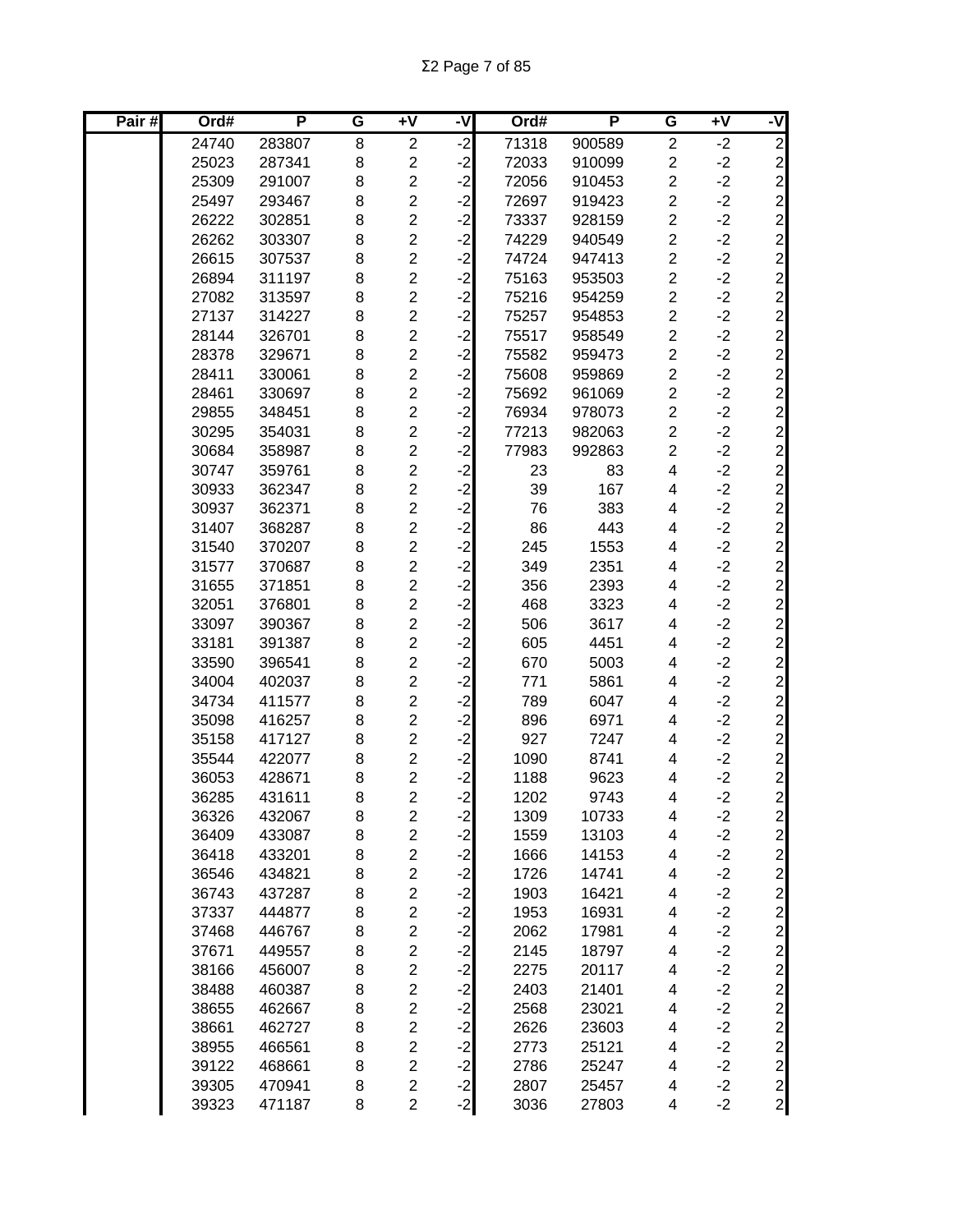| Pair # | Ord# | P | G | +V | -V | Ord# | P | G | +V | -V |
|---|---|---|---|---|---|---|---|---|---|---|
| | 24740 | 283807 | 8 | 2 | -2 | 71318 | 900589 | 2 | -2 | 2 |
| | 25023 | 287341 | 8 | 2 | -2 | 72033 | 910099 | 2 | -2 | 2 |
| | 25309 | 291007 | 8 | 2 | -2 | 72056 | 910453 | 2 | -2 | 2 |
| | 25497 | 293467 | 8 | 2 | -2 | 72697 | 919423 | 2 | -2 | 2 |
| | 26222 | 302851 | 8 | 2 | -2 | 73337 | 928159 | 2 | -2 | 2 |
| | 26262 | 303307 | 8 | 2 | -2 | 74229 | 940549 | 2 | -2 | 2 |
| | 26615 | 307537 | 8 | 2 | -2 | 74724 | 947413 | 2 | -2 | 2 |
| | 26894 | 311197 | 8 | 2 | -2 | 75163 | 953503 | 2 | -2 | 2 |
| | 27082 | 313597 | 8 | 2 | -2 | 75216 | 954259 | 2 | -2 | 2 |
| | 27137 | 314227 | 8 | 2 | -2 | 75257 | 954853 | 2 | -2 | 2 |
| | 28144 | 326701 | 8 | 2 | -2 | 75517 | 958549 | 2 | -2 | 2 |
| | 28378 | 329671 | 8 | 2 | -2 | 75582 | 959473 | 2 | -2 | 2 |
| | 28411 | 330061 | 8 | 2 | -2 | 75608 | 959869 | 2 | -2 | 2 |
| | 28461 | 330697 | 8 | 2 | -2 | 75692 | 961069 | 2 | -2 | 2 |
| | 29855 | 348451 | 8 | 2 | -2 | 76934 | 978073 | 2 | -2 | 2 |
| | 30295 | 354031 | 8 | 2 | -2 | 77213 | 982063 | 2 | -2 | 2 |
| | 30684 | 358987 | 8 | 2 | -2 | 77983 | 992863 | 2 | -2 | 2 |
| | 30747 | 359761 | 8 | 2 | -2 | 23 | 83 | 4 | -2 | 2 |
| | 30933 | 362347 | 8 | 2 | -2 | 39 | 167 | 4 | -2 | 2 |
| | 30937 | 362371 | 8 | 2 | -2 | 76 | 383 | 4 | -2 | 2 |
| | 31407 | 368287 | 8 | 2 | -2 | 86 | 443 | 4 | -2 | 2 |
| | 31540 | 370207 | 8 | 2 | -2 | 245 | 1553 | 4 | -2 | 2 |
| | 31577 | 370687 | 8 | 2 | -2 | 349 | 2351 | 4 | -2 | 2 |
| | 31655 | 371851 | 8 | 2 | -2 | 356 | 2393 | 4 | -2 | 2 |
| | 32051 | 376801 | 8 | 2 | -2 | 468 | 3323 | 4 | -2 | 2 |
| | 33097 | 390367 | 8 | 2 | -2 | 506 | 3617 | 4 | -2 | 2 |
| | 33181 | 391387 | 8 | 2 | -2 | 605 | 4451 | 4 | -2 | 2 |
| | 33590 | 396541 | 8 | 2 | -2 | 670 | 5003 | 4 | -2 | 2 |
| | 34004 | 402037 | 8 | 2 | -2 | 771 | 5861 | 4 | -2 | 2 |
| | 34734 | 411577 | 8 | 2 | -2 | 789 | 6047 | 4 | -2 | 2 |
| | 35098 | 416257 | 8 | 2 | -2 | 896 | 6971 | 4 | -2 | 2 |
| | 35158 | 417127 | 8 | 2 | -2 | 927 | 7247 | 4 | -2 | 2 |
| | 35544 | 422077 | 8 | 2 | -2 | 1090 | 8741 | 4 | -2 | 2 |
| | 36053 | 428671 | 8 | 2 | -2 | 1188 | 9623 | 4 | -2 | 2 |
| | 36285 | 431611 | 8 | 2 | -2 | 1202 | 9743 | 4 | -2 | 2 |
| | 36326 | 432067 | 8 | 2 | -2 | 1309 | 10733 | 4 | -2 | 2 |
| | 36409 | 433087 | 8 | 2 | -2 | 1559 | 13103 | 4 | -2 | 2 |
| | 36418 | 433201 | 8 | 2 | -2 | 1666 | 14153 | 4 | -2 | 2 |
| | 36546 | 434821 | 8 | 2 | -2 | 1726 | 14741 | 4 | -2 | 2 |
| | 36743 | 437287 | 8 | 2 | -2 | 1903 | 16421 | 4 | -2 | 2 |
| | 37337 | 444877 | 8 | 2 | -2 | 1953 | 16931 | 4 | -2 | 2 |
| | 37468 | 446767 | 8 | 2 | -2 | 2062 | 17981 | 4 | -2 | 2 |
| | 37671 | 449557 | 8 | 2 | -2 | 2145 | 18797 | 4 | -2 | 2 |
| | 38166 | 456007 | 8 | 2 | -2 | 2275 | 20117 | 4 | -2 | 2 |
| | 38488 | 460387 | 8 | 2 | -2 | 2403 | 21401 | 4 | -2 | 2 |
| | 38655 | 462667 | 8 | 2 | -2 | 2568 | 23021 | 4 | -2 | 2 |
| | 38661 | 462727 | 8 | 2 | -2 | 2626 | 23603 | 4 | -2 | 2 |
| | 38955 | 466561 | 8 | 2 | -2 | 2773 | 25121 | 4 | -2 | 2 |
| | 39122 | 468661 | 8 | 2 | -2 | 2786 | 25247 | 4 | -2 | 2 |
| | 39305 | 470941 | 8 | 2 | -2 | 2807 | 25457 | 4 | -2 | 2 |
| | 39323 | 471187 | 8 | 2 | -2 | 3036 | 27803 | 4 | -2 | 2 |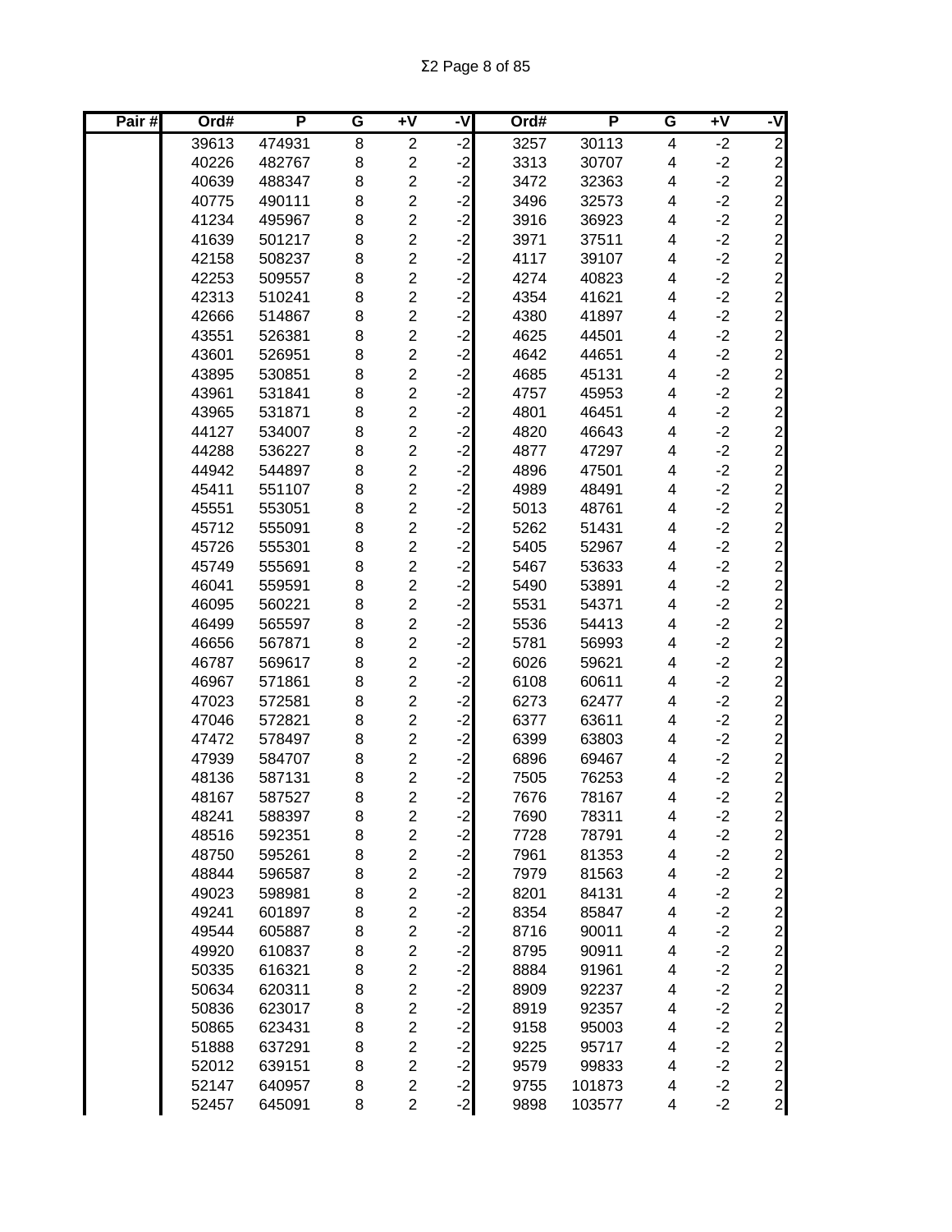| Pair # | Ord# | P | G | +V | -V | Ord# | P | G | +V | -V |
|---|---|---|---|---|---|---|---|---|---|---|
| | 39613 | 474931 | 8 | 2 | -2 | 3257 | 30113 | 4 | -2 | 2 |
| | 40226 | 482767 | 8 | 2 | -2 | 3313 | 30707 | 4 | -2 | 2 |
| | 40639 | 488347 | 8 | 2 | -2 | 3472 | 32363 | 4 | -2 | 2 |
| | 40775 | 490111 | 8 | 2 | -2 | 3496 | 32573 | 4 | -2 | 2 |
| | 41234 | 495967 | 8 | 2 | -2 | 3916 | 36923 | 4 | -2 | 2 |
| | 41639 | 501217 | 8 | 2 | -2 | 3971 | 37511 | 4 | -2 | 2 |
| | 42158 | 508237 | 8 | 2 | -2 | 4117 | 39107 | 4 | -2 | 2 |
| | 42253 | 509557 | 8 | 2 | -2 | 4274 | 40823 | 4 | -2 | 2 |
| | 42313 | 510241 | 8 | 2 | -2 | 4354 | 41621 | 4 | -2 | 2 |
| | 42666 | 514867 | 8 | 2 | -2 | 4380 | 41897 | 4 | -2 | 2 |
| | 43551 | 526381 | 8 | 2 | -2 | 4625 | 44501 | 4 | -2 | 2 |
| | 43601 | 526951 | 8 | 2 | -2 | 4642 | 44651 | 4 | -2 | 2 |
| | 43895 | 530851 | 8 | 2 | -2 | 4685 | 45131 | 4 | -2 | 2 |
| | 43961 | 531841 | 8 | 2 | -2 | 4757 | 45953 | 4 | -2 | 2 |
| | 43965 | 531871 | 8 | 2 | -2 | 4801 | 46451 | 4 | -2 | 2 |
| | 44127 | 534007 | 8 | 2 | -2 | 4820 | 46643 | 4 | -2 | 2 |
| | 44288 | 536227 | 8 | 2 | -2 | 4877 | 47297 | 4 | -2 | 2 |
| | 44942 | 544897 | 8 | 2 | -2 | 4896 | 47501 | 4 | -2 | 2 |
| | 45411 | 551107 | 8 | 2 | -2 | 4989 | 48491 | 4 | -2 | 2 |
| | 45551 | 553051 | 8 | 2 | -2 | 5013 | 48761 | 4 | -2 | 2 |
| | 45712 | 555091 | 8 | 2 | -2 | 5262 | 51431 | 4 | -2 | 2 |
| | 45726 | 555301 | 8 | 2 | -2 | 5405 | 52967 | 4 | -2 | 2 |
| | 45749 | 555691 | 8 | 2 | -2 | 5467 | 53633 | 4 | -2 | 2 |
| | 46041 | 559591 | 8 | 2 | -2 | 5490 | 53891 | 4 | -2 | 2 |
| | 46095 | 560221 | 8 | 2 | -2 | 5531 | 54371 | 4 | -2 | 2 |
| | 46499 | 565597 | 8 | 2 | -2 | 5536 | 54413 | 4 | -2 | 2 |
| | 46656 | 567871 | 8 | 2 | -2 | 5781 | 56993 | 4 | -2 | 2 |
| | 46787 | 569617 | 8 | 2 | -2 | 6026 | 59621 | 4 | -2 | 2 |
| | 46967 | 571861 | 8 | 2 | -2 | 6108 | 60611 | 4 | -2 | 2 |
| | 47023 | 572581 | 8 | 2 | -2 | 6273 | 62477 | 4 | -2 | 2 |
| | 47046 | 572821 | 8 | 2 | -2 | 6377 | 63611 | 4 | -2 | 2 |
| | 47472 | 578497 | 8 | 2 | -2 | 6399 | 63803 | 4 | -2 | 2 |
| | 47939 | 584707 | 8 | 2 | -2 | 6896 | 69467 | 4 | -2 | 2 |
| | 48136 | 587131 | 8 | 2 | -2 | 7505 | 76253 | 4 | -2 | 2 |
| | 48167 | 587527 | 8 | 2 | -2 | 7676 | 78167 | 4 | -2 | 2 |
| | 48241 | 588397 | 8 | 2 | -2 | 7690 | 78311 | 4 | -2 | 2 |
| | 48516 | 592351 | 8 | 2 | -2 | 7728 | 78791 | 4 | -2 | 2 |
| | 48750 | 595261 | 8 | 2 | -2 | 7961 | 81353 | 4 | -2 | 2 |
| | 48844 | 596587 | 8 | 2 | -2 | 7979 | 81563 | 4 | -2 | 2 |
| | 49023 | 598981 | 8 | 2 | -2 | 8201 | 84131 | 4 | -2 | 2 |
| | 49241 | 601897 | 8 | 2 | -2 | 8354 | 85847 | 4 | -2 | 2 |
| | 49544 | 605887 | 8 | 2 | -2 | 8716 | 90011 | 4 | -2 | 2 |
| | 49920 | 610837 | 8 | 2 | -2 | 8795 | 90911 | 4 | -2 | 2 |
| | 50335 | 616321 | 8 | 2 | -2 | 8884 | 91961 | 4 | -2 | 2 |
| | 50634 | 620311 | 8 | 2 | -2 | 8909 | 92237 | 4 | -2 | 2 |
| | 50836 | 623017 | 8 | 2 | -2 | 8919 | 92357 | 4 | -2 | 2 |
| | 50865 | 623431 | 8 | 2 | -2 | 9158 | 95003 | 4 | -2 | 2 |
| | 51888 | 637291 | 8 | 2 | -2 | 9225 | 95717 | 4 | -2 | 2 |
| | 52012 | 639151 | 8 | 2 | -2 | 9579 | 99833 | 4 | -2 | 2 |
| | 52147 | 640957 | 8 | 2 | -2 | 9755 | 101873 | 4 | -2 | 2 |
| | 52457 | 645091 | 8 | 2 | -2 | 9898 | 103577 | 4 | -2 | 2 |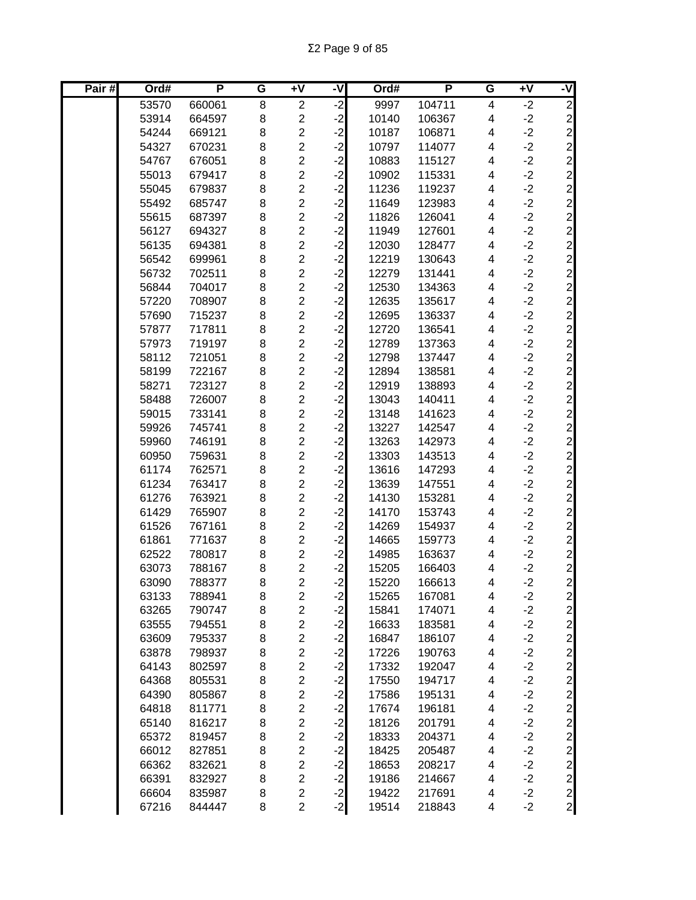| Pair # | Ord# | P | G | +V | -V | Ord# | P | G | +V | -V |
|---|---|---|---|---|---|---|---|---|---|---|
| | 53570 | 660061 | 8 | 2 | -2 | 9997 | 104711 | 4 | -2 | 2 |
| | 53914 | 664597 | 8 | 2 | -2 | 10140 | 106367 | 4 | -2 | 2 |
| | 54244 | 669121 | 8 | 2 | -2 | 10187 | 106871 | 4 | -2 | 2 |
| | 54327 | 670231 | 8 | 2 | -2 | 10797 | 114077 | 4 | -2 | 2 |
| | 54767 | 676051 | 8 | 2 | -2 | 10883 | 115127 | 4 | -2 | 2 |
| | 55013 | 679417 | 8 | 2 | -2 | 10902 | 115331 | 4 | -2 | 2 |
| | 55045 | 679837 | 8 | 2 | -2 | 11236 | 119237 | 4 | -2 | 2 |
| | 55492 | 685747 | 8 | 2 | -2 | 11649 | 123983 | 4 | -2 | 2 |
| | 55615 | 687397 | 8 | 2 | -2 | 11826 | 126041 | 4 | -2 | 2 |
| | 56127 | 694327 | 8 | 2 | -2 | 11949 | 127601 | 4 | -2 | 2 |
| | 56135 | 694381 | 8 | 2 | -2 | 12030 | 128477 | 4 | -2 | 2 |
| | 56542 | 699961 | 8 | 2 | -2 | 12219 | 130643 | 4 | -2 | 2 |
| | 56732 | 702511 | 8 | 2 | -2 | 12279 | 131441 | 4 | -2 | 2 |
| | 56844 | 704017 | 8 | 2 | -2 | 12530 | 134363 | 4 | -2 | 2 |
| | 57220 | 708907 | 8 | 2 | -2 | 12635 | 135617 | 4 | -2 | 2 |
| | 57690 | 715237 | 8 | 2 | -2 | 12695 | 136337 | 4 | -2 | 2 |
| | 57877 | 717811 | 8 | 2 | -2 | 12720 | 136541 | 4 | -2 | 2 |
| | 57973 | 719197 | 8 | 2 | -2 | 12789 | 137363 | 4 | -2 | 2 |
| | 58112 | 721051 | 8 | 2 | -2 | 12798 | 137447 | 4 | -2 | 2 |
| | 58199 | 722167 | 8 | 2 | -2 | 12894 | 138581 | 4 | -2 | 2 |
| | 58271 | 723127 | 8 | 2 | -2 | 12919 | 138893 | 4 | -2 | 2 |
| | 58488 | 726007 | 8 | 2 | -2 | 13043 | 140411 | 4 | -2 | 2 |
| | 59015 | 733141 | 8 | 2 | -2 | 13148 | 141623 | 4 | -2 | 2 |
| | 59926 | 745741 | 8 | 2 | -2 | 13227 | 142547 | 4 | -2 | 2 |
| | 59960 | 746191 | 8 | 2 | -2 | 13263 | 142973 | 4 | -2 | 2 |
| | 60950 | 759631 | 8 | 2 | -2 | 13303 | 143513 | 4 | -2 | 2 |
| | 61174 | 762571 | 8 | 2 | -2 | 13616 | 147293 | 4 | -2 | 2 |
| | 61234 | 763417 | 8 | 2 | -2 | 13639 | 147551 | 4 | -2 | 2 |
| | 61276 | 763921 | 8 | 2 | -2 | 14130 | 153281 | 4 | -2 | 2 |
| | 61429 | 765907 | 8 | 2 | -2 | 14170 | 153743 | 4 | -2 | 2 |
| | 61526 | 767161 | 8 | 2 | -2 | 14269 | 154937 | 4 | -2 | 2 |
| | 61861 | 771637 | 8 | 2 | -2 | 14665 | 159773 | 4 | -2 | 2 |
| | 62522 | 780817 | 8 | 2 | -2 | 14985 | 163637 | 4 | -2 | 2 |
| | 63073 | 788167 | 8 | 2 | -2 | 15205 | 166403 | 4 | -2 | 2 |
| | 63090 | 788377 | 8 | 2 | -2 | 15220 | 166613 | 4 | -2 | 2 |
| | 63133 | 788941 | 8 | 2 | -2 | 15265 | 167081 | 4 | -2 | 2 |
| | 63265 | 790747 | 8 | 2 | -2 | 15841 | 174071 | 4 | -2 | 2 |
| | 63555 | 794551 | 8 | 2 | -2 | 16633 | 183581 | 4 | -2 | 2 |
| | 63609 | 795337 | 8 | 2 | -2 | 16847 | 186107 | 4 | -2 | 2 |
| | 63878 | 798937 | 8 | 2 | -2 | 17226 | 190763 | 4 | -2 | 2 |
| | 64143 | 802597 | 8 | 2 | -2 | 17332 | 192047 | 4 | -2 | 2 |
| | 64368 | 805531 | 8 | 2 | -2 | 17550 | 194717 | 4 | -2 | 2 |
| | 64390 | 805867 | 8 | 2 | -2 | 17586 | 195131 | 4 | -2 | 2 |
| | 64818 | 811771 | 8 | 2 | -2 | 17674 | 196181 | 4 | -2 | 2 |
| | 65140 | 816217 | 8 | 2 | -2 | 18126 | 201791 | 4 | -2 | 2 |
| | 65372 | 819457 | 8 | 2 | -2 | 18333 | 204371 | 4 | -2 | 2 |
| | 66012 | 827851 | 8 | 2 | -2 | 18425 | 205487 | 4 | -2 | 2 |
| | 66362 | 832621 | 8 | 2 | -2 | 18653 | 208217 | 4 | -2 | 2 |
| | 66391 | 832927 | 8 | 2 | -2 | 19186 | 214667 | 4 | -2 | 2 |
| | 66604 | 835987 | 8 | 2 | -2 | 19422 | 217691 | 4 | -2 | 2 |
| | 67216 | 844447 | 8 | 2 | -2 | 19514 | 218843 | 4 | -2 | 2 |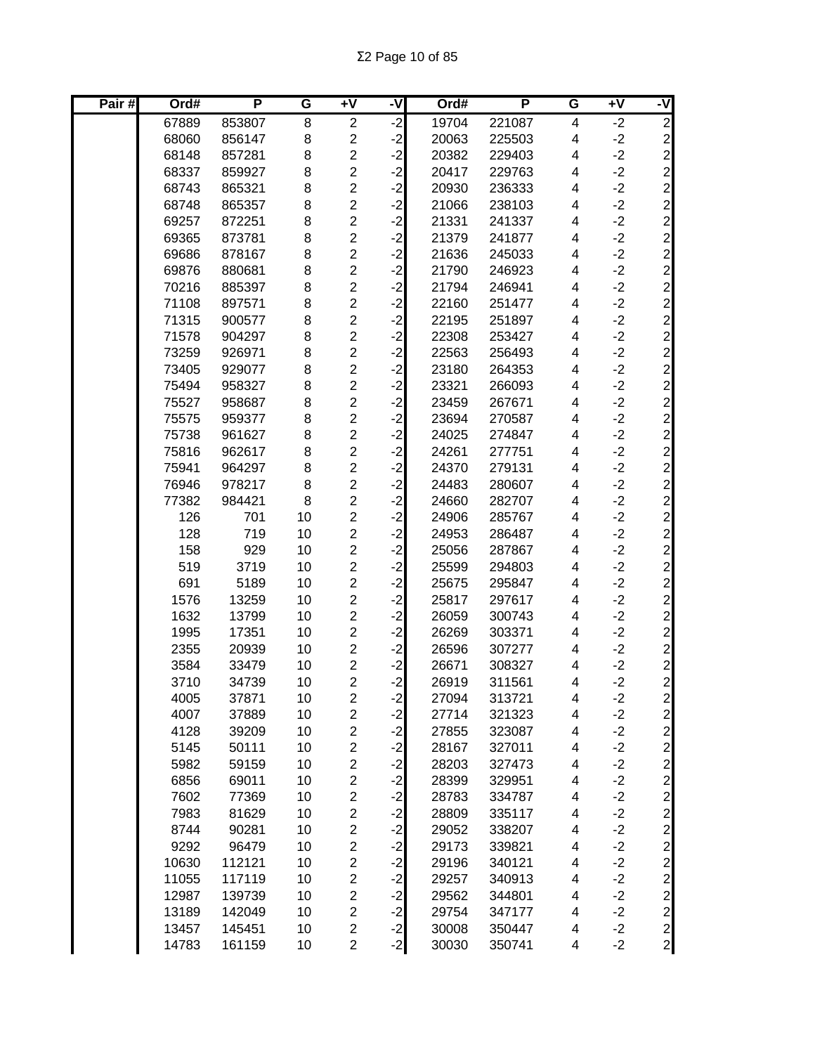| Pair # | Ord# | P | G | +V | -V | Ord# | P | G | +V | -V |
|---|---|---|---|---|---|---|---|---|---|---|
| | 67889 | 853807 | 8 | 2 | -2 | 19704 | 221087 | 4 | -2 | 2 |
| | 68060 | 856147 | 8 | 2 | -2 | 20063 | 225503 | 4 | -2 | 2 |
| | 68148 | 857281 | 8 | 2 | -2 | 20382 | 229403 | 4 | -2 | 2 |
| | 68337 | 859927 | 8 | 2 | -2 | 20417 | 229763 | 4 | -2 | 2 |
| | 68743 | 865321 | 8 | 2 | -2 | 20930 | 236333 | 4 | -2 | 2 |
| | 68748 | 865357 | 8 | 2 | -2 | 21066 | 238103 | 4 | -2 | 2 |
| | 69257 | 872251 | 8 | 2 | -2 | 21331 | 241337 | 4 | -2 | 2 |
| | 69365 | 873781 | 8 | 2 | -2 | 21379 | 241877 | 4 | -2 | 2 |
| | 69686 | 878167 | 8 | 2 | -2 | 21636 | 245033 | 4 | -2 | 2 |
| | 69876 | 880681 | 8 | 2 | -2 | 21790 | 246923 | 4 | -2 | 2 |
| | 70216 | 885397 | 8 | 2 | -2 | 21794 | 246941 | 4 | -2 | 2 |
| | 71108 | 897571 | 8 | 2 | -2 | 22160 | 251477 | 4 | -2 | 2 |
| | 71315 | 900577 | 8 | 2 | -2 | 22195 | 251897 | 4 | -2 | 2 |
| | 71578 | 904297 | 8 | 2 | -2 | 22308 | 253427 | 4 | -2 | 2 |
| | 73259 | 926971 | 8 | 2 | -2 | 22563 | 256493 | 4 | -2 | 2 |
| | 73405 | 929077 | 8 | 2 | -2 | 23180 | 264353 | 4 | -2 | 2 |
| | 75494 | 958327 | 8 | 2 | -2 | 23321 | 266093 | 4 | -2 | 2 |
| | 75527 | 958687 | 8 | 2 | -2 | 23459 | 267671 | 4 | -2 | 2 |
| | 75575 | 959377 | 8 | 2 | -2 | 23694 | 270587 | 4 | -2 | 2 |
| | 75738 | 961627 | 8 | 2 | -2 | 24025 | 274847 | 4 | -2 | 2 |
| | 75816 | 962617 | 8 | 2 | -2 | 24261 | 277751 | 4 | -2 | 2 |
| | 75941 | 964297 | 8 | 2 | -2 | 24370 | 279131 | 4 | -2 | 2 |
| | 76946 | 978217 | 8 | 2 | -2 | 24483 | 280607 | 4 | -2 | 2 |
| | 77382 | 984421 | 8 | 2 | -2 | 24660 | 282707 | 4 | -2 | 2 |
| | 126 | 701 | 10 | 2 | -2 | 24906 | 285767 | 4 | -2 | 2 |
| | 128 | 719 | 10 | 2 | -2 | 24953 | 286487 | 4 | -2 | 2 |
| | 158 | 929 | 10 | 2 | -2 | 25056 | 287867 | 4 | -2 | 2 |
| | 519 | 3719 | 10 | 2 | -2 | 25599 | 294803 | 4 | -2 | 2 |
| | 691 | 5189 | 10 | 2 | -2 | 25675 | 295847 | 4 | -2 | 2 |
| | 1576 | 13259 | 10 | 2 | -2 | 25817 | 297617 | 4 | -2 | 2 |
| | 1632 | 13799 | 10 | 2 | -2 | 26059 | 300743 | 4 | -2 | 2 |
| | 1995 | 17351 | 10 | 2 | -2 | 26269 | 303371 | 4 | -2 | 2 |
| | 2355 | 20939 | 10 | 2 | -2 | 26596 | 307277 | 4 | -2 | 2 |
| | 3584 | 33479 | 10 | 2 | -2 | 26671 | 308327 | 4 | -2 | 2 |
| | 3710 | 34739 | 10 | 2 | -2 | 26919 | 311561 | 4 | -2 | 2 |
| | 4005 | 37871 | 10 | 2 | -2 | 27094 | 313721 | 4 | -2 | 2 |
| | 4007 | 37889 | 10 | 2 | -2 | 27714 | 321323 | 4 | -2 | 2 |
| | 4128 | 39209 | 10 | 2 | -2 | 27855 | 323087 | 4 | -2 | 2 |
| | 5145 | 50111 | 10 | 2 | -2 | 28167 | 327011 | 4 | -2 | 2 |
| | 5982 | 59159 | 10 | 2 | -2 | 28203 | 327473 | 4 | -2 | 2 |
| | 6856 | 69011 | 10 | 2 | -2 | 28399 | 329951 | 4 | -2 | 2 |
| | 7602 | 77369 | 10 | 2 | -2 | 28783 | 334787 | 4 | -2 | 2 |
| | 7983 | 81629 | 10 | 2 | -2 | 28809 | 335117 | 4 | -2 | 2 |
| | 8744 | 90281 | 10 | 2 | -2 | 29052 | 338207 | 4 | -2 | 2 |
| | 9292 | 96479 | 10 | 2 | -2 | 29173 | 339821 | 4 | -2 | 2 |
| | 10630 | 112121 | 10 | 2 | -2 | 29196 | 340121 | 4 | -2 | 2 |
| | 11055 | 117119 | 10 | 2 | -2 | 29257 | 340913 | 4 | -2 | 2 |
| | 12987 | 139739 | 10 | 2 | -2 | 29562 | 344801 | 4 | -2 | 2 |
| | 13189 | 142049 | 10 | 2 | -2 | 29754 | 347177 | 4 | -2 | 2 |
| | 13457 | 145451 | 10 | 2 | -2 | 30008 | 350447 | 4 | -2 | 2 |
| | 14783 | 161159 | 10 | 2 | -2 | 30030 | 350741 | 4 | -2 | 2 |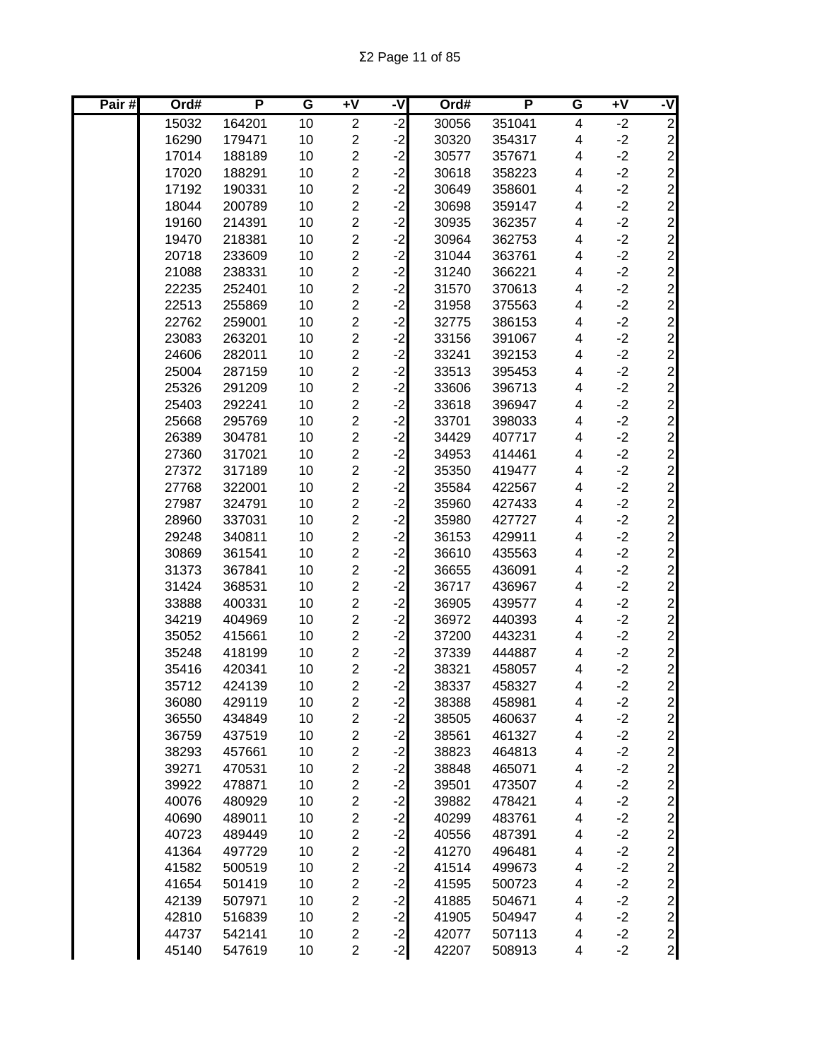| Pair # | Ord# | P | G | +V | -V | Ord# | P | G | +V | -V |
|---|---|---|---|---|---|---|---|---|---|---|
| | 15032 | 164201 | 10 | 2 | -2 | 30056 | 351041 | 4 | -2 | 2 |
| | 16290 | 179471 | 10 | 2 | -2 | 30320 | 354317 | 4 | -2 | 2 |
| | 17014 | 188189 | 10 | 2 | -2 | 30577 | 357671 | 4 | -2 | 2 |
| | 17020 | 188291 | 10 | 2 | -2 | 30618 | 358223 | 4 | -2 | 2 |
| | 17192 | 190331 | 10 | 2 | -2 | 30649 | 358601 | 4 | -2 | 2 |
| | 18044 | 200789 | 10 | 2 | -2 | 30698 | 359147 | 4 | -2 | 2 |
| | 19160 | 214391 | 10 | 2 | -2 | 30935 | 362357 | 4 | -2 | 2 |
| | 19470 | 218381 | 10 | 2 | -2 | 30964 | 362753 | 4 | -2 | 2 |
| | 20718 | 233609 | 10 | 2 | -2 | 31044 | 363761 | 4 | -2 | 2 |
| | 21088 | 238331 | 10 | 2 | -2 | 31240 | 366221 | 4 | -2 | 2 |
| | 22235 | 252401 | 10 | 2 | -2 | 31570 | 370613 | 4 | -2 | 2 |
| | 22513 | 255869 | 10 | 2 | -2 | 31958 | 375563 | 4 | -2 | 2 |
| | 22762 | 259001 | 10 | 2 | -2 | 32775 | 386153 | 4 | -2 | 2 |
| | 23083 | 263201 | 10 | 2 | -2 | 33156 | 391067 | 4 | -2 | 2 |
| | 24606 | 282011 | 10 | 2 | -2 | 33241 | 392153 | 4 | -2 | 2 |
| | 25004 | 287159 | 10 | 2 | -2 | 33513 | 395453 | 4 | -2 | 2 |
| | 25326 | 291209 | 10 | 2 | -2 | 33606 | 396713 | 4 | -2 | 2 |
| | 25403 | 292241 | 10 | 2 | -2 | 33618 | 396947 | 4 | -2 | 2 |
| | 25668 | 295769 | 10 | 2 | -2 | 33701 | 398033 | 4 | -2 | 2 |
| | 26389 | 304781 | 10 | 2 | -2 | 34429 | 407717 | 4 | -2 | 2 |
| | 27360 | 317021 | 10 | 2 | -2 | 34953 | 414461 | 4 | -2 | 2 |
| | 27372 | 317189 | 10 | 2 | -2 | 35350 | 419477 | 4 | -2 | 2 |
| | 27768 | 322001 | 10 | 2 | -2 | 35584 | 422567 | 4 | -2 | 2 |
| | 27987 | 324791 | 10 | 2 | -2 | 35960 | 427433 | 4 | -2 | 2 |
| | 28960 | 337031 | 10 | 2 | -2 | 35980 | 427727 | 4 | -2 | 2 |
| | 29248 | 340811 | 10 | 2 | -2 | 36153 | 429911 | 4 | -2 | 2 |
| | 30869 | 361541 | 10 | 2 | -2 | 36610 | 435563 | 4 | -2 | 2 |
| | 31373 | 367841 | 10 | 2 | -2 | 36655 | 436091 | 4 | -2 | 2 |
| | 31424 | 368531 | 10 | 2 | -2 | 36717 | 436967 | 4 | -2 | 2 |
| | 33888 | 400331 | 10 | 2 | -2 | 36905 | 439577 | 4 | -2 | 2 |
| | 34219 | 404969 | 10 | 2 | -2 | 36972 | 440393 | 4 | -2 | 2 |
| | 35052 | 415661 | 10 | 2 | -2 | 37200 | 443231 | 4 | -2 | 2 |
| | 35248 | 418199 | 10 | 2 | -2 | 37339 | 444887 | 4 | -2 | 2 |
| | 35416 | 420341 | 10 | 2 | -2 | 38321 | 458057 | 4 | -2 | 2 |
| | 35712 | 424139 | 10 | 2 | -2 | 38337 | 458327 | 4 | -2 | 2 |
| | 36080 | 429119 | 10 | 2 | -2 | 38388 | 458981 | 4 | -2 | 2 |
| | 36550 | 434849 | 10 | 2 | -2 | 38505 | 460637 | 4 | -2 | 2 |
| | 36759 | 437519 | 10 | 2 | -2 | 38561 | 461327 | 4 | -2 | 2 |
| | 38293 | 457661 | 10 | 2 | -2 | 38823 | 464813 | 4 | -2 | 2 |
| | 39271 | 470531 | 10 | 2 | -2 | 38848 | 465071 | 4 | -2 | 2 |
| | 39922 | 478871 | 10 | 2 | -2 | 39501 | 473507 | 4 | -2 | 2 |
| | 40076 | 480929 | 10 | 2 | -2 | 39882 | 478421 | 4 | -2 | 2 |
| | 40690 | 489011 | 10 | 2 | -2 | 40299 | 483761 | 4 | -2 | 2 |
| | 40723 | 489449 | 10 | 2 | -2 | 40556 | 487391 | 4 | -2 | 2 |
| | 41364 | 497729 | 10 | 2 | -2 | 41270 | 496481 | 4 | -2 | 2 |
| | 41582 | 500519 | 10 | 2 | -2 | 41514 | 499673 | 4 | -2 | 2 |
| | 41654 | 501419 | 10 | 2 | -2 | 41595 | 500723 | 4 | -2 | 2 |
| | 42139 | 507971 | 10 | 2 | -2 | 41885 | 504671 | 4 | -2 | 2 |
| | 42810 | 516839 | 10 | 2 | -2 | 41905 | 504947 | 4 | -2 | 2 |
| | 44737 | 542141 | 10 | 2 | -2 | 42077 | 507113 | 4 | -2 | 2 |
| | 45140 | 547619 | 10 | 2 | -2 | 42207 | 508913 | 4 | -2 | 2 |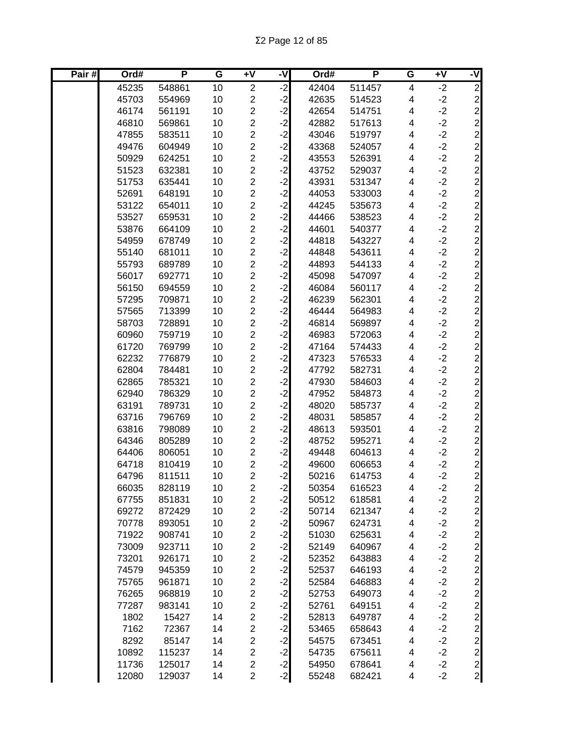| Pair # | Ord# | P | G | +V | -V | Ord# | P | G | +V | -V |
|---|---|---|---|---|---|---|---|---|---|---|
| | 45235 | 548861 | 10 | 2 | -2 | 42404 | 511457 | 4 | -2 | 2 |
| | 45703 | 554969 | 10 | 2 | -2 | 42635 | 514523 | 4 | -2 | 2 |
| | 46174 | 561191 | 10 | 2 | -2 | 42654 | 514751 | 4 | -2 | 2 |
| | 46810 | 569861 | 10 | 2 | -2 | 42882 | 517613 | 4 | -2 | 2 |
| | 47855 | 583511 | 10 | 2 | -2 | 43046 | 519797 | 4 | -2 | 2 |
| | 49476 | 604949 | 10 | 2 | -2 | 43368 | 524057 | 4 | -2 | 2 |
| | 50929 | 624251 | 10 | 2 | -2 | 43553 | 526391 | 4 | -2 | 2 |
| | 51523 | 632381 | 10 | 2 | -2 | 43752 | 529037 | 4 | -2 | 2 |
| | 51753 | 635441 | 10 | 2 | -2 | 43931 | 531347 | 4 | -2 | 2 |
| | 52691 | 648191 | 10 | 2 | -2 | 44053 | 533003 | 4 | -2 | 2 |
| | 53122 | 654011 | 10 | 2 | -2 | 44245 | 535673 | 4 | -2 | 2 |
| | 53527 | 659531 | 10 | 2 | -2 | 44466 | 538523 | 4 | -2 | 2 |
| | 53876 | 664109 | 10 | 2 | -2 | 44601 | 540377 | 4 | -2 | 2 |
| | 54959 | 678749 | 10 | 2 | -2 | 44818 | 543227 | 4 | -2 | 2 |
| | 55140 | 681011 | 10 | 2 | -2 | 44848 | 543611 | 4 | -2 | 2 |
| | 55793 | 689789 | 10 | 2 | -2 | 44893 | 544133 | 4 | -2 | 2 |
| | 56017 | 692771 | 10 | 2 | -2 | 45098 | 547097 | 4 | -2 | 2 |
| | 56150 | 694559 | 10 | 2 | -2 | 46084 | 560117 | 4 | -2 | 2 |
| | 57295 | 709871 | 10 | 2 | -2 | 46239 | 562301 | 4 | -2 | 2 |
| | 57565 | 713399 | 10 | 2 | -2 | 46444 | 564983 | 4 | -2 | 2 |
| | 58703 | 728891 | 10 | 2 | -2 | 46814 | 569897 | 4 | -2 | 2 |
| | 60960 | 759719 | 10 | 2 | -2 | 46983 | 572063 | 4 | -2 | 2 |
| | 61720 | 769799 | 10 | 2 | -2 | 47164 | 574433 | 4 | -2 | 2 |
| | 62232 | 776879 | 10 | 2 | -2 | 47323 | 576533 | 4 | -2 | 2 |
| | 62804 | 784481 | 10 | 2 | -2 | 47792 | 582731 | 4 | -2 | 2 |
| | 62865 | 785321 | 10 | 2 | -2 | 47930 | 584603 | 4 | -2 | 2 |
| | 62940 | 786329 | 10 | 2 | -2 | 47952 | 584873 | 4 | -2 | 2 |
| | 63191 | 789731 | 10 | 2 | -2 | 48020 | 585737 | 4 | -2 | 2 |
| | 63716 | 796769 | 10 | 2 | -2 | 48031 | 585857 | 4 | -2 | 2 |
| | 63816 | 798089 | 10 | 2 | -2 | 48613 | 593501 | 4 | -2 | 2 |
| | 64346 | 805289 | 10 | 2 | -2 | 48752 | 595271 | 4 | -2 | 2 |
| | 64406 | 806051 | 10 | 2 | -2 | 49448 | 604613 | 4 | -2 | 2 |
| | 64718 | 810419 | 10 | 2 | -2 | 49600 | 606653 | 4 | -2 | 2 |
| | 64796 | 811511 | 10 | 2 | -2 | 50216 | 614753 | 4 | -2 | 2 |
| | 66035 | 828119 | 10 | 2 | -2 | 50354 | 616523 | 4 | -2 | 2 |
| | 67755 | 851831 | 10 | 2 | -2 | 50512 | 618581 | 4 | -2 | 2 |
| | 69272 | 872429 | 10 | 2 | -2 | 50714 | 621347 | 4 | -2 | 2 |
| | 70778 | 893051 | 10 | 2 | -2 | 50967 | 624731 | 4 | -2 | 2 |
| | 71922 | 908741 | 10 | 2 | -2 | 51030 | 625631 | 4 | -2 | 2 |
| | 73009 | 923711 | 10 | 2 | -2 | 52149 | 640967 | 4 | -2 | 2 |
| | 73201 | 926171 | 10 | 2 | -2 | 52352 | 643883 | 4 | -2 | 2 |
| | 74579 | 945359 | 10 | 2 | -2 | 52537 | 646193 | 4 | -2 | 2 |
| | 75765 | 961871 | 10 | 2 | -2 | 52584 | 646883 | 4 | -2 | 2 |
| | 76265 | 968819 | 10 | 2 | -2 | 52753 | 649073 | 4 | -2 | 2 |
| | 77287 | 983141 | 10 | 2 | -2 | 52761 | 649151 | 4 | -2 | 2 |
| | 1802 | 15427 | 14 | 2 | -2 | 52813 | 649787 | 4 | -2 | 2 |
| | 7162 | 72367 | 14 | 2 | -2 | 53465 | 658643 | 4 | -2 | 2 |
| | 8292 | 85147 | 14 | 2 | -2 | 54575 | 673451 | 4 | -2 | 2 |
| | 10892 | 115237 | 14 | 2 | -2 | 54735 | 675611 | 4 | -2 | 2 |
| | 11736 | 125017 | 14 | 2 | -2 | 54950 | 678641 | 4 | -2 | 2 |
| | 12080 | 129037 | 14 | 2 | -2 | 55248 | 682421 | 4 | -2 | 2 |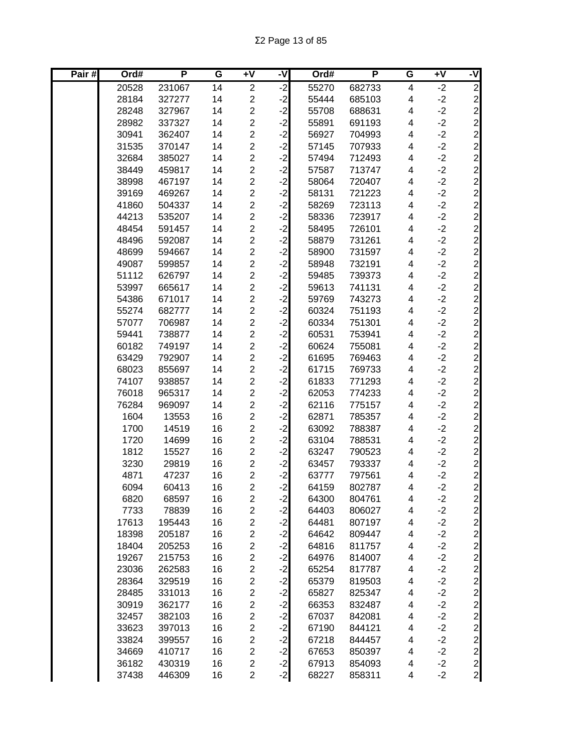| Pair # | Ord# | P | G | +V | -V | Ord# | P | G | +V | -V |
|---|---|---|---|---|---|---|---|---|---|---|
| | 20528 | 231067 | 14 | 2 | -2 | 55270 | 682733 | 4 | -2 | 2 |
| | 28184 | 327277 | 14 | 2 | -2 | 55444 | 685103 | 4 | -2 | 2 |
| | 28248 | 327967 | 14 | 2 | -2 | 55708 | 688631 | 4 | -2 | 2 |
| | 28982 | 337327 | 14 | 2 | -2 | 55891 | 691193 | 4 | -2 | 2 |
| | 30941 | 362407 | 14 | 2 | -2 | 56927 | 704993 | 4 | -2 | 2 |
| | 31535 | 370147 | 14 | 2 | -2 | 57145 | 707933 | 4 | -2 | 2 |
| | 32684 | 385027 | 14 | 2 | -2 | 57494 | 712493 | 4 | -2 | 2 |
| | 38449 | 459817 | 14 | 2 | -2 | 57587 | 713747 | 4 | -2 | 2 |
| | 38998 | 467197 | 14 | 2 | -2 | 58064 | 720407 | 4 | -2 | 2 |
| | 39169 | 469267 | 14 | 2 | -2 | 58131 | 721223 | 4 | -2 | 2 |
| | 41860 | 504337 | 14 | 2 | -2 | 58269 | 723113 | 4 | -2 | 2 |
| | 44213 | 535207 | 14 | 2 | -2 | 58336 | 723917 | 4 | -2 | 2 |
| | 48454 | 591457 | 14 | 2 | -2 | 58495 | 726101 | 4 | -2 | 2 |
| | 48496 | 592087 | 14 | 2 | -2 | 58879 | 731261 | 4 | -2 | 2 |
| | 48699 | 594667 | 14 | 2 | -2 | 58900 | 731597 | 4 | -2 | 2 |
| | 49087 | 599857 | 14 | 2 | -2 | 58948 | 732191 | 4 | -2 | 2 |
| | 51112 | 626797 | 14 | 2 | -2 | 59485 | 739373 | 4 | -2 | 2 |
| | 53997 | 665617 | 14 | 2 | -2 | 59613 | 741131 | 4 | -2 | 2 |
| | 54386 | 671017 | 14 | 2 | -2 | 59769 | 743273 | 4 | -2 | 2 |
| | 55274 | 682777 | 14 | 2 | -2 | 60324 | 751193 | 4 | -2 | 2 |
| | 57077 | 706987 | 14 | 2 | -2 | 60334 | 751301 | 4 | -2 | 2 |
| | 59441 | 738877 | 14 | 2 | -2 | 60531 | 753941 | 4 | -2 | 2 |
| | 60182 | 749197 | 14 | 2 | -2 | 60624 | 755081 | 4 | -2 | 2 |
| | 63429 | 792907 | 14 | 2 | -2 | 61695 | 769463 | 4 | -2 | 2 |
| | 68023 | 855697 | 14 | 2 | -2 | 61715 | 769733 | 4 | -2 | 2 |
| | 74107 | 938857 | 14 | 2 | -2 | 61833 | 771293 | 4 | -2 | 2 |
| | 76018 | 965317 | 14 | 2 | -2 | 62053 | 774233 | 4 | -2 | 2 |
| | 76284 | 969097 | 14 | 2 | -2 | 62116 | 775157 | 4 | -2 | 2 |
| | 1604 | 13553 | 16 | 2 | -2 | 62871 | 785357 | 4 | -2 | 2 |
| | 1700 | 14519 | 16 | 2 | -2 | 63092 | 788387 | 4 | -2 | 2 |
| | 1720 | 14699 | 16 | 2 | -2 | 63104 | 788531 | 4 | -2 | 2 |
| | 1812 | 15527 | 16 | 2 | -2 | 63247 | 790523 | 4 | -2 | 2 |
| | 3230 | 29819 | 16 | 2 | -2 | 63457 | 793337 | 4 | -2 | 2 |
| | 4871 | 47237 | 16 | 2 | -2 | 63777 | 797561 | 4 | -2 | 2 |
| | 6094 | 60413 | 16 | 2 | -2 | 64159 | 802787 | 4 | -2 | 2 |
| | 6820 | 68597 | 16 | 2 | -2 | 64300 | 804761 | 4 | -2 | 2 |
| | 7733 | 78839 | 16 | 2 | -2 | 64403 | 806027 | 4 | -2 | 2 |
| | 17613 | 195443 | 16 | 2 | -2 | 64481 | 807197 | 4 | -2 | 2 |
| | 18398 | 205187 | 16 | 2 | -2 | 64642 | 809447 | 4 | -2 | 2 |
| | 18404 | 205253 | 16 | 2 | -2 | 64816 | 811757 | 4 | -2 | 2 |
| | 19267 | 215753 | 16 | 2 | -2 | 64976 | 814007 | 4 | -2 | 2 |
| | 23036 | 262583 | 16 | 2 | -2 | 65254 | 817787 | 4 | -2 | 2 |
| | 28364 | 329519 | 16 | 2 | -2 | 65379 | 819503 | 4 | -2 | 2 |
| | 28485 | 331013 | 16 | 2 | -2 | 65827 | 825347 | 4 | -2 | 2 |
| | 30919 | 362177 | 16 | 2 | -2 | 66353 | 832487 | 4 | -2 | 2 |
| | 32457 | 382103 | 16 | 2 | -2 | 67037 | 842081 | 4 | -2 | 2 |
| | 33623 | 397013 | 16 | 2 | -2 | 67190 | 844121 | 4 | -2 | 2 |
| | 33824 | 399557 | 16 | 2 | -2 | 67218 | 844457 | 4 | -2 | 2 |
| | 34669 | 410717 | 16 | 2 | -2 | 67653 | 850397 | 4 | -2 | 2 |
| | 36182 | 430319 | 16 | 2 | -2 | 67913 | 854093 | 4 | -2 | 2 |
| | 37438 | 446309 | 16 | 2 | -2 | 68227 | 858311 | 4 | -2 | 2 |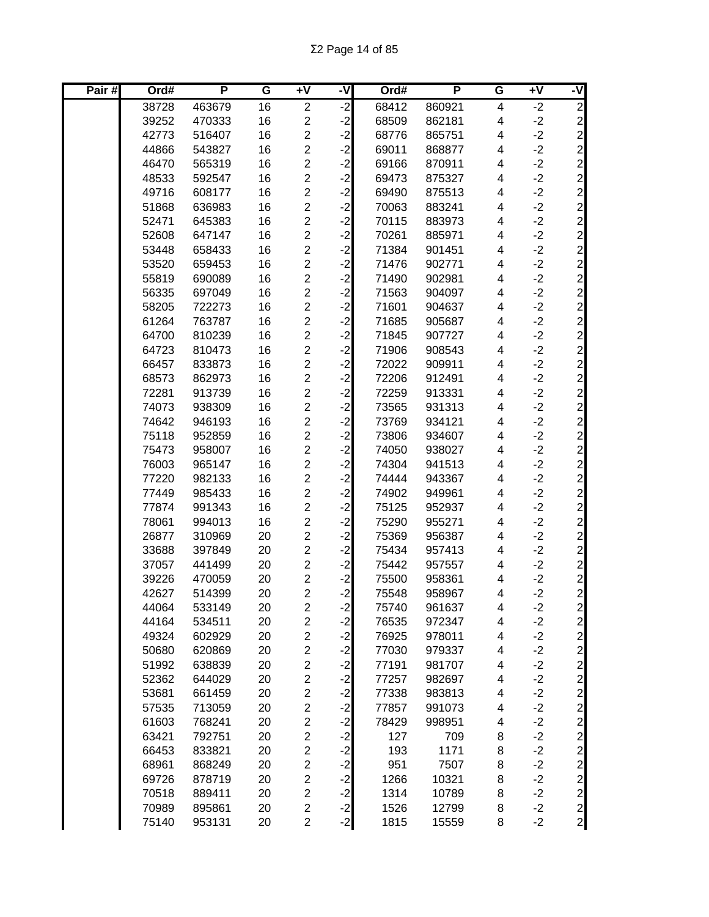| Pair # | Ord# | P | G | +V | -V | Ord# | P | G | +V | -V |
|---|---|---|---|---|---|---|---|---|---|---|
| | 38728 | 463679 | 16 | 2 | -2 | 68412 | 860921 | 4 | -2 | 2 |
| | 39252 | 470333 | 16 | 2 | -2 | 68509 | 862181 | 4 | -2 | 2 |
| | 42773 | 516407 | 16 | 2 | -2 | 68776 | 865751 | 4 | -2 | 2 |
| | 44866 | 543827 | 16 | 2 | -2 | 69011 | 868877 | 4 | -2 | 2 |
| | 46470 | 565319 | 16 | 2 | -2 | 69166 | 870911 | 4 | -2 | 2 |
| | 48533 | 592547 | 16 | 2 | -2 | 69473 | 875327 | 4 | -2 | 2 |
| | 49716 | 608177 | 16 | 2 | -2 | 69490 | 875513 | 4 | -2 | 2 |
| | 51868 | 636983 | 16 | 2 | -2 | 70063 | 883241 | 4 | -2 | 2 |
| | 52471 | 645383 | 16 | 2 | -2 | 70115 | 883973 | 4 | -2 | 2 |
| | 52608 | 647147 | 16 | 2 | -2 | 70261 | 885971 | 4 | -2 | 2 |
| | 53448 | 658433 | 16 | 2 | -2 | 71384 | 901451 | 4 | -2 | 2 |
| | 53520 | 659453 | 16 | 2 | -2 | 71476 | 902771 | 4 | -2 | 2 |
| | 55819 | 690089 | 16 | 2 | -2 | 71490 | 902981 | 4 | -2 | 2 |
| | 56335 | 697049 | 16 | 2 | -2 | 71563 | 904097 | 4 | -2 | 2 |
| | 58205 | 722273 | 16 | 2 | -2 | 71601 | 904637 | 4 | -2 | 2 |
| | 61264 | 763787 | 16 | 2 | -2 | 71685 | 905687 | 4 | -2 | 2 |
| | 64700 | 810239 | 16 | 2 | -2 | 71845 | 907727 | 4 | -2 | 2 |
| | 64723 | 810473 | 16 | 2 | -2 | 71906 | 908543 | 4 | -2 | 2 |
| | 66457 | 833873 | 16 | 2 | -2 | 72022 | 909911 | 4 | -2 | 2 |
| | 68573 | 862973 | 16 | 2 | -2 | 72206 | 912491 | 4 | -2 | 2 |
| | 72281 | 913739 | 16 | 2 | -2 | 72259 | 913331 | 4 | -2 | 2 |
| | 74073 | 938309 | 16 | 2 | -2 | 73565 | 931313 | 4 | -2 | 2 |
| | 74642 | 946193 | 16 | 2 | -2 | 73769 | 934121 | 4 | -2 | 2 |
| | 75118 | 952859 | 16 | 2 | -2 | 73806 | 934607 | 4 | -2 | 2 |
| | 75473 | 958007 | 16 | 2 | -2 | 74050 | 938027 | 4 | -2 | 2 |
| | 76003 | 965147 | 16 | 2 | -2 | 74304 | 941513 | 4 | -2 | 2 |
| | 77220 | 982133 | 16 | 2 | -2 | 74444 | 943367 | 4 | -2 | 2 |
| | 77449 | 985433 | 16 | 2 | -2 | 74902 | 949961 | 4 | -2 | 2 |
| | 77874 | 991343 | 16 | 2 | -2 | 75125 | 952937 | 4 | -2 | 2 |
| | 78061 | 994013 | 16 | 2 | -2 | 75290 | 955271 | 4 | -2 | 2 |
| | 26877 | 310969 | 20 | 2 | -2 | 75369 | 956387 | 4 | -2 | 2 |
| | 33688 | 397849 | 20 | 2 | -2 | 75434 | 957413 | 4 | -2 | 2 |
| | 37057 | 441499 | 20 | 2 | -2 | 75442 | 957557 | 4 | -2 | 2 |
| | 39226 | 470059 | 20 | 2 | -2 | 75500 | 958361 | 4 | -2 | 2 |
| | 42627 | 514399 | 20 | 2 | -2 | 75548 | 958967 | 4 | -2 | 2 |
| | 44064 | 533149 | 20 | 2 | -2 | 75740 | 961637 | 4 | -2 | 2 |
| | 44164 | 534511 | 20 | 2 | -2 | 76535 | 972347 | 4 | -2 | 2 |
| | 49324 | 602929 | 20 | 2 | -2 | 76925 | 978011 | 4 | -2 | 2 |
| | 50680 | 620869 | 20 | 2 | -2 | 77030 | 979337 | 4 | -2 | 2 |
| | 51992 | 638839 | 20 | 2 | -2 | 77191 | 981707 | 4 | -2 | 2 |
| | 52362 | 644029 | 20 | 2 | -2 | 77257 | 982697 | 4 | -2 | 2 |
| | 53681 | 661459 | 20 | 2 | -2 | 77338 | 983813 | 4 | -2 | 2 |
| | 57535 | 713059 | 20 | 2 | -2 | 77857 | 991073 | 4 | -2 | 2 |
| | 61603 | 768241 | 20 | 2 | -2 | 78429 | 998951 | 4 | -2 | 2 |
| | 63421 | 792751 | 20 | 2 | -2 | 127 | 709 | 8 | -2 | 2 |
| | 66453 | 833821 | 20 | 2 | -2 | 193 | 1171 | 8 | -2 | 2 |
| | 68961 | 868249 | 20 | 2 | -2 | 951 | 7507 | 8 | -2 | 2 |
| | 69726 | 878719 | 20 | 2 | -2 | 1266 | 10321 | 8 | -2 | 2 |
| | 70518 | 889411 | 20 | 2 | -2 | 1314 | 10789 | 8 | -2 | 2 |
| | 70989 | 895861 | 20 | 2 | -2 | 1526 | 12799 | 8 | -2 | 2 |
| | 75140 | 953131 | 20 | 2 | -2 | 1815 | 15559 | 8 | -2 | 2 |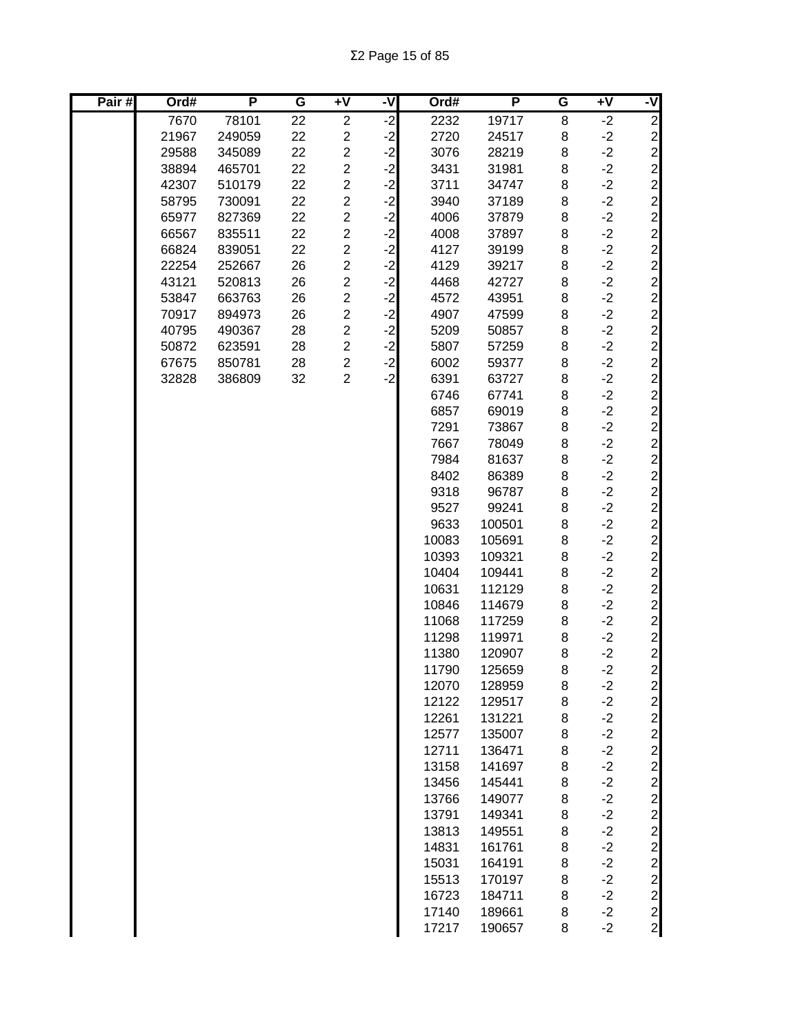| Pair # | Ord# | P | G | +V | -V | Ord# | P | G | +V | -V |
|---|---|---|---|---|---|---|---|---|---|---|
| | 7670 | 78101 | 22 | 2 | -2 | 2232 | 19717 | 8 | -2 | 2 |
| | 21967 | 249059 | 22 | 2 | -2 | 2720 | 24517 | 8 | -2 | 2 |
| | 29588 | 345089 | 22 | 2 | -2 | 3076 | 28219 | 8 | -2 | 2 |
| | 38894 | 465701 | 22 | 2 | -2 | 3431 | 31981 | 8 | -2 | 2 |
| | 42307 | 510179 | 22 | 2 | -2 | 3711 | 34747 | 8 | -2 | 2 |
| | 58795 | 730091 | 22 | 2 | -2 | 3940 | 37189 | 8 | -2 | 2 |
| | 65977 | 827369 | 22 | 2 | -2 | 4006 | 37879 | 8 | -2 | 2 |
| | 66567 | 835511 | 22 | 2 | -2 | 4008 | 37897 | 8 | -2 | 2 |
| | 66824 | 839051 | 22 | 2 | -2 | 4127 | 39199 | 8 | -2 | 2 |
| | 22254 | 252667 | 26 | 2 | -2 | 4129 | 39217 | 8 | -2 | 2 |
| | 43121 | 520813 | 26 | 2 | -2 | 4468 | 42727 | 8 | -2 | 2 |
| | 53847 | 663763 | 26 | 2 | -2 | 4572 | 43951 | 8 | -2 | 2 |
| | 70917 | 894973 | 26 | 2 | -2 | 4907 | 47599 | 8 | -2 | 2 |
| | 40795 | 490367 | 28 | 2 | -2 | 5209 | 50857 | 8 | -2 | 2 |
| | 50872 | 623591 | 28 | 2 | -2 | 5807 | 57259 | 8 | -2 | 2 |
| | 67675 | 850781 | 28 | 2 | -2 | 6002 | 59377 | 8 | -2 | 2 |
| | 32828 | 386809 | 32 | 2 | -2 | 6391 | 63727 | 8 | -2 | 2 |
| | | | | | | 6746 | 67741 | 8 | -2 | 2 |
| | | | | | | 6857 | 69019 | 8 | -2 | 2 |
| | | | | | | 7291 | 73867 | 8 | -2 | 2 |
| | | | | | | 7667 | 78049 | 8 | -2 | 2 |
| | | | | | | 7984 | 81637 | 8 | -2 | 2 |
| | | | | | | 8402 | 86389 | 8 | -2 | 2 |
| | | | | | | 9318 | 96787 | 8 | -2 | 2 |
| | | | | | | 9527 | 99241 | 8 | -2 | 2 |
| | | | | | | 9633 | 100501 | 8 | -2 | 2 |
| | | | | | | 10083 | 105691 | 8 | -2 | 2 |
| | | | | | | 10393 | 109321 | 8 | -2 | 2 |
| | | | | | | 10404 | 109441 | 8 | -2 | 2 |
| | | | | | | 10631 | 112129 | 8 | -2 | 2 |
| | | | | | | 10846 | 114679 | 8 | -2 | 2 |
| | | | | | | 11068 | 117259 | 8 | -2 | 2 |
| | | | | | | 11298 | 119971 | 8 | -2 | 2 |
| | | | | | | 11380 | 120907 | 8 | -2 | 2 |
| | | | | | | 11790 | 125659 | 8 | -2 | 2 |
| | | | | | | 12070 | 128959 | 8 | -2 | 2 |
| | | | | | | 12122 | 129517 | 8 | -2 | 2 |
| | | | | | | 12261 | 131221 | 8 | -2 | 2 |
| | | | | | | 12577 | 135007 | 8 | -2 | 2 |
| | | | | | | 12711 | 136471 | 8 | -2 | 2 |
| | | | | | | 13158 | 141697 | 8 | -2 | 2 |
| | | | | | | 13456 | 145441 | 8 | -2 | 2 |
| | | | | | | 13766 | 149077 | 8 | -2 | 2 |
| | | | | | | 13791 | 149341 | 8 | -2 | 2 |
| | | | | | | 13813 | 149551 | 8 | -2 | 2 |
| | | | | | | 14831 | 161761 | 8 | -2 | 2 |
| | | | | | | 15031 | 164191 | 8 | -2 | 2 |
| | | | | | | 15513 | 170197 | 8 | -2 | 2 |
| | | | | | | 16723 | 184711 | 8 | -2 | 2 |
| | | | | | | 17140 | 189661 | 8 | -2 | 2 |
| | | | | | | 17217 | 190657 | 8 | -2 | 2 |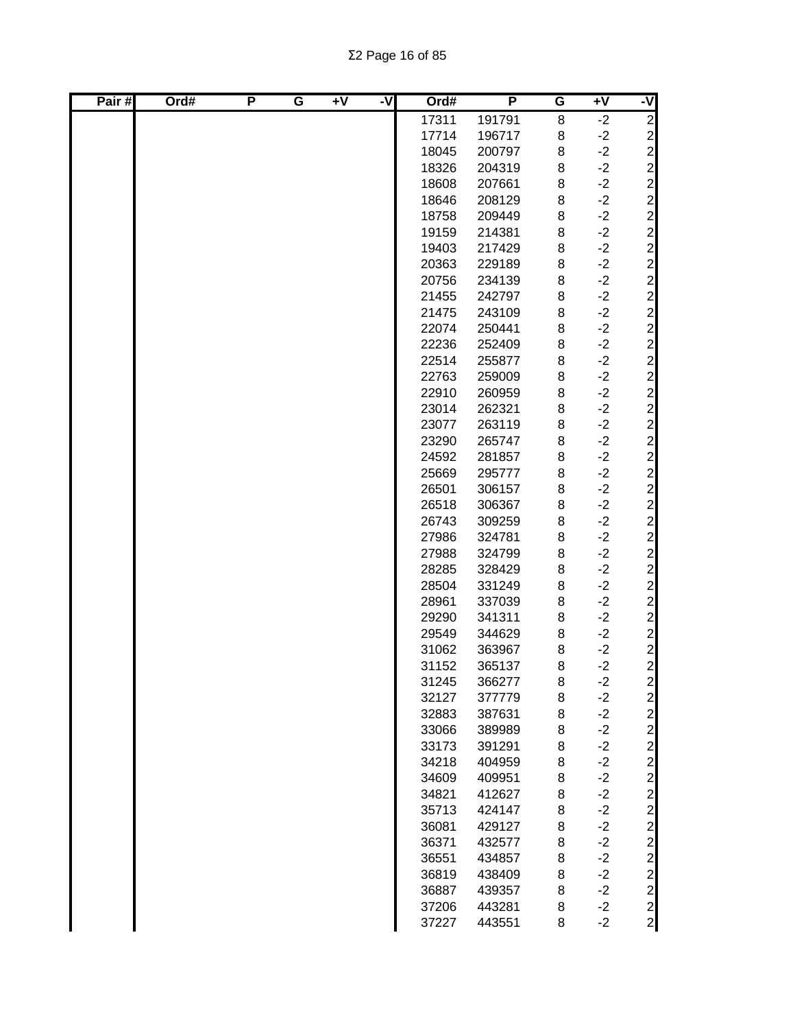| Pair # | Ord# | P | G | +V | -V | Ord# | P | G | +V | -V |
|---|---|---|---|---|---|---|---|---|---|---|
| | | | | | | 17311 | 191791 | 8 | -2 | 2 |
| | | | | | | 17714 | 196717 | 8 | -2 | 2 |
| | | | | | | 18045 | 200797 | 8 | -2 | 2 |
| | | | | | | 18326 | 204319 | 8 | -2 | 2 |
| | | | | | | 18608 | 207661 | 8 | -2 | 2 |
| | | | | | | 18646 | 208129 | 8 | -2 | 2 |
| | | | | | | 18758 | 209449 | 8 | -2 | 2 |
| | | | | | | 19159 | 214381 | 8 | -2 | 2 |
| | | | | | | 19403 | 217429 | 8 | -2 | 2 |
| | | | | | | 20363 | 229189 | 8 | -2 | 2 |
| | | | | | | 20756 | 234139 | 8 | -2 | 2 |
| | | | | | | 21455 | 242797 | 8 | -2 | 2 |
| | | | | | | 21475 | 243109 | 8 | -2 | 2 |
| | | | | | | 22074 | 250441 | 8 | -2 | 2 |
| | | | | | | 22236 | 252409 | 8 | -2 | 2 |
| | | | | | | 22514 | 255877 | 8 | -2 | 2 |
| | | | | | | 22763 | 259009 | 8 | -2 | 2 |
| | | | | | | 22910 | 260959 | 8 | -2 | 2 |
| | | | | | | 23014 | 262321 | 8 | -2 | 2 |
| | | | | | | 23077 | 263119 | 8 | -2 | 2 |
| | | | | | | 23290 | 265747 | 8 | -2 | 2 |
| | | | | | | 24592 | 281857 | 8 | -2 | 2 |
| | | | | | | 25669 | 295777 | 8 | -2 | 2 |
| | | | | | | 26501 | 306157 | 8 | -2 | 2 |
| | | | | | | 26518 | 306367 | 8 | -2 | 2 |
| | | | | | | 26743 | 309259 | 8 | -2 | 2 |
| | | | | | | 27986 | 324781 | 8 | -2 | 2 |
| | | | | | | 27988 | 324799 | 8 | -2 | 2 |
| | | | | | | 28285 | 328429 | 8 | -2 | 2 |
| | | | | | | 28504 | 331249 | 8 | -2 | 2 |
| | | | | | | 28961 | 337039 | 8 | -2 | 2 |
| | | | | | | 29290 | 341311 | 8 | -2 | 2 |
| | | | | | | 29549 | 344629 | 8 | -2 | 2 |
| | | | | | | 31062 | 363967 | 8 | -2 | 2 |
| | | | | | | 31152 | 365137 | 8 | -2 | 2 |
| | | | | | | 31245 | 366277 | 8 | -2 | 2 |
| | | | | | | 32127 | 377779 | 8 | -2 | 2 |
| | | | | | | 32883 | 387631 | 8 | -2 | 2 |
| | | | | | | 33066 | 389989 | 8 | -2 | 2 |
| | | | | | | 33173 | 391291 | 8 | -2 | 2 |
| | | | | | | 34218 | 404959 | 8 | -2 | 2 |
| | | | | | | 34609 | 409951 | 8 | -2 | 2 |
| | | | | | | 34821 | 412627 | 8 | -2 | 2 |
| | | | | | | 35713 | 424147 | 8 | -2 | 2 |
| | | | | | | 36081 | 429127 | 8 | -2 | 2 |
| | | | | | | 36371 | 432577 | 8 | -2 | 2 |
| | | | | | | 36551 | 434857 | 8 | -2 | 2 |
| | | | | | | 36819 | 438409 | 8 | -2 | 2 |
| | | | | | | 36887 | 439357 | 8 | -2 | 2 |
| | | | | | | 37206 | 443281 | 8 | -2 | 2 |
| | | | | | | 37227 | 443551 | 8 | -2 | 2 |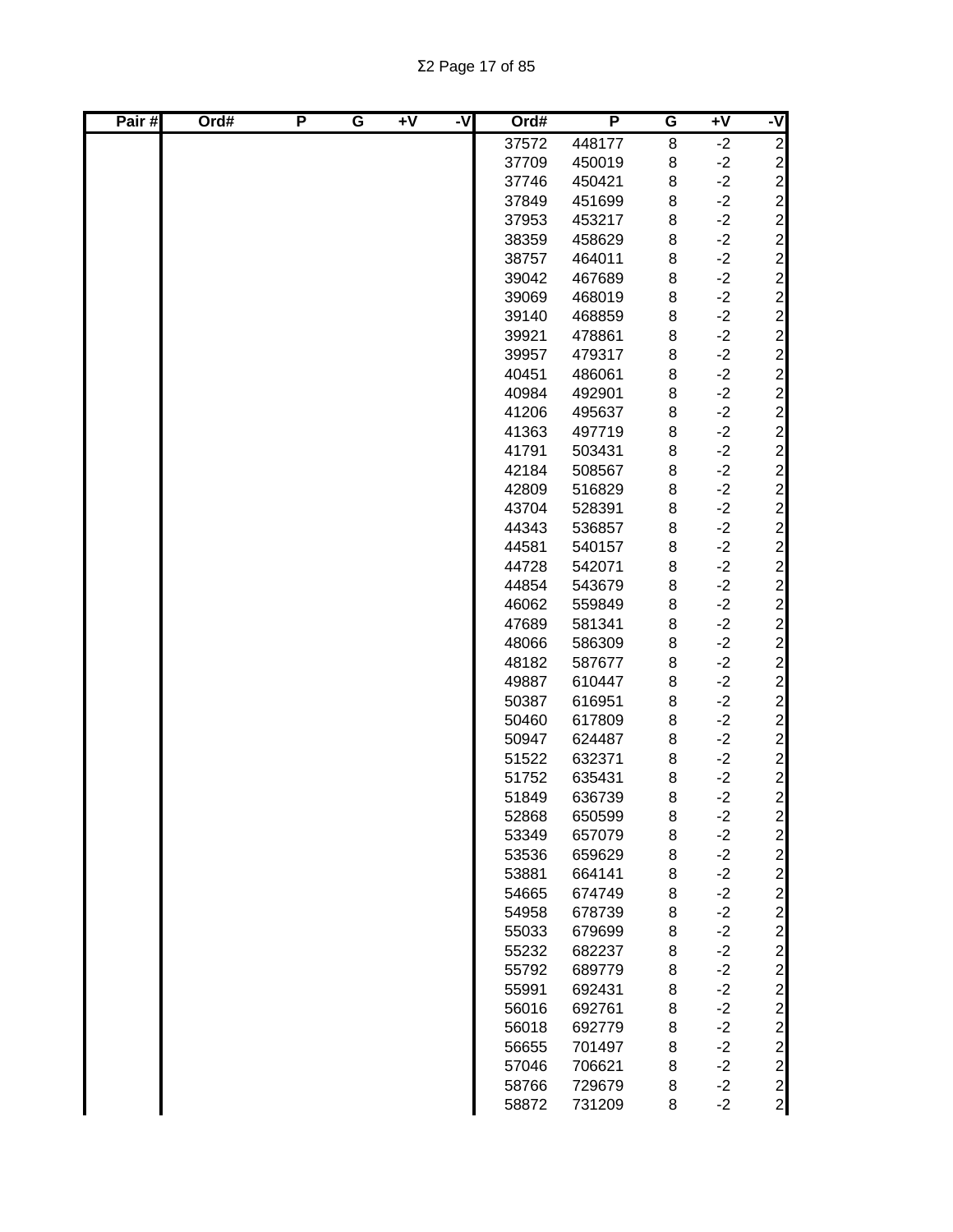| Pair # | Ord# | P | G | +V | -V | Ord# | P | G | +V | -V |
|---|---|---|---|---|---|---|---|---|---|---|
| | | | | | | 37572 | 448177 | 8 | -2 | 2 |
| | | | | | | 37709 | 450019 | 8 | -2 | 2 |
| | | | | | | 37746 | 450421 | 8 | -2 | 2 |
| | | | | | | 37849 | 451699 | 8 | -2 | 2 |
| | | | | | | 37953 | 453217 | 8 | -2 | 2 |
| | | | | | | 38359 | 458629 | 8 | -2 | 2 |
| | | | | | | 38757 | 464011 | 8 | -2 | 2 |
| | | | | | | 39042 | 467689 | 8 | -2 | 2 |
| | | | | | | 39069 | 468019 | 8 | -2 | 2 |
| | | | | | | 39140 | 468859 | 8 | -2 | 2 |
| | | | | | | 39921 | 478861 | 8 | -2 | 2 |
| | | | | | | 39957 | 479317 | 8 | -2 | 2 |
| | | | | | | 40451 | 486061 | 8 | -2 | 2 |
| | | | | | | 40984 | 492901 | 8 | -2 | 2 |
| | | | | | | 41206 | 495637 | 8 | -2 | 2 |
| | | | | | | 41363 | 497719 | 8 | -2 | 2 |
| | | | | | | 41791 | 503431 | 8 | -2 | 2 |
| | | | | | | 42184 | 508567 | 8 | -2 | 2 |
| | | | | | | 42809 | 516829 | 8 | -2 | 2 |
| | | | | | | 43704 | 528391 | 8 | -2 | 2 |
| | | | | | | 44343 | 536857 | 8 | -2 | 2 |
| | | | | | | 44581 | 540157 | 8 | -2 | 2 |
| | | | | | | 44728 | 542071 | 8 | -2 | 2 |
| | | | | | | 44854 | 543679 | 8 | -2 | 2 |
| | | | | | | 46062 | 559849 | 8 | -2 | 2 |
| | | | | | | 47689 | 581341 | 8 | -2 | 2 |
| | | | | | | 48066 | 586309 | 8 | -2 | 2 |
| | | | | | | 48182 | 587677 | 8 | -2 | 2 |
| | | | | | | 49887 | 610447 | 8 | -2 | 2 |
| | | | | | | 50387 | 616951 | 8 | -2 | 2 |
| | | | | | | 50460 | 617809 | 8 | -2 | 2 |
| | | | | | | 50947 | 624487 | 8 | -2 | 2 |
| | | | | | | 51522 | 632371 | 8 | -2 | 2 |
| | | | | | | 51752 | 635431 | 8 | -2 | 2 |
| | | | | | | 51849 | 636739 | 8 | -2 | 2 |
| | | | | | | 52868 | 650599 | 8 | -2 | 2 |
| | | | | | | 53349 | 657079 | 8 | -2 | 2 |
| | | | | | | 53536 | 659629 | 8 | -2 | 2 |
| | | | | | | 53881 | 664141 | 8 | -2 | 2 |
| | | | | | | 54665 | 674749 | 8 | -2 | 2 |
| | | | | | | 54958 | 678739 | 8 | -2 | 2 |
| | | | | | | 55033 | 679699 | 8 | -2 | 2 |
| | | | | | | 55232 | 682237 | 8 | -2 | 2 |
| | | | | | | 55792 | 689779 | 8 | -2 | 2 |
| | | | | | | 55991 | 692431 | 8 | -2 | 2 |
| | | | | | | 56016 | 692761 | 8 | -2 | 2 |
| | | | | | | 56018 | 692779 | 8 | -2 | 2 |
| | | | | | | 56655 | 701497 | 8 | -2 | 2 |
| | | | | | | 57046 | 706621 | 8 | -2 | 2 |
| | | | | | | 58766 | 729679 | 8 | -2 | 2 |
| | | | | | | 58872 | 731209 | 8 | -2 | 2 |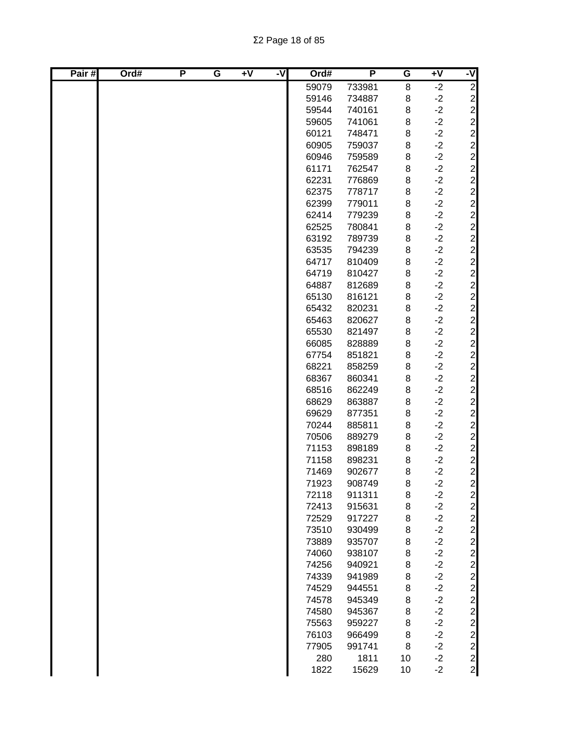| Pair # | Ord# | P | G | +V | -V | Ord# | P | G | +V | -V |
|---|---|---|---|---|---|---|---|---|---|---|
| | | | | | | 59079 | 733981 | 8 | -2 | 2 |
| | | | | | | 59146 | 734887 | 8 | -2 | 2 |
| | | | | | | 59544 | 740161 | 8 | -2 | 2 |
| | | | | | | 59605 | 741061 | 8 | -2 | 2 |
| | | | | | | 60121 | 748471 | 8 | -2 | 2 |
| | | | | | | 60905 | 759037 | 8 | -2 | 2 |
| | | | | | | 60946 | 759589 | 8 | -2 | 2 |
| | | | | | | 61171 | 762547 | 8 | -2 | 2 |
| | | | | | | 62231 | 776869 | 8 | -2 | 2 |
| | | | | | | 62375 | 778717 | 8 | -2 | 2 |
| | | | | | | 62399 | 779011 | 8 | -2 | 2 |
| | | | | | | 62414 | 779239 | 8 | -2 | 2 |
| | | | | | | 62525 | 780841 | 8 | -2 | 2 |
| | | | | | | 63192 | 789739 | 8 | -2 | 2 |
| | | | | | | 63535 | 794239 | 8 | -2 | 2 |
| | | | | | | 64717 | 810409 | 8 | -2 | 2 |
| | | | | | | 64719 | 810427 | 8 | -2 | 2 |
| | | | | | | 64887 | 812689 | 8 | -2 | 2 |
| | | | | | | 65130 | 816121 | 8 | -2 | 2 |
| | | | | | | 65432 | 820231 | 8 | -2 | 2 |
| | | | | | | 65463 | 820627 | 8 | -2 | 2 |
| | | | | | | 65530 | 821497 | 8 | -2 | 2 |
| | | | | | | 66085 | 828889 | 8 | -2 | 2 |
| | | | | | | 67754 | 851821 | 8 | -2 | 2 |
| | | | | | | 68221 | 858259 | 8 | -2 | 2 |
| | | | | | | 68367 | 860341 | 8 | -2 | 2 |
| | | | | | | 68516 | 862249 | 8 | -2 | 2 |
| | | | | | | 68629 | 863887 | 8 | -2 | 2 |
| | | | | | | 69629 | 877351 | 8 | -2 | 2 |
| | | | | | | 70244 | 885811 | 8 | -2 | 2 |
| | | | | | | 70506 | 889279 | 8 | -2 | 2 |
| | | | | | | 71153 | 898189 | 8 | -2 | 2 |
| | | | | | | 71158 | 898231 | 8 | -2 | 2 |
| | | | | | | 71469 | 902677 | 8 | -2 | 2 |
| | | | | | | 71923 | 908749 | 8 | -2 | 2 |
| | | | | | | 72118 | 911311 | 8 | -2 | 2 |
| | | | | | | 72413 | 915631 | 8 | -2 | 2 |
| | | | | | | 72529 | 917227 | 8 | -2 | 2 |
| | | | | | | 73510 | 930499 | 8 | -2 | 2 |
| | | | | | | 73889 | 935707 | 8 | -2 | 2 |
| | | | | | | 74060 | 938107 | 8 | -2 | 2 |
| | | | | | | 74256 | 940921 | 8 | -2 | 2 |
| | | | | | | 74339 | 941989 | 8 | -2 | 2 |
| | | | | | | 74529 | 944551 | 8 | -2 | 2 |
| | | | | | | 74578 | 945349 | 8 | -2 | 2 |
| | | | | | | 74580 | 945367 | 8 | -2 | 2 |
| | | | | | | 75563 | 959227 | 8 | -2 | 2 |
| | | | | | | 76103 | 966499 | 8 | -2 | 2 |
| | | | | | | 77905 | 991741 | 8 | -2 | 2 |
| | | | | | | 280 | 1811 | 10 | -2 | 2 |
| | | | | | | 1822 | 15629 | 10 | -2 | 2 |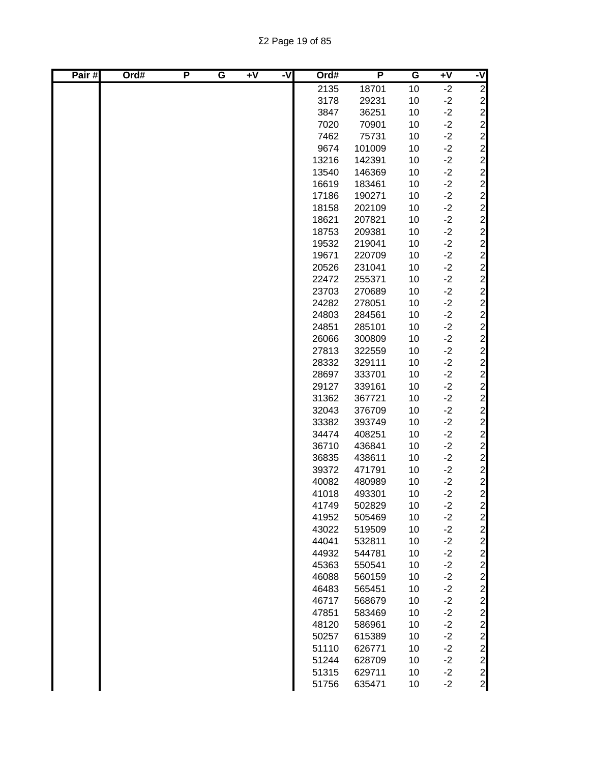| Pair # | Ord# | P | G | +V | -V | Ord# | P | G | +V | -V |
|---|---|---|---|---|---|---|---|---|---|---|
| | | | | | | 2135 | 18701 | 10 | -2 | 2 |
| | | | | | | 3178 | 29231 | 10 | -2 | 2 |
| | | | | | | 3847 | 36251 | 10 | -2 | 2 |
| | | | | | | 7020 | 70901 | 10 | -2 | 2 |
| | | | | | | 7462 | 75731 | 10 | -2 | 2 |
| | | | | | | 9674 | 101009 | 10 | -2 | 2 |
| | | | | | | 13216 | 142391 | 10 | -2 | 2 |
| | | | | | | 13540 | 146369 | 10 | -2 | 2 |
| | | | | | | 16619 | 183461 | 10 | -2 | 2 |
| | | | | | | 17186 | 190271 | 10 | -2 | 2 |
| | | | | | | 18158 | 202109 | 10 | -2 | 2 |
| | | | | | | 18621 | 207821 | 10 | -2 | 2 |
| | | | | | | 18753 | 209381 | 10 | -2 | 2 |
| | | | | | | 19532 | 219041 | 10 | -2 | 2 |
| | | | | | | 19671 | 220709 | 10 | -2 | 2 |
| | | | | | | 20526 | 231041 | 10 | -2 | 2 |
| | | | | | | 22472 | 255371 | 10 | -2 | 2 |
| | | | | | | 23703 | 270689 | 10 | -2 | 2 |
| | | | | | | 24282 | 278051 | 10 | -2 | 2 |
| | | | | | | 24803 | 284561 | 10 | -2 | 2 |
| | | | | | | 24851 | 285101 | 10 | -2 | 2 |
| | | | | | | 26066 | 300809 | 10 | -2 | 2 |
| | | | | | | 27813 | 322559 | 10 | -2 | 2 |
| | | | | | | 28332 | 329111 | 10 | -2 | 2 |
| | | | | | | 28697 | 333701 | 10 | -2 | 2 |
| | | | | | | 29127 | 339161 | 10 | -2 | 2 |
| | | | | | | 31362 | 367721 | 10 | -2 | 2 |
| | | | | | | 32043 | 376709 | 10 | -2 | 2 |
| | | | | | | 33382 | 393749 | 10 | -2 | 2 |
| | | | | | | 34474 | 408251 | 10 | -2 | 2 |
| | | | | | | 36710 | 436841 | 10 | -2 | 2 |
| | | | | | | 36835 | 438611 | 10 | -2 | 2 |
| | | | | | | 39372 | 471791 | 10 | -2 | 2 |
| | | | | | | 40082 | 480989 | 10 | -2 | 2 |
| | | | | | | 41018 | 493301 | 10 | -2 | 2 |
| | | | | | | 41749 | 502829 | 10 | -2 | 2 |
| | | | | | | 41952 | 505469 | 10 | -2 | 2 |
| | | | | | | 43022 | 519509 | 10 | -2 | 2 |
| | | | | | | 44041 | 532811 | 10 | -2 | 2 |
| | | | | | | 44932 | 544781 | 10 | -2 | 2 |
| | | | | | | 45363 | 550541 | 10 | -2 | 2 |
| | | | | | | 46088 | 560159 | 10 | -2 | 2 |
| | | | | | | 46483 | 565451 | 10 | -2 | 2 |
| | | | | | | 46717 | 568679 | 10 | -2 | 2 |
| | | | | | | 47851 | 583469 | 10 | -2 | 2 |
| | | | | | | 48120 | 586961 | 10 | -2 | 2 |
| | | | | | | 50257 | 615389 | 10 | -2 | 2 |
| | | | | | | 51110 | 626771 | 10 | -2 | 2 |
| | | | | | | 51244 | 628709 | 10 | -2 | 2 |
| | | | | | | 51315 | 629711 | 10 | -2 | 2 |
| | | | | | | 51756 | 635471 | 10 | -2 | 2 |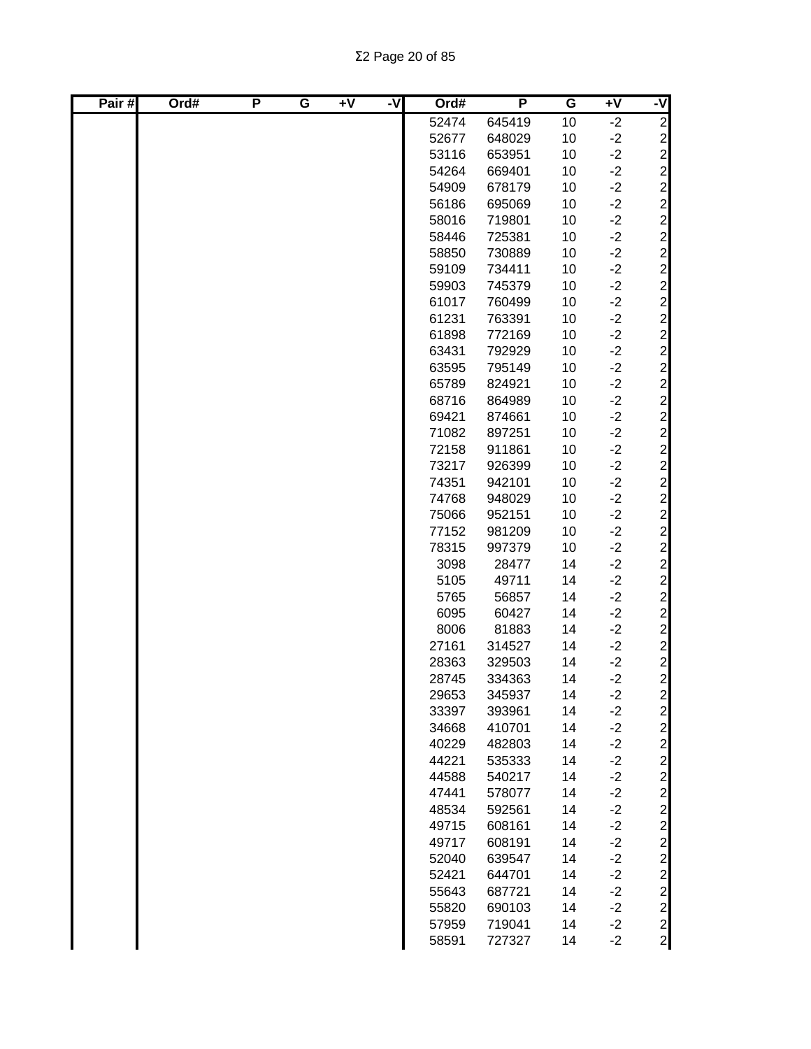| Pair # | Ord# | P | G | +V | -V | Ord# | P | G | +V | -V |
|---|---|---|---|---|---|---|---|---|---|---|
| | | | | | | 52474 | 645419 | 10 | -2 | 2 |
| | | | | | | 52677 | 648029 | 10 | -2 | 2 |
| | | | | | | 53116 | 653951 | 10 | -2 | 2 |
| | | | | | | 54264 | 669401 | 10 | -2 | 2 |
| | | | | | | 54909 | 678179 | 10 | -2 | 2 |
| | | | | | | 56186 | 695069 | 10 | -2 | 2 |
| | | | | | | 58016 | 719801 | 10 | -2 | 2 |
| | | | | | | 58446 | 725381 | 10 | -2 | 2 |
| | | | | | | 58850 | 730889 | 10 | -2 | 2 |
| | | | | | | 59109 | 734411 | 10 | -2 | 2 |
| | | | | | | 59903 | 745379 | 10 | -2 | 2 |
| | | | | | | 61017 | 760499 | 10 | -2 | 2 |
| | | | | | | 61231 | 763391 | 10 | -2 | 2 |
| | | | | | | 61898 | 772169 | 10 | -2 | 2 |
| | | | | | | 63431 | 792929 | 10 | -2 | 2 |
| | | | | | | 63595 | 795149 | 10 | -2 | 2 |
| | | | | | | 65789 | 824921 | 10 | -2 | 2 |
| | | | | | | 68716 | 864989 | 10 | -2 | 2 |
| | | | | | | 69421 | 874661 | 10 | -2 | 2 |
| | | | | | | 71082 | 897251 | 10 | -2 | 2 |
| | | | | | | 72158 | 911861 | 10 | -2 | 2 |
| | | | | | | 73217 | 926399 | 10 | -2 | 2 |
| | | | | | | 74351 | 942101 | 10 | -2 | 2 |
| | | | | | | 74768 | 948029 | 10 | -2 | 2 |
| | | | | | | 75066 | 952151 | 10 | -2 | 2 |
| | | | | | | 77152 | 981209 | 10 | -2 | 2 |
| | | | | | | 78315 | 997379 | 10 | -2 | 2 |
| | | | | | | 3098 | 28477 | 14 | -2 | 2 |
| | | | | | | 5105 | 49711 | 14 | -2 | 2 |
| | | | | | | 5765 | 56857 | 14 | -2 | 2 |
| | | | | | | 6095 | 60427 | 14 | -2 | 2 |
| | | | | | | 8006 | 81883 | 14 | -2 | 2 |
| | | | | | | 27161 | 314527 | 14 | -2 | 2 |
| | | | | | | 28363 | 329503 | 14 | -2 | 2 |
| | | | | | | 28745 | 334363 | 14 | -2 | 2 |
| | | | | | | 29653 | 345937 | 14 | -2 | 2 |
| | | | | | | 33397 | 393961 | 14 | -2 | 2 |
| | | | | | | 34668 | 410701 | 14 | -2 | 2 |
| | | | | | | 40229 | 482803 | 14 | -2 | 2 |
| | | | | | | 44221 | 535333 | 14 | -2 | 2 |
| | | | | | | 44588 | 540217 | 14 | -2 | 2 |
| | | | | | | 47441 | 578077 | 14 | -2 | 2 |
| | | | | | | 48534 | 592561 | 14 | -2 | 2 |
| | | | | | | 49715 | 608161 | 14 | -2 | 2 |
| | | | | | | 49717 | 608191 | 14 | -2 | 2 |
| | | | | | | 52040 | 639547 | 14 | -2 | 2 |
| | | | | | | 52421 | 644701 | 14 | -2 | 2 |
| | | | | | | 55643 | 687721 | 14 | -2 | 2 |
| | | | | | | 55820 | 690103 | 14 | -2 | 2 |
| | | | | | | 57959 | 719041 | 14 | -2 | 2 |
| | | | | | | 58591 | 727327 | 14 | -2 | 2 |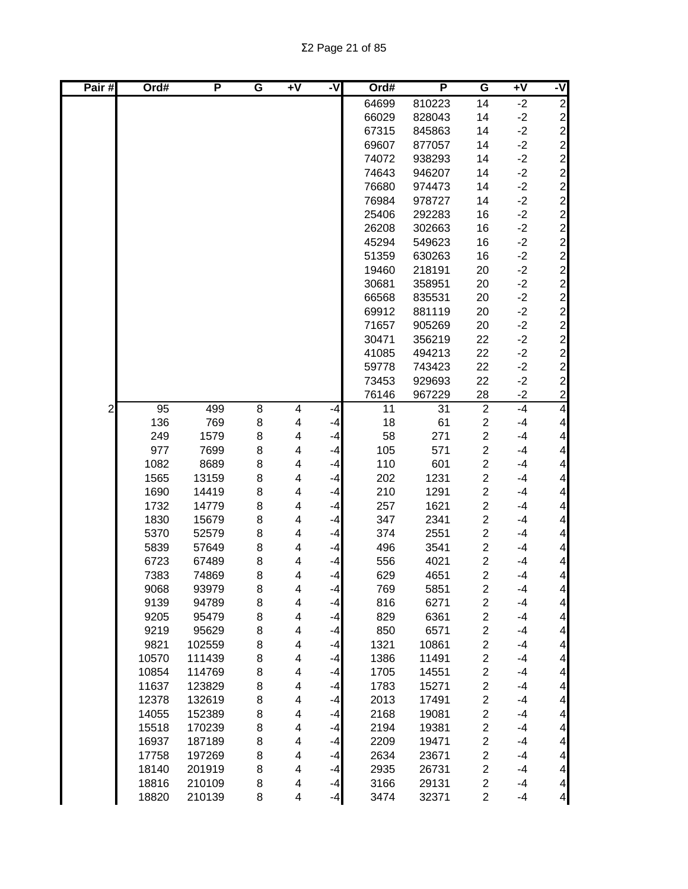| Pair # | Ord# | P | G | +V | -V | Ord# | P | G | +V | -V |
|---|---|---|---|---|---|---|---|---|---|---|
| | | | | | | 64699 | 810223 | 14 | -2 | 2 |
| | | | | | | 66029 | 828043 | 14 | -2 | 2 |
| | | | | | | 67315 | 845863 | 14 | -2 | 2 |
| | | | | | | 69607 | 877057 | 14 | -2 | 2 |
| | | | | | | 74072 | 938293 | 14 | -2 | 2 |
| | | | | | | 74643 | 946207 | 14 | -2 | 2 |
| | | | | | | 76680 | 974473 | 14 | -2 | 2 |
| | | | | | | 76984 | 978727 | 14 | -2 | 2 |
| | | | | | | 25406 | 292283 | 16 | -2 | 2 |
| | | | | | | 26208 | 302663 | 16 | -2 | 2 |
| | | | | | | 45294 | 549623 | 16 | -2 | 2 |
| | | | | | | 51359 | 630263 | 16 | -2 | 2 |
| | | | | | | 19460 | 218191 | 20 | -2 | 2 |
| | | | | | | 30681 | 358951 | 20 | -2 | 2 |
| | | | | | | 66568 | 835531 | 20 | -2 | 2 |
| | | | | | | 69912 | 881119 | 20 | -2 | 2 |
| | | | | | | 71657 | 905269 | 20 | -2 | 2 |
| | | | | | | 30471 | 356219 | 22 | -2 | 2 |
| | | | | | | 41085 | 494213 | 22 | -2 | 2 |
| | | | | | | 59778 | 743423 | 22 | -2 | 2 |
| | | | | | | 73453 | 929693 | 22 | -2 | 2 |
| | | | | | | 76146 | 967229 | 28 | -2 | 2 |
| 2 | 95 | 499 | 8 | 4 | -4 | 11 | 31 | 2 | -4 | 4 |
| | 136 | 769 | 8 | 4 | -4 | 18 | 61 | 2 | -4 | 4 |
| | 249 | 1579 | 8 | 4 | -4 | 58 | 271 | 2 | -4 | 4 |
| | 977 | 7699 | 8 | 4 | -4 | 105 | 571 | 2 | -4 | 4 |
| | 1082 | 8689 | 8 | 4 | -4 | 110 | 601 | 2 | -4 | 4 |
| | 1565 | 13159 | 8 | 4 | -4 | 202 | 1231 | 2 | -4 | 4 |
| | 1690 | 14419 | 8 | 4 | -4 | 210 | 1291 | 2 | -4 | 4 |
| | 1732 | 14779 | 8 | 4 | -4 | 257 | 1621 | 2 | -4 | 4 |
| | 1830 | 15679 | 8 | 4 | -4 | 347 | 2341 | 2 | -4 | 4 |
| | 5370 | 52579 | 8 | 4 | -4 | 374 | 2551 | 2 | -4 | 4 |
| | 5839 | 57649 | 8 | 4 | -4 | 496 | 3541 | 2 | -4 | 4 |
| | 6723 | 67489 | 8 | 4 | -4 | 556 | 4021 | 2 | -4 | 4 |
| | 7383 | 74869 | 8 | 4 | -4 | 629 | 4651 | 2 | -4 | 4 |
| | 9068 | 93979 | 8 | 4 | -4 | 769 | 5851 | 2 | -4 | 4 |
| | 9139 | 94789 | 8 | 4 | -4 | 816 | 6271 | 2 | -4 | 4 |
| | 9205 | 95479 | 8 | 4 | -4 | 829 | 6361 | 2 | -4 | 4 |
| | 9219 | 95629 | 8 | 4 | -4 | 850 | 6571 | 2 | -4 | 4 |
| | 9821 | 102559 | 8 | 4 | -4 | 1321 | 10861 | 2 | -4 | 4 |
| | 10570 | 111439 | 8 | 4 | -4 | 1386 | 11491 | 2 | -4 | 4 |
| | 10854 | 114769 | 8 | 4 | -4 | 1705 | 14551 | 2 | -4 | 4 |
| | 11637 | 123829 | 8 | 4 | -4 | 1783 | 15271 | 2 | -4 | 4 |
| | 12378 | 132619 | 8 | 4 | -4 | 2013 | 17491 | 2 | -4 | 4 |
| | 14055 | 152389 | 8 | 4 | -4 | 2168 | 19081 | 2 | -4 | 4 |
| | 15518 | 170239 | 8 | 4 | -4 | 2194 | 19381 | 2 | -4 | 4 |
| | 16937 | 187189 | 8 | 4 | -4 | 2209 | 19471 | 2 | -4 | 4 |
| | 17758 | 197269 | 8 | 4 | -4 | 2634 | 23671 | 2 | -4 | 4 |
| | 18140 | 201919 | 8 | 4 | -4 | 2935 | 26731 | 2 | -4 | 4 |
| | 18816 | 210109 | 8 | 4 | -4 | 3166 | 29131 | 2 | -4 | 4 |
| | 18820 | 210139 | 8 | 4 | -4 | 3474 | 32371 | 2 | -4 | 4 |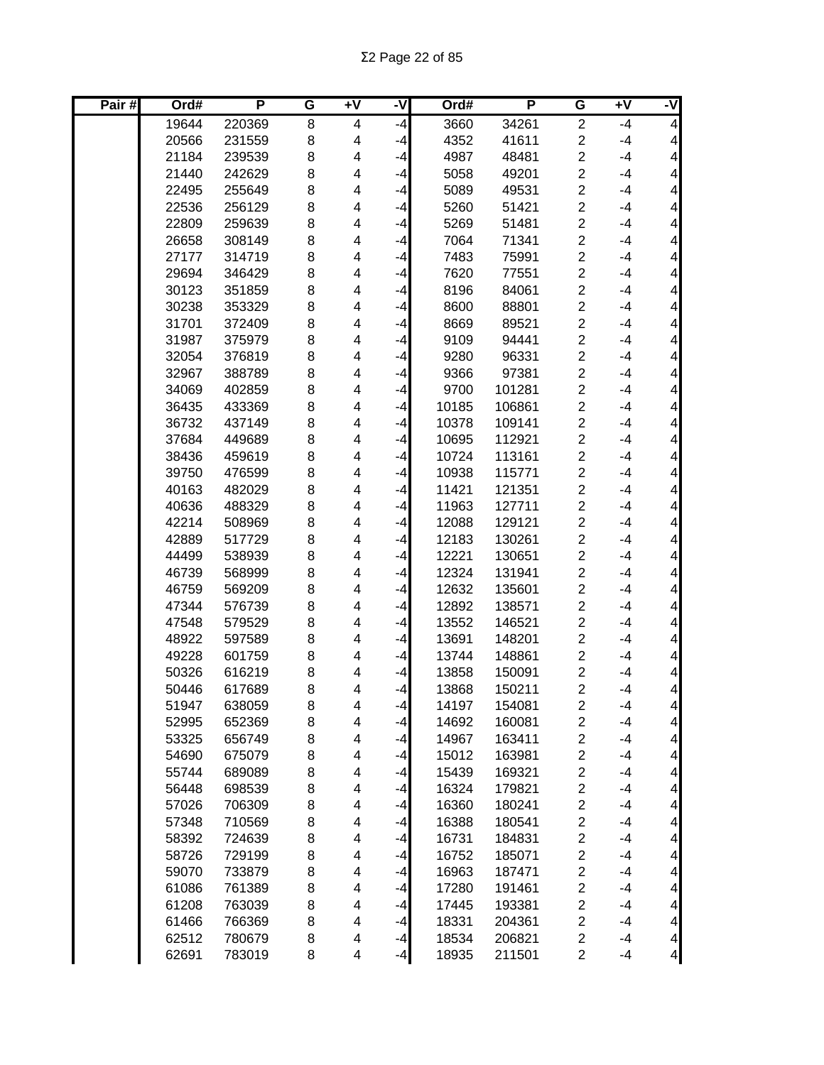| Pair # | Ord# | P | G | +V | -V | Ord# | P | G | +V | -V |
|---|---|---|---|---|---|---|---|---|---|---|
| | 19644 | 220369 | 8 | 4 | -4 | 3660 | 34261 | 2 | -4 | 4 |
| | 20566 | 231559 | 8 | 4 | -4 | 4352 | 41611 | 2 | -4 | 4 |
| | 21184 | 239539 | 8 | 4 | -4 | 4987 | 48481 | 2 | -4 | 4 |
| | 21440 | 242629 | 8 | 4 | -4 | 5058 | 49201 | 2 | -4 | 4 |
| | 22495 | 255649 | 8 | 4 | -4 | 5089 | 49531 | 2 | -4 | 4 |
| | 22536 | 256129 | 8 | 4 | -4 | 5260 | 51421 | 2 | -4 | 4 |
| | 22809 | 259639 | 8 | 4 | -4 | 5269 | 51481 | 2 | -4 | 4 |
| | 26658 | 308149 | 8 | 4 | -4 | 7064 | 71341 | 2 | -4 | 4 |
| | 27177 | 314719 | 8 | 4 | -4 | 7483 | 75991 | 2 | -4 | 4 |
| | 29694 | 346429 | 8 | 4 | -4 | 7620 | 77551 | 2 | -4 | 4 |
| | 30123 | 351859 | 8 | 4 | -4 | 8196 | 84061 | 2 | -4 | 4 |
| | 30238 | 353329 | 8 | 4 | -4 | 8600 | 88801 | 2 | -4 | 4 |
| | 31701 | 372409 | 8 | 4 | -4 | 8669 | 89521 | 2 | -4 | 4 |
| | 31987 | 375979 | 8 | 4 | -4 | 9109 | 94441 | 2 | -4 | 4 |
| | 32054 | 376819 | 8 | 4 | -4 | 9280 | 96331 | 2 | -4 | 4 |
| | 32967 | 388789 | 8 | 4 | -4 | 9366 | 97381 | 2 | -4 | 4 |
| | 34069 | 402859 | 8 | 4 | -4 | 9700 | 101281 | 2 | -4 | 4 |
| | 36435 | 433369 | 8 | 4 | -4 | 10185 | 106861 | 2 | -4 | 4 |
| | 36732 | 437149 | 8 | 4 | -4 | 10378 | 109141 | 2 | -4 | 4 |
| | 37684 | 449689 | 8 | 4 | -4 | 10695 | 112921 | 2 | -4 | 4 |
| | 38436 | 459619 | 8 | 4 | -4 | 10724 | 113161 | 2 | -4 | 4 |
| | 39750 | 476599 | 8 | 4 | -4 | 10938 | 115771 | 2 | -4 | 4 |
| | 40163 | 482029 | 8 | 4 | -4 | 11421 | 121351 | 2 | -4 | 4 |
| | 40636 | 488329 | 8 | 4 | -4 | 11963 | 127711 | 2 | -4 | 4 |
| | 42214 | 508969 | 8 | 4 | -4 | 12088 | 129121 | 2 | -4 | 4 |
| | 42889 | 517729 | 8 | 4 | -4 | 12183 | 130261 | 2 | -4 | 4 |
| | 44499 | 538939 | 8 | 4 | -4 | 12221 | 130651 | 2 | -4 | 4 |
| | 46739 | 568999 | 8 | 4 | -4 | 12324 | 131941 | 2 | -4 | 4 |
| | 46759 | 569209 | 8 | 4 | -4 | 12632 | 135601 | 2 | -4 | 4 |
| | 47344 | 576739 | 8 | 4 | -4 | 12892 | 138571 | 2 | -4 | 4 |
| | 47548 | 579529 | 8 | 4 | -4 | 13552 | 146521 | 2 | -4 | 4 |
| | 48922 | 597589 | 8 | 4 | -4 | 13691 | 148201 | 2 | -4 | 4 |
| | 49228 | 601759 | 8 | 4 | -4 | 13744 | 148861 | 2 | -4 | 4 |
| | 50326 | 616219 | 8 | 4 | -4 | 13858 | 150091 | 2 | -4 | 4 |
| | 50446 | 617689 | 8 | 4 | -4 | 13868 | 150211 | 2 | -4 | 4 |
| | 51947 | 638059 | 8 | 4 | -4 | 14197 | 154081 | 2 | -4 | 4 |
| | 52995 | 652369 | 8 | 4 | -4 | 14692 | 160081 | 2 | -4 | 4 |
| | 53325 | 656749 | 8 | 4 | -4 | 14967 | 163411 | 2 | -4 | 4 |
| | 54690 | 675079 | 8 | 4 | -4 | 15012 | 163981 | 2 | -4 | 4 |
| | 55744 | 689089 | 8 | 4 | -4 | 15439 | 169321 | 2 | -4 | 4 |
| | 56448 | 698539 | 8 | 4 | -4 | 16324 | 179821 | 2 | -4 | 4 |
| | 57026 | 706309 | 8 | 4 | -4 | 16360 | 180241 | 2 | -4 | 4 |
| | 57348 | 710569 | 8 | 4 | -4 | 16388 | 180541 | 2 | -4 | 4 |
| | 58392 | 724639 | 8 | 4 | -4 | 16731 | 184831 | 2 | -4 | 4 |
| | 58726 | 729199 | 8 | 4 | -4 | 16752 | 185071 | 2 | -4 | 4 |
| | 59070 | 733879 | 8 | 4 | -4 | 16963 | 187471 | 2 | -4 | 4 |
| | 61086 | 761389 | 8 | 4 | -4 | 17280 | 191461 | 2 | -4 | 4 |
| | 61208 | 763039 | 8 | 4 | -4 | 17445 | 193381 | 2 | -4 | 4 |
| | 61466 | 766369 | 8 | 4 | -4 | 18331 | 204361 | 2 | -4 | 4 |
| | 62512 | 780679 | 8 | 4 | -4 | 18534 | 206821 | 2 | -4 | 4 |
| | 62691 | 783019 | 8 | 4 | -4 | 18935 | 211501 | 2 | -4 | 4 |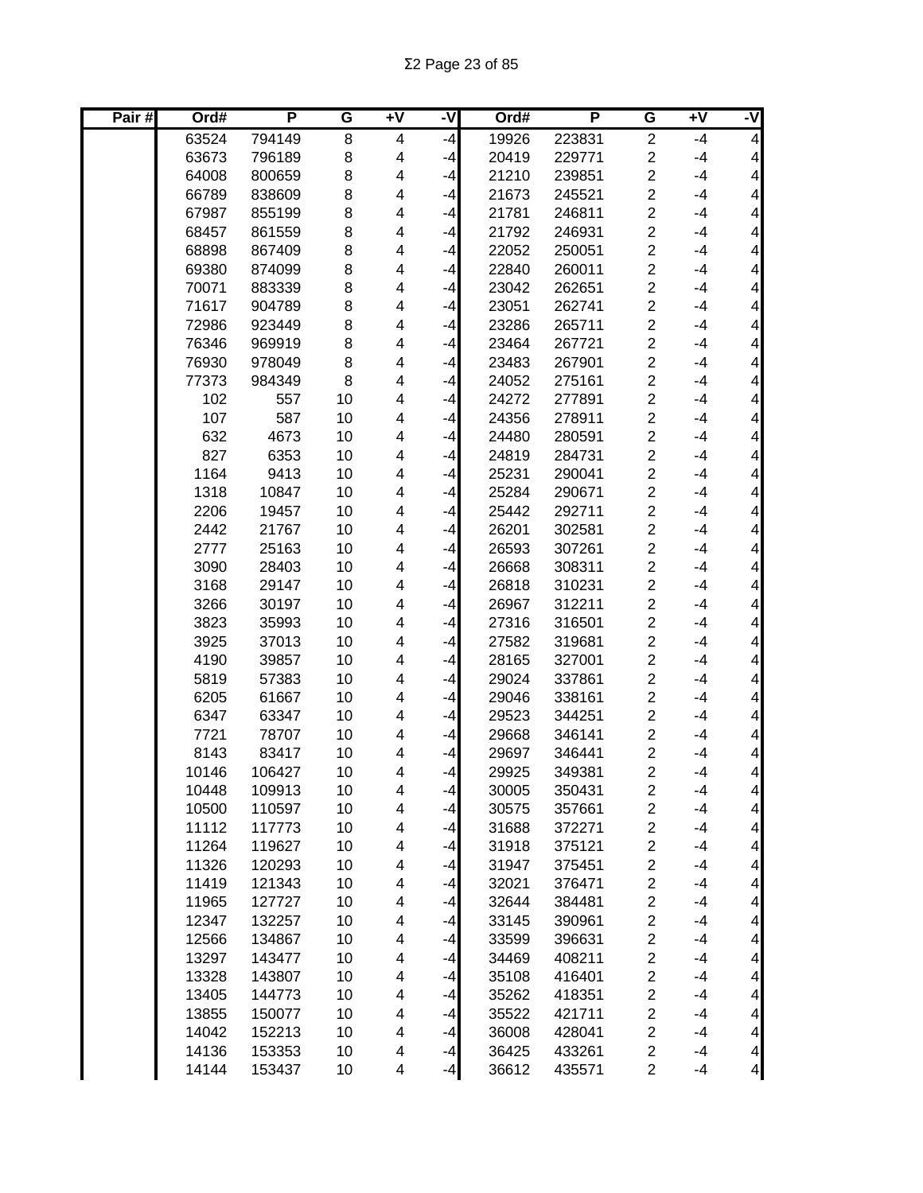| Pair # | Ord# | P | G | +V | -V | Ord# | P | G | +V | -V |
|---|---|---|---|---|---|---|---|---|---|---|
| | 63524 | 794149 | 8 | 4 | -4 | 19926 | 223831 | 2 | -4 | 4 |
| | 63673 | 796189 | 8 | 4 | -4 | 20419 | 229771 | 2 | -4 | 4 |
| | 64008 | 800659 | 8 | 4 | -4 | 21210 | 239851 | 2 | -4 | 4 |
| | 66789 | 838609 | 8 | 4 | -4 | 21673 | 245521 | 2 | -4 | 4 |
| | 67987 | 855199 | 8 | 4 | -4 | 21781 | 246811 | 2 | -4 | 4 |
| | 68457 | 861559 | 8 | 4 | -4 | 21792 | 246931 | 2 | -4 | 4 |
| | 68898 | 867409 | 8 | 4 | -4 | 22052 | 250051 | 2 | -4 | 4 |
| | 69380 | 874099 | 8 | 4 | -4 | 22840 | 260011 | 2 | -4 | 4 |
| | 70071 | 883339 | 8 | 4 | -4 | 23042 | 262651 | 2 | -4 | 4 |
| | 71617 | 904789 | 8 | 4 | -4 | 23051 | 262741 | 2 | -4 | 4 |
| | 72986 | 923449 | 8 | 4 | -4 | 23286 | 265711 | 2 | -4 | 4 |
| | 76346 | 969919 | 8 | 4 | -4 | 23464 | 267721 | 2 | -4 | 4 |
| | 76930 | 978049 | 8 | 4 | -4 | 23483 | 267901 | 2 | -4 | 4 |
| | 77373 | 984349 | 8 | 4 | -4 | 24052 | 275161 | 2 | -4 | 4 |
| | 102 | 557 | 10 | 4 | -4 | 24272 | 277891 | 2 | -4 | 4 |
| | 107 | 587 | 10 | 4 | -4 | 24356 | 278911 | 2 | -4 | 4 |
| | 632 | 4673 | 10 | 4 | -4 | 24480 | 280591 | 2 | -4 | 4 |
| | 827 | 6353 | 10 | 4 | -4 | 24819 | 284731 | 2 | -4 | 4 |
| | 1164 | 9413 | 10 | 4 | -4 | 25231 | 290041 | 2 | -4 | 4 |
| | 1318 | 10847 | 10 | 4 | -4 | 25284 | 290671 | 2 | -4 | 4 |
| | 2206 | 19457 | 10 | 4 | -4 | 25442 | 292711 | 2 | -4 | 4 |
| | 2442 | 21767 | 10 | 4 | -4 | 26201 | 302581 | 2 | -4 | 4 |
| | 2777 | 25163 | 10 | 4 | -4 | 26593 | 307261 | 2 | -4 | 4 |
| | 3090 | 28403 | 10 | 4 | -4 | 26668 | 308311 | 2 | -4 | 4 |
| | 3168 | 29147 | 10 | 4 | -4 | 26818 | 310231 | 2 | -4 | 4 |
| | 3266 | 30197 | 10 | 4 | -4 | 26967 | 312211 | 2 | -4 | 4 |
| | 3823 | 35993 | 10 | 4 | -4 | 27316 | 316501 | 2 | -4 | 4 |
| | 3925 | 37013 | 10 | 4 | -4 | 27582 | 319681 | 2 | -4 | 4 |
| | 4190 | 39857 | 10 | 4 | -4 | 28165 | 327001 | 2 | -4 | 4 |
| | 5819 | 57383 | 10 | 4 | -4 | 29024 | 337861 | 2 | -4 | 4 |
| | 6205 | 61667 | 10 | 4 | -4 | 29046 | 338161 | 2 | -4 | 4 |
| | 6347 | 63347 | 10 | 4 | -4 | 29523 | 344251 | 2 | -4 | 4 |
| | 7721 | 78707 | 10 | 4 | -4 | 29668 | 346141 | 2 | -4 | 4 |
| | 8143 | 83417 | 10 | 4 | -4 | 29697 | 346441 | 2 | -4 | 4 |
| | 10146 | 106427 | 10 | 4 | -4 | 29925 | 349381 | 2 | -4 | 4 |
| | 10448 | 109913 | 10 | 4 | -4 | 30005 | 350431 | 2 | -4 | 4 |
| | 10500 | 110597 | 10 | 4 | -4 | 30575 | 357661 | 2 | -4 | 4 |
| | 11112 | 117773 | 10 | 4 | -4 | 31688 | 372271 | 2 | -4 | 4 |
| | 11264 | 119627 | 10 | 4 | -4 | 31918 | 375121 | 2 | -4 | 4 |
| | 11326 | 120293 | 10 | 4 | -4 | 31947 | 375451 | 2 | -4 | 4 |
| | 11419 | 121343 | 10 | 4 | -4 | 32021 | 376471 | 2 | -4 | 4 |
| | 11965 | 127727 | 10 | 4 | -4 | 32644 | 384481 | 2 | -4 | 4 |
| | 12347 | 132257 | 10 | 4 | -4 | 33145 | 390961 | 2 | -4 | 4 |
| | 12566 | 134867 | 10 | 4 | -4 | 33599 | 396631 | 2 | -4 | 4 |
| | 13297 | 143477 | 10 | 4 | -4 | 34469 | 408211 | 2 | -4 | 4 |
| | 13328 | 143807 | 10 | 4 | -4 | 35108 | 416401 | 2 | -4 | 4 |
| | 13405 | 144773 | 10 | 4 | -4 | 35262 | 418351 | 2 | -4 | 4 |
| | 13855 | 150077 | 10 | 4 | -4 | 35522 | 421711 | 2 | -4 | 4 |
| | 14042 | 152213 | 10 | 4 | -4 | 36008 | 428041 | 2 | -4 | 4 |
| | 14136 | 153353 | 10 | 4 | -4 | 36425 | 433261 | 2 | -4 | 4 |
| | 14144 | 153437 | 10 | 4 | -4 | 36612 | 435571 | 2 | -4 | 4 |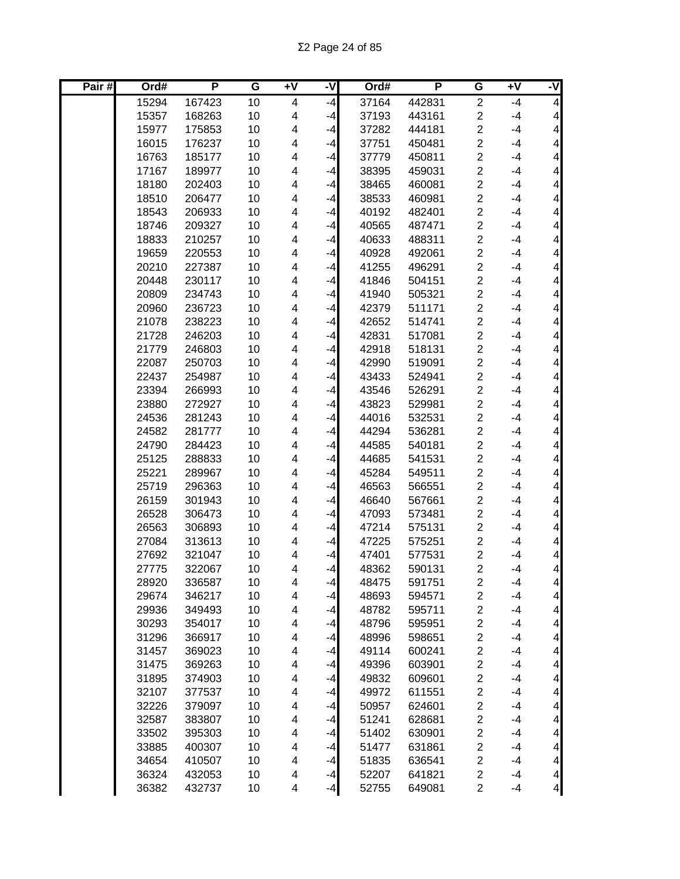Σ2 Page 24 of 85

| Pair # | Ord# | P | G | +V | -V | Ord# | P | G | +V | -V |
|---|---|---|---|---|---|---|---|---|---|---|
| | 15294 | 167423 | 10 | 4 | -4 | 37164 | 442831 | 2 | -4 | 4 |
| | 15357 | 168263 | 10 | 4 | -4 | 37193 | 443161 | 2 | -4 | 4 |
| | 15977 | 175853 | 10 | 4 | -4 | 37282 | 444181 | 2 | -4 | 4 |
| | 16015 | 176237 | 10 | 4 | -4 | 37751 | 450481 | 2 | -4 | 4 |
| | 16763 | 185177 | 10 | 4 | -4 | 37779 | 450811 | 2 | -4 | 4 |
| | 17167 | 189977 | 10 | 4 | -4 | 38395 | 459031 | 2 | -4 | 4 |
| | 18180 | 202403 | 10 | 4 | -4 | 38465 | 460081 | 2 | -4 | 4 |
| | 18510 | 206477 | 10 | 4 | -4 | 38533 | 460981 | 2 | -4 | 4 |
| | 18543 | 206933 | 10 | 4 | -4 | 40192 | 482401 | 2 | -4 | 4 |
| | 18746 | 209327 | 10 | 4 | -4 | 40565 | 487471 | 2 | -4 | 4 |
| | 18833 | 210257 | 10 | 4 | -4 | 40633 | 488311 | 2 | -4 | 4 |
| | 19659 | 220553 | 10 | 4 | -4 | 40928 | 492061 | 2 | -4 | 4 |
| | 20210 | 227387 | 10 | 4 | -4 | 41255 | 496291 | 2 | -4 | 4 |
| | 20448 | 230117 | 10 | 4 | -4 | 41846 | 504151 | 2 | -4 | 4 |
| | 20809 | 234743 | 10 | 4 | -4 | 41940 | 505321 | 2 | -4 | 4 |
| | 20960 | 236723 | 10 | 4 | -4 | 42379 | 511171 | 2 | -4 | 4 |
| | 21078 | 238223 | 10 | 4 | -4 | 42652 | 514741 | 2 | -4 | 4 |
| | 21728 | 246203 | 10 | 4 | -4 | 42831 | 517081 | 2 | -4 | 4 |
| | 21779 | 246803 | 10 | 4 | -4 | 42918 | 518131 | 2 | -4 | 4 |
| | 22087 | 250703 | 10 | 4 | -4 | 42990 | 519091 | 2 | -4 | 4 |
| | 22437 | 254987 | 10 | 4 | -4 | 43433 | 524941 | 2 | -4 | 4 |
| | 23394 | 266993 | 10 | 4 | -4 | 43546 | 526291 | 2 | -4 | 4 |
| | 23880 | 272927 | 10 | 4 | -4 | 43823 | 529981 | 2 | -4 | 4 |
| | 24536 | 281243 | 10 | 4 | -4 | 44016 | 532531 | 2 | -4 | 4 |
| | 24582 | 281777 | 10 | 4 | -4 | 44294 | 536281 | 2 | -4 | 4 |
| | 24790 | 284423 | 10 | 4 | -4 | 44585 | 540181 | 2 | -4 | 4 |
| | 25125 | 288833 | 10 | 4 | -4 | 44685 | 541531 | 2 | -4 | 4 |
| | 25221 | 289967 | 10 | 4 | -4 | 45284 | 549511 | 2 | -4 | 4 |
| | 25719 | 296363 | 10 | 4 | -4 | 46563 | 566551 | 2 | -4 | 4 |
| | 26159 | 301943 | 10 | 4 | -4 | 46640 | 567661 | 2 | -4 | 4 |
| | 26528 | 306473 | 10 | 4 | -4 | 47093 | 573481 | 2 | -4 | 4 |
| | 26563 | 306893 | 10 | 4 | -4 | 47214 | 575131 | 2 | -4 | 4 |
| | 27084 | 313613 | 10 | 4 | -4 | 47225 | 575251 | 2 | -4 | 4 |
| | 27692 | 321047 | 10 | 4 | -4 | 47401 | 577531 | 2 | -4 | 4 |
| | 27775 | 322067 | 10 | 4 | -4 | 48362 | 590131 | 2 | -4 | 4 |
| | 28920 | 336587 | 10 | 4 | -4 | 48475 | 591751 | 2 | -4 | 4 |
| | 29674 | 346217 | 10 | 4 | -4 | 48693 | 594571 | 2 | -4 | 4 |
| | 29936 | 349493 | 10 | 4 | -4 | 48782 | 595711 | 2 | -4 | 4 |
| | 30293 | 354017 | 10 | 4 | -4 | 48796 | 595951 | 2 | -4 | 4 |
| | 31296 | 366917 | 10 | 4 | -4 | 48996 | 598651 | 2 | -4 | 4 |
| | 31457 | 369023 | 10 | 4 | -4 | 49114 | 600241 | 2 | -4 | 4 |
| | 31475 | 369263 | 10 | 4 | -4 | 49396 | 603901 | 2 | -4 | 4 |
| | 31895 | 374903 | 10 | 4 | -4 | 49832 | 609601 | 2 | -4 | 4 |
| | 32107 | 377537 | 10 | 4 | -4 | 49972 | 611551 | 2 | -4 | 4 |
| | 32226 | 379097 | 10 | 4 | -4 | 50957 | 624601 | 2 | -4 | 4 |
| | 32587 | 383807 | 10 | 4 | -4 | 51241 | 628681 | 2 | -4 | 4 |
| | 33502 | 395303 | 10 | 4 | -4 | 51402 | 630901 | 2 | -4 | 4 |
| | 33885 | 400307 | 10 | 4 | -4 | 51477 | 631861 | 2 | -4 | 4 |
| | 34654 | 410507 | 10 | 4 | -4 | 51835 | 636541 | 2 | -4 | 4 |
| | 36324 | 432053 | 10 | 4 | -4 | 52207 | 641821 | 2 | -4 | 4 |
| | 36382 | 432737 | 10 | 4 | -4 | 52755 | 649081 | 2 | -4 | 4 |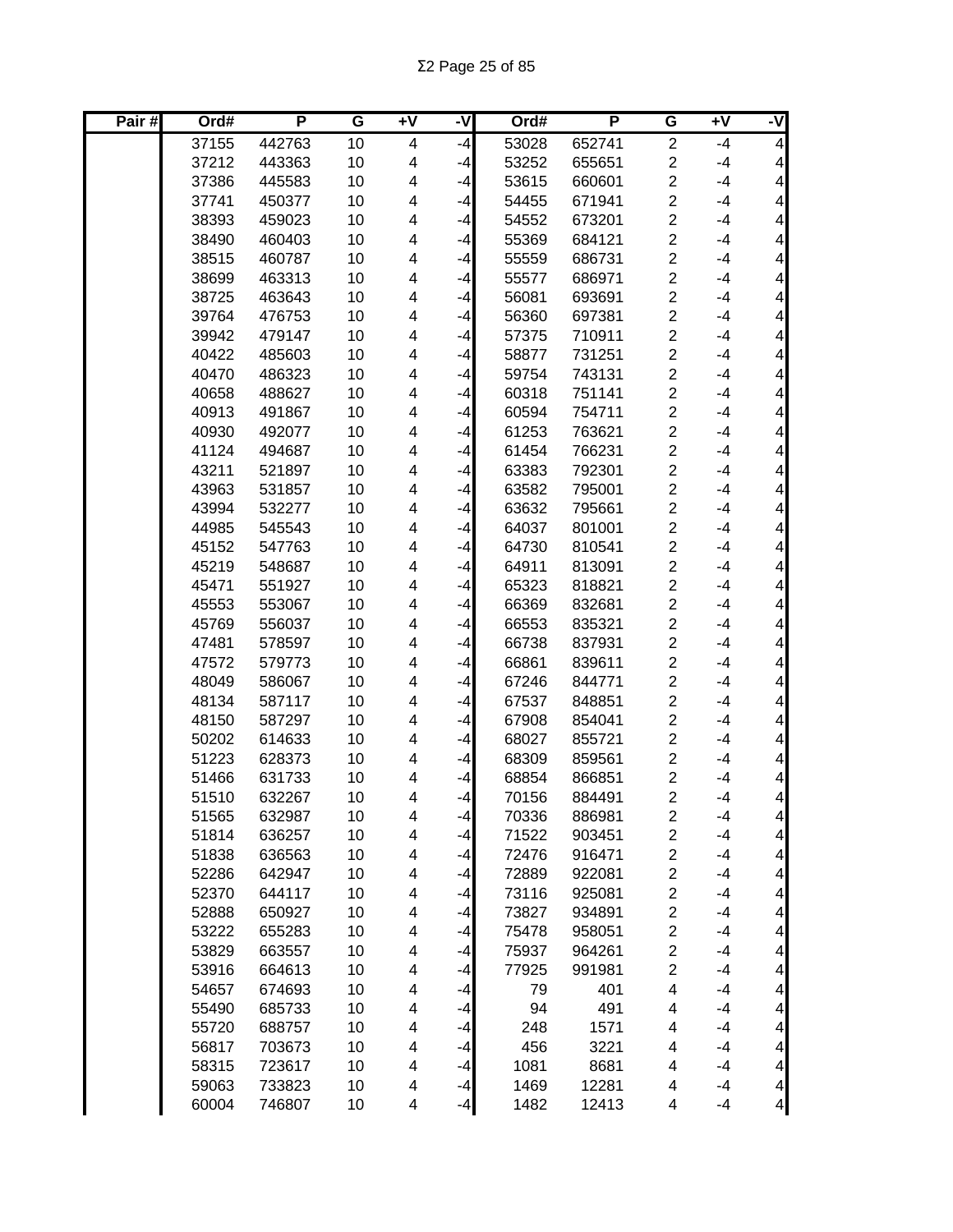| Pair # | Ord# | P | G | +V | -V | Ord# | P | G | +V | -V |
|---|---|---|---|---|---|---|---|---|---|---|
| | 37155 | 442763 | 10 | 4 | -4 | 53028 | 652741 | 2 | -4 | 4 |
| | 37212 | 443363 | 10 | 4 | -4 | 53252 | 655651 | 2 | -4 | 4 |
| | 37386 | 445583 | 10 | 4 | -4 | 53615 | 660601 | 2 | -4 | 4 |
| | 37741 | 450377 | 10 | 4 | -4 | 54455 | 671941 | 2 | -4 | 4 |
| | 38393 | 459023 | 10 | 4 | -4 | 54552 | 673201 | 2 | -4 | 4 |
| | 38490 | 460403 | 10 | 4 | -4 | 55369 | 684121 | 2 | -4 | 4 |
| | 38515 | 460787 | 10 | 4 | -4 | 55559 | 686731 | 2 | -4 | 4 |
| | 38699 | 463313 | 10 | 4 | -4 | 55577 | 686971 | 2 | -4 | 4 |
| | 38725 | 463643 | 10 | 4 | -4 | 56081 | 693691 | 2 | -4 | 4 |
| | 39764 | 476753 | 10 | 4 | -4 | 56360 | 697381 | 2 | -4 | 4 |
| | 39942 | 479147 | 10 | 4 | -4 | 57375 | 710911 | 2 | -4 | 4 |
| | 40422 | 485603 | 10 | 4 | -4 | 58877 | 731251 | 2 | -4 | 4 |
| | 40470 | 486323 | 10 | 4 | -4 | 59754 | 743131 | 2 | -4 | 4 |
| | 40658 | 488627 | 10 | 4 | -4 | 60318 | 751141 | 2 | -4 | 4 |
| | 40913 | 491867 | 10 | 4 | -4 | 60594 | 754711 | 2 | -4 | 4 |
| | 40930 | 492077 | 10 | 4 | -4 | 61253 | 763621 | 2 | -4 | 4 |
| | 41124 | 494687 | 10 | 4 | -4 | 61454 | 766231 | 2 | -4 | 4 |
| | 43211 | 521897 | 10 | 4 | -4 | 63383 | 792301 | 2 | -4 | 4 |
| | 43963 | 531857 | 10 | 4 | -4 | 63582 | 795001 | 2 | -4 | 4 |
| | 43994 | 532277 | 10 | 4 | -4 | 63632 | 795661 | 2 | -4 | 4 |
| | 44985 | 545543 | 10 | 4 | -4 | 64037 | 801001 | 2 | -4 | 4 |
| | 45152 | 547763 | 10 | 4 | -4 | 64730 | 810541 | 2 | -4 | 4 |
| | 45219 | 548687 | 10 | 4 | -4 | 64911 | 813091 | 2 | -4 | 4 |
| | 45471 | 551927 | 10 | 4 | -4 | 65323 | 818821 | 2 | -4 | 4 |
| | 45553 | 553067 | 10 | 4 | -4 | 66369 | 832681 | 2 | -4 | 4 |
| | 45769 | 556037 | 10 | 4 | -4 | 66553 | 835321 | 2 | -4 | 4 |
| | 47481 | 578597 | 10 | 4 | -4 | 66738 | 837931 | 2 | -4 | 4 |
| | 47572 | 579773 | 10 | 4 | -4 | 66861 | 839611 | 2 | -4 | 4 |
| | 48049 | 586067 | 10 | 4 | -4 | 67246 | 844771 | 2 | -4 | 4 |
| | 48134 | 587117 | 10 | 4 | -4 | 67537 | 848851 | 2 | -4 | 4 |
| | 48150 | 587297 | 10 | 4 | -4 | 67908 | 854041 | 2 | -4 | 4 |
| | 50202 | 614633 | 10 | 4 | -4 | 68027 | 855721 | 2 | -4 | 4 |
| | 51223 | 628373 | 10 | 4 | -4 | 68309 | 859561 | 2 | -4 | 4 |
| | 51466 | 631733 | 10 | 4 | -4 | 68854 | 866851 | 2 | -4 | 4 |
| | 51510 | 632267 | 10 | 4 | -4 | 70156 | 884491 | 2 | -4 | 4 |
| | 51565 | 632987 | 10 | 4 | -4 | 70336 | 886981 | 2 | -4 | 4 |
| | 51814 | 636257 | 10 | 4 | -4 | 71522 | 903451 | 2 | -4 | 4 |
| | 51838 | 636563 | 10 | 4 | -4 | 72476 | 916471 | 2 | -4 | 4 |
| | 52286 | 642947 | 10 | 4 | -4 | 72889 | 922081 | 2 | -4 | 4 |
| | 52370 | 644117 | 10 | 4 | -4 | 73116 | 925081 | 2 | -4 | 4 |
| | 52888 | 650927 | 10 | 4 | -4 | 73827 | 934891 | 2 | -4 | 4 |
| | 53222 | 655283 | 10 | 4 | -4 | 75478 | 958051 | 2 | -4 | 4 |
| | 53829 | 663557 | 10 | 4 | -4 | 75937 | 964261 | 2 | -4 | 4 |
| | 53916 | 664613 | 10 | 4 | -4 | 77925 | 991981 | 2 | -4 | 4 |
| | 54657 | 674693 | 10 | 4 | -4 | 79 | 401 | 4 | -4 | 4 |
| | 55490 | 685733 | 10 | 4 | -4 | 94 | 491 | 4 | -4 | 4 |
| | 55720 | 688757 | 10 | 4 | -4 | 248 | 1571 | 4 | -4 | 4 |
| | 56817 | 703673 | 10 | 4 | -4 | 456 | 3221 | 4 | -4 | 4 |
| | 58315 | 723617 | 10 | 4 | -4 | 1081 | 8681 | 4 | -4 | 4 |
| | 59063 | 733823 | 10 | 4 | -4 | 1469 | 12281 | 4 | -4 | 4 |
| | 60004 | 746807 | 10 | 4 | -4 | 1482 | 12413 | 4 | -4 | 4 |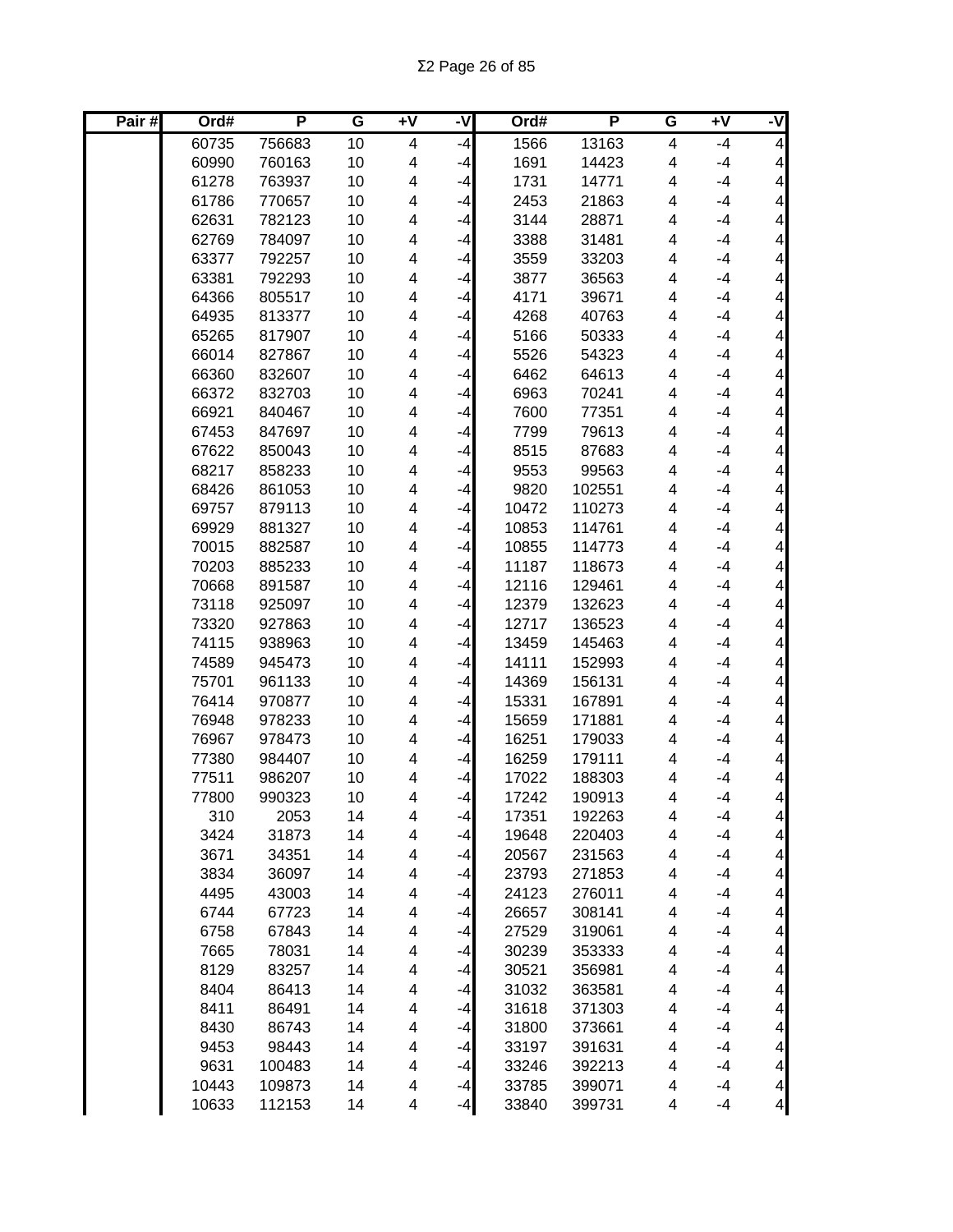| Pair # | Ord# | P | G | +V | -V | Ord# | P | G | +V | -V |
|---|---|---|---|---|---|---|---|---|---|---|
| | 60735 | 756683 | 10 | 4 | -4 | 1566 | 13163 | 4 | -4 | 4 |
| | 60990 | 760163 | 10 | 4 | -4 | 1691 | 14423 | 4 | -4 | 4 |
| | 61278 | 763937 | 10 | 4 | -4 | 1731 | 14771 | 4 | -4 | 4 |
| | 61786 | 770657 | 10 | 4 | -4 | 2453 | 21863 | 4 | -4 | 4 |
| | 62631 | 782123 | 10 | 4 | -4 | 3144 | 28871 | 4 | -4 | 4 |
| | 62769 | 784097 | 10 | 4 | -4 | 3388 | 31481 | 4 | -4 | 4 |
| | 63377 | 792257 | 10 | 4 | -4 | 3559 | 33203 | 4 | -4 | 4 |
| | 63381 | 792293 | 10 | 4 | -4 | 3877 | 36563 | 4 | -4 | 4 |
| | 64366 | 805517 | 10 | 4 | -4 | 4171 | 39671 | 4 | -4 | 4 |
| | 64935 | 813377 | 10 | 4 | -4 | 4268 | 40763 | 4 | -4 | 4 |
| | 65265 | 817907 | 10 | 4 | -4 | 5166 | 50333 | 4 | -4 | 4 |
| | 66014 | 827867 | 10 | 4 | -4 | 5526 | 54323 | 4 | -4 | 4 |
| | 66360 | 832607 | 10 | 4 | -4 | 6462 | 64613 | 4 | -4 | 4 |
| | 66372 | 832703 | 10 | 4 | -4 | 6963 | 70241 | 4 | -4 | 4 |
| | 66921 | 840467 | 10 | 4 | -4 | 7600 | 77351 | 4 | -4 | 4 |
| | 67453 | 847697 | 10 | 4 | -4 | 7799 | 79613 | 4 | -4 | 4 |
| | 67622 | 850043 | 10 | 4 | -4 | 8515 | 87683 | 4 | -4 | 4 |
| | 68217 | 858233 | 10 | 4 | -4 | 9553 | 99563 | 4 | -4 | 4 |
| | 68426 | 861053 | 10 | 4 | -4 | 9820 | 102551 | 4 | -4 | 4 |
| | 69757 | 879113 | 10 | 4 | -4 | 10472 | 110273 | 4 | -4 | 4 |
| | 69929 | 881327 | 10 | 4 | -4 | 10853 | 114761 | 4 | -4 | 4 |
| | 70015 | 882587 | 10 | 4 | -4 | 10855 | 114773 | 4 | -4 | 4 |
| | 70203 | 885233 | 10 | 4 | -4 | 11187 | 118673 | 4 | -4 | 4 |
| | 70668 | 891587 | 10 | 4 | -4 | 12116 | 129461 | 4 | -4 | 4 |
| | 73118 | 925097 | 10 | 4 | -4 | 12379 | 132623 | 4 | -4 | 4 |
| | 73320 | 927863 | 10 | 4 | -4 | 12717 | 136523 | 4 | -4 | 4 |
| | 74115 | 938963 | 10 | 4 | -4 | 13459 | 145463 | 4 | -4 | 4 |
| | 74589 | 945473 | 10 | 4 | -4 | 14111 | 152993 | 4 | -4 | 4 |
| | 75701 | 961133 | 10 | 4 | -4 | 14369 | 156131 | 4 | -4 | 4 |
| | 76414 | 970877 | 10 | 4 | -4 | 15331 | 167891 | 4 | -4 | 4 |
| | 76948 | 978233 | 10 | 4 | -4 | 15659 | 171881 | 4 | -4 | 4 |
| | 76967 | 978473 | 10 | 4 | -4 | 16251 | 179033 | 4 | -4 | 4 |
| | 77380 | 984407 | 10 | 4 | -4 | 16259 | 179111 | 4 | -4 | 4 |
| | 77511 | 986207 | 10 | 4 | -4 | 17022 | 188303 | 4 | -4 | 4 |
| | 77800 | 990323 | 10 | 4 | -4 | 17242 | 190913 | 4 | -4 | 4 |
| | 310 | 2053 | 14 | 4 | -4 | 17351 | 192263 | 4 | -4 | 4 |
| | 3424 | 31873 | 14 | 4 | -4 | 19648 | 220403 | 4 | -4 | 4 |
| | 3671 | 34351 | 14 | 4 | -4 | 20567 | 231563 | 4 | -4 | 4 |
| | 3834 | 36097 | 14 | 4 | -4 | 23793 | 271853 | 4 | -4 | 4 |
| | 4495 | 43003 | 14 | 4 | -4 | 24123 | 276011 | 4 | -4 | 4 |
| | 6744 | 67723 | 14 | 4 | -4 | 26657 | 308141 | 4 | -4 | 4 |
| | 6758 | 67843 | 14 | 4 | -4 | 27529 | 319061 | 4 | -4 | 4 |
| | 7665 | 78031 | 14 | 4 | -4 | 30239 | 353333 | 4 | -4 | 4 |
| | 8129 | 83257 | 14 | 4 | -4 | 30521 | 356981 | 4 | -4 | 4 |
| | 8404 | 86413 | 14 | 4 | -4 | 31032 | 363581 | 4 | -4 | 4 |
| | 8411 | 86491 | 14 | 4 | -4 | 31618 | 371303 | 4 | -4 | 4 |
| | 8430 | 86743 | 14 | 4 | -4 | 31800 | 373661 | 4 | -4 | 4 |
| | 9453 | 98443 | 14 | 4 | -4 | 33197 | 391631 | 4 | -4 | 4 |
| | 9631 | 100483 | 14 | 4 | -4 | 33246 | 392213 | 4 | -4 | 4 |
| | 10443 | 109873 | 14 | 4 | -4 | 33785 | 399071 | 4 | -4 | 4 |
| | 10633 | 112153 | 14 | 4 | -4 | 33840 | 399731 | 4 | -4 | 4 |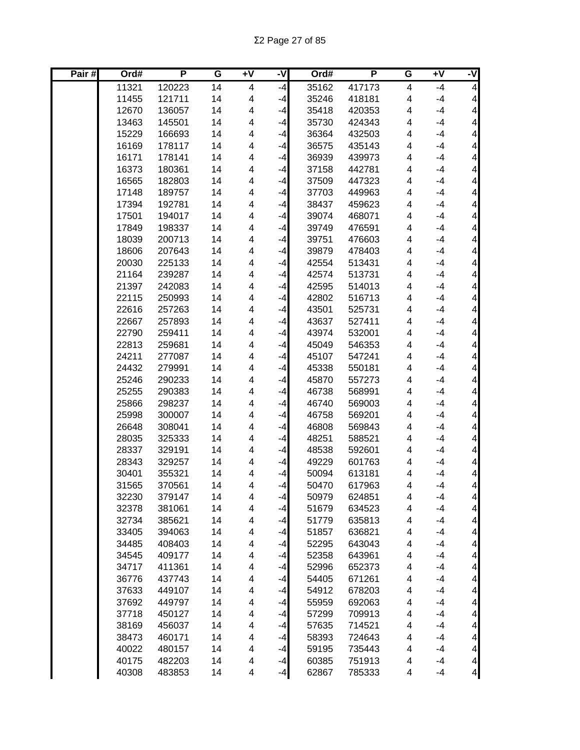| Pair # | Ord# | P | G | +V | -V | Ord# | P | G | +V | -V |
|---|---|---|---|---|---|---|---|---|---|---|
| | 11321 | 120223 | 14 | 4 | -4 | 35162 | 417173 | 4 | -4 | 4 |
| | 11455 | 121711 | 14 | 4 | -4 | 35246 | 418181 | 4 | -4 | 4 |
| | 12670 | 136057 | 14 | 4 | -4 | 35418 | 420353 | 4 | -4 | 4 |
| | 13463 | 145501 | 14 | 4 | -4 | 35730 | 424343 | 4 | -4 | 4 |
| | 15229 | 166693 | 14 | 4 | -4 | 36364 | 432503 | 4 | -4 | 4 |
| | 16169 | 178117 | 14 | 4 | -4 | 36575 | 435143 | 4 | -4 | 4 |
| | 16171 | 178141 | 14 | 4 | -4 | 36939 | 439973 | 4 | -4 | 4 |
| | 16373 | 180361 | 14 | 4 | -4 | 37158 | 442781 | 4 | -4 | 4 |
| | 16565 | 182803 | 14 | 4 | -4 | 37509 | 447323 | 4 | -4 | 4 |
| | 17148 | 189757 | 14 | 4 | -4 | 37703 | 449963 | 4 | -4 | 4 |
| | 17394 | 192781 | 14 | 4 | -4 | 38437 | 459623 | 4 | -4 | 4 |
| | 17501 | 194017 | 14 | 4 | -4 | 39074 | 468071 | 4 | -4 | 4 |
| | 17849 | 198337 | 14 | 4 | -4 | 39749 | 476591 | 4 | -4 | 4 |
| | 18039 | 200713 | 14 | 4 | -4 | 39751 | 476603 | 4 | -4 | 4 |
| | 18606 | 207643 | 14 | 4 | -4 | 39879 | 478403 | 4 | -4 | 4 |
| | 20030 | 225133 | 14 | 4 | -4 | 42554 | 513431 | 4 | -4 | 4 |
| | 21164 | 239287 | 14 | 4 | -4 | 42574 | 513731 | 4 | -4 | 4 |
| | 21397 | 242083 | 14 | 4 | -4 | 42595 | 514013 | 4 | -4 | 4 |
| | 22115 | 250993 | 14 | 4 | -4 | 42802 | 516713 | 4 | -4 | 4 |
| | 22616 | 257263 | 14 | 4 | -4 | 43501 | 525731 | 4 | -4 | 4 |
| | 22667 | 257893 | 14 | 4 | -4 | 43637 | 527411 | 4 | -4 | 4 |
| | 22790 | 259411 | 14 | 4 | -4 | 43974 | 532001 | 4 | -4 | 4 |
| | 22813 | 259681 | 14 | 4 | -4 | 45049 | 546353 | 4 | -4 | 4 |
| | 24211 | 277087 | 14 | 4 | -4 | 45107 | 547241 | 4 | -4 | 4 |
| | 24432 | 279991 | 14 | 4 | -4 | 45338 | 550181 | 4 | -4 | 4 |
| | 25246 | 290233 | 14 | 4 | -4 | 45870 | 557273 | 4 | -4 | 4 |
| | 25255 | 290383 | 14 | 4 | -4 | 46738 | 568991 | 4 | -4 | 4 |
| | 25866 | 298237 | 14 | 4 | -4 | 46740 | 569003 | 4 | -4 | 4 |
| | 25998 | 300007 | 14 | 4 | -4 | 46758 | 569201 | 4 | -4 | 4 |
| | 26648 | 308041 | 14 | 4 | -4 | 46808 | 569843 | 4 | -4 | 4 |
| | 28035 | 325333 | 14 | 4 | -4 | 48251 | 588521 | 4 | -4 | 4 |
| | 28337 | 329191 | 14 | 4 | -4 | 48538 | 592601 | 4 | -4 | 4 |
| | 28343 | 329257 | 14 | 4 | -4 | 49229 | 601763 | 4 | -4 | 4 |
| | 30401 | 355321 | 14 | 4 | -4 | 50094 | 613181 | 4 | -4 | 4 |
| | 31565 | 370561 | 14 | 4 | -4 | 50470 | 617963 | 4 | -4 | 4 |
| | 32230 | 379147 | 14 | 4 | -4 | 50979 | 624851 | 4 | -4 | 4 |
| | 32378 | 381061 | 14 | 4 | -4 | 51679 | 634523 | 4 | -4 | 4 |
| | 32734 | 385621 | 14 | 4 | -4 | 51779 | 635813 | 4 | -4 | 4 |
| | 33405 | 394063 | 14 | 4 | -4 | 51857 | 636821 | 4 | -4 | 4 |
| | 34485 | 408403 | 14 | 4 | -4 | 52295 | 643043 | 4 | -4 | 4 |
| | 34545 | 409177 | 14 | 4 | -4 | 52358 | 643961 | 4 | -4 | 4 |
| | 34717 | 411361 | 14 | 4 | -4 | 52996 | 652373 | 4 | -4 | 4 |
| | 36776 | 437743 | 14 | 4 | -4 | 54405 | 671261 | 4 | -4 | 4 |
| | 37633 | 449107 | 14 | 4 | -4 | 54912 | 678203 | 4 | -4 | 4 |
| | 37692 | 449797 | 14 | 4 | -4 | 55959 | 692063 | 4 | -4 | 4 |
| | 37718 | 450127 | 14 | 4 | -4 | 57299 | 709913 | 4 | -4 | 4 |
| | 38169 | 456037 | 14 | 4 | -4 | 57635 | 714521 | 4 | -4 | 4 |
| | 38473 | 460171 | 14 | 4 | -4 | 58393 | 724643 | 4 | -4 | 4 |
| | 40022 | 480157 | 14 | 4 | -4 | 59195 | 735443 | 4 | -4 | 4 |
| | 40175 | 482203 | 14 | 4 | -4 | 60385 | 751913 | 4 | -4 | 4 |
| | 40308 | 483853 | 14 | 4 | -4 | 62867 | 785333 | 4 | -4 | 4 |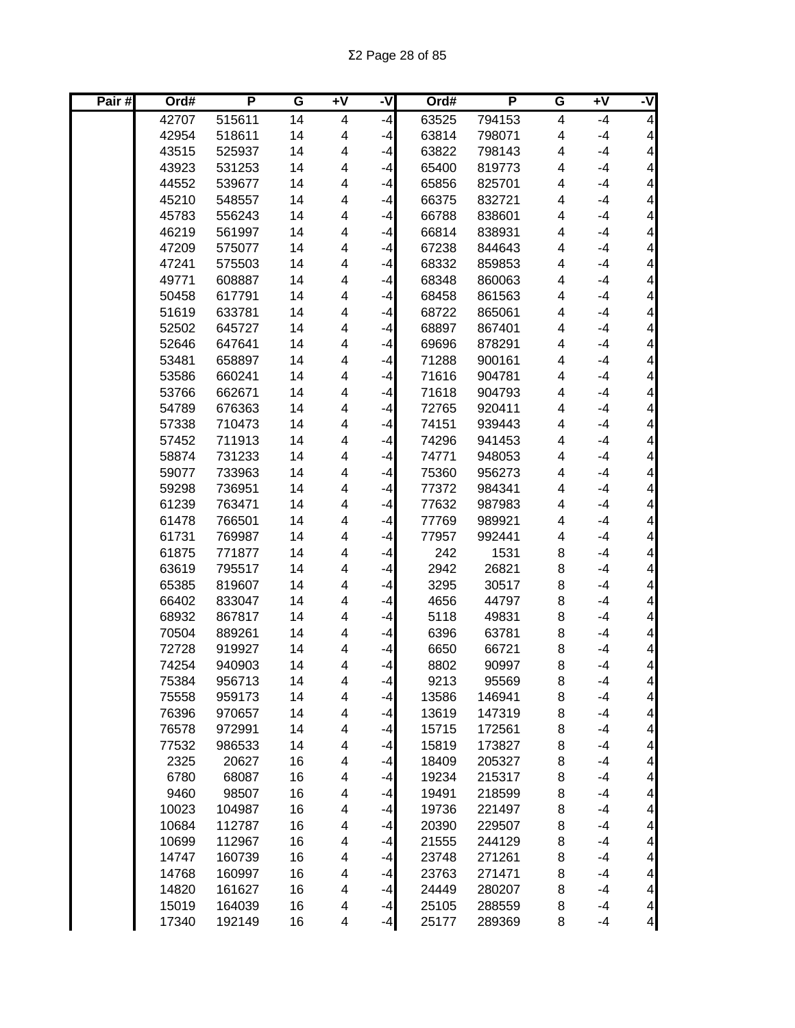| Pair # | Ord# | P | G | +V | -V | Ord# | P | G | +V | -V |
|---|---|---|---|---|---|---|---|---|---|---|
| | 42707 | 515611 | 14 | 4 | -4 | 63525 | 794153 | 4 | -4 | 4 |
| | 42954 | 518611 | 14 | 4 | -4 | 63814 | 798071 | 4 | -4 | 4 |
| | 43515 | 525937 | 14 | 4 | -4 | 63822 | 798143 | 4 | -4 | 4 |
| | 43923 | 531253 | 14 | 4 | -4 | 65400 | 819773 | 4 | -4 | 4 |
| | 44552 | 539677 | 14 | 4 | -4 | 65856 | 825701 | 4 | -4 | 4 |
| | 45210 | 548557 | 14 | 4 | -4 | 66375 | 832721 | 4 | -4 | 4 |
| | 45783 | 556243 | 14 | 4 | -4 | 66788 | 838601 | 4 | -4 | 4 |
| | 46219 | 561997 | 14 | 4 | -4 | 66814 | 838931 | 4 | -4 | 4 |
| | 47209 | 575077 | 14 | 4 | -4 | 67238 | 844643 | 4 | -4 | 4 |
| | 47241 | 575503 | 14 | 4 | -4 | 68332 | 859853 | 4 | -4 | 4 |
| | 49771 | 608887 | 14 | 4 | -4 | 68348 | 860063 | 4 | -4 | 4 |
| | 50458 | 617791 | 14 | 4 | -4 | 68458 | 861563 | 4 | -4 | 4 |
| | 51619 | 633781 | 14 | 4 | -4 | 68722 | 865061 | 4 | -4 | 4 |
| | 52502 | 645727 | 14 | 4 | -4 | 68897 | 867401 | 4 | -4 | 4 |
| | 52646 | 647641 | 14 | 4 | -4 | 69696 | 878291 | 4 | -4 | 4 |
| | 53481 | 658897 | 14 | 4 | -4 | 71288 | 900161 | 4 | -4 | 4 |
| | 53586 | 660241 | 14 | 4 | -4 | 71616 | 904781 | 4 | -4 | 4 |
| | 53766 | 662671 | 14 | 4 | -4 | 71618 | 904793 | 4 | -4 | 4 |
| | 54789 | 676363 | 14 | 4 | -4 | 72765 | 920411 | 4 | -4 | 4 |
| | 57338 | 710473 | 14 | 4 | -4 | 74151 | 939443 | 4 | -4 | 4 |
| | 57452 | 711913 | 14 | 4 | -4 | 74296 | 941453 | 4 | -4 | 4 |
| | 58874 | 731233 | 14 | 4 | -4 | 74771 | 948053 | 4 | -4 | 4 |
| | 59077 | 733963 | 14 | 4 | -4 | 75360 | 956273 | 4 | -4 | 4 |
| | 59298 | 736951 | 14 | 4 | -4 | 77372 | 984341 | 4 | -4 | 4 |
| | 61239 | 763471 | 14 | 4 | -4 | 77632 | 987983 | 4 | -4 | 4 |
| | 61478 | 766501 | 14 | 4 | -4 | 77769 | 989921 | 4 | -4 | 4 |
| | 61731 | 769987 | 14 | 4 | -4 | 77957 | 992441 | 4 | -4 | 4 |
| | 61875 | 771877 | 14 | 4 | -4 | 242 | 1531 | 8 | -4 | 4 |
| | 63619 | 795517 | 14 | 4 | -4 | 2942 | 26821 | 8 | -4 | 4 |
| | 65385 | 819607 | 14 | 4 | -4 | 3295 | 30517 | 8 | -4 | 4 |
| | 66402 | 833047 | 14 | 4 | -4 | 4656 | 44797 | 8 | -4 | 4 |
| | 68932 | 867817 | 14 | 4 | -4 | 5118 | 49831 | 8 | -4 | 4 |
| | 70504 | 889261 | 14 | 4 | -4 | 6396 | 63781 | 8 | -4 | 4 |
| | 72728 | 919927 | 14 | 4 | -4 | 6650 | 66721 | 8 | -4 | 4 |
| | 74254 | 940903 | 14 | 4 | -4 | 8802 | 90997 | 8 | -4 | 4 |
| | 75384 | 956713 | 14 | 4 | -4 | 9213 | 95569 | 8 | -4 | 4 |
| | 75558 | 959173 | 14 | 4 | -4 | 13586 | 146941 | 8 | -4 | 4 |
| | 76396 | 970657 | 14 | 4 | -4 | 13619 | 147319 | 8 | -4 | 4 |
| | 76578 | 972991 | 14 | 4 | -4 | 15715 | 172561 | 8 | -4 | 4 |
| | 77532 | 986533 | 14 | 4 | -4 | 15819 | 173827 | 8 | -4 | 4 |
| | 2325 | 20627 | 16 | 4 | -4 | 18409 | 205327 | 8 | -4 | 4 |
| | 6780 | 68087 | 16 | 4 | -4 | 19234 | 215317 | 8 | -4 | 4 |
| | 9460 | 98507 | 16 | 4 | -4 | 19491 | 218599 | 8 | -4 | 4 |
| | 10023 | 104987 | 16 | 4 | -4 | 19736 | 221497 | 8 | -4 | 4 |
| | 10684 | 112787 | 16 | 4 | -4 | 20390 | 229507 | 8 | -4 | 4 |
| | 10699 | 112967 | 16 | 4 | -4 | 21555 | 244129 | 8 | -4 | 4 |
| | 14747 | 160739 | 16 | 4 | -4 | 23748 | 271261 | 8 | -4 | 4 |
| | 14768 | 160997 | 16 | 4 | -4 | 23763 | 271471 | 8 | -4 | 4 |
| | 14820 | 161627 | 16 | 4 | -4 | 24449 | 280207 | 8 | -4 | 4 |
| | 15019 | 164039 | 16 | 4 | -4 | 25105 | 288559 | 8 | -4 | 4 |
| | 17340 | 192149 | 16 | 4 | -4 | 25177 | 289369 | 8 | -4 | 4 |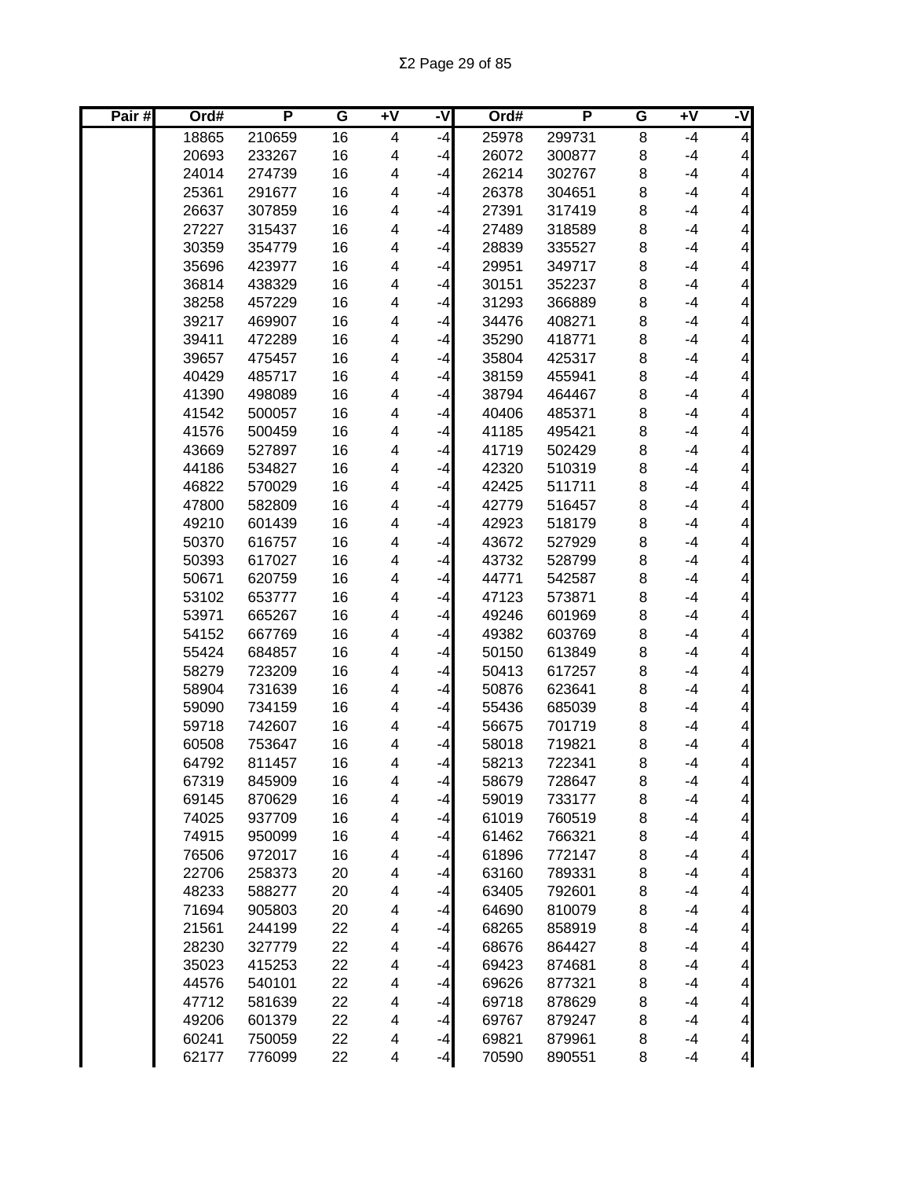| Pair # | Ord# | P | G | +V | -V | Ord# | P | G | +V | -V |
|---|---|---|---|---|---|---|---|---|---|---|
| | 18865 | 210659 | 16 | 4 | -4 | 25978 | 299731 | 8 | -4 | 4 |
| | 20693 | 233267 | 16 | 4 | -4 | 26072 | 300877 | 8 | -4 | 4 |
| | 24014 | 274739 | 16 | 4 | -4 | 26214 | 302767 | 8 | -4 | 4 |
| | 25361 | 291677 | 16 | 4 | -4 | 26378 | 304651 | 8 | -4 | 4 |
| | 26637 | 307859 | 16 | 4 | -4 | 27391 | 317419 | 8 | -4 | 4 |
| | 27227 | 315437 | 16 | 4 | -4 | 27489 | 318589 | 8 | -4 | 4 |
| | 30359 | 354779 | 16 | 4 | -4 | 28839 | 335527 | 8 | -4 | 4 |
| | 35696 | 423977 | 16 | 4 | -4 | 29951 | 349717 | 8 | -4 | 4 |
| | 36814 | 438329 | 16 | 4 | -4 | 30151 | 352237 | 8 | -4 | 4 |
| | 38258 | 457229 | 16 | 4 | -4 | 31293 | 366889 | 8 | -4 | 4 |
| | 39217 | 469907 | 16 | 4 | -4 | 34476 | 408271 | 8 | -4 | 4 |
| | 39411 | 472289 | 16 | 4 | -4 | 35290 | 418771 | 8 | -4 | 4 |
| | 39657 | 475457 | 16 | 4 | -4 | 35804 | 425317 | 8 | -4 | 4 |
| | 40429 | 485717 | 16 | 4 | -4 | 38159 | 455941 | 8 | -4 | 4 |
| | 41390 | 498089 | 16 | 4 | -4 | 38794 | 464467 | 8 | -4 | 4 |
| | 41542 | 500057 | 16 | 4 | -4 | 40406 | 485371 | 8 | -4 | 4 |
| | 41576 | 500459 | 16 | 4 | -4 | 41185 | 495421 | 8 | -4 | 4 |
| | 43669 | 527897 | 16 | 4 | -4 | 41719 | 502429 | 8 | -4 | 4 |
| | 44186 | 534827 | 16 | 4 | -4 | 42320 | 510319 | 8 | -4 | 4 |
| | 46822 | 570029 | 16 | 4 | -4 | 42425 | 511711 | 8 | -4 | 4 |
| | 47800 | 582809 | 16 | 4 | -4 | 42779 | 516457 | 8 | -4 | 4 |
| | 49210 | 601439 | 16 | 4 | -4 | 42923 | 518179 | 8 | -4 | 4 |
| | 50370 | 616757 | 16 | 4 | -4 | 43672 | 527929 | 8 | -4 | 4 |
| | 50393 | 617027 | 16 | 4 | -4 | 43732 | 528799 | 8 | -4 | 4 |
| | 50671 | 620759 | 16 | 4 | -4 | 44771 | 542587 | 8 | -4 | 4 |
| | 53102 | 653777 | 16 | 4 | -4 | 47123 | 573871 | 8 | -4 | 4 |
| | 53971 | 665267 | 16 | 4 | -4 | 49246 | 601969 | 8 | -4 | 4 |
| | 54152 | 667769 | 16 | 4 | -4 | 49382 | 603769 | 8 | -4 | 4 |
| | 55424 | 684857 | 16 | 4 | -4 | 50150 | 613849 | 8 | -4 | 4 |
| | 58279 | 723209 | 16 | 4 | -4 | 50413 | 617257 | 8 | -4 | 4 |
| | 58904 | 731639 | 16 | 4 | -4 | 50876 | 623641 | 8 | -4 | 4 |
| | 59090 | 734159 | 16 | 4 | -4 | 55436 | 685039 | 8 | -4 | 4 |
| | 59718 | 742607 | 16 | 4 | -4 | 56675 | 701719 | 8 | -4 | 4 |
| | 60508 | 753647 | 16 | 4 | -4 | 58018 | 719821 | 8 | -4 | 4 |
| | 64792 | 811457 | 16 | 4 | -4 | 58213 | 722341 | 8 | -4 | 4 |
| | 67319 | 845909 | 16 | 4 | -4 | 58679 | 728647 | 8 | -4 | 4 |
| | 69145 | 870629 | 16 | 4 | -4 | 59019 | 733177 | 8 | -4 | 4 |
| | 74025 | 937709 | 16 | 4 | -4 | 61019 | 760519 | 8 | -4 | 4 |
| | 74915 | 950099 | 16 | 4 | -4 | 61462 | 766321 | 8 | -4 | 4 |
| | 76506 | 972017 | 16 | 4 | -4 | 61896 | 772147 | 8 | -4 | 4 |
| | 22706 | 258373 | 20 | 4 | -4 | 63160 | 789331 | 8 | -4 | 4 |
| | 48233 | 588277 | 20 | 4 | -4 | 63405 | 792601 | 8 | -4 | 4 |
| | 71694 | 905803 | 20 | 4 | -4 | 64690 | 810079 | 8 | -4 | 4 |
| | 21561 | 244199 | 22 | 4 | -4 | 68265 | 858919 | 8 | -4 | 4 |
| | 28230 | 327779 | 22 | 4 | -4 | 68676 | 864427 | 8 | -4 | 4 |
| | 35023 | 415253 | 22 | 4 | -4 | 69423 | 874681 | 8 | -4 | 4 |
| | 44576 | 540101 | 22 | 4 | -4 | 69626 | 877321 | 8 | -4 | 4 |
| | 47712 | 581639 | 22 | 4 | -4 | 69718 | 878629 | 8 | -4 | 4 |
| | 49206 | 601379 | 22 | 4 | -4 | 69767 | 879247 | 8 | -4 | 4 |
| | 60241 | 750059 | 22 | 4 | -4 | 69821 | 879961 | 8 | -4 | 4 |
| | 62177 | 776099 | 22 | 4 | -4 | 70590 | 890551 | 8 | -4 | 4 |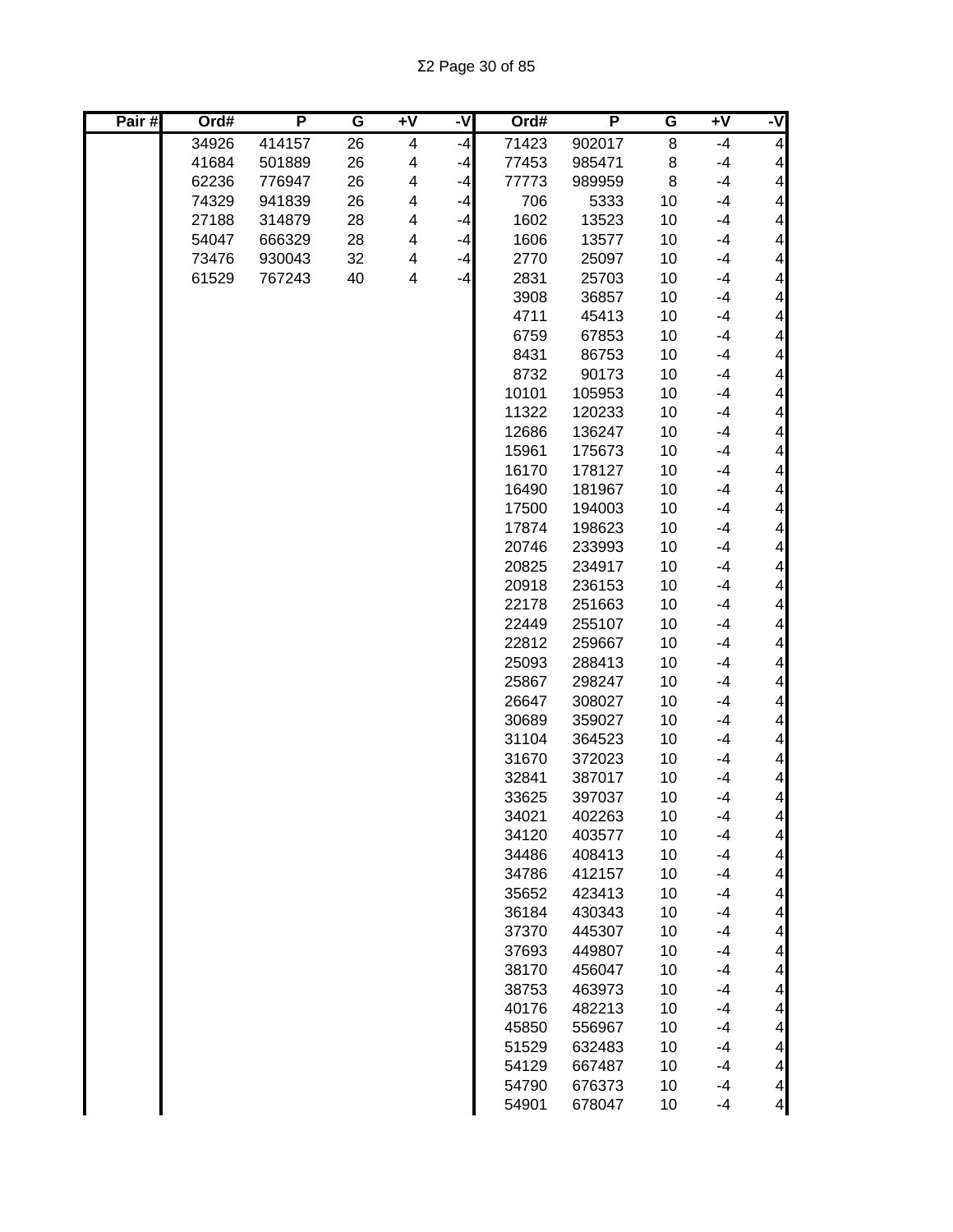| Pair # | Ord# | P | G | +V | -V | Ord# | P | G | +V | -V |
|---|---|---|---|---|---|---|---|---|---|---|
| | 34926 | 414157 | 26 | 4 | -4 | 71423 | 902017 | 8 | -4 | 4 |
| | 41684 | 501889 | 26 | 4 | -4 | 77453 | 985471 | 8 | -4 | 4 |
| | 62236 | 776947 | 26 | 4 | -4 | 77773 | 989959 | 8 | -4 | 4 |
| | 74329 | 941839 | 26 | 4 | -4 | 706 | 5333 | 10 | -4 | 4 |
| | 27188 | 314879 | 28 | 4 | -4 | 1602 | 13523 | 10 | -4 | 4 |
| | 54047 | 666329 | 28 | 4 | -4 | 1606 | 13577 | 10 | -4 | 4 |
| | 73476 | 930043 | 32 | 4 | -4 | 2770 | 25097 | 10 | -4 | 4 |
| | 61529 | 767243 | 40 | 4 | -4 | 2831 | 25703 | 10 | -4 | 4 |
| | | | | | | 3908 | 36857 | 10 | -4 | 4 |
| | | | | | | 4711 | 45413 | 10 | -4 | 4 |
| | | | | | | 6759 | 67853 | 10 | -4 | 4 |
| | | | | | | 8431 | 86753 | 10 | -4 | 4 |
| | | | | | | 8732 | 90173 | 10 | -4 | 4 |
| | | | | | | 10101 | 105953 | 10 | -4 | 4 |
| | | | | | | 11322 | 120233 | 10 | -4 | 4 |
| | | | | | | 12686 | 136247 | 10 | -4 | 4 |
| | | | | | | 15961 | 175673 | 10 | -4 | 4 |
| | | | | | | 16170 | 178127 | 10 | -4 | 4 |
| | | | | | | 16490 | 181967 | 10 | -4 | 4 |
| | | | | | | 17500 | 194003 | 10 | -4 | 4 |
| | | | | | | 17874 | 198623 | 10 | -4 | 4 |
| | | | | | | 20746 | 233993 | 10 | -4 | 4 |
| | | | | | | 20825 | 234917 | 10 | -4 | 4 |
| | | | | | | 20918 | 236153 | 10 | -4 | 4 |
| | | | | | | 22178 | 251663 | 10 | -4 | 4 |
| | | | | | | 22449 | 255107 | 10 | -4 | 4 |
| | | | | | | 22812 | 259667 | 10 | -4 | 4 |
| | | | | | | 25093 | 288413 | 10 | -4 | 4 |
| | | | | | | 25867 | 298247 | 10 | -4 | 4 |
| | | | | | | 26647 | 308027 | 10 | -4 | 4 |
| | | | | | | 30689 | 359027 | 10 | -4 | 4 |
| | | | | | | 31104 | 364523 | 10 | -4 | 4 |
| | | | | | | 31670 | 372023 | 10 | -4 | 4 |
| | | | | | | 32841 | 387017 | 10 | -4 | 4 |
| | | | | | | 33625 | 397037 | 10 | -4 | 4 |
| | | | | | | 34021 | 402263 | 10 | -4 | 4 |
| | | | | | | 34120 | 403577 | 10 | -4 | 4 |
| | | | | | | 34486 | 408413 | 10 | -4 | 4 |
| | | | | | | 34786 | 412157 | 10 | -4 | 4 |
| | | | | | | 35652 | 423413 | 10 | -4 | 4 |
| | | | | | | 36184 | 430343 | 10 | -4 | 4 |
| | | | | | | 37370 | 445307 | 10 | -4 | 4 |
| | | | | | | 37693 | 449807 | 10 | -4 | 4 |
| | | | | | | 38170 | 456047 | 10 | -4 | 4 |
| | | | | | | 38753 | 463973 | 10 | -4 | 4 |
| | | | | | | 40176 | 482213 | 10 | -4 | 4 |
| | | | | | | 45850 | 556967 | 10 | -4 | 4 |
| | | | | | | 51529 | 632483 | 10 | -4 | 4 |
| | | | | | | 54129 | 667487 | 10 | -4 | 4 |
| | | | | | | 54790 | 676373 | 10 | -4 | 4 |
| | | | | | | 54901 | 678047 | 10 | -4 | 4 |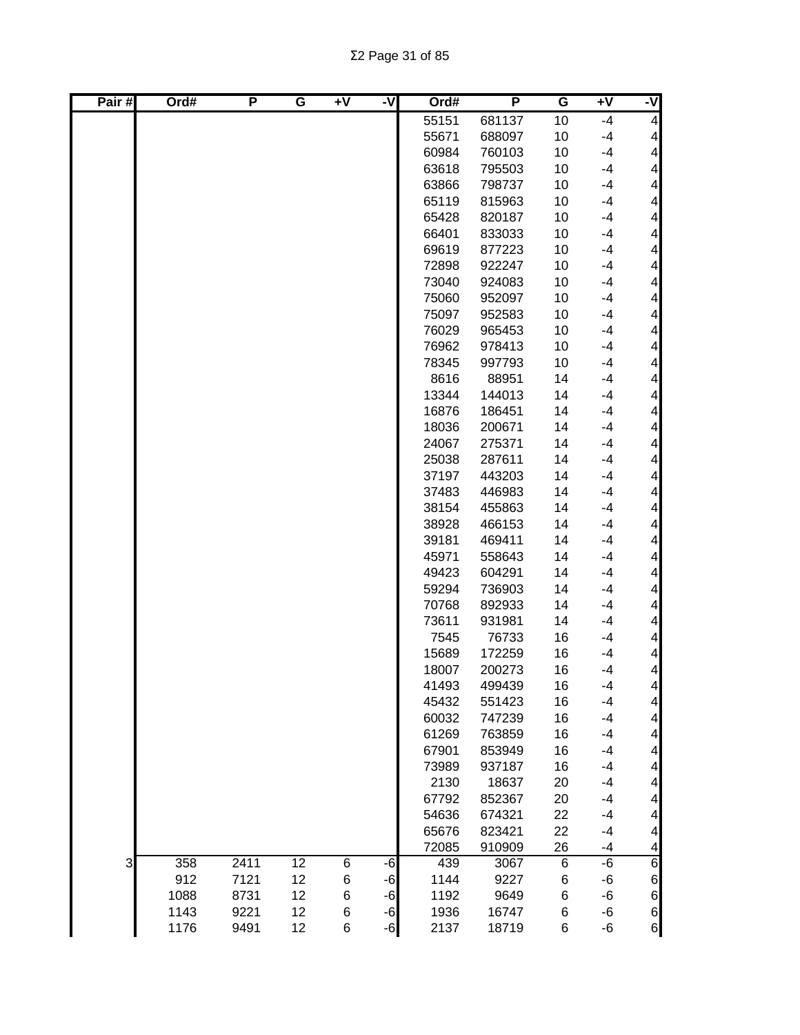| Pair # | Ord# | P | G | +V | -V | Ord# | P | G | +V | -V |
|---|---|---|---|---|---|---|---|---|---|---|
| | | | | | | 55151 | 681137 | 10 | -4 | 4 |
| | | | | | | 55671 | 688097 | 10 | -4 | 4 |
| | | | | | | 60984 | 760103 | 10 | -4 | 4 |
| | | | | | | 63618 | 795503 | 10 | -4 | 4 |
| | | | | | | 63866 | 798737 | 10 | -4 | 4 |
| | | | | | | 65119 | 815963 | 10 | -4 | 4 |
| | | | | | | 65428 | 820187 | 10 | -4 | 4 |
| | | | | | | 66401 | 833033 | 10 | -4 | 4 |
| | | | | | | 69619 | 877223 | 10 | -4 | 4 |
| | | | | | | 72898 | 922247 | 10 | -4 | 4 |
| | | | | | | 73040 | 924083 | 10 | -4 | 4 |
| | | | | | | 75060 | 952097 | 10 | -4 | 4 |
| | | | | | | 75097 | 952583 | 10 | -4 | 4 |
| | | | | | | 76029 | 965453 | 10 | -4 | 4 |
| | | | | | | 76962 | 978413 | 10 | -4 | 4 |
| | | | | | | 78345 | 997793 | 10 | -4 | 4 |
| | | | | | | 8616 | 88951 | 14 | -4 | 4 |
| | | | | | | 13344 | 144013 | 14 | -4 | 4 |
| | | | | | | 16876 | 186451 | 14 | -4 | 4 |
| | | | | | | 18036 | 200671 | 14 | -4 | 4 |
| | | | | | | 24067 | 275371 | 14 | -4 | 4 |
| | | | | | | 25038 | 287611 | 14 | -4 | 4 |
| | | | | | | 37197 | 443203 | 14 | -4 | 4 |
| | | | | | | 37483 | 446983 | 14 | -4 | 4 |
| | | | | | | 38154 | 455863 | 14 | -4 | 4 |
| | | | | | | 38928 | 466153 | 14 | -4 | 4 |
| | | | | | | 39181 | 469411 | 14 | -4 | 4 |
| | | | | | | 45971 | 558643 | 14 | -4 | 4 |
| | | | | | | 49423 | 604291 | 14 | -4 | 4 |
| | | | | | | 59294 | 736903 | 14 | -4 | 4 |
| | | | | | | 70768 | 892933 | 14 | -4 | 4 |
| | | | | | | 73611 | 931981 | 14 | -4 | 4 |
| | | | | | | 7545 | 76733 | 16 | -4 | 4 |
| | | | | | | 15689 | 172259 | 16 | -4 | 4 |
| | | | | | | 18007 | 200273 | 16 | -4 | 4 |
| | | | | | | 41493 | 499439 | 16 | -4 | 4 |
| | | | | | | 45432 | 551423 | 16 | -4 | 4 |
| | | | | | | 60032 | 747239 | 16 | -4 | 4 |
| | | | | | | 61269 | 763859 | 16 | -4 | 4 |
| | | | | | | 67901 | 853949 | 16 | -4 | 4 |
| | | | | | | 73989 | 937187 | 16 | -4 | 4 |
| | | | | | | 2130 | 18637 | 20 | -4 | 4 |
| | | | | | | 67792 | 852367 | 20 | -4 | 4 |
| | | | | | | 54636 | 674321 | 22 | -4 | 4 |
| | | | | | | 65676 | 823421 | 22 | -4 | 4 |
| | | | | | | 72085 | 910909 | 26 | -4 | 4 |
| 3 | 358 | 2411 | 12 | 6 | -6 | 439 | 3067 | 6 | -6 | 6 |
| | 912 | 7121 | 12 | 6 | -6 | 1144 | 9227 | 6 | -6 | 6 |
| | 1088 | 8731 | 12 | 6 | -6 | 1192 | 9649 | 6 | -6 | 6 |
| | 1143 | 9221 | 12 | 6 | -6 | 1936 | 16747 | 6 | -6 | 6 |
| | 1176 | 9491 | 12 | 6 | -6 | 2137 | 18719 | 6 | -6 | 6 |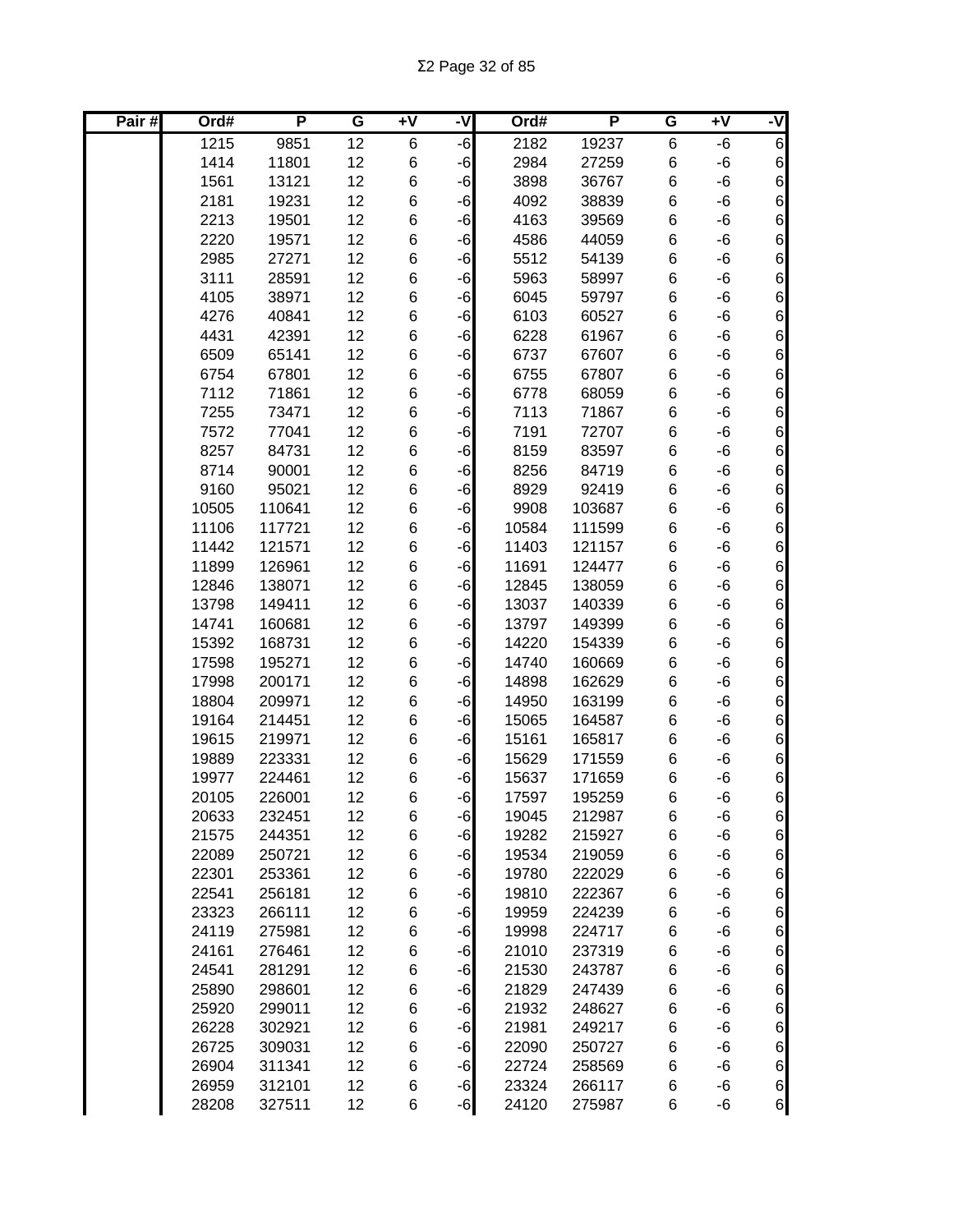| Pair # | Ord# | P | G | +V | -V | Ord# | P | G | +V | -V |
|---|---|---|---|---|---|---|---|---|---|---|
| | 1215 | 9851 | 12 | 6 | -6 | 2182 | 19237 | 6 | -6 | 6 |
| | 1414 | 11801 | 12 | 6 | -6 | 2984 | 27259 | 6 | -6 | 6 |
| | 1561 | 13121 | 12 | 6 | -6 | 3898 | 36767 | 6 | -6 | 6 |
| | 2181 | 19231 | 12 | 6 | -6 | 4092 | 38839 | 6 | -6 | 6 |
| | 2213 | 19501 | 12 | 6 | -6 | 4163 | 39569 | 6 | -6 | 6 |
| | 2220 | 19571 | 12 | 6 | -6 | 4586 | 44059 | 6 | -6 | 6 |
| | 2985 | 27271 | 12 | 6 | -6 | 5512 | 54139 | 6 | -6 | 6 |
| | 3111 | 28591 | 12 | 6 | -6 | 5963 | 58997 | 6 | -6 | 6 |
| | 4105 | 38971 | 12 | 6 | -6 | 6045 | 59797 | 6 | -6 | 6 |
| | 4276 | 40841 | 12 | 6 | -6 | 6103 | 60527 | 6 | -6 | 6 |
| | 4431 | 42391 | 12 | 6 | -6 | 6228 | 61967 | 6 | -6 | 6 |
| | 6509 | 65141 | 12 | 6 | -6 | 6737 | 67607 | 6 | -6 | 6 |
| | 6754 | 67801 | 12 | 6 | -6 | 6755 | 67807 | 6 | -6 | 6 |
| | 7112 | 71861 | 12 | 6 | -6 | 6778 | 68059 | 6 | -6 | 6 |
| | 7255 | 73471 | 12 | 6 | -6 | 7113 | 71867 | 6 | -6 | 6 |
| | 7572 | 77041 | 12 | 6 | -6 | 7191 | 72707 | 6 | -6 | 6 |
| | 8257 | 84731 | 12 | 6 | -6 | 8159 | 83597 | 6 | -6 | 6 |
| | 8714 | 90001 | 12 | 6 | -6 | 8256 | 84719 | 6 | -6 | 6 |
| | 9160 | 95021 | 12 | 6 | -6 | 8929 | 92419 | 6 | -6 | 6 |
| | 10505 | 110641 | 12 | 6 | -6 | 9908 | 103687 | 6 | -6 | 6 |
| | 11106 | 117721 | 12 | 6 | -6 | 10584 | 111599 | 6 | -6 | 6 |
| | 11442 | 121571 | 12 | 6 | -6 | 11403 | 121157 | 6 | -6 | 6 |
| | 11899 | 126961 | 12 | 6 | -6 | 11691 | 124477 | 6 | -6 | 6 |
| | 12846 | 138071 | 12 | 6 | -6 | 12845 | 138059 | 6 | -6 | 6 |
| | 13798 | 149411 | 12 | 6 | -6 | 13037 | 140339 | 6 | -6 | 6 |
| | 14741 | 160681 | 12 | 6 | -6 | 13797 | 149399 | 6 | -6 | 6 |
| | 15392 | 168731 | 12 | 6 | -6 | 14220 | 154339 | 6 | -6 | 6 |
| | 17598 | 195271 | 12 | 6 | -6 | 14740 | 160669 | 6 | -6 | 6 |
| | 17998 | 200171 | 12 | 6 | -6 | 14898 | 162629 | 6 | -6 | 6 |
| | 18804 | 209971 | 12 | 6 | -6 | 14950 | 163199 | 6 | -6 | 6 |
| | 19164 | 214451 | 12 | 6 | -6 | 15065 | 164587 | 6 | -6 | 6 |
| | 19615 | 219971 | 12 | 6 | -6 | 15161 | 165817 | 6 | -6 | 6 |
| | 19889 | 223331 | 12 | 6 | -6 | 15629 | 171559 | 6 | -6 | 6 |
| | 19977 | 224461 | 12 | 6 | -6 | 15637 | 171659 | 6 | -6 | 6 |
| | 20105 | 226001 | 12 | 6 | -6 | 17597 | 195259 | 6 | -6 | 6 |
| | 20633 | 232451 | 12 | 6 | -6 | 19045 | 212987 | 6 | -6 | 6 |
| | 21575 | 244351 | 12 | 6 | -6 | 19282 | 215927 | 6 | -6 | 6 |
| | 22089 | 250721 | 12 | 6 | -6 | 19534 | 219059 | 6 | -6 | 6 |
| | 22301 | 253361 | 12 | 6 | -6 | 19780 | 222029 | 6 | -6 | 6 |
| | 22541 | 256181 | 12 | 6 | -6 | 19810 | 222367 | 6 | -6 | 6 |
| | 23323 | 266111 | 12 | 6 | -6 | 19959 | 224239 | 6 | -6 | 6 |
| | 24119 | 275981 | 12 | 6 | -6 | 19998 | 224717 | 6 | -6 | 6 |
| | 24161 | 276461 | 12 | 6 | -6 | 21010 | 237319 | 6 | -6 | 6 |
| | 24541 | 281291 | 12 | 6 | -6 | 21530 | 243787 | 6 | -6 | 6 |
| | 25890 | 298601 | 12 | 6 | -6 | 21829 | 247439 | 6 | -6 | 6 |
| | 25920 | 299011 | 12 | 6 | -6 | 21932 | 248627 | 6 | -6 | 6 |
| | 26228 | 302921 | 12 | 6 | -6 | 21981 | 249217 | 6 | -6 | 6 |
| | 26725 | 309031 | 12 | 6 | -6 | 22090 | 250727 | 6 | -6 | 6 |
| | 26904 | 311341 | 12 | 6 | -6 | 22724 | 258569 | 6 | -6 | 6 |
| | 26959 | 312101 | 12 | 6 | -6 | 23324 | 266117 | 6 | -6 | 6 |
| | 28208 | 327511 | 12 | 6 | -6 | 24120 | 275987 | 6 | -6 | 6 |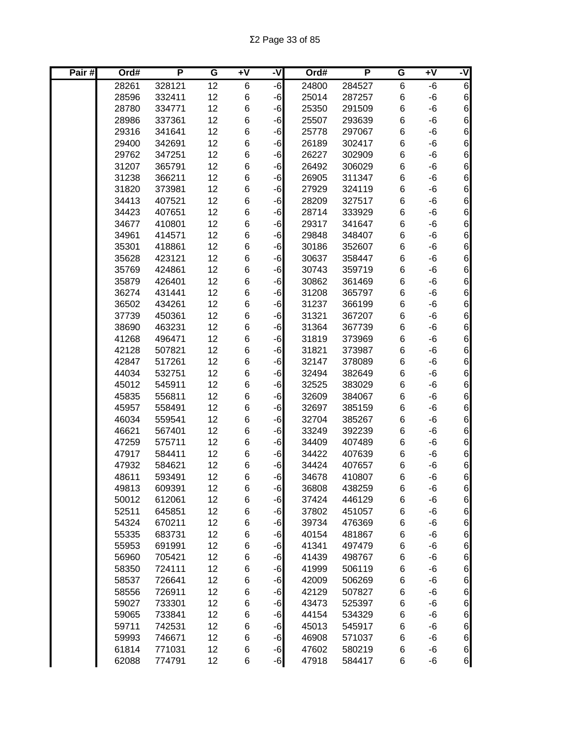| Pair # | Ord# | P | G | +V | -V | Ord# | P | G | +V | -V |
|---|---|---|---|---|---|---|---|---|---|---|
| | 28261 | 328121 | 12 | 6 | -6 | 24800 | 284527 | 6 | -6 | 6 |
| | 28596 | 332411 | 12 | 6 | -6 | 25014 | 287257 | 6 | -6 | 6 |
| | 28780 | 334771 | 12 | 6 | -6 | 25350 | 291509 | 6 | -6 | 6 |
| | 28986 | 337361 | 12 | 6 | -6 | 25507 | 293639 | 6 | -6 | 6 |
| | 29316 | 341641 | 12 | 6 | -6 | 25778 | 297067 | 6 | -6 | 6 |
| | 29400 | 342691 | 12 | 6 | -6 | 26189 | 302417 | 6 | -6 | 6 |
| | 29762 | 347251 | 12 | 6 | -6 | 26227 | 302909 | 6 | -6 | 6 |
| | 31207 | 365791 | 12 | 6 | -6 | 26492 | 306029 | 6 | -6 | 6 |
| | 31238 | 366211 | 12 | 6 | -6 | 26905 | 311347 | 6 | -6 | 6 |
| | 31820 | 373981 | 12 | 6 | -6 | 27929 | 324119 | 6 | -6 | 6 |
| | 34413 | 407521 | 12 | 6 | -6 | 28209 | 327517 | 6 | -6 | 6 |
| | 34423 | 407651 | 12 | 6 | -6 | 28714 | 333929 | 6 | -6 | 6 |
| | 34677 | 410801 | 12 | 6 | -6 | 29317 | 341647 | 6 | -6 | 6 |
| | 34961 | 414571 | 12 | 6 | -6 | 29848 | 348407 | 6 | -6 | 6 |
| | 35301 | 418861 | 12 | 6 | -6 | 30186 | 352607 | 6 | -6 | 6 |
| | 35628 | 423121 | 12 | 6 | -6 | 30637 | 358447 | 6 | -6 | 6 |
| | 35769 | 424861 | 12 | 6 | -6 | 30743 | 359719 | 6 | -6 | 6 |
| | 35879 | 426401 | 12 | 6 | -6 | 30862 | 361469 | 6 | -6 | 6 |
| | 36274 | 431441 | 12 | 6 | -6 | 31208 | 365797 | 6 | -6 | 6 |
| | 36502 | 434261 | 12 | 6 | -6 | 31237 | 366199 | 6 | -6 | 6 |
| | 37739 | 450361 | 12 | 6 | -6 | 31321 | 367207 | 6 | -6 | 6 |
| | 38690 | 463231 | 12 | 6 | -6 | 31364 | 367739 | 6 | -6 | 6 |
| | 41268 | 496471 | 12 | 6 | -6 | 31819 | 373969 | 6 | -6 | 6 |
| | 42128 | 507821 | 12 | 6 | -6 | 31821 | 373987 | 6 | -6 | 6 |
| | 42847 | 517261 | 12 | 6 | -6 | 32147 | 378089 | 6 | -6 | 6 |
| | 44034 | 532751 | 12 | 6 | -6 | 32494 | 382649 | 6 | -6 | 6 |
| | 45012 | 545911 | 12 | 6 | -6 | 32525 | 383029 | 6 | -6 | 6 |
| | 45835 | 556811 | 12 | 6 | -6 | 32609 | 384067 | 6 | -6 | 6 |
| | 45957 | 558491 | 12 | 6 | -6 | 32697 | 385159 | 6 | -6 | 6 |
| | 46034 | 559541 | 12 | 6 | -6 | 32704 | 385267 | 6 | -6 | 6 |
| | 46621 | 567401 | 12 | 6 | -6 | 33249 | 392239 | 6 | -6 | 6 |
| | 47259 | 575711 | 12 | 6 | -6 | 34409 | 407489 | 6 | -6 | 6 |
| | 47917 | 584411 | 12 | 6 | -6 | 34422 | 407639 | 6 | -6 | 6 |
| | 47932 | 584621 | 12 | 6 | -6 | 34424 | 407657 | 6 | -6 | 6 |
| | 48611 | 593491 | 12 | 6 | -6 | 34678 | 410807 | 6 | -6 | 6 |
| | 49813 | 609391 | 12 | 6 | -6 | 36808 | 438259 | 6 | -6 | 6 |
| | 50012 | 612061 | 12 | 6 | -6 | 37424 | 446129 | 6 | -6 | 6 |
| | 52511 | 645851 | 12 | 6 | -6 | 37802 | 451057 | 6 | -6 | 6 |
| | 54324 | 670211 | 12 | 6 | -6 | 39734 | 476369 | 6 | -6 | 6 |
| | 55335 | 683731 | 12 | 6 | -6 | 40154 | 481867 | 6 | -6 | 6 |
| | 55953 | 691991 | 12 | 6 | -6 | 41341 | 497479 | 6 | -6 | 6 |
| | 56960 | 705421 | 12 | 6 | -6 | 41439 | 498767 | 6 | -6 | 6 |
| | 58350 | 724111 | 12 | 6 | -6 | 41999 | 506119 | 6 | -6 | 6 |
| | 58537 | 726641 | 12 | 6 | -6 | 42009 | 506269 | 6 | -6 | 6 |
| | 58556 | 726911 | 12 | 6 | -6 | 42129 | 507827 | 6 | -6 | 6 |
| | 59027 | 733301 | 12 | 6 | -6 | 43473 | 525397 | 6 | -6 | 6 |
| | 59065 | 733841 | 12 | 6 | -6 | 44154 | 534329 | 6 | -6 | 6 |
| | 59711 | 742531 | 12 | 6 | -6 | 45013 | 545917 | 6 | -6 | 6 |
| | 59993 | 746671 | 12 | 6 | -6 | 46908 | 571037 | 6 | -6 | 6 |
| | 61814 | 771031 | 12 | 6 | -6 | 47602 | 580219 | 6 | -6 | 6 |
| | 62088 | 774791 | 12 | 6 | -6 | 47918 | 584417 | 6 | -6 | 6 |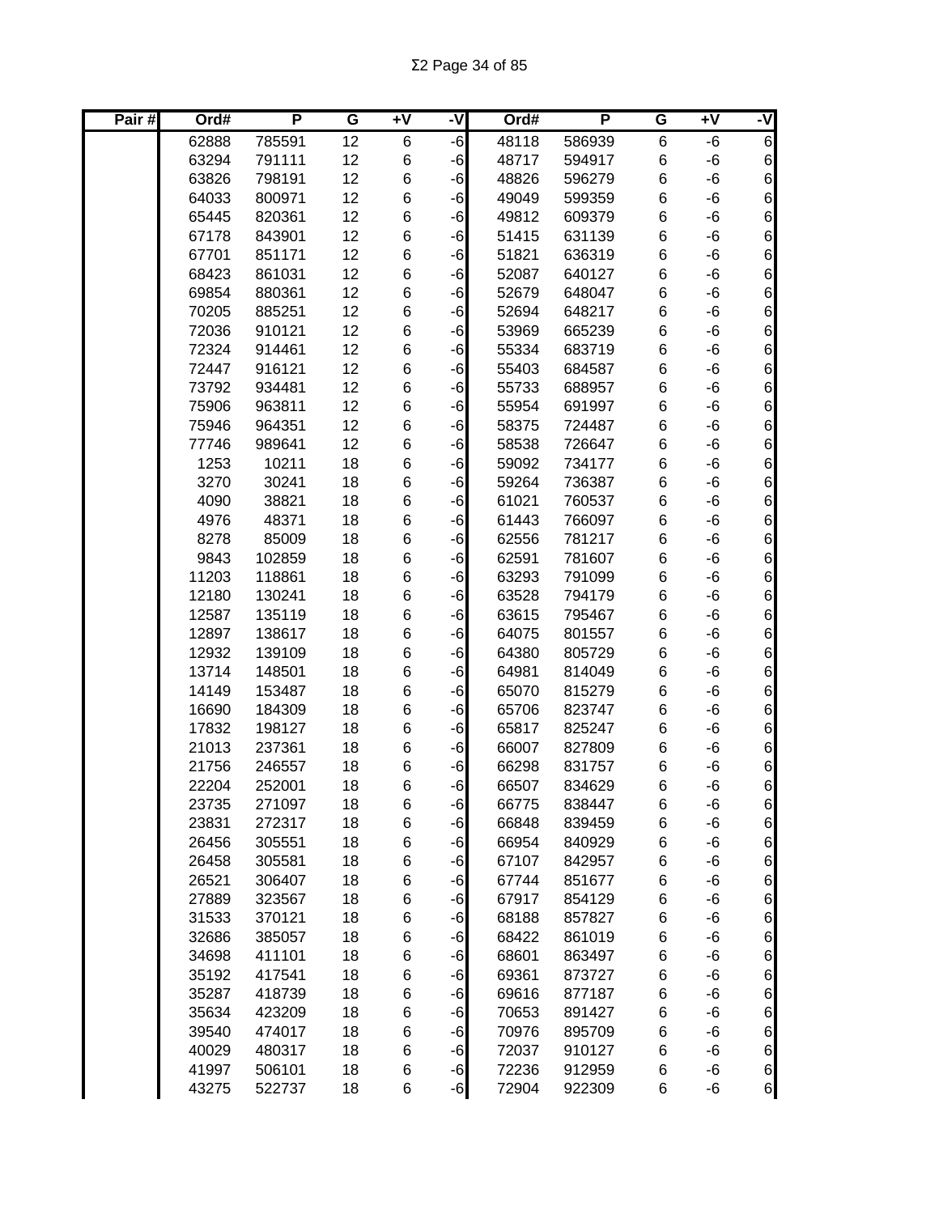| Pair # | Ord# | P | G | +V | -V | Ord# | P | G | +V | -V |
|---|---|---|---|---|---|---|---|---|---|---|
| | 62888 | 785591 | 12 | 6 | -6 | 48118 | 586939 | 6 | -6 | 6 |
| | 63294 | 791111 | 12 | 6 | -6 | 48717 | 594917 | 6 | -6 | 6 |
| | 63826 | 798191 | 12 | 6 | -6 | 48826 | 596279 | 6 | -6 | 6 |
| | 64033 | 800971 | 12 | 6 | -6 | 49049 | 599359 | 6 | -6 | 6 |
| | 65445 | 820361 | 12 | 6 | -6 | 49812 | 609379 | 6 | -6 | 6 |
| | 67178 | 843901 | 12 | 6 | -6 | 51415 | 631139 | 6 | -6 | 6 |
| | 67701 | 851171 | 12 | 6 | -6 | 51821 | 636319 | 6 | -6 | 6 |
| | 68423 | 861031 | 12 | 6 | -6 | 52087 | 640127 | 6 | -6 | 6 |
| | 69854 | 880361 | 12 | 6 | -6 | 52679 | 648047 | 6 | -6 | 6 |
| | 70205 | 885251 | 12 | 6 | -6 | 52694 | 648217 | 6 | -6 | 6 |
| | 72036 | 910121 | 12 | 6 | -6 | 53969 | 665239 | 6 | -6 | 6 |
| | 72324 | 914461 | 12 | 6 | -6 | 55334 | 683719 | 6 | -6 | 6 |
| | 72447 | 916121 | 12 | 6 | -6 | 55403 | 684587 | 6 | -6 | 6 |
| | 73792 | 934481 | 12 | 6 | -6 | 55733 | 688957 | 6 | -6 | 6 |
| | 75906 | 963811 | 12 | 6 | -6 | 55954 | 691997 | 6 | -6 | 6 |
| | 75946 | 964351 | 12 | 6 | -6 | 58375 | 724487 | 6 | -6 | 6 |
| | 77746 | 989641 | 12 | 6 | -6 | 58538 | 726647 | 6 | -6 | 6 |
| | 1253 | 10211 | 18 | 6 | -6 | 59092 | 734177 | 6 | -6 | 6 |
| | 3270 | 30241 | 18 | 6 | -6 | 59264 | 736387 | 6 | -6 | 6 |
| | 4090 | 38821 | 18 | 6 | -6 | 61021 | 760537 | 6 | -6 | 6 |
| | 4976 | 48371 | 18 | 6 | -6 | 61443 | 766097 | 6 | -6 | 6 |
| | 8278 | 85009 | 18 | 6 | -6 | 62556 | 781217 | 6 | -6 | 6 |
| | 9843 | 102859 | 18 | 6 | -6 | 62591 | 781607 | 6 | -6 | 6 |
| | 11203 | 118861 | 18 | 6 | -6 | 63293 | 791099 | 6 | -6 | 6 |
| | 12180 | 130241 | 18 | 6 | -6 | 63528 | 794179 | 6 | -6 | 6 |
| | 12587 | 135119 | 18 | 6 | -6 | 63615 | 795467 | 6 | -6 | 6 |
| | 12897 | 138617 | 18 | 6 | -6 | 64075 | 801557 | 6 | -6 | 6 |
| | 12932 | 139109 | 18 | 6 | -6 | 64380 | 805729 | 6 | -6 | 6 |
| | 13714 | 148501 | 18 | 6 | -6 | 64981 | 814049 | 6 | -6 | 6 |
| | 14149 | 153487 | 18 | 6 | -6 | 65070 | 815279 | 6 | -6 | 6 |
| | 16690 | 184309 | 18 | 6 | -6 | 65706 | 823747 | 6 | -6 | 6 |
| | 17832 | 198127 | 18 | 6 | -6 | 65817 | 825247 | 6 | -6 | 6 |
| | 21013 | 237361 | 18 | 6 | -6 | 66007 | 827809 | 6 | -6 | 6 |
| | 21756 | 246557 | 18 | 6 | -6 | 66298 | 831757 | 6 | -6 | 6 |
| | 22204 | 252001 | 18 | 6 | -6 | 66507 | 834629 | 6 | -6 | 6 |
| | 23735 | 271097 | 18 | 6 | -6 | 66775 | 838447 | 6 | -6 | 6 |
| | 23831 | 272317 | 18 | 6 | -6 | 66848 | 839459 | 6 | -6 | 6 |
| | 26456 | 305551 | 18 | 6 | -6 | 66954 | 840929 | 6 | -6 | 6 |
| | 26458 | 305581 | 18 | 6 | -6 | 67107 | 842957 | 6 | -6 | 6 |
| | 26521 | 306407 | 18 | 6 | -6 | 67744 | 851677 | 6 | -6 | 6 |
| | 27889 | 323567 | 18 | 6 | -6 | 67917 | 854129 | 6 | -6 | 6 |
| | 31533 | 370121 | 18 | 6 | -6 | 68188 | 857827 | 6 | -6 | 6 |
| | 32686 | 385057 | 18 | 6 | -6 | 68422 | 861019 | 6 | -6 | 6 |
| | 34698 | 411101 | 18 | 6 | -6 | 68601 | 863497 | 6 | -6 | 6 |
| | 35192 | 417541 | 18 | 6 | -6 | 69361 | 873727 | 6 | -6 | 6 |
| | 35287 | 418739 | 18 | 6 | -6 | 69616 | 877187 | 6 | -6 | 6 |
| | 35634 | 423209 | 18 | 6 | -6 | 70653 | 891427 | 6 | -6 | 6 |
| | 39540 | 474017 | 18 | 6 | -6 | 70976 | 895709 | 6 | -6 | 6 |
| | 40029 | 480317 | 18 | 6 | -6 | 72037 | 910127 | 6 | -6 | 6 |
| | 41997 | 506101 | 18 | 6 | -6 | 72236 | 912959 | 6 | -6 | 6 |
| | 43275 | 522737 | 18 | 6 | -6 | 72904 | 922309 | 6 | -6 | 6 |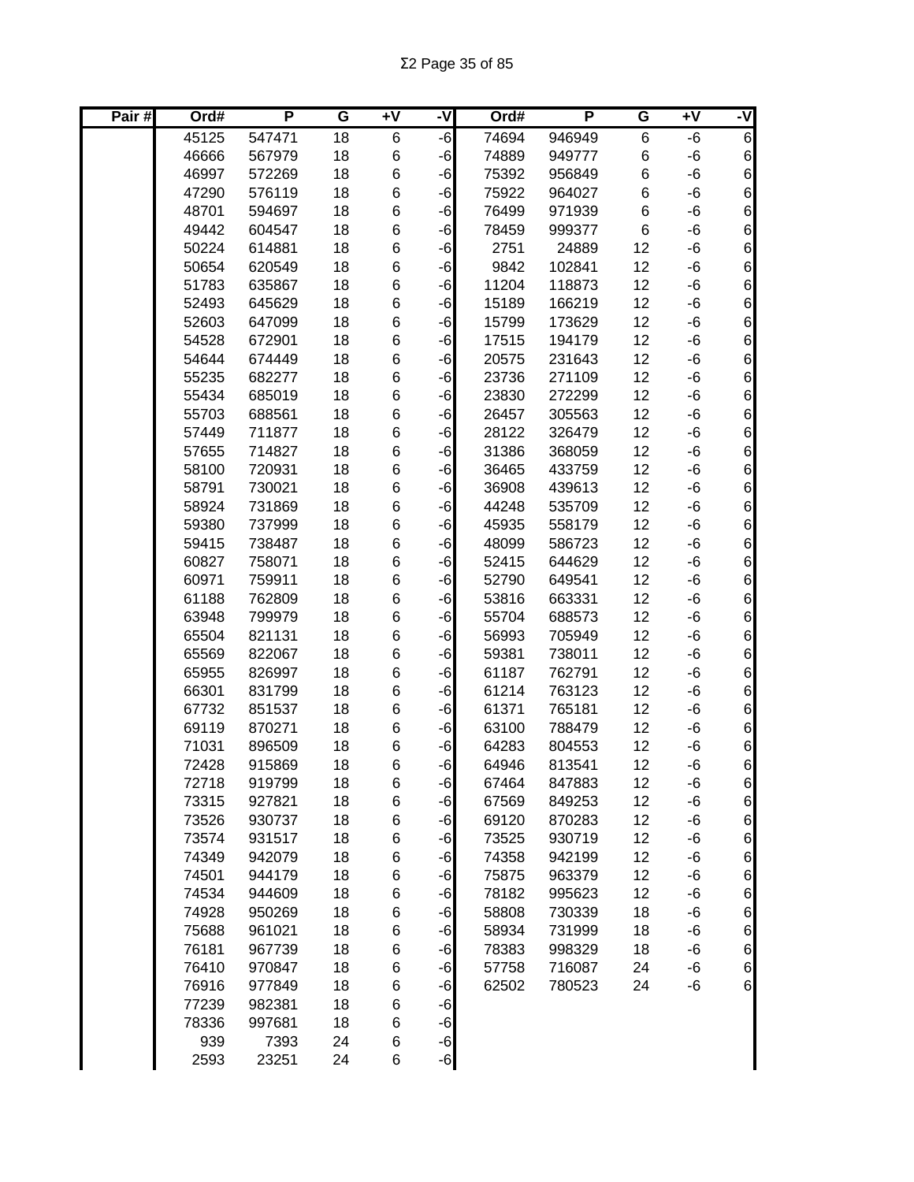| Pair # | Ord# | P | G | +V | -V | Ord# | P | G | +V | -V |
|---|---|---|---|---|---|---|---|---|---|---|
| | 45125 | 547471 | 18 | 6 | -6 | 74694 | 946949 | 6 | -6 | 6 |
| | 46666 | 567979 | 18 | 6 | -6 | 74889 | 949777 | 6 | -6 | 6 |
| | 46997 | 572269 | 18 | 6 | -6 | 75392 | 956849 | 6 | -6 | 6 |
| | 47290 | 576119 | 18 | 6 | -6 | 75922 | 964027 | 6 | -6 | 6 |
| | 48701 | 594697 | 18 | 6 | -6 | 76499 | 971939 | 6 | -6 | 6 |
| | 49442 | 604547 | 18 | 6 | -6 | 78459 | 999377 | 6 | -6 | 6 |
| | 50224 | 614881 | 18 | 6 | -6 | 2751 | 24889 | 12 | -6 | 6 |
| | 50654 | 620549 | 18 | 6 | -6 | 9842 | 102841 | 12 | -6 | 6 |
| | 51783 | 635867 | 18 | 6 | -6 | 11204 | 118873 | 12 | -6 | 6 |
| | 52493 | 645629 | 18 | 6 | -6 | 15189 | 166219 | 12 | -6 | 6 |
| | 52603 | 647099 | 18 | 6 | -6 | 15799 | 173629 | 12 | -6 | 6 |
| | 54528 | 672901 | 18 | 6 | -6 | 17515 | 194179 | 12 | -6 | 6 |
| | 54644 | 674449 | 18 | 6 | -6 | 20575 | 231643 | 12 | -6 | 6 |
| | 55235 | 682277 | 18 | 6 | -6 | 23736 | 271109 | 12 | -6 | 6 |
| | 55434 | 685019 | 18 | 6 | -6 | 23830 | 272299 | 12 | -6 | 6 |
| | 55703 | 688561 | 18 | 6 | -6 | 26457 | 305563 | 12 | -6 | 6 |
| | 57449 | 711877 | 18 | 6 | -6 | 28122 | 326479 | 12 | -6 | 6 |
| | 57655 | 714827 | 18 | 6 | -6 | 31386 | 368059 | 12 | -6 | 6 |
| | 58100 | 720931 | 18 | 6 | -6 | 36465 | 433759 | 12 | -6 | 6 |
| | 58791 | 730021 | 18 | 6 | -6 | 36908 | 439613 | 12 | -6 | 6 |
| | 58924 | 731869 | 18 | 6 | -6 | 44248 | 535709 | 12 | -6 | 6 |
| | 59380 | 737999 | 18 | 6 | -6 | 45935 | 558179 | 12 | -6 | 6 |
| | 59415 | 738487 | 18 | 6 | -6 | 48099 | 586723 | 12 | -6 | 6 |
| | 60827 | 758071 | 18 | 6 | -6 | 52415 | 644629 | 12 | -6 | 6 |
| | 60971 | 759911 | 18 | 6 | -6 | 52790 | 649541 | 12 | -6 | 6 |
| | 61188 | 762809 | 18 | 6 | -6 | 53816 | 663331 | 12 | -6 | 6 |
| | 63948 | 799979 | 18 | 6 | -6 | 55704 | 688573 | 12 | -6 | 6 |
| | 65504 | 821131 | 18 | 6 | -6 | 56993 | 705949 | 12 | -6 | 6 |
| | 65569 | 822067 | 18 | 6 | -6 | 59381 | 738011 | 12 | -6 | 6 |
| | 65955 | 826997 | 18 | 6 | -6 | 61187 | 762791 | 12 | -6 | 6 |
| | 66301 | 831799 | 18 | 6 | -6 | 61214 | 763123 | 12 | -6 | 6 |
| | 67732 | 851537 | 18 | 6 | -6 | 61371 | 765181 | 12 | -6 | 6 |
| | 69119 | 870271 | 18 | 6 | -6 | 63100 | 788479 | 12 | -6 | 6 |
| | 71031 | 896509 | 18 | 6 | -6 | 64283 | 804553 | 12 | -6 | 6 |
| | 72428 | 915869 | 18 | 6 | -6 | 64946 | 813541 | 12 | -6 | 6 |
| | 72718 | 919799 | 18 | 6 | -6 | 67464 | 847883 | 12 | -6 | 6 |
| | 73315 | 927821 | 18 | 6 | -6 | 67569 | 849253 | 12 | -6 | 6 |
| | 73526 | 930737 | 18 | 6 | -6 | 69120 | 870283 | 12 | -6 | 6 |
| | 73574 | 931517 | 18 | 6 | -6 | 73525 | 930719 | 12 | -6 | 6 |
| | 74349 | 942079 | 18 | 6 | -6 | 74358 | 942199 | 12 | -6 | 6 |
| | 74501 | 944179 | 18 | 6 | -6 | 75875 | 963379 | 12 | -6 | 6 |
| | 74534 | 944609 | 18 | 6 | -6 | 78182 | 995623 | 12 | -6 | 6 |
| | 74928 | 950269 | 18 | 6 | -6 | 58808 | 730339 | 18 | -6 | 6 |
| | 75688 | 961021 | 18 | 6 | -6 | 58934 | 731999 | 18 | -6 | 6 |
| | 76181 | 967739 | 18 | 6 | -6 | 78383 | 998329 | 18 | -6 | 6 |
| | 76410 | 970847 | 18 | 6 | -6 | 57758 | 716087 | 24 | -6 | 6 |
| | 76916 | 977849 | 18 | 6 | -6 | 62502 | 780523 | 24 | -6 | 6 |
| | 77239 | 982381 | 18 | 6 | -6 | | | | | |
| | 78336 | 997681 | 18 | 6 | -6 | | | | | |
| | 939 | 7393 | 24 | 6 | -6 | | | | | |
| | 2593 | 23251 | 24 | 6 | -6 | | | | | |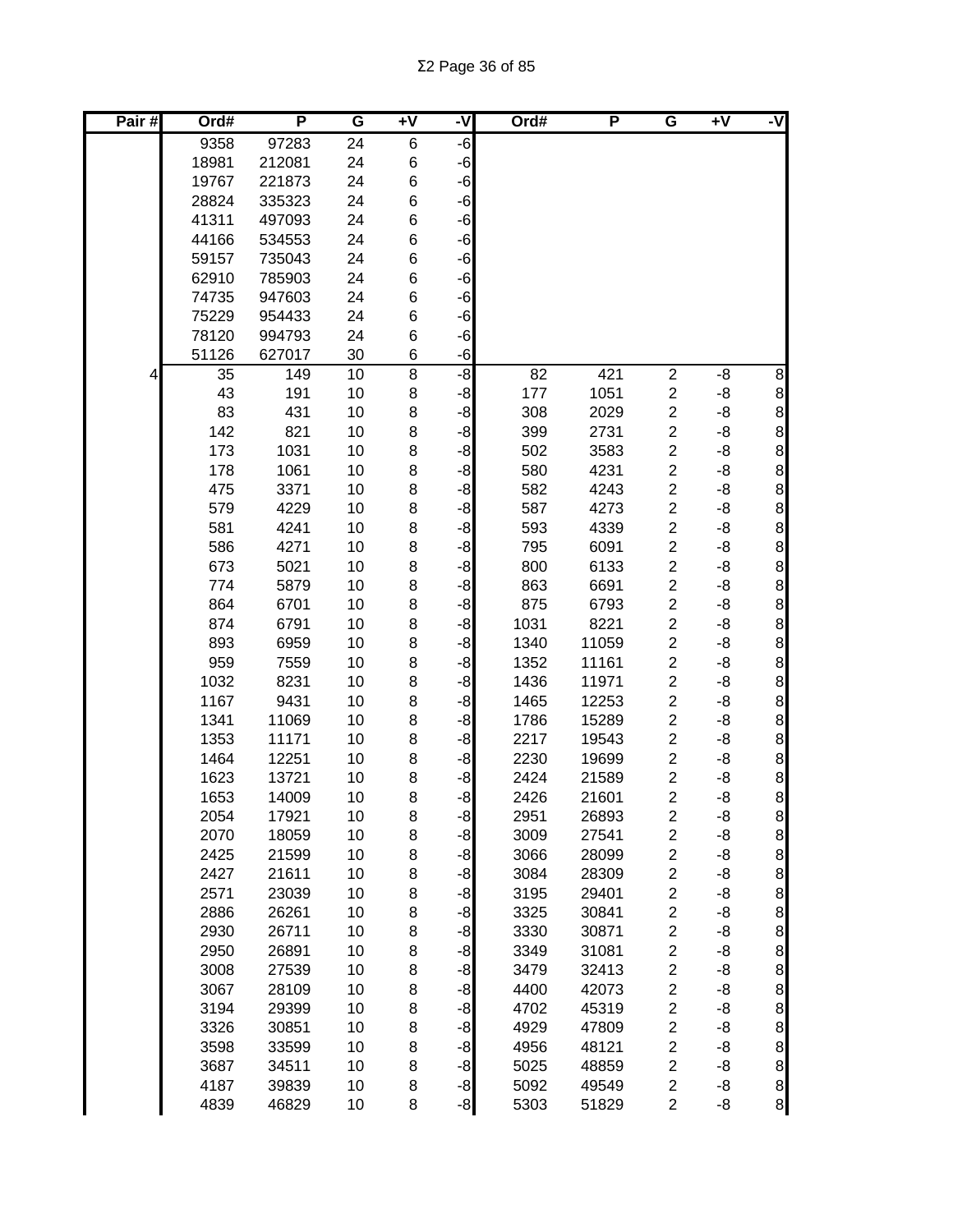| Pair # | Ord# | P | G | +V | -V | Ord# | P | G | +V | -V |
|---|---|---|---|---|---|---|---|---|---|---|
| | 9358 | 97283 | 24 | 6 | -6 | | | | | |
| | 18981 | 212081 | 24 | 6 | -6 | | | | | |
| | 19767 | 221873 | 24 | 6 | -6 | | | | | |
| | 28824 | 335323 | 24 | 6 | -6 | | | | | |
| | 41311 | 497093 | 24 | 6 | -6 | | | | | |
| | 44166 | 534553 | 24 | 6 | -6 | | | | | |
| | 59157 | 735043 | 24 | 6 | -6 | | | | | |
| | 62910 | 785903 | 24 | 6 | -6 | | | | | |
| | 74735 | 947603 | 24 | 6 | -6 | | | | | |
| | 75229 | 954433 | 24 | 6 | -6 | | | | | |
| | 78120 | 994793 | 24 | 6 | -6 | | | | | |
| | 51126 | 627017 | 30 | 6 | -6 | | | | | |
| 4 | 35 | 149 | 10 | 8 | -8 | 82 | 421 | 2 | -8 | 8 |
| | 43 | 191 | 10 | 8 | -8 | 177 | 1051 | 2 | -8 | 8 |
| | 83 | 431 | 10 | 8 | -8 | 308 | 2029 | 2 | -8 | 8 |
| | 142 | 821 | 10 | 8 | -8 | 399 | 2731 | 2 | -8 | 8 |
| | 173 | 1031 | 10 | 8 | -8 | 502 | 3583 | 2 | -8 | 8 |
| | 178 | 1061 | 10 | 8 | -8 | 580 | 4231 | 2 | -8 | 8 |
| | 475 | 3371 | 10 | 8 | -8 | 582 | 4243 | 2 | -8 | 8 |
| | 579 | 4229 | 10 | 8 | -8 | 587 | 4273 | 2 | -8 | 8 |
| | 581 | 4241 | 10 | 8 | -8 | 593 | 4339 | 2 | -8 | 8 |
| | 586 | 4271 | 10 | 8 | -8 | 795 | 6091 | 2 | -8 | 8 |
| | 673 | 5021 | 10 | 8 | -8 | 800 | 6133 | 2 | -8 | 8 |
| | 774 | 5879 | 10 | 8 | -8 | 863 | 6691 | 2 | -8 | 8 |
| | 864 | 6701 | 10 | 8 | -8 | 875 | 6793 | 2 | -8 | 8 |
| | 874 | 6791 | 10 | 8 | -8 | 1031 | 8221 | 2 | -8 | 8 |
| | 893 | 6959 | 10 | 8 | -8 | 1340 | 11059 | 2 | -8 | 8 |
| | 959 | 7559 | 10 | 8 | -8 | 1352 | 11161 | 2 | -8 | 8 |
| | 1032 | 8231 | 10 | 8 | -8 | 1436 | 11971 | 2 | -8 | 8 |
| | 1167 | 9431 | 10 | 8 | -8 | 1465 | 12253 | 2 | -8 | 8 |
| | 1341 | 11069 | 10 | 8 | -8 | 1786 | 15289 | 2 | -8 | 8 |
| | 1353 | 11171 | 10 | 8 | -8 | 2217 | 19543 | 2 | -8 | 8 |
| | 1464 | 12251 | 10 | 8 | -8 | 2230 | 19699 | 2 | -8 | 8 |
| | 1623 | 13721 | 10 | 8 | -8 | 2424 | 21589 | 2 | -8 | 8 |
| | 1653 | 14009 | 10 | 8 | -8 | 2426 | 21601 | 2 | -8 | 8 |
| | 2054 | 17921 | 10 | 8 | -8 | 2951 | 26893 | 2 | -8 | 8 |
| | 2070 | 18059 | 10 | 8 | -8 | 3009 | 27541 | 2 | -8 | 8 |
| | 2425 | 21599 | 10 | 8 | -8 | 3066 | 28099 | 2 | -8 | 8 |
| | 2427 | 21611 | 10 | 8 | -8 | 3084 | 28309 | 2 | -8 | 8 |
| | 2571 | 23039 | 10 | 8 | -8 | 3195 | 29401 | 2 | -8 | 8 |
| | 2886 | 26261 | 10 | 8 | -8 | 3325 | 30841 | 2 | -8 | 8 |
| | 2930 | 26711 | 10 | 8 | -8 | 3330 | 30871 | 2 | -8 | 8 |
| | 2950 | 26891 | 10 | 8 | -8 | 3349 | 31081 | 2 | -8 | 8 |
| | 3008 | 27539 | 10 | 8 | -8 | 3479 | 32413 | 2 | -8 | 8 |
| | 3067 | 28109 | 10 | 8 | -8 | 4400 | 42073 | 2 | -8 | 8 |
| | 3194 | 29399 | 10 | 8 | -8 | 4702 | 45319 | 2 | -8 | 8 |
| | 3326 | 30851 | 10 | 8 | -8 | 4929 | 47809 | 2 | -8 | 8 |
| | 3598 | 33599 | 10 | 8 | -8 | 4956 | 48121 | 2 | -8 | 8 |
| | 3687 | 34511 | 10 | 8 | -8 | 5025 | 48859 | 2 | -8 | 8 |
| | 4187 | 39839 | 10 | 8 | -8 | 5092 | 49549 | 2 | -8 | 8 |
| | 4839 | 46829 | 10 | 8 | -8 | 5303 | 51829 | 2 | -8 | 8 |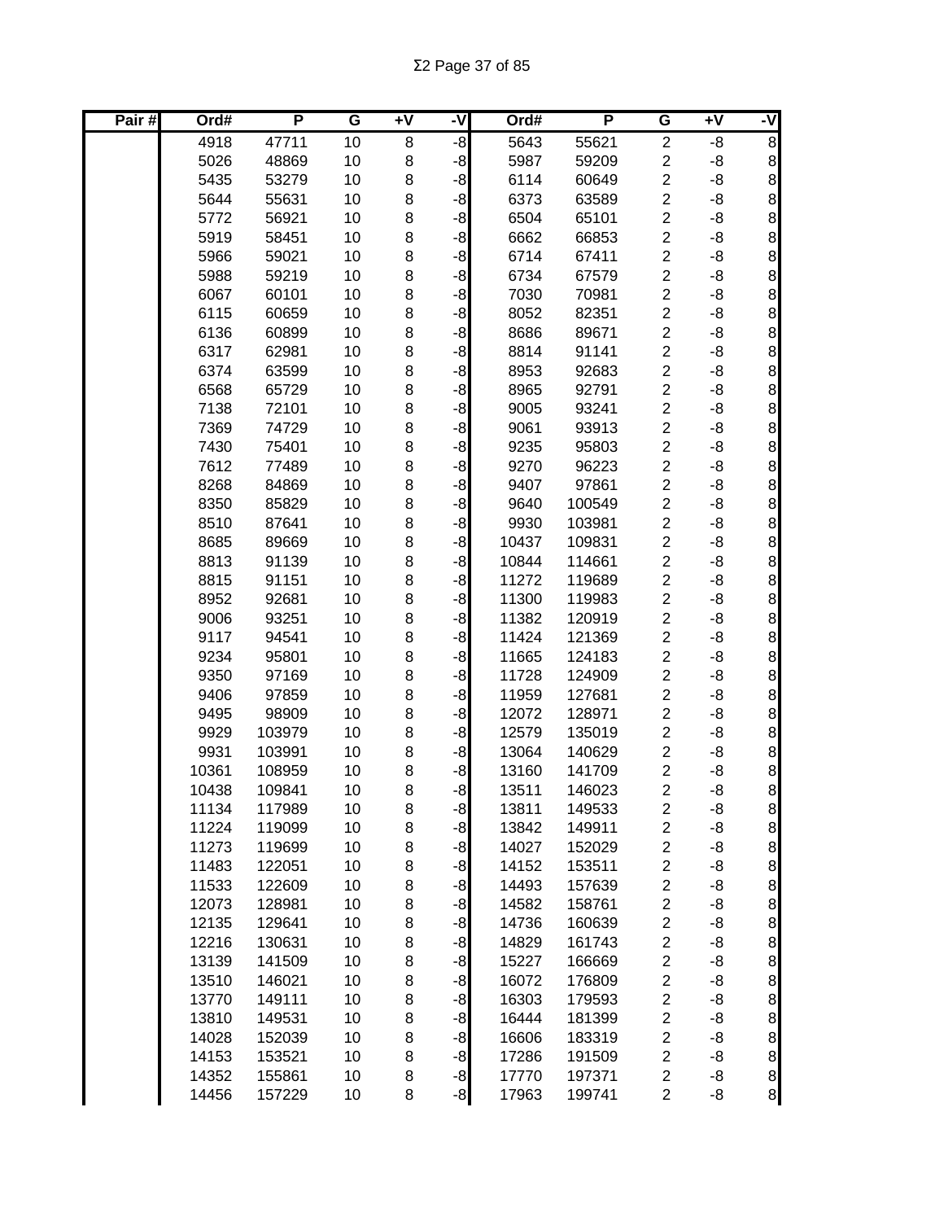Σ2 Page 37 of 85

| Pair # | Ord# | P | G | +V | -V | Ord# | P | G | +V | -V |
|---|---|---|---|---|---|---|---|---|---|---|
| | 4918 | 47711 | 10 | 8 | -8 | 5643 | 55621 | 2 | -8 | 8 |
| | 5026 | 48869 | 10 | 8 | -8 | 5987 | 59209 | 2 | -8 | 8 |
| | 5435 | 53279 | 10 | 8 | -8 | 6114 | 60649 | 2 | -8 | 8 |
| | 5644 | 55631 | 10 | 8 | -8 | 6373 | 63589 | 2 | -8 | 8 |
| | 5772 | 56921 | 10 | 8 | -8 | 6504 | 65101 | 2 | -8 | 8 |
| | 5919 | 58451 | 10 | 8 | -8 | 6662 | 66853 | 2 | -8 | 8 |
| | 5966 | 59021 | 10 | 8 | -8 | 6714 | 67411 | 2 | -8 | 8 |
| | 5988 | 59219 | 10 | 8 | -8 | 6734 | 67579 | 2 | -8 | 8 |
| | 6067 | 60101 | 10 | 8 | -8 | 7030 | 70981 | 2 | -8 | 8 |
| | 6115 | 60659 | 10 | 8 | -8 | 8052 | 82351 | 2 | -8 | 8 |
| | 6136 | 60899 | 10 | 8 | -8 | 8686 | 89671 | 2 | -8 | 8 |
| | 6317 | 62981 | 10 | 8 | -8 | 8814 | 91141 | 2 | -8 | 8 |
| | 6374 | 63599 | 10 | 8 | -8 | 8953 | 92683 | 2 | -8 | 8 |
| | 6568 | 65729 | 10 | 8 | -8 | 8965 | 92791 | 2 | -8 | 8 |
| | 7138 | 72101 | 10 | 8 | -8 | 9005 | 93241 | 2 | -8 | 8 |
| | 7369 | 74729 | 10 | 8 | -8 | 9061 | 93913 | 2 | -8 | 8 |
| | 7430 | 75401 | 10 | 8 | -8 | 9235 | 95803 | 2 | -8 | 8 |
| | 7612 | 77489 | 10 | 8 | -8 | 9270 | 96223 | 2 | -8 | 8 |
| | 8268 | 84869 | 10 | 8 | -8 | 9407 | 97861 | 2 | -8 | 8 |
| | 8350 | 85829 | 10 | 8 | -8 | 9640 | 100549 | 2 | -8 | 8 |
| | 8510 | 87641 | 10 | 8 | -8 | 9930 | 103981 | 2 | -8 | 8 |
| | 8685 | 89669 | 10 | 8 | -8 | 10437 | 109831 | 2 | -8 | 8 |
| | 8813 | 91139 | 10 | 8 | -8 | 10844 | 114661 | 2 | -8 | 8 |
| | 8815 | 91151 | 10 | 8 | -8 | 11272 | 119689 | 2 | -8 | 8 |
| | 8952 | 92681 | 10 | 8 | -8 | 11300 | 119983 | 2 | -8 | 8 |
| | 9006 | 93251 | 10 | 8 | -8 | 11382 | 120919 | 2 | -8 | 8 |
| | 9117 | 94541 | 10 | 8 | -8 | 11424 | 121369 | 2 | -8 | 8 |
| | 9234 | 95801 | 10 | 8 | -8 | 11665 | 124183 | 2 | -8 | 8 |
| | 9350 | 97169 | 10 | 8 | -8 | 11728 | 124909 | 2 | -8 | 8 |
| | 9406 | 97859 | 10 | 8 | -8 | 11959 | 127681 | 2 | -8 | 8 |
| | 9495 | 98909 | 10 | 8 | -8 | 12072 | 128971 | 2 | -8 | 8 |
| | 9929 | 103979 | 10 | 8 | -8 | 12579 | 135019 | 2 | -8 | 8 |
| | 9931 | 103991 | 10 | 8 | -8 | 13064 | 140629 | 2 | -8 | 8 |
| | 10361 | 108959 | 10 | 8 | -8 | 13160 | 141709 | 2 | -8 | 8 |
| | 10438 | 109841 | 10 | 8 | -8 | 13511 | 146023 | 2 | -8 | 8 |
| | 11134 | 117989 | 10 | 8 | -8 | 13811 | 149533 | 2 | -8 | 8 |
| | 11224 | 119099 | 10 | 8 | -8 | 13842 | 149911 | 2 | -8 | 8 |
| | 11273 | 119699 | 10 | 8 | -8 | 14027 | 152029 | 2 | -8 | 8 |
| | 11483 | 122051 | 10 | 8 | -8 | 14152 | 153511 | 2 | -8 | 8 |
| | 11533 | 122609 | 10 | 8 | -8 | 14493 | 157639 | 2 | -8 | 8 |
| | 12073 | 128981 | 10 | 8 | -8 | 14582 | 158761 | 2 | -8 | 8 |
| | 12135 | 129641 | 10 | 8 | -8 | 14736 | 160639 | 2 | -8 | 8 |
| | 12216 | 130631 | 10 | 8 | -8 | 14829 | 161743 | 2 | -8 | 8 |
| | 13139 | 141509 | 10 | 8 | -8 | 15227 | 166669 | 2 | -8 | 8 |
| | 13510 | 146021 | 10 | 8 | -8 | 16072 | 176809 | 2 | -8 | 8 |
| | 13770 | 149111 | 10 | 8 | -8 | 16303 | 179593 | 2 | -8 | 8 |
| | 13810 | 149531 | 10 | 8 | -8 | 16444 | 181399 | 2 | -8 | 8 |
| | 14028 | 152039 | 10 | 8 | -8 | 16606 | 183319 | 2 | -8 | 8 |
| | 14153 | 153521 | 10 | 8 | -8 | 17286 | 191509 | 2 | -8 | 8 |
| | 14352 | 155861 | 10 | 8 | -8 | 17770 | 197371 | 2 | -8 | 8 |
| | 14456 | 157229 | 10 | 8 | -8 | 17963 | 199741 | 2 | -8 | 8 |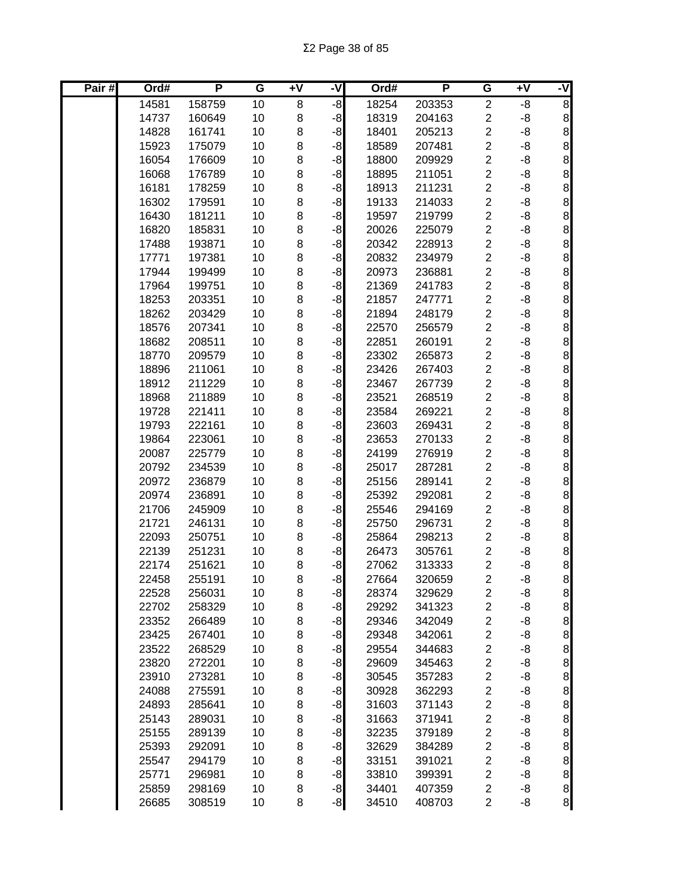| Pair # | Ord# | P | G | +V | -V | Ord# | P | G | +V | -V |
|---|---|---|---|---|---|---|---|---|---|---|
| | 14581 | 158759 | 10 | 8 | -8 | 18254 | 203353 | 2 | -8 | 8 |
| | 14737 | 160649 | 10 | 8 | -8 | 18319 | 204163 | 2 | -8 | 8 |
| | 14828 | 161741 | 10 | 8 | -8 | 18401 | 205213 | 2 | -8 | 8 |
| | 15923 | 175079 | 10 | 8 | -8 | 18589 | 207481 | 2 | -8 | 8 |
| | 16054 | 176609 | 10 | 8 | -8 | 18800 | 209929 | 2 | -8 | 8 |
| | 16068 | 176789 | 10 | 8 | -8 | 18895 | 211051 | 2 | -8 | 8 |
| | 16181 | 178259 | 10 | 8 | -8 | 18913 | 211231 | 2 | -8 | 8 |
| | 16302 | 179591 | 10 | 8 | -8 | 19133 | 214033 | 2 | -8 | 8 |
| | 16430 | 181211 | 10 | 8 | -8 | 19597 | 219799 | 2 | -8 | 8 |
| | 16820 | 185831 | 10 | 8 | -8 | 20026 | 225079 | 2 | -8 | 8 |
| | 17488 | 193871 | 10 | 8 | -8 | 20342 | 228913 | 2 | -8 | 8 |
| | 17771 | 197381 | 10 | 8 | -8 | 20832 | 234979 | 2 | -8 | 8 |
| | 17944 | 199499 | 10 | 8 | -8 | 20973 | 236881 | 2 | -8 | 8 |
| | 17964 | 199751 | 10 | 8 | -8 | 21369 | 241783 | 2 | -8 | 8 |
| | 18253 | 203351 | 10 | 8 | -8 | 21857 | 247771 | 2 | -8 | 8 |
| | 18262 | 203429 | 10 | 8 | -8 | 21894 | 248179 | 2 | -8 | 8 |
| | 18576 | 207341 | 10 | 8 | -8 | 22570 | 256579 | 2 | -8 | 8 |
| | 18682 | 208511 | 10 | 8 | -8 | 22851 | 260191 | 2 | -8 | 8 |
| | 18770 | 209579 | 10 | 8 | -8 | 23302 | 265873 | 2 | -8 | 8 |
| | 18896 | 211061 | 10 | 8 | -8 | 23426 | 267403 | 2 | -8 | 8 |
| | 18912 | 211229 | 10 | 8 | -8 | 23467 | 267739 | 2 | -8 | 8 |
| | 18968 | 211889 | 10 | 8 | -8 | 23521 | 268519 | 2 | -8 | 8 |
| | 19728 | 221411 | 10 | 8 | -8 | 23584 | 269221 | 2 | -8 | 8 |
| | 19793 | 222161 | 10 | 8 | -8 | 23603 | 269431 | 2 | -8 | 8 |
| | 19864 | 223061 | 10 | 8 | -8 | 23653 | 270133 | 2 | -8 | 8 |
| | 20087 | 225779 | 10 | 8 | -8 | 24199 | 276919 | 2 | -8 | 8 |
| | 20792 | 234539 | 10 | 8 | -8 | 25017 | 287281 | 2 | -8 | 8 |
| | 20972 | 236879 | 10 | 8 | -8 | 25156 | 289141 | 2 | -8 | 8 |
| | 20974 | 236891 | 10 | 8 | -8 | 25392 | 292081 | 2 | -8 | 8 |
| | 21706 | 245909 | 10 | 8 | -8 | 25546 | 294169 | 2 | -8 | 8 |
| | 21721 | 246131 | 10 | 8 | -8 | 25750 | 296731 | 2 | -8 | 8 |
| | 22093 | 250751 | 10 | 8 | -8 | 25864 | 298213 | 2 | -8 | 8 |
| | 22139 | 251231 | 10 | 8 | -8 | 26473 | 305761 | 2 | -8 | 8 |
| | 22174 | 251621 | 10 | 8 | -8 | 27062 | 313333 | 2 | -8 | 8 |
| | 22458 | 255191 | 10 | 8 | -8 | 27664 | 320659 | 2 | -8 | 8 |
| | 22528 | 256031 | 10 | 8 | -8 | 28374 | 329629 | 2 | -8 | 8 |
| | 22702 | 258329 | 10 | 8 | -8 | 29292 | 341323 | 2 | -8 | 8 |
| | 23352 | 266489 | 10 | 8 | -8 | 29346 | 342049 | 2 | -8 | 8 |
| | 23425 | 267401 | 10 | 8 | -8 | 29348 | 342061 | 2 | -8 | 8 |
| | 23522 | 268529 | 10 | 8 | -8 | 29554 | 344683 | 2 | -8 | 8 |
| | 23820 | 272201 | 10 | 8 | -8 | 29609 | 345463 | 2 | -8 | 8 |
| | 23910 | 273281 | 10 | 8 | -8 | 30545 | 357283 | 2 | -8 | 8 |
| | 24088 | 275591 | 10 | 8 | -8 | 30928 | 362293 | 2 | -8 | 8 |
| | 24893 | 285641 | 10 | 8 | -8 | 31603 | 371143 | 2 | -8 | 8 |
| | 25143 | 289031 | 10 | 8 | -8 | 31663 | 371941 | 2 | -8 | 8 |
| | 25155 | 289139 | 10 | 8 | -8 | 32235 | 379189 | 2 | -8 | 8 |
| | 25393 | 292091 | 10 | 8 | -8 | 32629 | 384289 | 2 | -8 | 8 |
| | 25547 | 294179 | 10 | 8 | -8 | 33151 | 391021 | 2 | -8 | 8 |
| | 25771 | 296981 | 10 | 8 | -8 | 33810 | 399391 | 2 | -8 | 8 |
| | 25859 | 298169 | 10 | 8 | -8 | 34401 | 407359 | 2 | -8 | 8 |
| | 26685 | 308519 | 10 | 8 | -8 | 34510 | 408703 | 2 | -8 | 8 |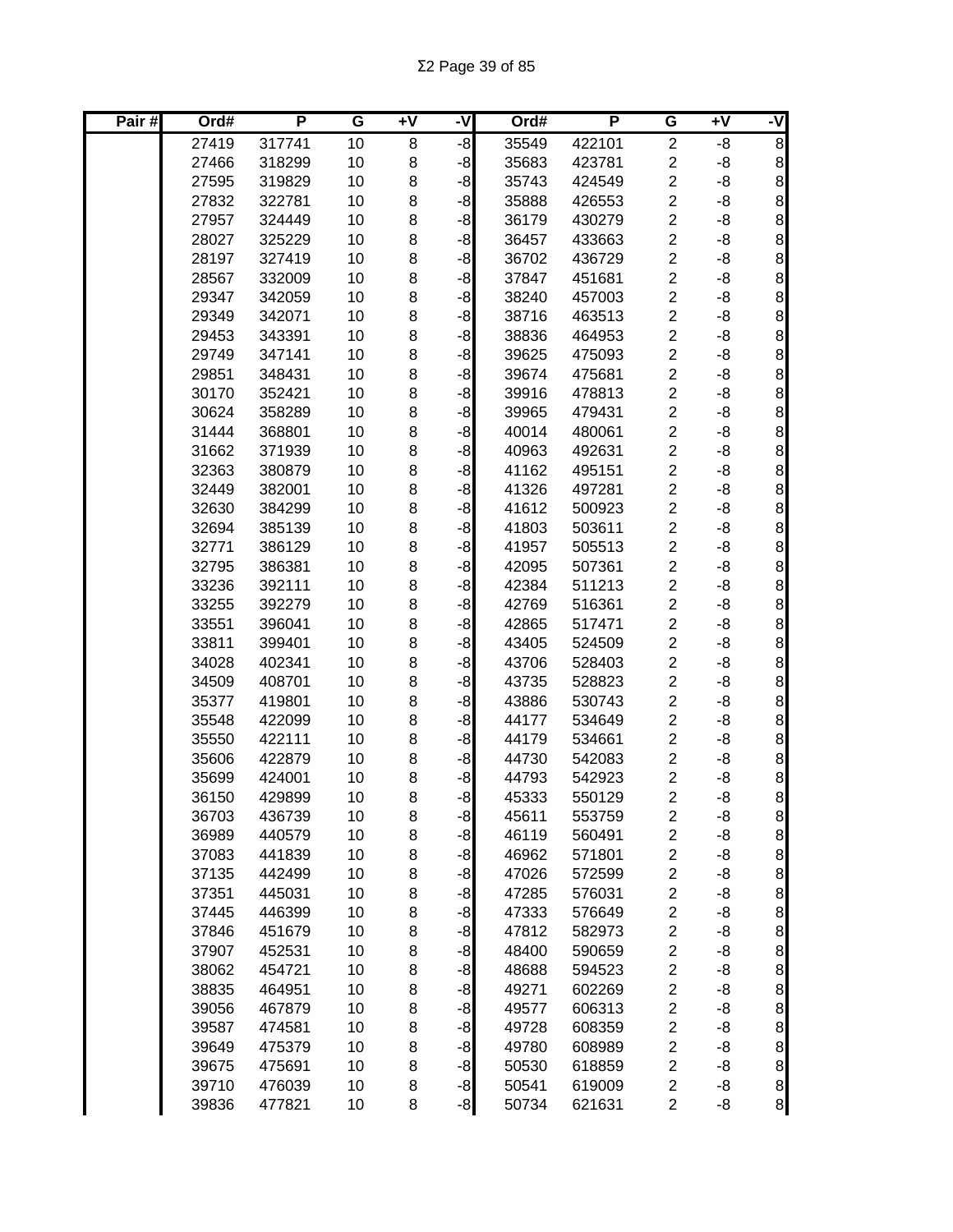| Pair # | Ord# | P | G | +V | -V | Ord# | P | G | +V | -V |
|---|---|---|---|---|---|---|---|---|---|---|
| | 27419 | 317741 | 10 | 8 | -8 | 35549 | 422101 | 2 | -8 | 8 |
| | 27466 | 318299 | 10 | 8 | -8 | 35683 | 423781 | 2 | -8 | 8 |
| | 27595 | 319829 | 10 | 8 | -8 | 35743 | 424549 | 2 | -8 | 8 |
| | 27832 | 322781 | 10 | 8 | -8 | 35888 | 426553 | 2 | -8 | 8 |
| | 27957 | 324449 | 10 | 8 | -8 | 36179 | 430279 | 2 | -8 | 8 |
| | 28027 | 325229 | 10 | 8 | -8 | 36457 | 433663 | 2 | -8 | 8 |
| | 28197 | 327419 | 10 | 8 | -8 | 36702 | 436729 | 2 | -8 | 8 |
| | 28567 | 332009 | 10 | 8 | -8 | 37847 | 451681 | 2 | -8 | 8 |
| | 29347 | 342059 | 10 | 8 | -8 | 38240 | 457003 | 2 | -8 | 8 |
| | 29349 | 342071 | 10 | 8 | -8 | 38716 | 463513 | 2 | -8 | 8 |
| | 29453 | 343391 | 10 | 8 | -8 | 38836 | 464953 | 2 | -8 | 8 |
| | 29749 | 347141 | 10 | 8 | -8 | 39625 | 475093 | 2 | -8 | 8 |
| | 29851 | 348431 | 10 | 8 | -8 | 39674 | 475681 | 2 | -8 | 8 |
| | 30170 | 352421 | 10 | 8 | -8 | 39916 | 478813 | 2 | -8 | 8 |
| | 30624 | 358289 | 10 | 8 | -8 | 39965 | 479431 | 2 | -8 | 8 |
| | 31444 | 368801 | 10 | 8 | -8 | 40014 | 480061 | 2 | -8 | 8 |
| | 31662 | 371939 | 10 | 8 | -8 | 40963 | 492631 | 2 | -8 | 8 |
| | 32363 | 380879 | 10 | 8 | -8 | 41162 | 495151 | 2 | -8 | 8 |
| | 32449 | 382001 | 10 | 8 | -8 | 41326 | 497281 | 2 | -8 | 8 |
| | 32630 | 384299 | 10 | 8 | -8 | 41612 | 500923 | 2 | -8 | 8 |
| | 32694 | 385139 | 10 | 8 | -8 | 41803 | 503611 | 2 | -8 | 8 |
| | 32771 | 386129 | 10 | 8 | -8 | 41957 | 505513 | 2 | -8 | 8 |
| | 32795 | 386381 | 10 | 8 | -8 | 42095 | 507361 | 2 | -8 | 8 |
| | 33236 | 392111 | 10 | 8 | -8 | 42384 | 511213 | 2 | -8 | 8 |
| | 33255 | 392279 | 10 | 8 | -8 | 42769 | 516361 | 2 | -8 | 8 |
| | 33551 | 396041 | 10 | 8 | -8 | 42865 | 517471 | 2 | -8 | 8 |
| | 33811 | 399401 | 10 | 8 | -8 | 43405 | 524509 | 2 | -8 | 8 |
| | 34028 | 402341 | 10 | 8 | -8 | 43706 | 528403 | 2 | -8 | 8 |
| | 34509 | 408701 | 10 | 8 | -8 | 43735 | 528823 | 2 | -8 | 8 |
| | 35377 | 419801 | 10 | 8 | -8 | 43886 | 530743 | 2 | -8 | 8 |
| | 35548 | 422099 | 10 | 8 | -8 | 44177 | 534649 | 2 | -8 | 8 |
| | 35550 | 422111 | 10 | 8 | -8 | 44179 | 534661 | 2 | -8 | 8 |
| | 35606 | 422879 | 10 | 8 | -8 | 44730 | 542083 | 2 | -8 | 8 |
| | 35699 | 424001 | 10 | 8 | -8 | 44793 | 542923 | 2 | -8 | 8 |
| | 36150 | 429899 | 10 | 8 | -8 | 45333 | 550129 | 2 | -8 | 8 |
| | 36703 | 436739 | 10 | 8 | -8 | 45611 | 553759 | 2 | -8 | 8 |
| | 36989 | 440579 | 10 | 8 | -8 | 46119 | 560491 | 2 | -8 | 8 |
| | 37083 | 441839 | 10 | 8 | -8 | 46962 | 571801 | 2 | -8 | 8 |
| | 37135 | 442499 | 10 | 8 | -8 | 47026 | 572599 | 2 | -8 | 8 |
| | 37351 | 445031 | 10 | 8 | -8 | 47285 | 576031 | 2 | -8 | 8 |
| | 37445 | 446399 | 10 | 8 | -8 | 47333 | 576649 | 2 | -8 | 8 |
| | 37846 | 451679 | 10 | 8 | -8 | 47812 | 582973 | 2 | -8 | 8 |
| | 37907 | 452531 | 10 | 8 | -8 | 48400 | 590659 | 2 | -8 | 8 |
| | 38062 | 454721 | 10 | 8 | -8 | 48688 | 594523 | 2 | -8 | 8 |
| | 38835 | 464951 | 10 | 8 | -8 | 49271 | 602269 | 2 | -8 | 8 |
| | 39056 | 467879 | 10 | 8 | -8 | 49577 | 606313 | 2 | -8 | 8 |
| | 39587 | 474581 | 10 | 8 | -8 | 49728 | 608359 | 2 | -8 | 8 |
| | 39649 | 475379 | 10 | 8 | -8 | 49780 | 608989 | 2 | -8 | 8 |
| | 39675 | 475691 | 10 | 8 | -8 | 50530 | 618859 | 2 | -8 | 8 |
| | 39710 | 476039 | 10 | 8 | -8 | 50541 | 619009 | 2 | -8 | 8 |
| | 39836 | 477821 | 10 | 8 | -8 | 50734 | 621631 | 2 | -8 | 8 |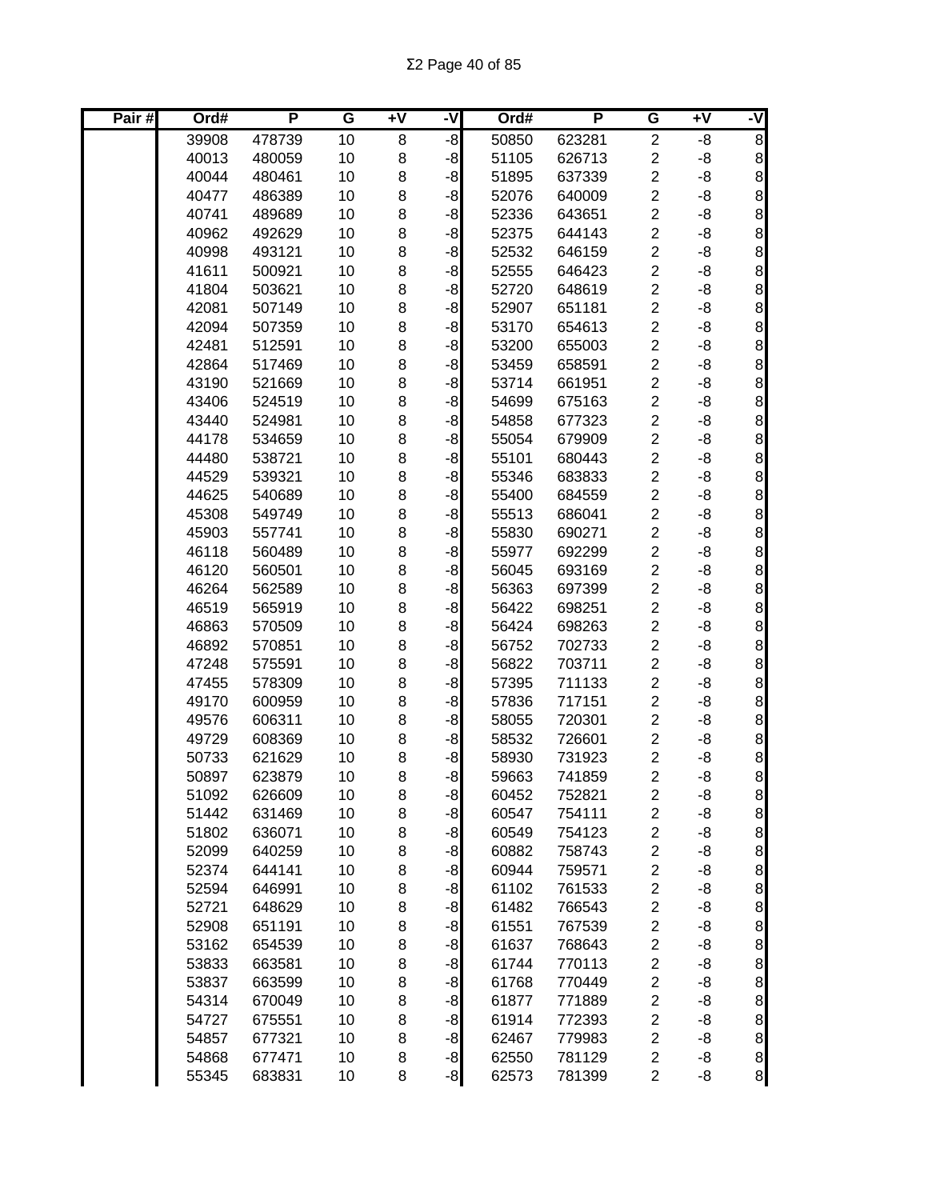| Pair # | Ord# | P | G | +V | -V | Ord# | P | G | +V | -V |
|---|---|---|---|---|---|---|---|---|---|---|
| | 39908 | 478739 | 10 | 8 | -8 | 50850 | 623281 | 2 | -8 | 8 |
| | 40013 | 480059 | 10 | 8 | -8 | 51105 | 626713 | 2 | -8 | 8 |
| | 40044 | 480461 | 10 | 8 | -8 | 51895 | 637339 | 2 | -8 | 8 |
| | 40477 | 486389 | 10 | 8 | -8 | 52076 | 640009 | 2 | -8 | 8 |
| | 40741 | 489689 | 10 | 8 | -8 | 52336 | 643651 | 2 | -8 | 8 |
| | 40962 | 492629 | 10 | 8 | -8 | 52375 | 644143 | 2 | -8 | 8 |
| | 40998 | 493121 | 10 | 8 | -8 | 52532 | 646159 | 2 | -8 | 8 |
| | 41611 | 500921 | 10 | 8 | -8 | 52555 | 646423 | 2 | -8 | 8 |
| | 41804 | 503621 | 10 | 8 | -8 | 52720 | 648619 | 2 | -8 | 8 |
| | 42081 | 507149 | 10 | 8 | -8 | 52907 | 651181 | 2 | -8 | 8 |
| | 42094 | 507359 | 10 | 8 | -8 | 53170 | 654613 | 2 | -8 | 8 |
| | 42481 | 512591 | 10 | 8 | -8 | 53200 | 655003 | 2 | -8 | 8 |
| | 42864 | 517469 | 10 | 8 | -8 | 53459 | 658591 | 2 | -8 | 8 |
| | 43190 | 521669 | 10 | 8 | -8 | 53714 | 661951 | 2 | -8 | 8 |
| | 43406 | 524519 | 10 | 8 | -8 | 54699 | 675163 | 2 | -8 | 8 |
| | 43440 | 524981 | 10 | 8 | -8 | 54858 | 677323 | 2 | -8 | 8 |
| | 44178 | 534659 | 10 | 8 | -8 | 55054 | 679909 | 2 | -8 | 8 |
| | 44480 | 538721 | 10 | 8 | -8 | 55101 | 680443 | 2 | -8 | 8 |
| | 44529 | 539321 | 10 | 8 | -8 | 55346 | 683833 | 2 | -8 | 8 |
| | 44625 | 540689 | 10 | 8 | -8 | 55400 | 684559 | 2 | -8 | 8 |
| | 45308 | 549749 | 10 | 8 | -8 | 55513 | 686041 | 2 | -8 | 8 |
| | 45903 | 557741 | 10 | 8 | -8 | 55830 | 690271 | 2 | -8 | 8 |
| | 46118 | 560489 | 10 | 8 | -8 | 55977 | 692299 | 2 | -8 | 8 |
| | 46120 | 560501 | 10 | 8 | -8 | 56045 | 693169 | 2 | -8 | 8 |
| | 46264 | 562589 | 10 | 8 | -8 | 56363 | 697399 | 2 | -8 | 8 |
| | 46519 | 565919 | 10 | 8 | -8 | 56422 | 698251 | 2 | -8 | 8 |
| | 46863 | 570509 | 10 | 8 | -8 | 56424 | 698263 | 2 | -8 | 8 |
| | 46892 | 570851 | 10 | 8 | -8 | 56752 | 702733 | 2 | -8 | 8 |
| | 47248 | 575591 | 10 | 8 | -8 | 56822 | 703711 | 2 | -8 | 8 |
| | 47455 | 578309 | 10 | 8 | -8 | 57395 | 711133 | 2 | -8 | 8 |
| | 49170 | 600959 | 10 | 8 | -8 | 57836 | 717151 | 2 | -8 | 8 |
| | 49576 | 606311 | 10 | 8 | -8 | 58055 | 720301 | 2 | -8 | 8 |
| | 49729 | 608369 | 10 | 8 | -8 | 58532 | 726601 | 2 | -8 | 8 |
| | 50733 | 621629 | 10 | 8 | -8 | 58930 | 731923 | 2 | -8 | 8 |
| | 50897 | 623879 | 10 | 8 | -8 | 59663 | 741859 | 2 | -8 | 8 |
| | 51092 | 626609 | 10 | 8 | -8 | 60452 | 752821 | 2 | -8 | 8 |
| | 51442 | 631469 | 10 | 8 | -8 | 60547 | 754111 | 2 | -8 | 8 |
| | 51802 | 636071 | 10 | 8 | -8 | 60549 | 754123 | 2 | -8 | 8 |
| | 52099 | 640259 | 10 | 8 | -8 | 60882 | 758743 | 2 | -8 | 8 |
| | 52374 | 644141 | 10 | 8 | -8 | 60944 | 759571 | 2 | -8 | 8 |
| | 52594 | 646991 | 10 | 8 | -8 | 61102 | 761533 | 2 | -8 | 8 |
| | 52721 | 648629 | 10 | 8 | -8 | 61482 | 766543 | 2 | -8 | 8 |
| | 52908 | 651191 | 10 | 8 | -8 | 61551 | 767539 | 2 | -8 | 8 |
| | 53162 | 654539 | 10 | 8 | -8 | 61637 | 768643 | 2 | -8 | 8 |
| | 53833 | 663581 | 10 | 8 | -8 | 61744 | 770113 | 2 | -8 | 8 |
| | 53837 | 663599 | 10 | 8 | -8 | 61768 | 770449 | 2 | -8 | 8 |
| | 54314 | 670049 | 10 | 8 | -8 | 61877 | 771889 | 2 | -8 | 8 |
| | 54727 | 675551 | 10 | 8 | -8 | 61914 | 772393 | 2 | -8 | 8 |
| | 54857 | 677321 | 10 | 8 | -8 | 62467 | 779983 | 2 | -8 | 8 |
| | 54868 | 677471 | 10 | 8 | -8 | 62550 | 781129 | 2 | -8 | 8 |
| | 55345 | 683831 | 10 | 8 | -8 | 62573 | 781399 | 2 | -8 | 8 |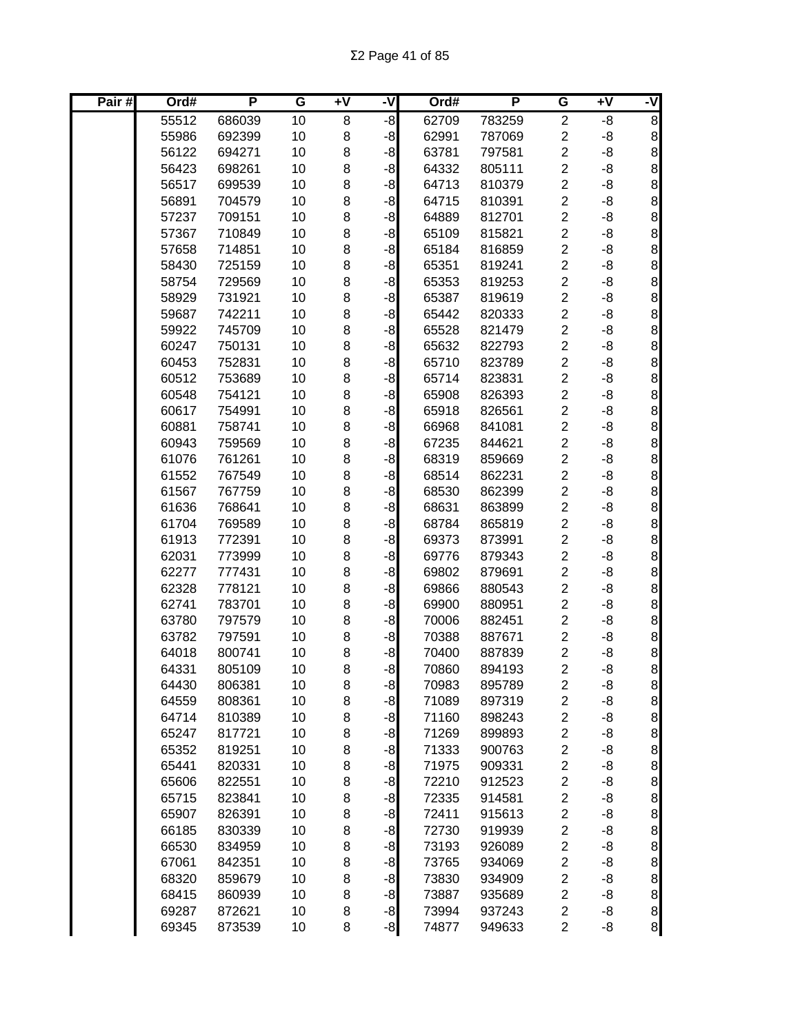Σ2 Page 41 of 85

| Pair # | Ord# | P | G | +V | -V | Ord# | P | G | +V | -V |
|---|---|---|---|---|---|---|---|---|---|---|
| | 55512 | 686039 | 10 | 8 | -8 | 62709 | 783259 | 2 | -8 | 8 |
| | 55986 | 692399 | 10 | 8 | -8 | 62991 | 787069 | 2 | -8 | 8 |
| | 56122 | 694271 | 10 | 8 | -8 | 63781 | 797581 | 2 | -8 | 8 |
| | 56423 | 698261 | 10 | 8 | -8 | 64332 | 805111 | 2 | -8 | 8 |
| | 56517 | 699539 | 10 | 8 | -8 | 64713 | 810379 | 2 | -8 | 8 |
| | 56891 | 704579 | 10 | 8 | -8 | 64715 | 810391 | 2 | -8 | 8 |
| | 57237 | 709151 | 10 | 8 | -8 | 64889 | 812701 | 2 | -8 | 8 |
| | 57367 | 710849 | 10 | 8 | -8 | 65109 | 815821 | 2 | -8 | 8 |
| | 57658 | 714851 | 10 | 8 | -8 | 65184 | 816859 | 2 | -8 | 8 |
| | 58430 | 725159 | 10 | 8 | -8 | 65351 | 819241 | 2 | -8 | 8 |
| | 58754 | 729569 | 10 | 8 | -8 | 65353 | 819253 | 2 | -8 | 8 |
| | 58929 | 731921 | 10 | 8 | -8 | 65387 | 819619 | 2 | -8 | 8 |
| | 59687 | 742211 | 10 | 8 | -8 | 65442 | 820333 | 2 | -8 | 8 |
| | 59922 | 745709 | 10 | 8 | -8 | 65528 | 821479 | 2 | -8 | 8 |
| | 60247 | 750131 | 10 | 8 | -8 | 65632 | 822793 | 2 | -8 | 8 |
| | 60453 | 752831 | 10 | 8 | -8 | 65710 | 823789 | 2 | -8 | 8 |
| | 60512 | 753689 | 10 | 8 | -8 | 65714 | 823831 | 2 | -8 | 8 |
| | 60548 | 754121 | 10 | 8 | -8 | 65908 | 826393 | 2 | -8 | 8 |
| | 60617 | 754991 | 10 | 8 | -8 | 65918 | 826561 | 2 | -8 | 8 |
| | 60881 | 758741 | 10 | 8 | -8 | 66968 | 841081 | 2 | -8 | 8 |
| | 60943 | 759569 | 10 | 8 | -8 | 67235 | 844621 | 2 | -8 | 8 |
| | 61076 | 761261 | 10 | 8 | -8 | 68319 | 859669 | 2 | -8 | 8 |
| | 61552 | 767549 | 10 | 8 | -8 | 68514 | 862231 | 2 | -8 | 8 |
| | 61567 | 767759 | 10 | 8 | -8 | 68530 | 862399 | 2 | -8 | 8 |
| | 61636 | 768641 | 10 | 8 | -8 | 68631 | 863899 | 2 | -8 | 8 |
| | 61704 | 769589 | 10 | 8 | -8 | 68784 | 865819 | 2 | -8 | 8 |
| | 61913 | 772391 | 10 | 8 | -8 | 69373 | 873991 | 2 | -8 | 8 |
| | 62031 | 773999 | 10 | 8 | -8 | 69776 | 879343 | 2 | -8 | 8 |
| | 62277 | 777431 | 10 | 8 | -8 | 69802 | 879691 | 2 | -8 | 8 |
| | 62328 | 778121 | 10 | 8 | -8 | 69866 | 880543 | 2 | -8 | 8 |
| | 62741 | 783701 | 10 | 8 | -8 | 69900 | 880951 | 2 | -8 | 8 |
| | 63780 | 797579 | 10 | 8 | -8 | 70006 | 882451 | 2 | -8 | 8 |
| | 63782 | 797591 | 10 | 8 | -8 | 70388 | 887671 | 2 | -8 | 8 |
| | 64018 | 800741 | 10 | 8 | -8 | 70400 | 887839 | 2 | -8 | 8 |
| | 64331 | 805109 | 10 | 8 | -8 | 70860 | 894193 | 2 | -8 | 8 |
| | 64430 | 806381 | 10 | 8 | -8 | 70983 | 895789 | 2 | -8 | 8 |
| | 64559 | 808361 | 10 | 8 | -8 | 71089 | 897319 | 2 | -8 | 8 |
| | 64714 | 810389 | 10 | 8 | -8 | 71160 | 898243 | 2 | -8 | 8 |
| | 65247 | 817721 | 10 | 8 | -8 | 71269 | 899893 | 2 | -8 | 8 |
| | 65352 | 819251 | 10 | 8 | -8 | 71333 | 900763 | 2 | -8 | 8 |
| | 65441 | 820331 | 10 | 8 | -8 | 71975 | 909331 | 2 | -8 | 8 |
| | 65606 | 822551 | 10 | 8 | -8 | 72210 | 912523 | 2 | -8 | 8 |
| | 65715 | 823841 | 10 | 8 | -8 | 72335 | 914581 | 2 | -8 | 8 |
| | 65907 | 826391 | 10 | 8 | -8 | 72411 | 915613 | 2 | -8 | 8 |
| | 66185 | 830339 | 10 | 8 | -8 | 72730 | 919939 | 2 | -8 | 8 |
| | 66530 | 834959 | 10 | 8 | -8 | 73193 | 926089 | 2 | -8 | 8 |
| | 67061 | 842351 | 10 | 8 | -8 | 73765 | 934069 | 2 | -8 | 8 |
| | 68320 | 859679 | 10 | 8 | -8 | 73830 | 934909 | 2 | -8 | 8 |
| | 68415 | 860939 | 10 | 8 | -8 | 73887 | 935689 | 2 | -8 | 8 |
| | 69287 | 872621 | 10 | 8 | -8 | 73994 | 937243 | 2 | -8 | 8 |
| | 69345 | 873539 | 10 | 8 | -8 | 74877 | 949633 | 2 | -8 | 8 |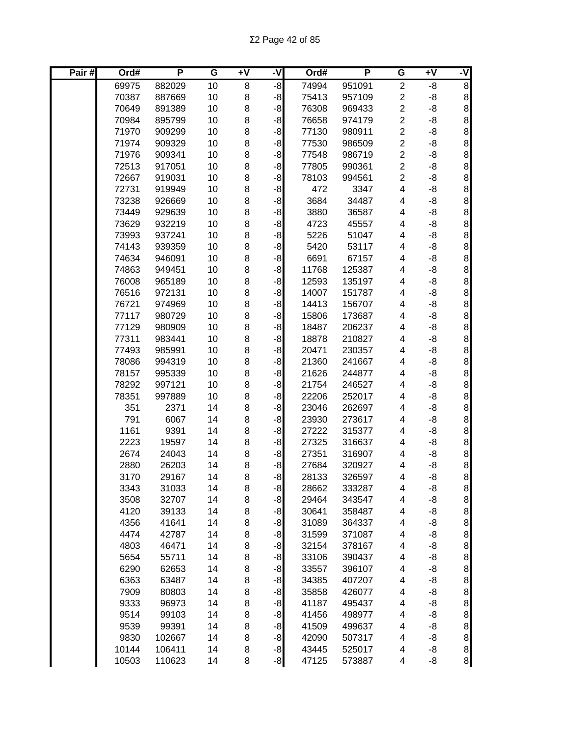| Pair # | Ord# | P | G | +V | -V | Ord# | P | G | +V | -V |
|---|---|---|---|---|---|---|---|---|---|---|
| | 69975 | 882029 | 10 | 8 | -8 | 74994 | 951091 | 2 | -8 | 8 |
| | 70387 | 887669 | 10 | 8 | -8 | 75413 | 957109 | 2 | -8 | 8 |
| | 70649 | 891389 | 10 | 8 | -8 | 76308 | 969433 | 2 | -8 | 8 |
| | 70984 | 895799 | 10 | 8 | -8 | 76658 | 974179 | 2 | -8 | 8 |
| | 71970 | 909299 | 10 | 8 | -8 | 77130 | 980911 | 2 | -8 | 8 |
| | 71974 | 909329 | 10 | 8 | -8 | 77530 | 986509 | 2 | -8 | 8 |
| | 71976 | 909341 | 10 | 8 | -8 | 77548 | 986719 | 2 | -8 | 8 |
| | 72513 | 917051 | 10 | 8 | -8 | 77805 | 990361 | 2 | -8 | 8 |
| | 72667 | 919031 | 10 | 8 | -8 | 78103 | 994561 | 2 | -8 | 8 |
| | 72731 | 919949 | 10 | 8 | -8 | 472 | 3347 | 4 | -8 | 8 |
| | 73238 | 926669 | 10 | 8 | -8 | 3684 | 34487 | 4 | -8 | 8 |
| | 73449 | 929639 | 10 | 8 | -8 | 3880 | 36587 | 4 | -8 | 8 |
| | 73629 | 932219 | 10 | 8 | -8 | 4723 | 45557 | 4 | -8 | 8 |
| | 73993 | 937241 | 10 | 8 | -8 | 5226 | 51047 | 4 | -8 | 8 |
| | 74143 | 939359 | 10 | 8 | -8 | 5420 | 53117 | 4 | -8 | 8 |
| | 74634 | 946091 | 10 | 8 | -8 | 6691 | 67157 | 4 | -8 | 8 |
| | 74863 | 949451 | 10 | 8 | -8 | 11768 | 125387 | 4 | -8 | 8 |
| | 76008 | 965189 | 10 | 8 | -8 | 12593 | 135197 | 4 | -8 | 8 |
| | 76516 | 972131 | 10 | 8 | -8 | 14007 | 151787 | 4 | -8 | 8 |
| | 76721 | 974969 | 10 | 8 | -8 | 14413 | 156707 | 4 | -8 | 8 |
| | 77117 | 980729 | 10 | 8 | -8 | 15806 | 173687 | 4 | -8 | 8 |
| | 77129 | 980909 | 10 | 8 | -8 | 18487 | 206237 | 4 | -8 | 8 |
| | 77311 | 983441 | 10 | 8 | -8 | 18878 | 210827 | 4 | -8 | 8 |
| | 77493 | 985991 | 10 | 8 | -8 | 20471 | 230357 | 4 | -8 | 8 |
| | 78086 | 994319 | 10 | 8 | -8 | 21360 | 241667 | 4 | -8 | 8 |
| | 78157 | 995339 | 10 | 8 | -8 | 21626 | 244877 | 4 | -8 | 8 |
| | 78292 | 997121 | 10 | 8 | -8 | 21754 | 246527 | 4 | -8 | 8 |
| | 78351 | 997889 | 10 | 8 | -8 | 22206 | 252017 | 4 | -8 | 8 |
| | 351 | 2371 | 14 | 8 | -8 | 23046 | 262697 | 4 | -8 | 8 |
| | 791 | 6067 | 14 | 8 | -8 | 23930 | 273617 | 4 | -8 | 8 |
| | 1161 | 9391 | 14 | 8 | -8 | 27222 | 315377 | 4 | -8 | 8 |
| | 2223 | 19597 | 14 | 8 | -8 | 27325 | 316637 | 4 | -8 | 8 |
| | 2674 | 24043 | 14 | 8 | -8 | 27351 | 316907 | 4 | -8 | 8 |
| | 2880 | 26203 | 14 | 8 | -8 | 27684 | 320927 | 4 | -8 | 8 |
| | 3170 | 29167 | 14 | 8 | -8 | 28133 | 326597 | 4 | -8 | 8 |
| | 3343 | 31033 | 14 | 8 | -8 | 28662 | 333287 | 4 | -8 | 8 |
| | 3508 | 32707 | 14 | 8 | -8 | 29464 | 343547 | 4 | -8 | 8 |
| | 4120 | 39133 | 14 | 8 | -8 | 30641 | 358487 | 4 | -8 | 8 |
| | 4356 | 41641 | 14 | 8 | -8 | 31089 | 364337 | 4 | -8 | 8 |
| | 4474 | 42787 | 14 | 8 | -8 | 31599 | 371087 | 4 | -8 | 8 |
| | 4803 | 46471 | 14 | 8 | -8 | 32154 | 378167 | 4 | -8 | 8 |
| | 5654 | 55711 | 14 | 8 | -8 | 33106 | 390437 | 4 | -8 | 8 |
| | 6290 | 62653 | 14 | 8 | -8 | 33557 | 396107 | 4 | -8 | 8 |
| | 6363 | 63487 | 14 | 8 | -8 | 34385 | 407207 | 4 | -8 | 8 |
| | 7909 | 80803 | 14 | 8 | -8 | 35858 | 426077 | 4 | -8 | 8 |
| | 9333 | 96973 | 14 | 8 | -8 | 41187 | 495437 | 4 | -8 | 8 |
| | 9514 | 99103 | 14 | 8 | -8 | 41456 | 498977 | 4 | -8 | 8 |
| | 9539 | 99391 | 14 | 8 | -8 | 41509 | 499637 | 4 | -8 | 8 |
| | 9830 | 102667 | 14 | 8 | -8 | 42090 | 507317 | 4 | -8 | 8 |
| | 10144 | 106411 | 14 | 8 | -8 | 43445 | 525017 | 4 | -8 | 8 |
| | 10503 | 110623 | 14 | 8 | -8 | 47125 | 573887 | 4 | -8 | 8 |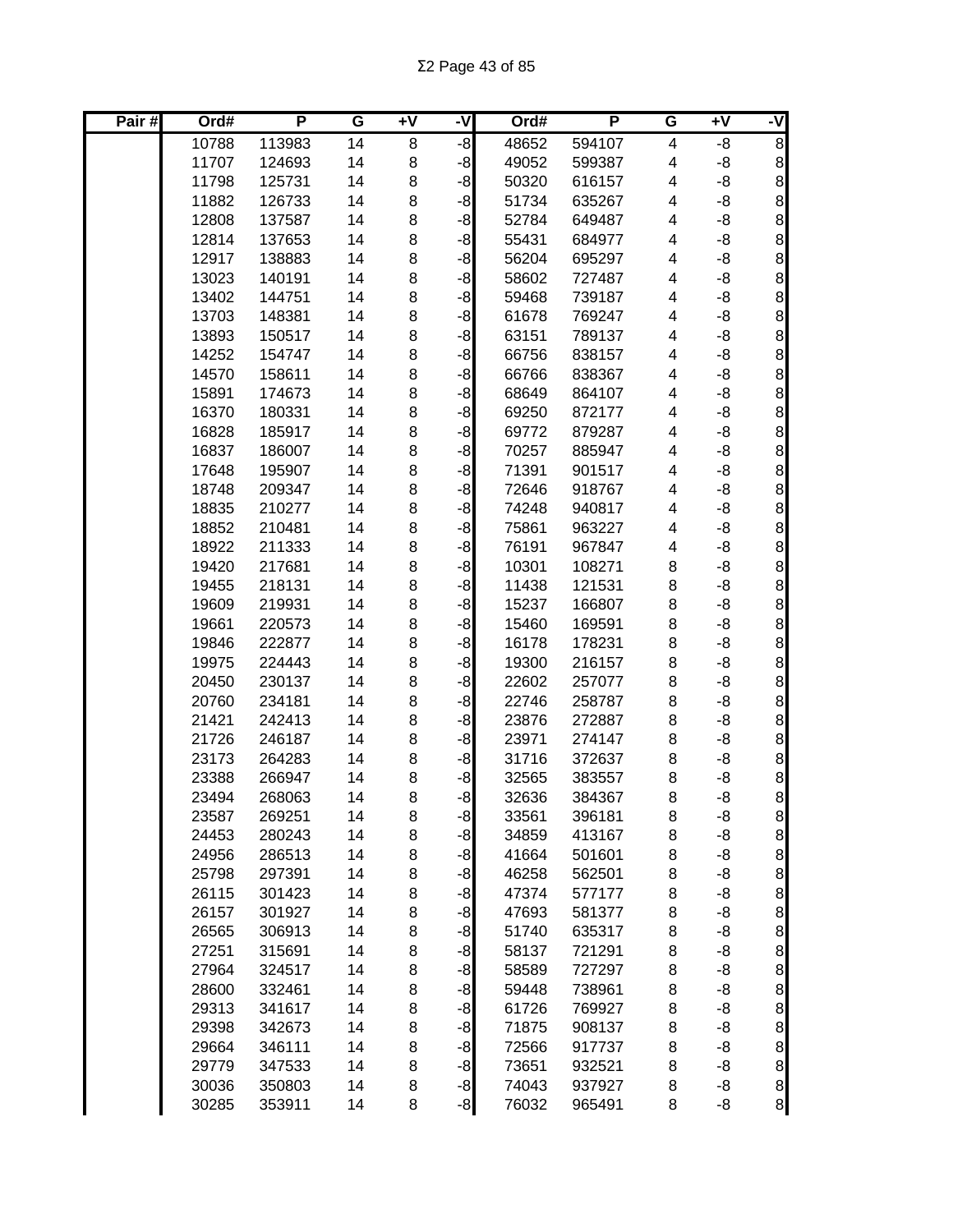| Pair # | Ord# | P | G | +V | -V | Ord# | P | G | +V | -V |
|---|---|---|---|---|---|---|---|---|---|---|
| | 10788 | 113983 | 14 | 8 | -8 | 48652 | 594107 | 4 | -8 | 8 |
| | 11707 | 124693 | 14 | 8 | -8 | 49052 | 599387 | 4 | -8 | 8 |
| | 11798 | 125731 | 14 | 8 | -8 | 50320 | 616157 | 4 | -8 | 8 |
| | 11882 | 126733 | 14 | 8 | -8 | 51734 | 635267 | 4 | -8 | 8 |
| | 12808 | 137587 | 14 | 8 | -8 | 52784 | 649487 | 4 | -8 | 8 |
| | 12814 | 137653 | 14 | 8 | -8 | 55431 | 684977 | 4 | -8 | 8 |
| | 12917 | 138883 | 14 | 8 | -8 | 56204 | 695297 | 4 | -8 | 8 |
| | 13023 | 140191 | 14 | 8 | -8 | 58602 | 727487 | 4 | -8 | 8 |
| | 13402 | 144751 | 14 | 8 | -8 | 59468 | 739187 | 4 | -8 | 8 |
| | 13703 | 148381 | 14 | 8 | -8 | 61678 | 769247 | 4 | -8 | 8 |
| | 13893 | 150517 | 14 | 8 | -8 | 63151 | 789137 | 4 | -8 | 8 |
| | 14252 | 154747 | 14 | 8 | -8 | 66756 | 838157 | 4 | -8 | 8 |
| | 14570 | 158611 | 14 | 8 | -8 | 66766 | 838367 | 4 | -8 | 8 |
| | 15891 | 174673 | 14 | 8 | -8 | 68649 | 864107 | 4 | -8 | 8 |
| | 16370 | 180331 | 14 | 8 | -8 | 69250 | 872177 | 4 | -8 | 8 |
| | 16828 | 185917 | 14 | 8 | -8 | 69772 | 879287 | 4 | -8 | 8 |
| | 16837 | 186007 | 14 | 8 | -8 | 70257 | 885947 | 4 | -8 | 8 |
| | 17648 | 195907 | 14 | 8 | -8 | 71391 | 901517 | 4 | -8 | 8 |
| | 18748 | 209347 | 14 | 8 | -8 | 72646 | 918767 | 4 | -8 | 8 |
| | 18835 | 210277 | 14 | 8 | -8 | 74248 | 940817 | 4 | -8 | 8 |
| | 18852 | 210481 | 14 | 8 | -8 | 75861 | 963227 | 4 | -8 | 8 |
| | 18922 | 211333 | 14 | 8 | -8 | 76191 | 967847 | 4 | -8 | 8 |
| | 19420 | 217681 | 14 | 8 | -8 | 10301 | 108271 | 8 | -8 | 8 |
| | 19455 | 218131 | 14 | 8 | -8 | 11438 | 121531 | 8 | -8 | 8 |
| | 19609 | 219931 | 14 | 8 | -8 | 15237 | 166807 | 8 | -8 | 8 |
| | 19661 | 220573 | 14 | 8 | -8 | 15460 | 169591 | 8 | -8 | 8 |
| | 19846 | 222877 | 14 | 8 | -8 | 16178 | 178231 | 8 | -8 | 8 |
| | 19975 | 224443 | 14 | 8 | -8 | 19300 | 216157 | 8 | -8 | 8 |
| | 20450 | 230137 | 14 | 8 | -8 | 22602 | 257077 | 8 | -8 | 8 |
| | 20760 | 234181 | 14 | 8 | -8 | 22746 | 258787 | 8 | -8 | 8 |
| | 21421 | 242413 | 14 | 8 | -8 | 23876 | 272887 | 8 | -8 | 8 |
| | 21726 | 246187 | 14 | 8 | -8 | 23971 | 274147 | 8 | -8 | 8 |
| | 23173 | 264283 | 14 | 8 | -8 | 31716 | 372637 | 8 | -8 | 8 |
| | 23388 | 266947 | 14 | 8 | -8 | 32565 | 383557 | 8 | -8 | 8 |
| | 23494 | 268063 | 14 | 8 | -8 | 32636 | 384367 | 8 | -8 | 8 |
| | 23587 | 269251 | 14 | 8 | -8 | 33561 | 396181 | 8 | -8 | 8 |
| | 24453 | 280243 | 14 | 8 | -8 | 34859 | 413167 | 8 | -8 | 8 |
| | 24956 | 286513 | 14 | 8 | -8 | 41664 | 501601 | 8 | -8 | 8 |
| | 25798 | 297391 | 14 | 8 | -8 | 46258 | 562501 | 8 | -8 | 8 |
| | 26115 | 301423 | 14 | 8 | -8 | 47374 | 577177 | 8 | -8 | 8 |
| | 26157 | 301927 | 14 | 8 | -8 | 47693 | 581377 | 8 | -8 | 8 |
| | 26565 | 306913 | 14 | 8 | -8 | 51740 | 635317 | 8 | -8 | 8 |
| | 27251 | 315691 | 14 | 8 | -8 | 58137 | 721291 | 8 | -8 | 8 |
| | 27964 | 324517 | 14 | 8 | -8 | 58589 | 727297 | 8 | -8 | 8 |
| | 28600 | 332461 | 14 | 8 | -8 | 59448 | 738961 | 8 | -8 | 8 |
| | 29313 | 341617 | 14 | 8 | -8 | 61726 | 769927 | 8 | -8 | 8 |
| | 29398 | 342673 | 14 | 8 | -8 | 71875 | 908137 | 8 | -8 | 8 |
| | 29664 | 346111 | 14 | 8 | -8 | 72566 | 917737 | 8 | -8 | 8 |
| | 29779 | 347533 | 14 | 8 | -8 | 73651 | 932521 | 8 | -8 | 8 |
| | 30036 | 350803 | 14 | 8 | -8 | 74043 | 937927 | 8 | -8 | 8 |
| | 30285 | 353911 | 14 | 8 | -8 | 76032 | 965491 | 8 | -8 | 8 |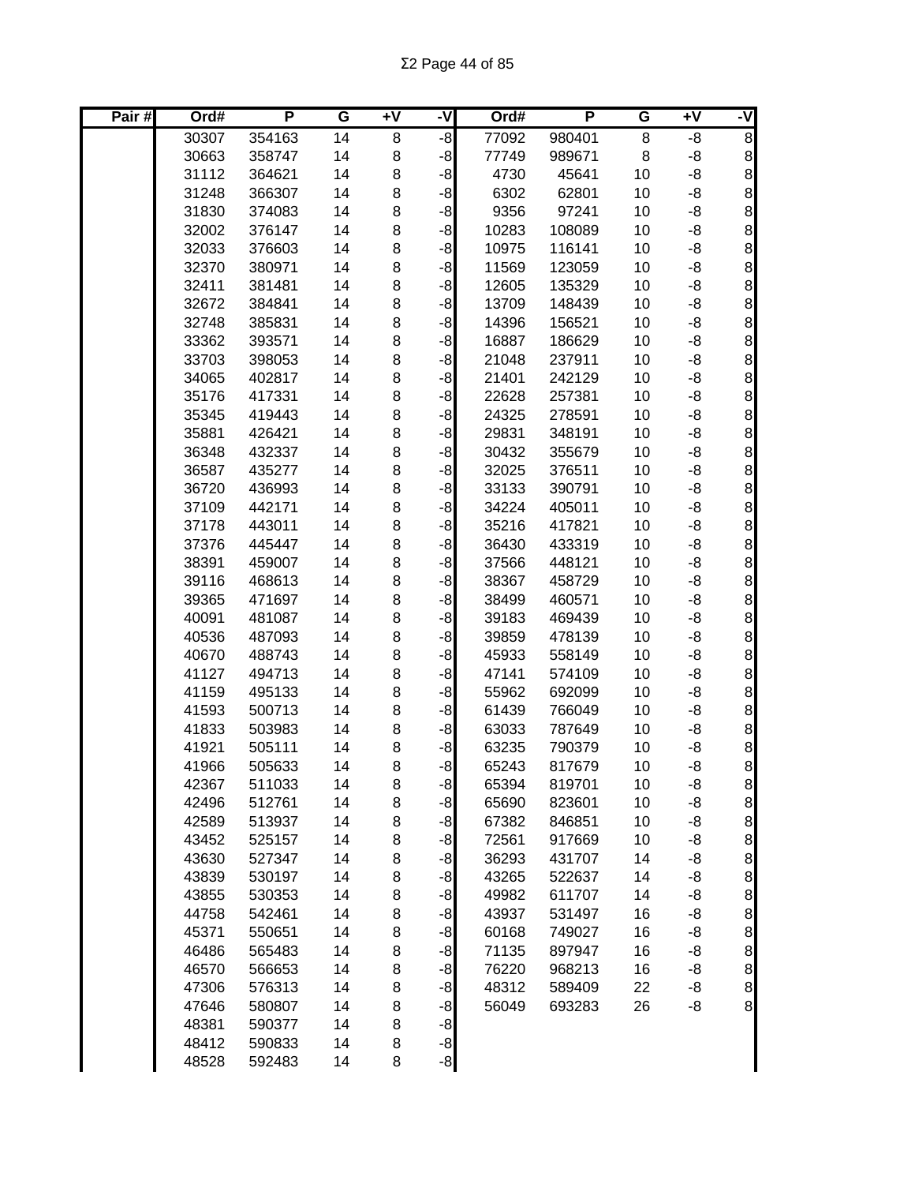| Pair # | Ord# | P | G | +V | -V | Ord# | P | G | +V | -V |
|---|---|---|---|---|---|---|---|---|---|---|
| | 30307 | 354163 | 14 | 8 | -8 | 77092 | 980401 | 8 | -8 | 8 |
| | 30663 | 358747 | 14 | 8 | -8 | 77749 | 989671 | 8 | -8 | 8 |
| | 31112 | 364621 | 14 | 8 | -8 | 4730 | 45641 | 10 | -8 | 8 |
| | 31248 | 366307 | 14 | 8 | -8 | 6302 | 62801 | 10 | -8 | 8 |
| | 31830 | 374083 | 14 | 8 | -8 | 9356 | 97241 | 10 | -8 | 8 |
| | 32002 | 376147 | 14 | 8 | -8 | 10283 | 108089 | 10 | -8 | 8 |
| | 32033 | 376603 | 14 | 8 | -8 | 10975 | 116141 | 10 | -8 | 8 |
| | 32370 | 380971 | 14 | 8 | -8 | 11569 | 123059 | 10 | -8 | 8 |
| | 32411 | 381481 | 14 | 8 | -8 | 12605 | 135329 | 10 | -8 | 8 |
| | 32672 | 384841 | 14 | 8 | -8 | 13709 | 148439 | 10 | -8 | 8 |
| | 32748 | 385831 | 14 | 8 | -8 | 14396 | 156521 | 10 | -8 | 8 |
| | 33362 | 393571 | 14 | 8 | -8 | 16887 | 186629 | 10 | -8 | 8 |
| | 33703 | 398053 | 14 | 8 | -8 | 21048 | 237911 | 10 | -8 | 8 |
| | 34065 | 402817 | 14 | 8 | -8 | 21401 | 242129 | 10 | -8 | 8 |
| | 35176 | 417331 | 14 | 8 | -8 | 22628 | 257381 | 10 | -8 | 8 |
| | 35345 | 419443 | 14 | 8 | -8 | 24325 | 278591 | 10 | -8 | 8 |
| | 35881 | 426421 | 14 | 8 | -8 | 29831 | 348191 | 10 | -8 | 8 |
| | 36348 | 432337 | 14 | 8 | -8 | 30432 | 355679 | 10 | -8 | 8 |
| | 36587 | 435277 | 14 | 8 | -8 | 32025 | 376511 | 10 | -8 | 8 |
| | 36720 | 436993 | 14 | 8 | -8 | 33133 | 390791 | 10 | -8 | 8 |
| | 37109 | 442171 | 14 | 8 | -8 | 34224 | 405011 | 10 | -8 | 8 |
| | 37178 | 443011 | 14 | 8 | -8 | 35216 | 417821 | 10 | -8 | 8 |
| | 37376 | 445447 | 14 | 8 | -8 | 36430 | 433319 | 10 | -8 | 8 |
| | 38391 | 459007 | 14 | 8 | -8 | 37566 | 448121 | 10 | -8 | 8 |
| | 39116 | 468613 | 14 | 8 | -8 | 38367 | 458729 | 10 | -8 | 8 |
| | 39365 | 471697 | 14 | 8 | -8 | 38499 | 460571 | 10 | -8 | 8 |
| | 40091 | 481087 | 14 | 8 | -8 | 39183 | 469439 | 10 | -8 | 8 |
| | 40536 | 487093 | 14 | 8 | -8 | 39859 | 478139 | 10 | -8 | 8 |
| | 40670 | 488743 | 14 | 8 | -8 | 45933 | 558149 | 10 | -8 | 8 |
| | 41127 | 494713 | 14 | 8 | -8 | 47141 | 574109 | 10 | -8 | 8 |
| | 41159 | 495133 | 14 | 8 | -8 | 55962 | 692099 | 10 | -8 | 8 |
| | 41593 | 500713 | 14 | 8 | -8 | 61439 | 766049 | 10 | -8 | 8 |
| | 41833 | 503983 | 14 | 8 | -8 | 63033 | 787649 | 10 | -8 | 8 |
| | 41921 | 505111 | 14 | 8 | -8 | 63235 | 790379 | 10 | -8 | 8 |
| | 41966 | 505633 | 14 | 8 | -8 | 65243 | 817679 | 10 | -8 | 8 |
| | 42367 | 511033 | 14 | 8 | -8 | 65394 | 819701 | 10 | -8 | 8 |
| | 42496 | 512761 | 14 | 8 | -8 | 65690 | 823601 | 10 | -8 | 8 |
| | 42589 | 513937 | 14 | 8 | -8 | 67382 | 846851 | 10 | -8 | 8 |
| | 43452 | 525157 | 14 | 8 | -8 | 72561 | 917669 | 10 | -8 | 8 |
| | 43630 | 527347 | 14 | 8 | -8 | 36293 | 431707 | 14 | -8 | 8 |
| | 43839 | 530197 | 14 | 8 | -8 | 43265 | 522637 | 14 | -8 | 8 |
| | 43855 | 530353 | 14 | 8 | -8 | 49982 | 611707 | 14 | -8 | 8 |
| | 44758 | 542461 | 14 | 8 | -8 | 43937 | 531497 | 16 | -8 | 8 |
| | 45371 | 550651 | 14 | 8 | -8 | 60168 | 749027 | 16 | -8 | 8 |
| | 46486 | 565483 | 14 | 8 | -8 | 71135 | 897947 | 16 | -8 | 8 |
| | 46570 | 566653 | 14 | 8 | -8 | 76220 | 968213 | 16 | -8 | 8 |
| | 47306 | 576313 | 14 | 8 | -8 | 48312 | 589409 | 22 | -8 | 8 |
| | 47646 | 580807 | 14 | 8 | -8 | 56049 | 693283 | 26 | -8 | 8 |
| | 48381 | 590377 | 14 | 8 | -8 | | | | | |
| | 48412 | 590833 | 14 | 8 | -8 | | | | | |
| | 48528 | 592483 | 14 | 8 | -8 | | | | | |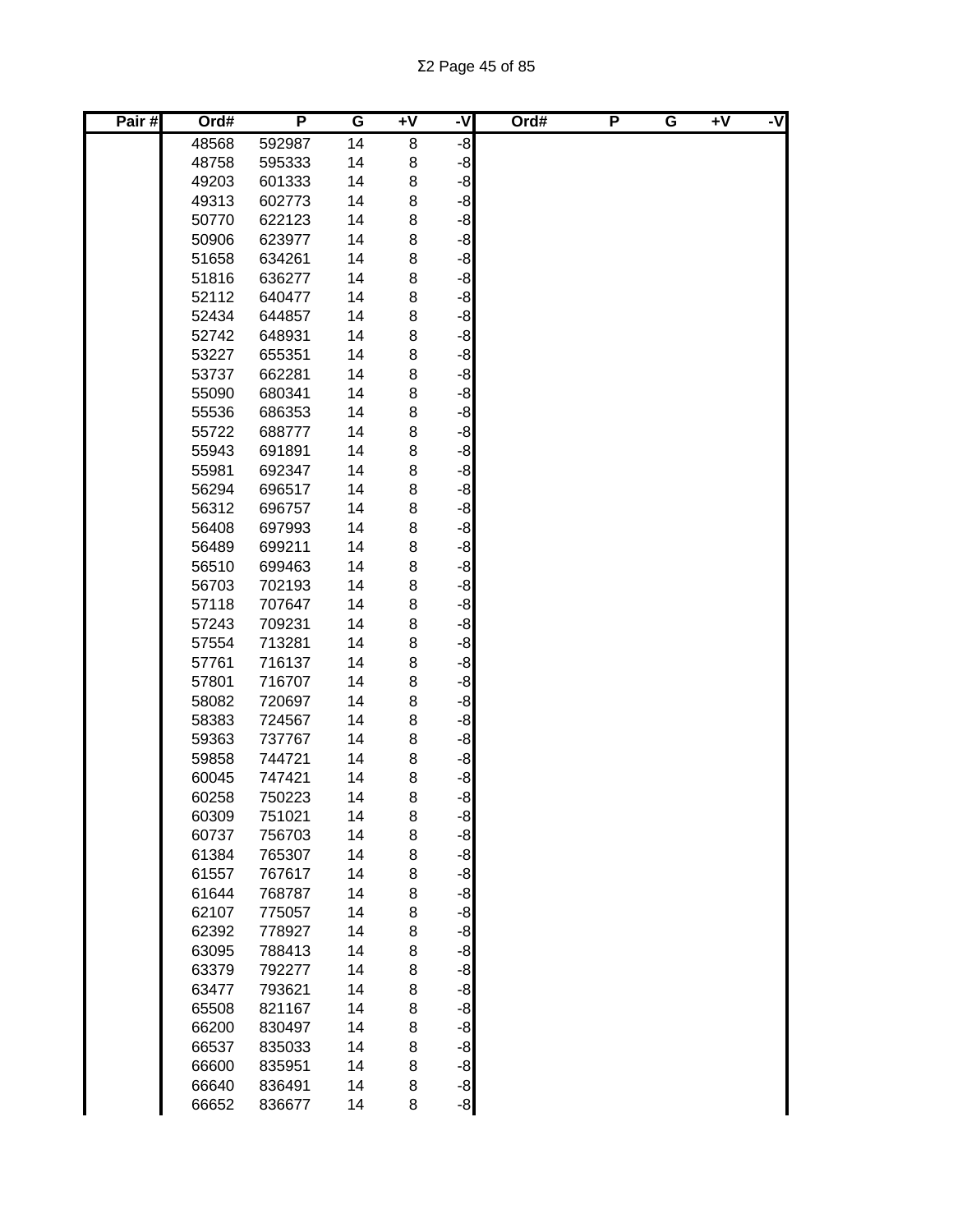| Pair # | Ord# | P | G | +V | -V | Ord# | P | G | +V | -V |
|---|---|---|---|---|---|---|---|---|---|---|
| | 48568 | 592987 | 14 | 8 | -8 | | | | | |
| | 48758 | 595333 | 14 | 8 | -8 | | | | | |
| | 49203 | 601333 | 14 | 8 | -8 | | | | | |
| | 49313 | 602773 | 14 | 8 | -8 | | | | | |
| | 50770 | 622123 | 14 | 8 | -8 | | | | | |
| | 50906 | 623977 | 14 | 8 | -8 | | | | | |
| | 51658 | 634261 | 14 | 8 | -8 | | | | | |
| | 51816 | 636277 | 14 | 8 | -8 | | | | | |
| | 52112 | 640477 | 14 | 8 | -8 | | | | | |
| | 52434 | 644857 | 14 | 8 | -8 | | | | | |
| | 52742 | 648931 | 14 | 8 | -8 | | | | | |
| | 53227 | 655351 | 14 | 8 | -8 | | | | | |
| | 53737 | 662281 | 14 | 8 | -8 | | | | | |
| | 55090 | 680341 | 14 | 8 | -8 | | | | | |
| | 55536 | 686353 | 14 | 8 | -8 | | | | | |
| | 55722 | 688777 | 14 | 8 | -8 | | | | | |
| | 55943 | 691891 | 14 | 8 | -8 | | | | | |
| | 55981 | 692347 | 14 | 8 | -8 | | | | | |
| | 56294 | 696517 | 14 | 8 | -8 | | | | | |
| | 56312 | 696757 | 14 | 8 | -8 | | | | | |
| | 56408 | 697993 | 14 | 8 | -8 | | | | | |
| | 56489 | 699211 | 14 | 8 | -8 | | | | | |
| | 56510 | 699463 | 14 | 8 | -8 | | | | | |
| | 56703 | 702193 | 14 | 8 | -8 | | | | | |
| | 57118 | 707647 | 14 | 8 | -8 | | | | | |
| | 57243 | 709231 | 14 | 8 | -8 | | | | | |
| | 57554 | 713281 | 14 | 8 | -8 | | | | | |
| | 57761 | 716137 | 14 | 8 | -8 | | | | | |
| | 57801 | 716707 | 14 | 8 | -8 | | | | | |
| | 58082 | 720697 | 14 | 8 | -8 | | | | | |
| | 58383 | 724567 | 14 | 8 | -8 | | | | | |
| | 59363 | 737767 | 14 | 8 | -8 | | | | | |
| | 59858 | 744721 | 14 | 8 | -8 | | | | | |
| | 60045 | 747421 | 14 | 8 | -8 | | | | | |
| | 60258 | 750223 | 14 | 8 | -8 | | | | | |
| | 60309 | 751021 | 14 | 8 | -8 | | | | | |
| | 60737 | 756703 | 14 | 8 | -8 | | | | | |
| | 61384 | 765307 | 14 | 8 | -8 | | | | | |
| | 61557 | 767617 | 14 | 8 | -8 | | | | | |
| | 61644 | 768787 | 14 | 8 | -8 | | | | | |
| | 62107 | 775057 | 14 | 8 | -8 | | | | | |
| | 62392 | 778927 | 14 | 8 | -8 | | | | | |
| | 63095 | 788413 | 14 | 8 | -8 | | | | | |
| | 63379 | 792277 | 14 | 8 | -8 | | | | | |
| | 63477 | 793621 | 14 | 8 | -8 | | | | | |
| | 65508 | 821167 | 14 | 8 | -8 | | | | | |
| | 66200 | 830497 | 14 | 8 | -8 | | | | | |
| | 66537 | 835033 | 14 | 8 | -8 | | | | | |
| | 66600 | 835951 | 14 | 8 | -8 | | | | | |
| | 66640 | 836491 | 14 | 8 | -8 | | | | | |
| | 66652 | 836677 | 14 | 8 | -8 | | | | | |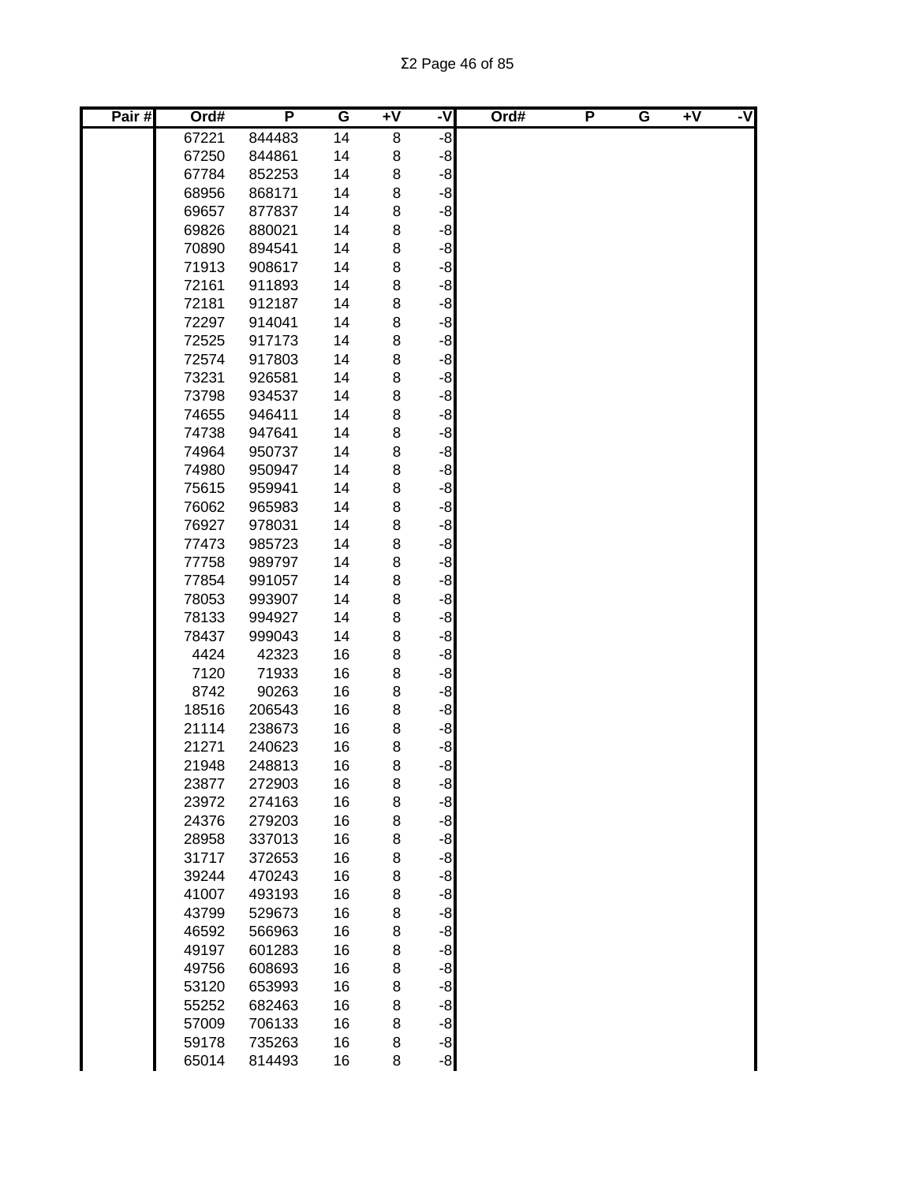| Pair # | Ord# | P | G | +V | -V | Ord# | P | G | +V | -V |
|---|---|---|---|---|---|---|---|---|---|---|
| | 67221 | 844483 | 14 | 8 | -8 | | | | | |
| | 67250 | 844861 | 14 | 8 | -8 | | | | | |
| | 67784 | 852253 | 14 | 8 | -8 | | | | | |
| | 68956 | 868171 | 14 | 8 | -8 | | | | | |
| | 69657 | 877837 | 14 | 8 | -8 | | | | | |
| | 69826 | 880021 | 14 | 8 | -8 | | | | | |
| | 70890 | 894541 | 14 | 8 | -8 | | | | | |
| | 71913 | 908617 | 14 | 8 | -8 | | | | | |
| | 72161 | 911893 | 14 | 8 | -8 | | | | | |
| | 72181 | 912187 | 14 | 8 | -8 | | | | | |
| | 72297 | 914041 | 14 | 8 | -8 | | | | | |
| | 72525 | 917173 | 14 | 8 | -8 | | | | | |
| | 72574 | 917803 | 14 | 8 | -8 | | | | | |
| | 73231 | 926581 | 14 | 8 | -8 | | | | | |
| | 73798 | 934537 | 14 | 8 | -8 | | | | | |
| | 74655 | 946411 | 14 | 8 | -8 | | | | | |
| | 74738 | 947641 | 14 | 8 | -8 | | | | | |
| | 74964 | 950737 | 14 | 8 | -8 | | | | | |
| | 74980 | 950947 | 14 | 8 | -8 | | | | | |
| | 75615 | 959941 | 14 | 8 | -8 | | | | | |
| | 76062 | 965983 | 14 | 8 | -8 | | | | | |
| | 76927 | 978031 | 14 | 8 | -8 | | | | | |
| | 77473 | 985723 | 14 | 8 | -8 | | | | | |
| | 77758 | 989797 | 14 | 8 | -8 | | | | | |
| | 77854 | 991057 | 14 | 8 | -8 | | | | | |
| | 78053 | 993907 | 14 | 8 | -8 | | | | | |
| | 78133 | 994927 | 14 | 8 | -8 | | | | | |
| | 78437 | 999043 | 14 | 8 | -8 | | | | | |
| | 4424 | 42323 | 16 | 8 | -8 | | | | | |
| | 7120 | 71933 | 16 | 8 | -8 | | | | | |
| | 8742 | 90263 | 16 | 8 | -8 | | | | | |
| | 18516 | 206543 | 16 | 8 | -8 | | | | | |
| | 21114 | 238673 | 16 | 8 | -8 | | | | | |
| | 21271 | 240623 | 16 | 8 | -8 | | | | | |
| | 21948 | 248813 | 16 | 8 | -8 | | | | | |
| | 23877 | 272903 | 16 | 8 | -8 | | | | | |
| | 23972 | 274163 | 16 | 8 | -8 | | | | | |
| | 24376 | 279203 | 16 | 8 | -8 | | | | | |
| | 28958 | 337013 | 16 | 8 | -8 | | | | | |
| | 31717 | 372653 | 16 | 8 | -8 | | | | | |
| | 39244 | 470243 | 16 | 8 | -8 | | | | | |
| | 41007 | 493193 | 16 | 8 | -8 | | | | | |
| | 43799 | 529673 | 16 | 8 | -8 | | | | | |
| | 46592 | 566963 | 16 | 8 | -8 | | | | | |
| | 49197 | 601283 | 16 | 8 | -8 | | | | | |
| | 49756 | 608693 | 16 | 8 | -8 | | | | | |
| | 53120 | 653993 | 16 | 8 | -8 | | | | | |
| | 55252 | 682463 | 16 | 8 | -8 | | | | | |
| | 57009 | 706133 | 16 | 8 | -8 | | | | | |
| | 59178 | 735263 | 16 | 8 | -8 | | | | | |
| | 65014 | 814493 | 16 | 8 | -8 | | | | | |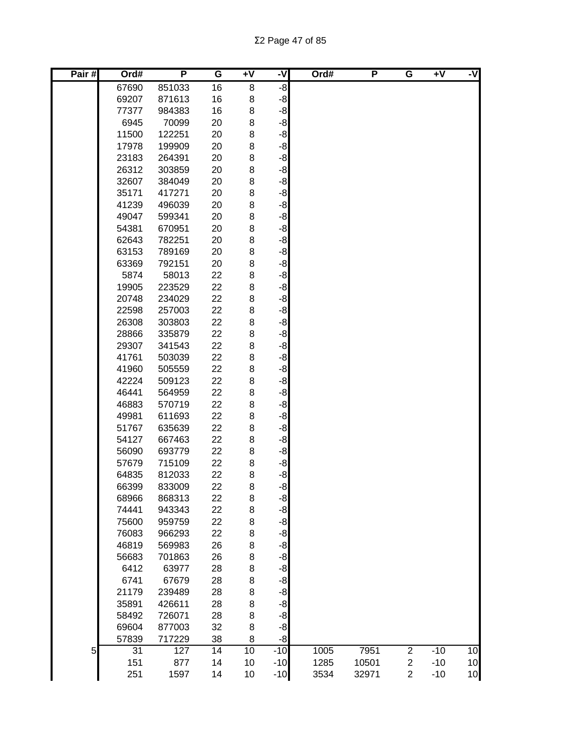| Pair # | Ord# | P | G | +V | -V | Ord# | P | G | +V | -V |
|---|---|---|---|---|---|---|---|---|---|---|
| | 67690 | 851033 | 16 | 8 | -8 | | | | | |
| | 69207 | 871613 | 16 | 8 | -8 | | | | | |
| | 77377 | 984383 | 16 | 8 | -8 | | | | | |
| | 6945 | 70099 | 20 | 8 | -8 | | | | | |
| | 11500 | 122251 | 20 | 8 | -8 | | | | | |
| | 17978 | 199909 | 20 | 8 | -8 | | | | | |
| | 23183 | 264391 | 20 | 8 | -8 | | | | | |
| | 26312 | 303859 | 20 | 8 | -8 | | | | | |
| | 32607 | 384049 | 20 | 8 | -8 | | | | | |
| | 35171 | 417271 | 20 | 8 | -8 | | | | | |
| | 41239 | 496039 | 20 | 8 | -8 | | | | | |
| | 49047 | 599341 | 20 | 8 | -8 | | | | | |
| | 54381 | 670951 | 20 | 8 | -8 | | | | | |
| | 62643 | 782251 | 20 | 8 | -8 | | | | | |
| | 63153 | 789169 | 20 | 8 | -8 | | | | | |
| | 63369 | 792151 | 20 | 8 | -8 | | | | | |
| | 5874 | 58013 | 22 | 8 | -8 | | | | | |
| | 19905 | 223529 | 22 | 8 | -8 | | | | | |
| | 20748 | 234029 | 22 | 8 | -8 | | | | | |
| | 22598 | 257003 | 22 | 8 | -8 | | | | | |
| | 26308 | 303803 | 22 | 8 | -8 | | | | | |
| | 28866 | 335879 | 22 | 8 | -8 | | | | | |
| | 29307 | 341543 | 22 | 8 | -8 | | | | | |
| | 41761 | 503039 | 22 | 8 | -8 | | | | | |
| | 41960 | 505559 | 22 | 8 | -8 | | | | | |
| | 42224 | 509123 | 22 | 8 | -8 | | | | | |
| | 46441 | 564959 | 22 | 8 | -8 | | | | | |
| | 46883 | 570719 | 22 | 8 | -8 | | | | | |
| | 49981 | 611693 | 22 | 8 | -8 | | | | | |
| | 51767 | 635639 | 22 | 8 | -8 | | | | | |
| | 54127 | 667463 | 22 | 8 | -8 | | | | | |
| | 56090 | 693779 | 22 | 8 | -8 | | | | | |
| | 57679 | 715109 | 22 | 8 | -8 | | | | | |
| | 64835 | 812033 | 22 | 8 | -8 | | | | | |
| | 66399 | 833009 | 22 | 8 | -8 | | | | | |
| | 68966 | 868313 | 22 | 8 | -8 | | | | | |
| | 74441 | 943343 | 22 | 8 | -8 | | | | | |
| | 75600 | 959759 | 22 | 8 | -8 | | | | | |
| | 76083 | 966293 | 22 | 8 | -8 | | | | | |
| | 46819 | 569983 | 26 | 8 | -8 | | | | | |
| | 56683 | 701863 | 26 | 8 | -8 | | | | | |
| | 6412 | 63977 | 28 | 8 | -8 | | | | | |
| | 6741 | 67679 | 28 | 8 | -8 | | | | | |
| | 21179 | 239489 | 28 | 8 | -8 | | | | | |
| | 35891 | 426611 | 28 | 8 | -8 | | | | | |
| | 58492 | 726071 | 28 | 8 | -8 | | | | | |
| | 69604 | 877003 | 32 | 8 | -8 | | | | | |
| | 57839 | 717229 | 38 | 8 | -8 | | | | | |
| 5 | 31 | 127 | 14 | 10 | -10 | 1005 | 7951 | 2 | -10 | 10 |
| | 151 | 877 | 14 | 10 | -10 | 1285 | 10501 | 2 | -10 | 10 |
| | 251 | 1597 | 14 | 10 | -10 | 3534 | 32971 | 2 | -10 | 10 |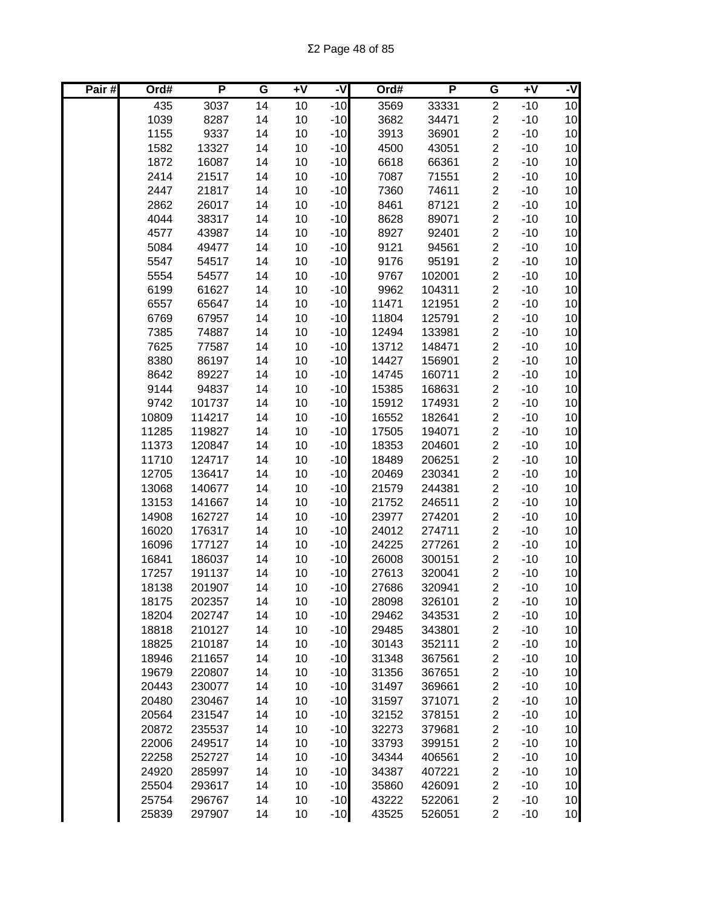| Pair # | Ord# | P | G | +V | -V | Ord# | P | G | +V | -V |
|---|---|---|---|---|---|---|---|---|---|---|
| | 435 | 3037 | 14 | 10 | -10 | 3569 | 33331 | 2 | -10 | 10 |
| | 1039 | 8287 | 14 | 10 | -10 | 3682 | 34471 | 2 | -10 | 10 |
| | 1155 | 9337 | 14 | 10 | -10 | 3913 | 36901 | 2 | -10 | 10 |
| | 1582 | 13327 | 14 | 10 | -10 | 4500 | 43051 | 2 | -10 | 10 |
| | 1872 | 16087 | 14 | 10 | -10 | 6618 | 66361 | 2 | -10 | 10 |
| | 2414 | 21517 | 14 | 10 | -10 | 7087 | 71551 | 2 | -10 | 10 |
| | 2447 | 21817 | 14 | 10 | -10 | 7360 | 74611 | 2 | -10 | 10 |
| | 2862 | 26017 | 14 | 10 | -10 | 8461 | 87121 | 2 | -10 | 10 |
| | 4044 | 38317 | 14 | 10 | -10 | 8628 | 89071 | 2 | -10 | 10 |
| | 4577 | 43987 | 14 | 10 | -10 | 8927 | 92401 | 2 | -10 | 10 |
| | 5084 | 49477 | 14 | 10 | -10 | 9121 | 94561 | 2 | -10 | 10 |
| | 5547 | 54517 | 14 | 10 | -10 | 9176 | 95191 | 2 | -10 | 10 |
| | 5554 | 54577 | 14 | 10 | -10 | 9767 | 102001 | 2 | -10 | 10 |
| | 6199 | 61627 | 14 | 10 | -10 | 9962 | 104311 | 2 | -10 | 10 |
| | 6557 | 65647 | 14 | 10 | -10 | 11471 | 121951 | 2 | -10 | 10 |
| | 6769 | 67957 | 14 | 10 | -10 | 11804 | 125791 | 2 | -10 | 10 |
| | 7385 | 74887 | 14 | 10 | -10 | 12494 | 133981 | 2 | -10 | 10 |
| | 7625 | 77587 | 14 | 10 | -10 | 13712 | 148471 | 2 | -10 | 10 |
| | 8380 | 86197 | 14 | 10 | -10 | 14427 | 156901 | 2 | -10 | 10 |
| | 8642 | 89227 | 14 | 10 | -10 | 14745 | 160711 | 2 | -10 | 10 |
| | 9144 | 94837 | 14 | 10 | -10 | 15385 | 168631 | 2 | -10 | 10 |
| | 9742 | 101737 | 14 | 10 | -10 | 15912 | 174931 | 2 | -10 | 10 |
| | 10809 | 114217 | 14 | 10 | -10 | 16552 | 182641 | 2 | -10 | 10 |
| | 11285 | 119827 | 14 | 10 | -10 | 17505 | 194071 | 2 | -10 | 10 |
| | 11373 | 120847 | 14 | 10 | -10 | 18353 | 204601 | 2 | -10 | 10 |
| | 11710 | 124717 | 14 | 10 | -10 | 18489 | 206251 | 2 | -10 | 10 |
| | 12705 | 136417 | 14 | 10 | -10 | 20469 | 230341 | 2 | -10 | 10 |
| | 13068 | 140677 | 14 | 10 | -10 | 21579 | 244381 | 2 | -10 | 10 |
| | 13153 | 141667 | 14 | 10 | -10 | 21752 | 246511 | 2 | -10 | 10 |
| | 14908 | 162727 | 14 | 10 | -10 | 23977 | 274201 | 2 | -10 | 10 |
| | 16020 | 176317 | 14 | 10 | -10 | 24012 | 274711 | 2 | -10 | 10 |
| | 16096 | 177127 | 14 | 10 | -10 | 24225 | 277261 | 2 | -10 | 10 |
| | 16841 | 186037 | 14 | 10 | -10 | 26008 | 300151 | 2 | -10 | 10 |
| | 17257 | 191137 | 14 | 10 | -10 | 27613 | 320041 | 2 | -10 | 10 |
| | 18138 | 201907 | 14 | 10 | -10 | 27686 | 320941 | 2 | -10 | 10 |
| | 18175 | 202357 | 14 | 10 | -10 | 28098 | 326101 | 2 | -10 | 10 |
| | 18204 | 202747 | 14 | 10 | -10 | 29462 | 343531 | 2 | -10 | 10 |
| | 18818 | 210127 | 14 | 10 | -10 | 29485 | 343801 | 2 | -10 | 10 |
| | 18825 | 210187 | 14 | 10 | -10 | 30143 | 352111 | 2 | -10 | 10 |
| | 18946 | 211657 | 14 | 10 | -10 | 31348 | 367561 | 2 | -10 | 10 |
| | 19679 | 220807 | 14 | 10 | -10 | 31356 | 367651 | 2 | -10 | 10 |
| | 20443 | 230077 | 14 | 10 | -10 | 31497 | 369661 | 2 | -10 | 10 |
| | 20480 | 230467 | 14 | 10 | -10 | 31597 | 371071 | 2 | -10 | 10 |
| | 20564 | 231547 | 14 | 10 | -10 | 32152 | 378151 | 2 | -10 | 10 |
| | 20872 | 235537 | 14 | 10 | -10 | 32273 | 379681 | 2 | -10 | 10 |
| | 22006 | 249517 | 14 | 10 | -10 | 33793 | 399151 | 2 | -10 | 10 |
| | 22258 | 252727 | 14 | 10 | -10 | 34344 | 406561 | 2 | -10 | 10 |
| | 24920 | 285997 | 14 | 10 | -10 | 34387 | 407221 | 2 | -10 | 10 |
| | 25504 | 293617 | 14 | 10 | -10 | 35860 | 426091 | 2 | -10 | 10 |
| | 25754 | 296767 | 14 | 10 | -10 | 43222 | 522061 | 2 | -10 | 10 |
| | 25839 | 297907 | 14 | 10 | -10 | 43525 | 526051 | 2 | -10 | 10 |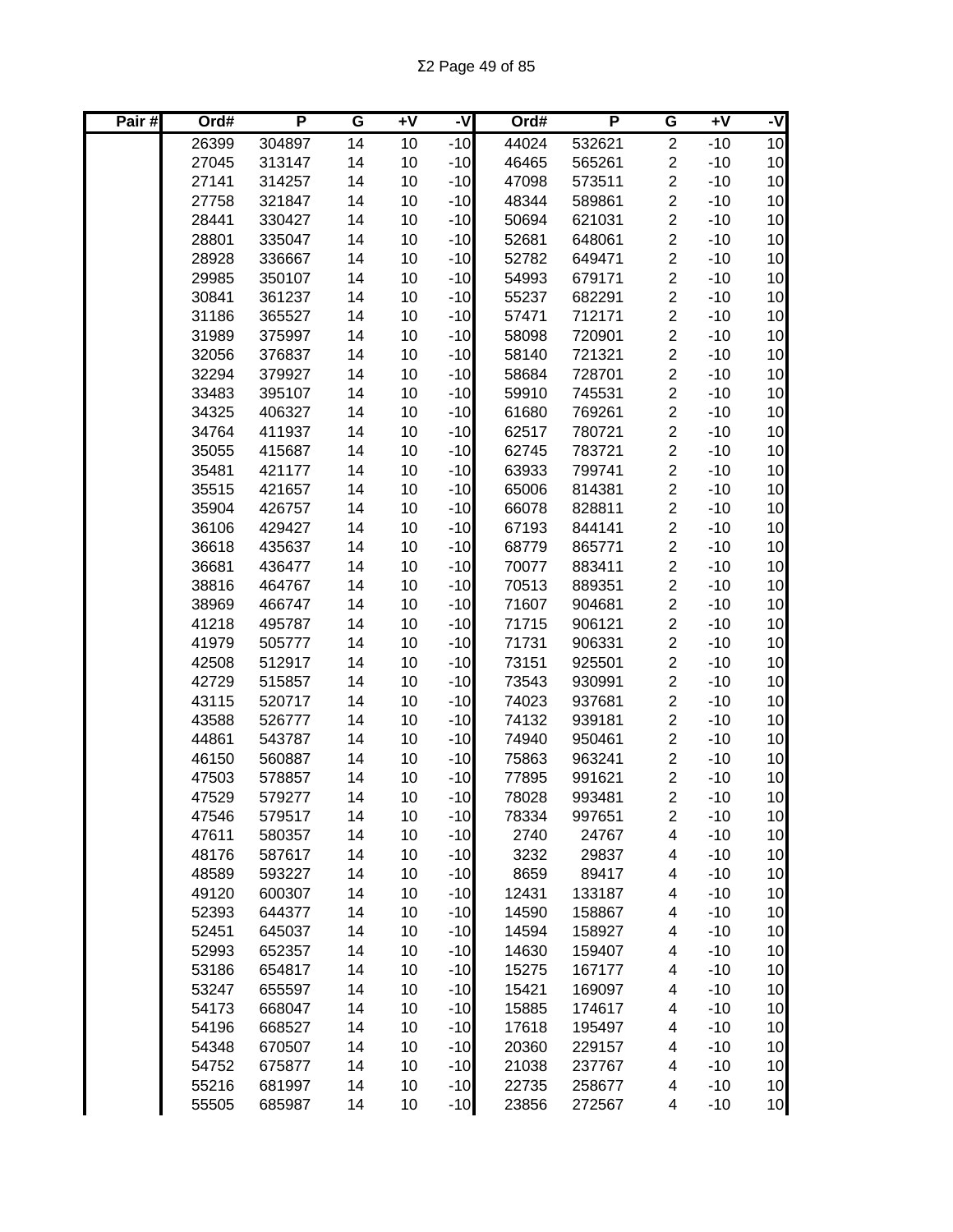| Pair # | Ord# | P | G | +V | -V | Ord# | P | G | +V | -V |
|---|---|---|---|---|---|---|---|---|---|---|
| | 26399 | 304897 | 14 | 10 | -10 | 44024 | 532621 | 2 | -10 | 10 |
| | 27045 | 313147 | 14 | 10 | -10 | 46465 | 565261 | 2 | -10 | 10 |
| | 27141 | 314257 | 14 | 10 | -10 | 47098 | 573511 | 2 | -10 | 10 |
| | 27758 | 321847 | 14 | 10 | -10 | 48344 | 589861 | 2 | -10 | 10 |
| | 28441 | 330427 | 14 | 10 | -10 | 50694 | 621031 | 2 | -10 | 10 |
| | 28801 | 335047 | 14 | 10 | -10 | 52681 | 648061 | 2 | -10 | 10 |
| | 28928 | 336667 | 14 | 10 | -10 | 52782 | 649471 | 2 | -10 | 10 |
| | 29985 | 350107 | 14 | 10 | -10 | 54993 | 679171 | 2 | -10 | 10 |
| | 30841 | 361237 | 14 | 10 | -10 | 55237 | 682291 | 2 | -10 | 10 |
| | 31186 | 365527 | 14 | 10 | -10 | 57471 | 712171 | 2 | -10 | 10 |
| | 31989 | 375997 | 14 | 10 | -10 | 58098 | 720901 | 2 | -10 | 10 |
| | 32056 | 376837 | 14 | 10 | -10 | 58140 | 721321 | 2 | -10 | 10 |
| | 32294 | 379927 | 14 | 10 | -10 | 58684 | 728701 | 2 | -10 | 10 |
| | 33483 | 395107 | 14 | 10 | -10 | 59910 | 745531 | 2 | -10 | 10 |
| | 34325 | 406327 | 14 | 10 | -10 | 61680 | 769261 | 2 | -10 | 10 |
| | 34764 | 411937 | 14 | 10 | -10 | 62517 | 780721 | 2 | -10 | 10 |
| | 35055 | 415687 | 14 | 10 | -10 | 62745 | 783721 | 2 | -10 | 10 |
| | 35481 | 421177 | 14 | 10 | -10 | 63933 | 799741 | 2 | -10 | 10 |
| | 35515 | 421657 | 14 | 10 | -10 | 65006 | 814381 | 2 | -10 | 10 |
| | 35904 | 426757 | 14 | 10 | -10 | 66078 | 828811 | 2 | -10 | 10 |
| | 36106 | 429427 | 14 | 10 | -10 | 67193 | 844141 | 2 | -10 | 10 |
| | 36618 | 435637 | 14 | 10 | -10 | 68779 | 865771 | 2 | -10 | 10 |
| | 36681 | 436477 | 14 | 10 | -10 | 70077 | 883411 | 2 | -10 | 10 |
| | 38816 | 464767 | 14 | 10 | -10 | 70513 | 889351 | 2 | -10 | 10 |
| | 38969 | 466747 | 14 | 10 | -10 | 71607 | 904681 | 2 | -10 | 10 |
| | 41218 | 495787 | 14 | 10 | -10 | 71715 | 906121 | 2 | -10 | 10 |
| | 41979 | 505777 | 14 | 10 | -10 | 71731 | 906331 | 2 | -10 | 10 |
| | 42508 | 512917 | 14 | 10 | -10 | 73151 | 925501 | 2 | -10 | 10 |
| | 42729 | 515857 | 14 | 10 | -10 | 73543 | 930991 | 2 | -10 | 10 |
| | 43115 | 520717 | 14 | 10 | -10 | 74023 | 937681 | 2 | -10 | 10 |
| | 43588 | 526777 | 14 | 10 | -10 | 74132 | 939181 | 2 | -10 | 10 |
| | 44861 | 543787 | 14 | 10 | -10 | 74940 | 950461 | 2 | -10 | 10 |
| | 46150 | 560887 | 14 | 10 | -10 | 75863 | 963241 | 2 | -10 | 10 |
| | 47503 | 578857 | 14 | 10 | -10 | 77895 | 991621 | 2 | -10 | 10 |
| | 47529 | 579277 | 14 | 10 | -10 | 78028 | 993481 | 2 | -10 | 10 |
| | 47546 | 579517 | 14 | 10 | -10 | 78334 | 997651 | 2 | -10 | 10 |
| | 47611 | 580357 | 14 | 10 | -10 | 2740 | 24767 | 4 | -10 | 10 |
| | 48176 | 587617 | 14 | 10 | -10 | 3232 | 29837 | 4 | -10 | 10 |
| | 48589 | 593227 | 14 | 10 | -10 | 8659 | 89417 | 4 | -10 | 10 |
| | 49120 | 600307 | 14 | 10 | -10 | 12431 | 133187 | 4 | -10 | 10 |
| | 52393 | 644377 | 14 | 10 | -10 | 14590 | 158867 | 4 | -10 | 10 |
| | 52451 | 645037 | 14 | 10 | -10 | 14594 | 158927 | 4 | -10 | 10 |
| | 52993 | 652357 | 14 | 10 | -10 | 14630 | 159407 | 4 | -10 | 10 |
| | 53186 | 654817 | 14 | 10 | -10 | 15275 | 167177 | 4 | -10 | 10 |
| | 53247 | 655597 | 14 | 10 | -10 | 15421 | 169097 | 4 | -10 | 10 |
| | 54173 | 668047 | 14 | 10 | -10 | 15885 | 174617 | 4 | -10 | 10 |
| | 54196 | 668527 | 14 | 10 | -10 | 17618 | 195497 | 4 | -10 | 10 |
| | 54348 | 670507 | 14 | 10 | -10 | 20360 | 229157 | 4 | -10 | 10 |
| | 54752 | 675877 | 14 | 10 | -10 | 21038 | 237767 | 4 | -10 | 10 |
| | 55216 | 681997 | 14 | 10 | -10 | 22735 | 258677 | 4 | -10 | 10 |
| | 55505 | 685987 | 14 | 10 | -10 | 23856 | 272567 | 4 | -10 | 10 |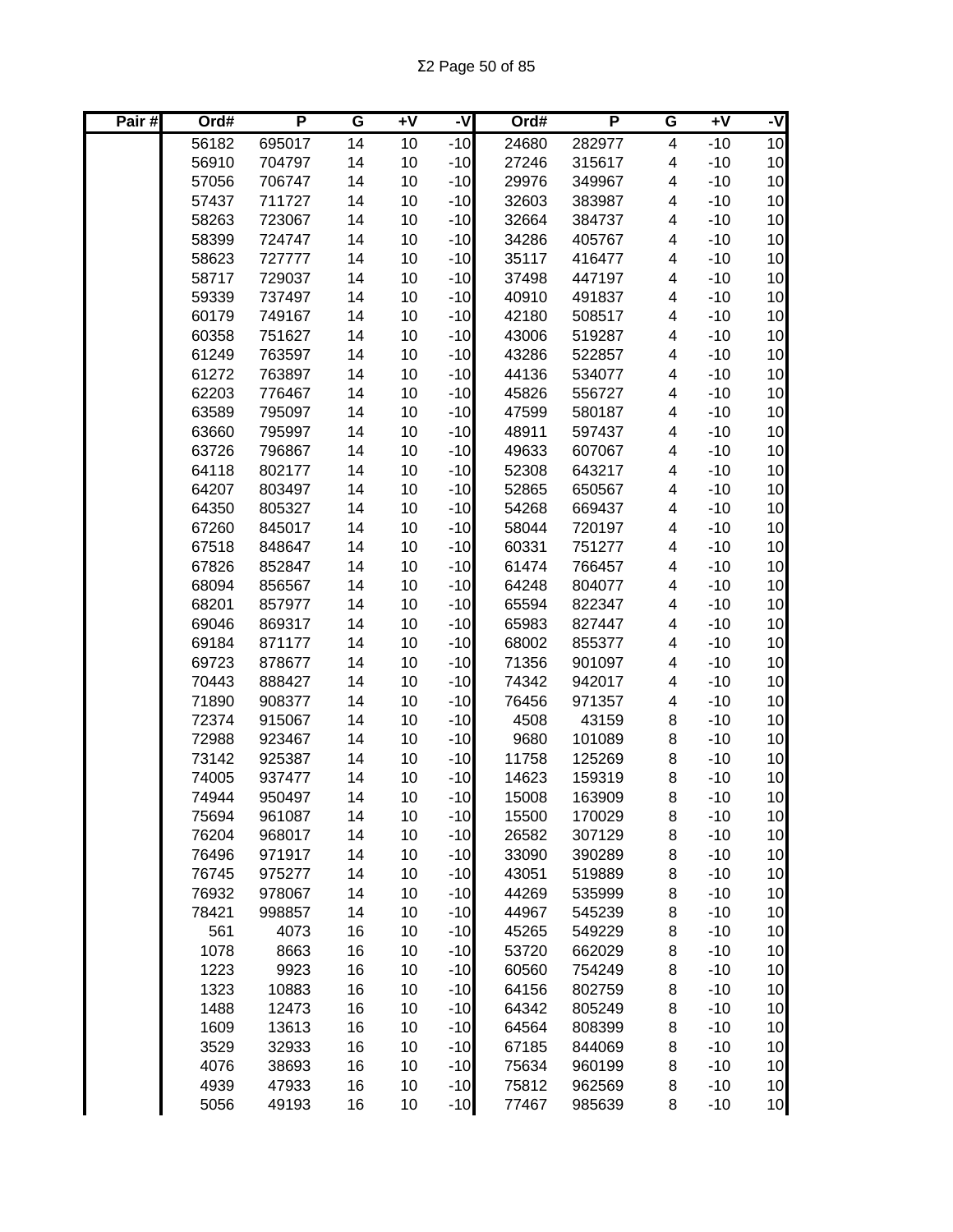| Pair # | Ord# | P | G | +V | -V | Ord# | P | G | +V | -V |
|---|---|---|---|---|---|---|---|---|---|---|
| | 56182 | 695017 | 14 | 10 | -10 | 24680 | 282977 | 4 | -10 | 10 |
| | 56910 | 704797 | 14 | 10 | -10 | 27246 | 315617 | 4 | -10 | 10 |
| | 57056 | 706747 | 14 | 10 | -10 | 29976 | 349967 | 4 | -10 | 10 |
| | 57437 | 711727 | 14 | 10 | -10 | 32603 | 383987 | 4 | -10 | 10 |
| | 58263 | 723067 | 14 | 10 | -10 | 32664 | 384737 | 4 | -10 | 10 |
| | 58399 | 724747 | 14 | 10 | -10 | 34286 | 405767 | 4 | -10 | 10 |
| | 58623 | 727777 | 14 | 10 | -10 | 35117 | 416477 | 4 | -10 | 10 |
| | 58717 | 729037 | 14 | 10 | -10 | 37498 | 447197 | 4 | -10 | 10 |
| | 59339 | 737497 | 14 | 10 | -10 | 40910 | 491837 | 4 | -10 | 10 |
| | 60179 | 749167 | 14 | 10 | -10 | 42180 | 508517 | 4 | -10 | 10 |
| | 60358 | 751627 | 14 | 10 | -10 | 43006 | 519287 | 4 | -10 | 10 |
| | 61249 | 763597 | 14 | 10 | -10 | 43286 | 522857 | 4 | -10 | 10 |
| | 61272 | 763897 | 14 | 10 | -10 | 44136 | 534077 | 4 | -10 | 10 |
| | 62203 | 776467 | 14 | 10 | -10 | 45826 | 556727 | 4 | -10 | 10 |
| | 63589 | 795097 | 14 | 10 | -10 | 47599 | 580187 | 4 | -10 | 10 |
| | 63660 | 795997 | 14 | 10 | -10 | 48911 | 597437 | 4 | -10 | 10 |
| | 63726 | 796867 | 14 | 10 | -10 | 49633 | 607067 | 4 | -10 | 10 |
| | 64118 | 802177 | 14 | 10 | -10 | 52308 | 643217 | 4 | -10 | 10 |
| | 64207 | 803497 | 14 | 10 | -10 | 52865 | 650567 | 4 | -10 | 10 |
| | 64350 | 805327 | 14 | 10 | -10 | 54268 | 669437 | 4 | -10 | 10 |
| | 67260 | 845017 | 14 | 10 | -10 | 58044 | 720197 | 4 | -10 | 10 |
| | 67518 | 848647 | 14 | 10 | -10 | 60331 | 751277 | 4 | -10 | 10 |
| | 67826 | 852847 | 14 | 10 | -10 | 61474 | 766457 | 4 | -10 | 10 |
| | 68094 | 856567 | 14 | 10 | -10 | 64248 | 804077 | 4 | -10 | 10 |
| | 68201 | 857977 | 14 | 10 | -10 | 65594 | 822347 | 4 | -10 | 10 |
| | 69046 | 869317 | 14 | 10 | -10 | 65983 | 827447 | 4 | -10 | 10 |
| | 69184 | 871177 | 14 | 10 | -10 | 68002 | 855377 | 4 | -10 | 10 |
| | 69723 | 878677 | 14 | 10 | -10 | 71356 | 901097 | 4 | -10 | 10 |
| | 70443 | 888427 | 14 | 10 | -10 | 74342 | 942017 | 4 | -10 | 10 |
| | 71890 | 908377 | 14 | 10 | -10 | 76456 | 971357 | 4 | -10 | 10 |
| | 72374 | 915067 | 14 | 10 | -10 | 4508 | 43159 | 8 | -10 | 10 |
| | 72988 | 923467 | 14 | 10 | -10 | 9680 | 101089 | 8 | -10 | 10 |
| | 73142 | 925387 | 14 | 10 | -10 | 11758 | 125269 | 8 | -10 | 10 |
| | 74005 | 937477 | 14 | 10 | -10 | 14623 | 159319 | 8 | -10 | 10 |
| | 74944 | 950497 | 14 | 10 | -10 | 15008 | 163909 | 8 | -10 | 10 |
| | 75694 | 961087 | 14 | 10 | -10 | 15500 | 170029 | 8 | -10 | 10 |
| | 76204 | 968017 | 14 | 10 | -10 | 26582 | 307129 | 8 | -10 | 10 |
| | 76496 | 971917 | 14 | 10 | -10 | 33090 | 390289 | 8 | -10 | 10 |
| | 76745 | 975277 | 14 | 10 | -10 | 43051 | 519889 | 8 | -10 | 10 |
| | 76932 | 978067 | 14 | 10 | -10 | 44269 | 535999 | 8 | -10 | 10 |
| | 78421 | 998857 | 14 | 10 | -10 | 44967 | 545239 | 8 | -10 | 10 |
| | 561 | 4073 | 16 | 10 | -10 | 45265 | 549229 | 8 | -10 | 10 |
| | 1078 | 8663 | 16 | 10 | -10 | 53720 | 662029 | 8 | -10 | 10 |
| | 1223 | 9923 | 16 | 10 | -10 | 60560 | 754249 | 8 | -10 | 10 |
| | 1323 | 10883 | 16 | 10 | -10 | 64156 | 802759 | 8 | -10 | 10 |
| | 1488 | 12473 | 16 | 10 | -10 | 64342 | 805249 | 8 | -10 | 10 |
| | 1609 | 13613 | 16 | 10 | -10 | 64564 | 808399 | 8 | -10 | 10 |
| | 3529 | 32933 | 16 | 10 | -10 | 67185 | 844069 | 8 | -10 | 10 |
| | 4076 | 38693 | 16 | 10 | -10 | 75634 | 960199 | 8 | -10 | 10 |
| | 4939 | 47933 | 16 | 10 | -10 | 75812 | 962569 | 8 | -10 | 10 |
| | 5056 | 49193 | 16 | 10 | -10 | 77467 | 985639 | 8 | -10 | 10 |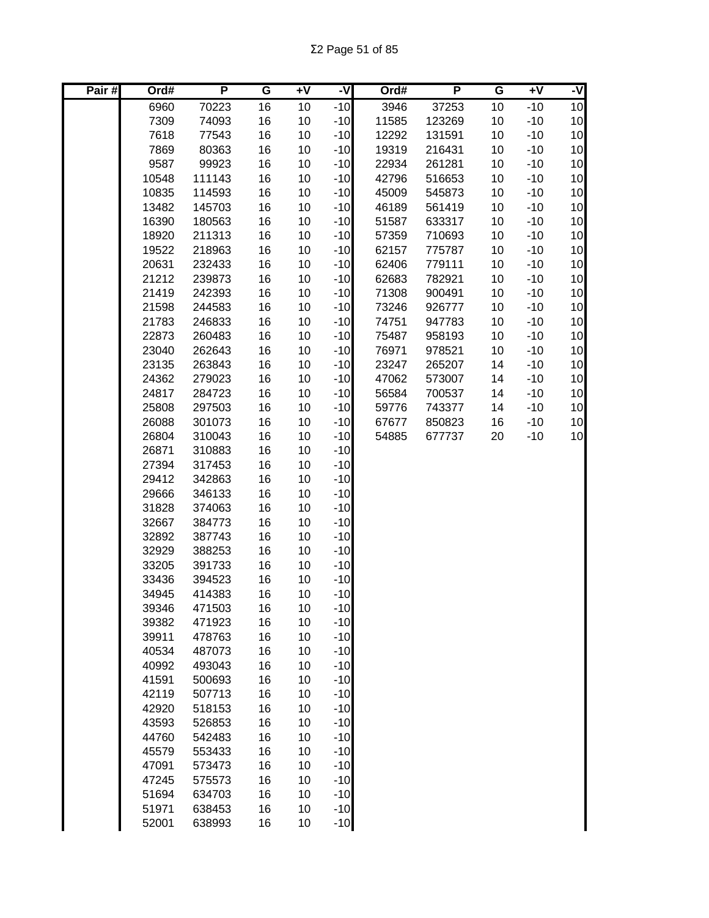| Pair # | Ord# | P | G | +V | -V | Ord# | P | G | +V | -V |
|---|---|---|---|---|---|---|---|---|---|---|
| | 6960 | 70223 | 16 | 10 | -10 | 3946 | 37253 | 10 | -10 | 10 |
| | 7309 | 74093 | 16 | 10 | -10 | 11585 | 123269 | 10 | -10 | 10 |
| | 7618 | 77543 | 16 | 10 | -10 | 12292 | 131591 | 10 | -10 | 10 |
| | 7869 | 80363 | 16 | 10 | -10 | 19319 | 216431 | 10 | -10 | 10 |
| | 9587 | 99923 | 16 | 10 | -10 | 22934 | 261281 | 10 | -10 | 10 |
| | 10548 | 111143 | 16 | 10 | -10 | 42796 | 516653 | 10 | -10 | 10 |
| | 10835 | 114593 | 16 | 10 | -10 | 45009 | 545873 | 10 | -10 | 10 |
| | 13482 | 145703 | 16 | 10 | -10 | 46189 | 561419 | 10 | -10 | 10 |
| | 16390 | 180563 | 16 | 10 | -10 | 51587 | 633317 | 10 | -10 | 10 |
| | 18920 | 211313 | 16 | 10 | -10 | 57359 | 710693 | 10 | -10 | 10 |
| | 19522 | 218963 | 16 | 10 | -10 | 62157 | 775787 | 10 | -10 | 10 |
| | 20631 | 232433 | 16 | 10 | -10 | 62406 | 779111 | 10 | -10 | 10 |
| | 21212 | 239873 | 16 | 10 | -10 | 62683 | 782921 | 10 | -10 | 10 |
| | 21419 | 242393 | 16 | 10 | -10 | 71308 | 900491 | 10 | -10 | 10 |
| | 21598 | 244583 | 16 | 10 | -10 | 73246 | 926777 | 10 | -10 | 10 |
| | 21783 | 246833 | 16 | 10 | -10 | 74751 | 947783 | 10 | -10 | 10 |
| | 22873 | 260483 | 16 | 10 | -10 | 75487 | 958193 | 10 | -10 | 10 |
| | 23040 | 262643 | 16 | 10 | -10 | 76971 | 978521 | 10 | -10 | 10 |
| | 23135 | 263843 | 16 | 10 | -10 | 23247 | 265207 | 14 | -10 | 10 |
| | 24362 | 279023 | 16 | 10 | -10 | 47062 | 573007 | 14 | -10 | 10 |
| | 24817 | 284723 | 16 | 10 | -10 | 56584 | 700537 | 14 | -10 | 10 |
| | 25808 | 297503 | 16 | 10 | -10 | 59776 | 743377 | 14 | -10 | 10 |
| | 26088 | 301073 | 16 | 10 | -10 | 67677 | 850823 | 16 | -10 | 10 |
| | 26804 | 310043 | 16 | 10 | -10 | 54885 | 677737 | 20 | -10 | 10 |
| | 26871 | 310883 | 16 | 10 | -10 | | | | | |
| | 27394 | 317453 | 16 | 10 | -10 | | | | | |
| | 29412 | 342863 | 16 | 10 | -10 | | | | | |
| | 29666 | 346133 | 16 | 10 | -10 | | | | | |
| | 31828 | 374063 | 16 | 10 | -10 | | | | | |
| | 32667 | 384773 | 16 | 10 | -10 | | | | | |
| | 32892 | 387743 | 16 | 10 | -10 | | | | | |
| | 32929 | 388253 | 16 | 10 | -10 | | | | | |
| | 33205 | 391733 | 16 | 10 | -10 | | | | | |
| | 33436 | 394523 | 16 | 10 | -10 | | | | | |
| | 34945 | 414383 | 16 | 10 | -10 | | | | | |
| | 39346 | 471503 | 16 | 10 | -10 | | | | | |
| | 39382 | 471923 | 16 | 10 | -10 | | | | | |
| | 39911 | 478763 | 16 | 10 | -10 | | | | | |
| | 40534 | 487073 | 16 | 10 | -10 | | | | | |
| | 40992 | 493043 | 16 | 10 | -10 | | | | | |
| | 41591 | 500693 | 16 | 10 | -10 | | | | | |
| | 42119 | 507713 | 16 | 10 | -10 | | | | | |
| | 42920 | 518153 | 16 | 10 | -10 | | | | | |
| | 43593 | 526853 | 16 | 10 | -10 | | | | | |
| | 44760 | 542483 | 16 | 10 | -10 | | | | | |
| | 45579 | 553433 | 16 | 10 | -10 | | | | | |
| | 47091 | 573473 | 16 | 10 | -10 | | | | | |
| | 47245 | 575573 | 16 | 10 | -10 | | | | | |
| | 51694 | 634703 | 16 | 10 | -10 | | | | | |
| | 51971 | 638453 | 16 | 10 | -10 | | | | | |
| | 52001 | 638993 | 16 | 10 | -10 | | | | | |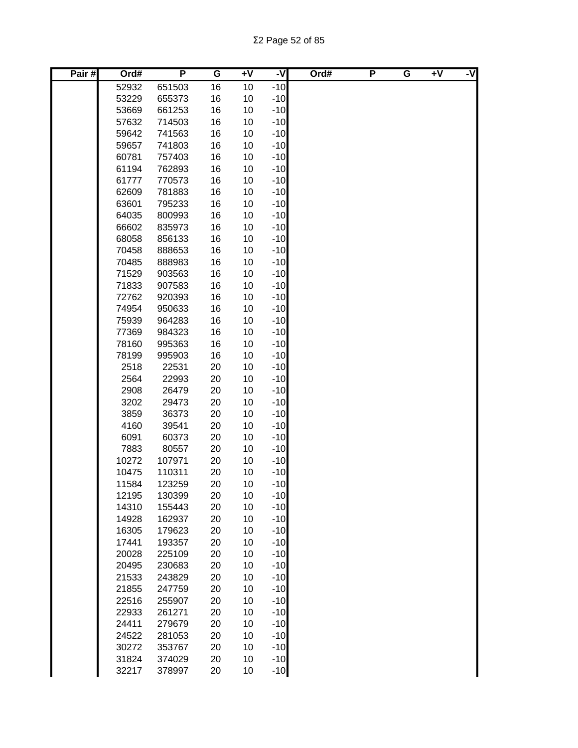| Pair # | Ord# | P | G | +V | -V | Ord# | P | G | +V | -V |
|---|---|---|---|---|---|---|---|---|---|---|
| | 52932 | 651503 | 16 | 10 | -10 | | | | | |
| | 53229 | 655373 | 16 | 10 | -10 | | | | | |
| | 53669 | 661253 | 16 | 10 | -10 | | | | | |
| | 57632 | 714503 | 16 | 10 | -10 | | | | | |
| | 59642 | 741563 | 16 | 10 | -10 | | | | | |
| | 59657 | 741803 | 16 | 10 | -10 | | | | | |
| | 60781 | 757403 | 16 | 10 | -10 | | | | | |
| | 61194 | 762893 | 16 | 10 | -10 | | | | | |
| | 61777 | 770573 | 16 | 10 | -10 | | | | | |
| | 62609 | 781883 | 16 | 10 | -10 | | | | | |
| | 63601 | 795233 | 16 | 10 | -10 | | | | | |
| | 64035 | 800993 | 16 | 10 | -10 | | | | | |
| | 66602 | 835973 | 16 | 10 | -10 | | | | | |
| | 68058 | 856133 | 16 | 10 | -10 | | | | | |
| | 70458 | 888653 | 16 | 10 | -10 | | | | | |
| | 70485 | 888983 | 16 | 10 | -10 | | | | | |
| | 71529 | 903563 | 16 | 10 | -10 | | | | | |
| | 71833 | 907583 | 16 | 10 | -10 | | | | | |
| | 72762 | 920393 | 16 | 10 | -10 | | | | | |
| | 74954 | 950633 | 16 | 10 | -10 | | | | | |
| | 75939 | 964283 | 16 | 10 | -10 | | | | | |
| | 77369 | 984323 | 16 | 10 | -10 | | | | | |
| | 78160 | 995363 | 16 | 10 | -10 | | | | | |
| | 78199 | 995903 | 16 | 10 | -10 | | | | | |
| | 2518 | 22531 | 20 | 10 | -10 | | | | | |
| | 2564 | 22993 | 20 | 10 | -10 | | | | | |
| | 2908 | 26479 | 20 | 10 | -10 | | | | | |
| | 3202 | 29473 | 20 | 10 | -10 | | | | | |
| | 3859 | 36373 | 20 | 10 | -10 | | | | | |
| | 4160 | 39541 | 20 | 10 | -10 | | | | | |
| | 6091 | 60373 | 20 | 10 | -10 | | | | | |
| | 7883 | 80557 | 20 | 10 | -10 | | | | | |
| | 10272 | 107971 | 20 | 10 | -10 | | | | | |
| | 10475 | 110311 | 20 | 10 | -10 | | | | | |
| | 11584 | 123259 | 20 | 10 | -10 | | | | | |
| | 12195 | 130399 | 20 | 10 | -10 | | | | | |
| | 14310 | 155443 | 20 | 10 | -10 | | | | | |
| | 14928 | 162937 | 20 | 10 | -10 | | | | | |
| | 16305 | 179623 | 20 | 10 | -10 | | | | | |
| | 17441 | 193357 | 20 | 10 | -10 | | | | | |
| | 20028 | 225109 | 20 | 10 | -10 | | | | | |
| | 20495 | 230683 | 20 | 10 | -10 | | | | | |
| | 21533 | 243829 | 20 | 10 | -10 | | | | | |
| | 21855 | 247759 | 20 | 10 | -10 | | | | | |
| | 22516 | 255907 | 20 | 10 | -10 | | | | | |
| | 22933 | 261271 | 20 | 10 | -10 | | | | | |
| | 24411 | 279679 | 20 | 10 | -10 | | | | | |
| | 24522 | 281053 | 20 | 10 | -10 | | | | | |
| | 30272 | 353767 | 20 | 10 | -10 | | | | | |
| | 31824 | 374029 | 20 | 10 | -10 | | | | | |
| | 32217 | 378997 | 20 | 10 | -10 | | | | | |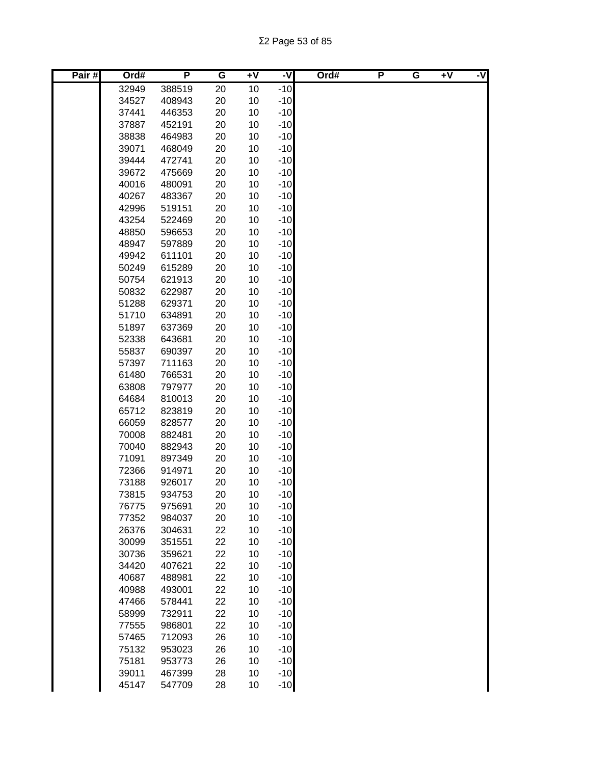| Pair # | Ord# | P | G | +V | -V | Ord# | P | G | +V | -V |
|---|---|---|---|---|---|---|---|---|---|---|
| | 32949 | 388519 | 20 | 10 | -10 | | | | | |
| | 34527 | 408943 | 20 | 10 | -10 | | | | | |
| | 37441 | 446353 | 20 | 10 | -10 | | | | | |
| | 37887 | 452191 | 20 | 10 | -10 | | | | | |
| | 38838 | 464983 | 20 | 10 | -10 | | | | | |
| | 39071 | 468049 | 20 | 10 | -10 | | | | | |
| | 39444 | 472741 | 20 | 10 | -10 | | | | | |
| | 39672 | 475669 | 20 | 10 | -10 | | | | | |
| | 40016 | 480091 | 20 | 10 | -10 | | | | | |
| | 40267 | 483367 | 20 | 10 | -10 | | | | | |
| | 42996 | 519151 | 20 | 10 | -10 | | | | | |
| | 43254 | 522469 | 20 | 10 | -10 | | | | | |
| | 48850 | 596653 | 20 | 10 | -10 | | | | | |
| | 48947 | 597889 | 20 | 10 | -10 | | | | | |
| | 49942 | 611101 | 20 | 10 | -10 | | | | | |
| | 50249 | 615289 | 20 | 10 | -10 | | | | | |
| | 50754 | 621913 | 20 | 10 | -10 | | | | | |
| | 50832 | 622987 | 20 | 10 | -10 | | | | | |
| | 51288 | 629371 | 20 | 10 | -10 | | | | | |
| | 51710 | 634891 | 20 | 10 | -10 | | | | | |
| | 51897 | 637369 | 20 | 10 | -10 | | | | | |
| | 52338 | 643681 | 20 | 10 | -10 | | | | | |
| | 55837 | 690397 | 20 | 10 | -10 | | | | | |
| | 57397 | 711163 | 20 | 10 | -10 | | | | | |
| | 61480 | 766531 | 20 | 10 | -10 | | | | | |
| | 63808 | 797977 | 20 | 10 | -10 | | | | | |
| | 64684 | 810013 | 20 | 10 | -10 | | | | | |
| | 65712 | 823819 | 20 | 10 | -10 | | | | | |
| | 66059 | 828577 | 20 | 10 | -10 | | | | | |
| | 70008 | 882481 | 20 | 10 | -10 | | | | | |
| | 70040 | 882943 | 20 | 10 | -10 | | | | | |
| | 71091 | 897349 | 20 | 10 | -10 | | | | | |
| | 72366 | 914971 | 20 | 10 | -10 | | | | | |
| | 73188 | 926017 | 20 | 10 | -10 | | | | | |
| | 73815 | 934753 | 20 | 10 | -10 | | | | | |
| | 76775 | 975691 | 20 | 10 | -10 | | | | | |
| | 77352 | 984037 | 20 | 10 | -10 | | | | | |
| | 26376 | 304631 | 22 | 10 | -10 | | | | | |
| | 30099 | 351551 | 22 | 10 | -10 | | | | | |
| | 30736 | 359621 | 22 | 10 | -10 | | | | | |
| | 34420 | 407621 | 22 | 10 | -10 | | | | | |
| | 40687 | 488981 | 22 | 10 | -10 | | | | | |
| | 40988 | 493001 | 22 | 10 | -10 | | | | | |
| | 47466 | 578441 | 22 | 10 | -10 | | | | | |
| | 58999 | 732911 | 22 | 10 | -10 | | | | | |
| | 77555 | 986801 | 22 | 10 | -10 | | | | | |
| | 57465 | 712093 | 26 | 10 | -10 | | | | | |
| | 75132 | 953023 | 26 | 10 | -10 | | | | | |
| | 75181 | 953773 | 26 | 10 | -10 | | | | | |
| | 39011 | 467399 | 28 | 10 | -10 | | | | | |
| | 45147 | 547709 | 28 | 10 | -10 | | | | | |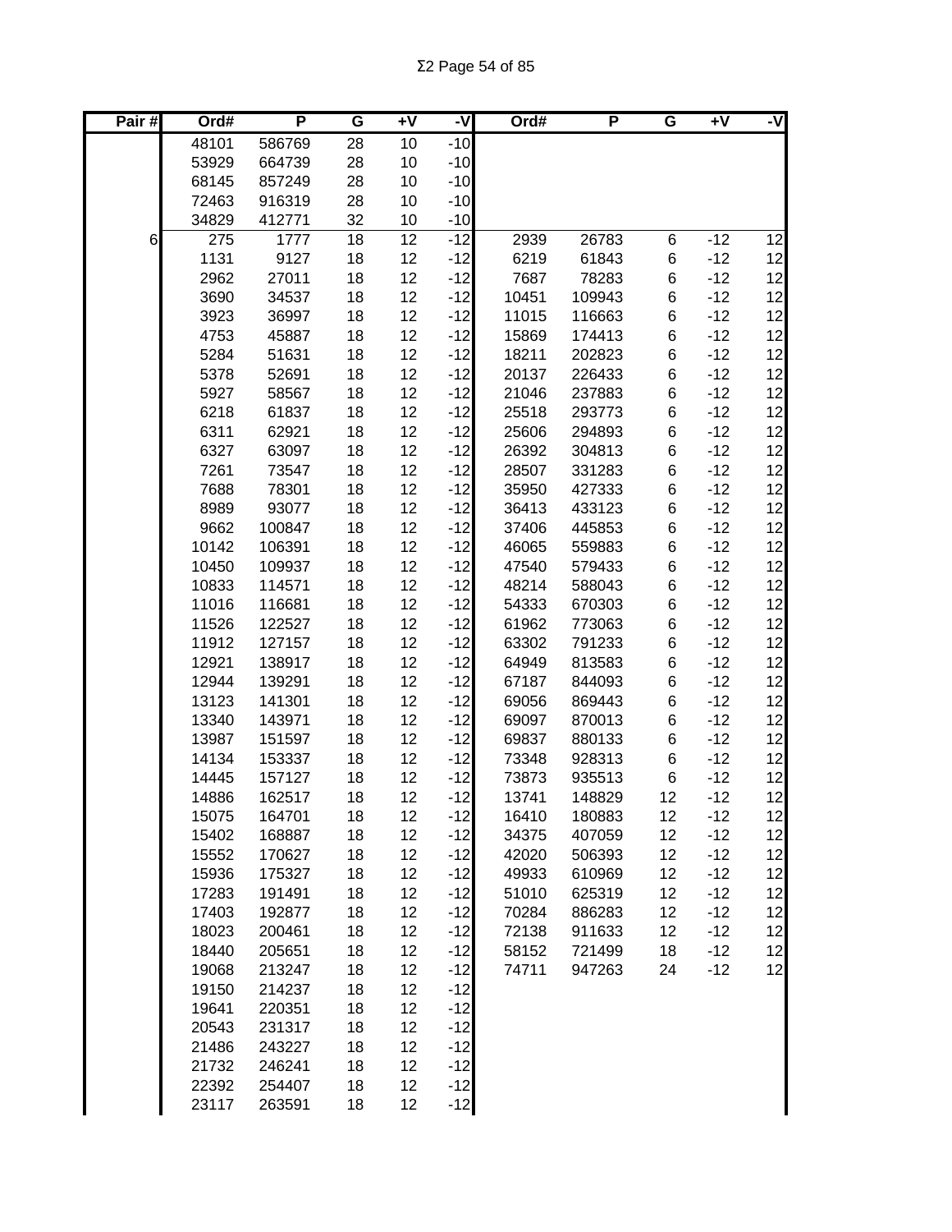| Pair # | Ord# | P | G | +V | -V | Ord# | P | G | +V | -V |
|---|---|---|---|---|---|---|---|---|---|---|
| | 48101 | 586769 | 28 | 10 | -10 | | | | | |
| | 53929 | 664739 | 28 | 10 | -10 | | | | | |
| | 68145 | 857249 | 28 | 10 | -10 | | | | | |
| | 72463 | 916319 | 28 | 10 | -10 | | | | | |
| | 34829 | 412771 | 32 | 10 | -10 | | | | | |
| 6 | 275 | 1777 | 18 | 12 | -12 | 2939 | 26783 | 6 | -12 | 12 |
| | 1131 | 9127 | 18 | 12 | -12 | 6219 | 61843 | 6 | -12 | 12 |
| | 2962 | 27011 | 18 | 12 | -12 | 7687 | 78283 | 6 | -12 | 12 |
| | 3690 | 34537 | 18 | 12 | -12 | 10451 | 109943 | 6 | -12 | 12 |
| | 3923 | 36997 | 18 | 12 | -12 | 11015 | 116663 | 6 | -12 | 12 |
| | 4753 | 45887 | 18 | 12 | -12 | 15869 | 174413 | 6 | -12 | 12 |
| | 5284 | 51631 | 18 | 12 | -12 | 18211 | 202823 | 6 | -12 | 12 |
| | 5378 | 52691 | 18 | 12 | -12 | 20137 | 226433 | 6 | -12 | 12 |
| | 5927 | 58567 | 18 | 12 | -12 | 21046 | 237883 | 6 | -12 | 12 |
| | 6218 | 61837 | 18 | 12 | -12 | 25518 | 293773 | 6 | -12 | 12 |
| | 6311 | 62921 | 18 | 12 | -12 | 25606 | 294893 | 6 | -12 | 12 |
| | 6327 | 63097 | 18 | 12 | -12 | 26392 | 304813 | 6 | -12 | 12 |
| | 7261 | 73547 | 18 | 12 | -12 | 28507 | 331283 | 6 | -12 | 12 |
| | 7688 | 78301 | 18 | 12 | -12 | 35950 | 427333 | 6 | -12 | 12 |
| | 8989 | 93077 | 18 | 12 | -12 | 36413 | 433123 | 6 | -12 | 12 |
| | 9662 | 100847 | 18 | 12 | -12 | 37406 | 445853 | 6 | -12 | 12 |
| | 10142 | 106391 | 18 | 12 | -12 | 46065 | 559883 | 6 | -12 | 12 |
| | 10450 | 109937 | 18 | 12 | -12 | 47540 | 579433 | 6 | -12 | 12 |
| | 10833 | 114571 | 18 | 12 | -12 | 48214 | 588043 | 6 | -12 | 12 |
| | 11016 | 116681 | 18 | 12 | -12 | 54333 | 670303 | 6 | -12 | 12 |
| | 11526 | 122527 | 18 | 12 | -12 | 61962 | 773063 | 6 | -12 | 12 |
| | 11912 | 127157 | 18 | 12 | -12 | 63302 | 791233 | 6 | -12 | 12 |
| | 12921 | 138917 | 18 | 12 | -12 | 64949 | 813583 | 6 | -12 | 12 |
| | 12944 | 139291 | 18 | 12 | -12 | 67187 | 844093 | 6 | -12 | 12 |
| | 13123 | 141301 | 18 | 12 | -12 | 69056 | 869443 | 6 | -12 | 12 |
| | 13340 | 143971 | 18 | 12 | -12 | 69097 | 870013 | 6 | -12 | 12 |
| | 13987 | 151597 | 18 | 12 | -12 | 69837 | 880133 | 6 | -12 | 12 |
| | 14134 | 153337 | 18 | 12 | -12 | 73348 | 928313 | 6 | -12 | 12 |
| | 14445 | 157127 | 18 | 12 | -12 | 73873 | 935513 | 6 | -12 | 12 |
| | 14886 | 162517 | 18 | 12 | -12 | 13741 | 148829 | 12 | -12 | 12 |
| | 15075 | 164701 | 18 | 12 | -12 | 16410 | 180883 | 12 | -12 | 12 |
| | 15402 | 168887 | 18 | 12 | -12 | 34375 | 407059 | 12 | -12 | 12 |
| | 15552 | 170627 | 18 | 12 | -12 | 42020 | 506393 | 12 | -12 | 12 |
| | 15936 | 175327 | 18 | 12 | -12 | 49933 | 610969 | 12 | -12 | 12 |
| | 17283 | 191491 | 18 | 12 | -12 | 51010 | 625319 | 12 | -12 | 12 |
| | 17403 | 192877 | 18 | 12 | -12 | 70284 | 886283 | 12 | -12 | 12 |
| | 18023 | 200461 | 18 | 12 | -12 | 72138 | 911633 | 12 | -12 | 12 |
| | 18440 | 205651 | 18 | 12 | -12 | 58152 | 721499 | 18 | -12 | 12 |
| | 19068 | 213247 | 18 | 12 | -12 | 74711 | 947263 | 24 | -12 | 12 |
| | 19150 | 214237 | 18 | 12 | -12 | | | | | |
| | 19641 | 220351 | 18 | 12 | -12 | | | | | |
| | 20543 | 231317 | 18 | 12 | -12 | | | | | |
| | 21486 | 243227 | 18 | 12 | -12 | | | | | |
| | 21732 | 246241 | 18 | 12 | -12 | | | | | |
| | 22392 | 254407 | 18 | 12 | -12 | | | | | |
| | 23117 | 263591 | 18 | 12 | -12 | | | | | |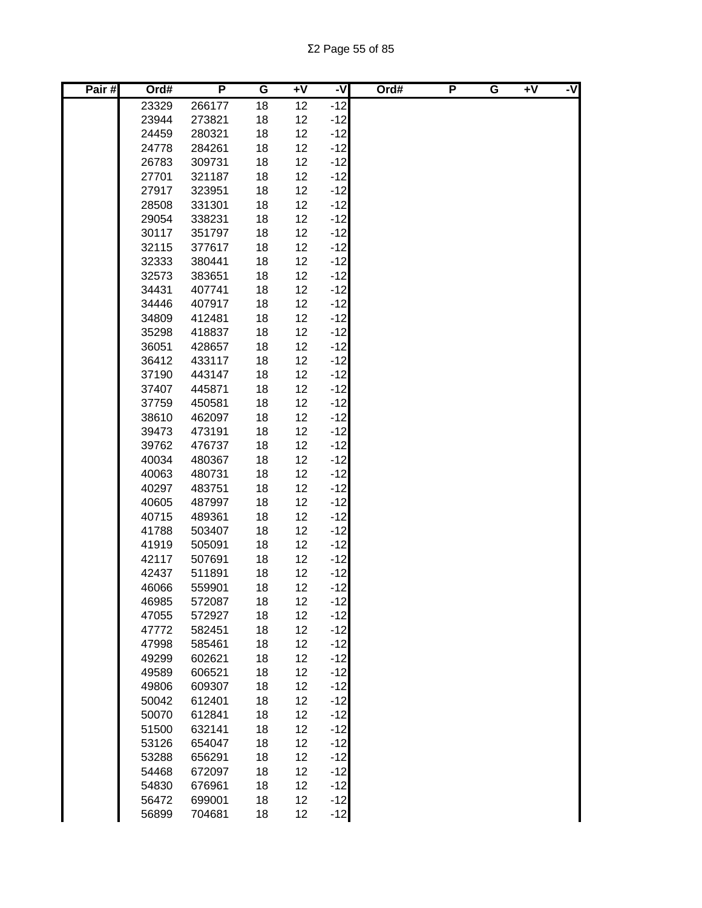| Pair # | Ord# | P | G | +V | -V | Ord# | P | G | +V | -V |
|---|---|---|---|---|---|---|---|---|---|---|
| | 23329 | 266177 | 18 | 12 | -12 | | | | | |
| | 23944 | 273821 | 18 | 12 | -12 | | | | | |
| | 24459 | 280321 | 18 | 12 | -12 | | | | | |
| | 24778 | 284261 | 18 | 12 | -12 | | | | | |
| | 26783 | 309731 | 18 | 12 | -12 | | | | | |
| | 27701 | 321187 | 18 | 12 | -12 | | | | | |
| | 27917 | 323951 | 18 | 12 | -12 | | | | | |
| | 28508 | 331301 | 18 | 12 | -12 | | | | | |
| | 29054 | 338231 | 18 | 12 | -12 | | | | | |
| | 30117 | 351797 | 18 | 12 | -12 | | | | | |
| | 32115 | 377617 | 18 | 12 | -12 | | | | | |
| | 32333 | 380441 | 18 | 12 | -12 | | | | | |
| | 32573 | 383651 | 18 | 12 | -12 | | | | | |
| | 34431 | 407741 | 18 | 12 | -12 | | | | | |
| | 34446 | 407917 | 18 | 12 | -12 | | | | | |
| | 34809 | 412481 | 18 | 12 | -12 | | | | | |
| | 35298 | 418837 | 18 | 12 | -12 | | | | | |
| | 36051 | 428657 | 18 | 12 | -12 | | | | | |
| | 36412 | 433117 | 18 | 12 | -12 | | | | | |
| | 37190 | 443147 | 18 | 12 | -12 | | | | | |
| | 37407 | 445871 | 18 | 12 | -12 | | | | | |
| | 37759 | 450581 | 18 | 12 | -12 | | | | | |
| | 38610 | 462097 | 18 | 12 | -12 | | | | | |
| | 39473 | 473191 | 18 | 12 | -12 | | | | | |
| | 39762 | 476737 | 18 | 12 | -12 | | | | | |
| | 40034 | 480367 | 18 | 12 | -12 | | | | | |
| | 40063 | 480731 | 18 | 12 | -12 | | | | | |
| | 40297 | 483751 | 18 | 12 | -12 | | | | | |
| | 40605 | 487997 | 18 | 12 | -12 | | | | | |
| | 40715 | 489361 | 18 | 12 | -12 | | | | | |
| | 41788 | 503407 | 18 | 12 | -12 | | | | | |
| | 41919 | 505091 | 18 | 12 | -12 | | | | | |
| | 42117 | 507691 | 18 | 12 | -12 | | | | | |
| | 42437 | 511891 | 18 | 12 | -12 | | | | | |
| | 46066 | 559901 | 18 | 12 | -12 | | | | | |
| | 46985 | 572087 | 18 | 12 | -12 | | | | | |
| | 47055 | 572927 | 18 | 12 | -12 | | | | | |
| | 47772 | 582451 | 18 | 12 | -12 | | | | | |
| | 47998 | 585461 | 18 | 12 | -12 | | | | | |
| | 49299 | 602621 | 18 | 12 | -12 | | | | | |
| | 49589 | 606521 | 18 | 12 | -12 | | | | | |
| | 49806 | 609307 | 18 | 12 | -12 | | | | | |
| | 50042 | 612401 | 18 | 12 | -12 | | | | | |
| | 50070 | 612841 | 18 | 12 | -12 | | | | | |
| | 51500 | 632141 | 18 | 12 | -12 | | | | | |
| | 53126 | 654047 | 18 | 12 | -12 | | | | | |
| | 53288 | 656291 | 18 | 12 | -12 | | | | | |
| | 54468 | 672097 | 18 | 12 | -12 | | | | | |
| | 54830 | 676961 | 18 | 12 | -12 | | | | | |
| | 56472 | 699001 | 18 | 12 | -12 | | | | | |
| | 56899 | 704681 | 18 | 12 | -12 | | | | | |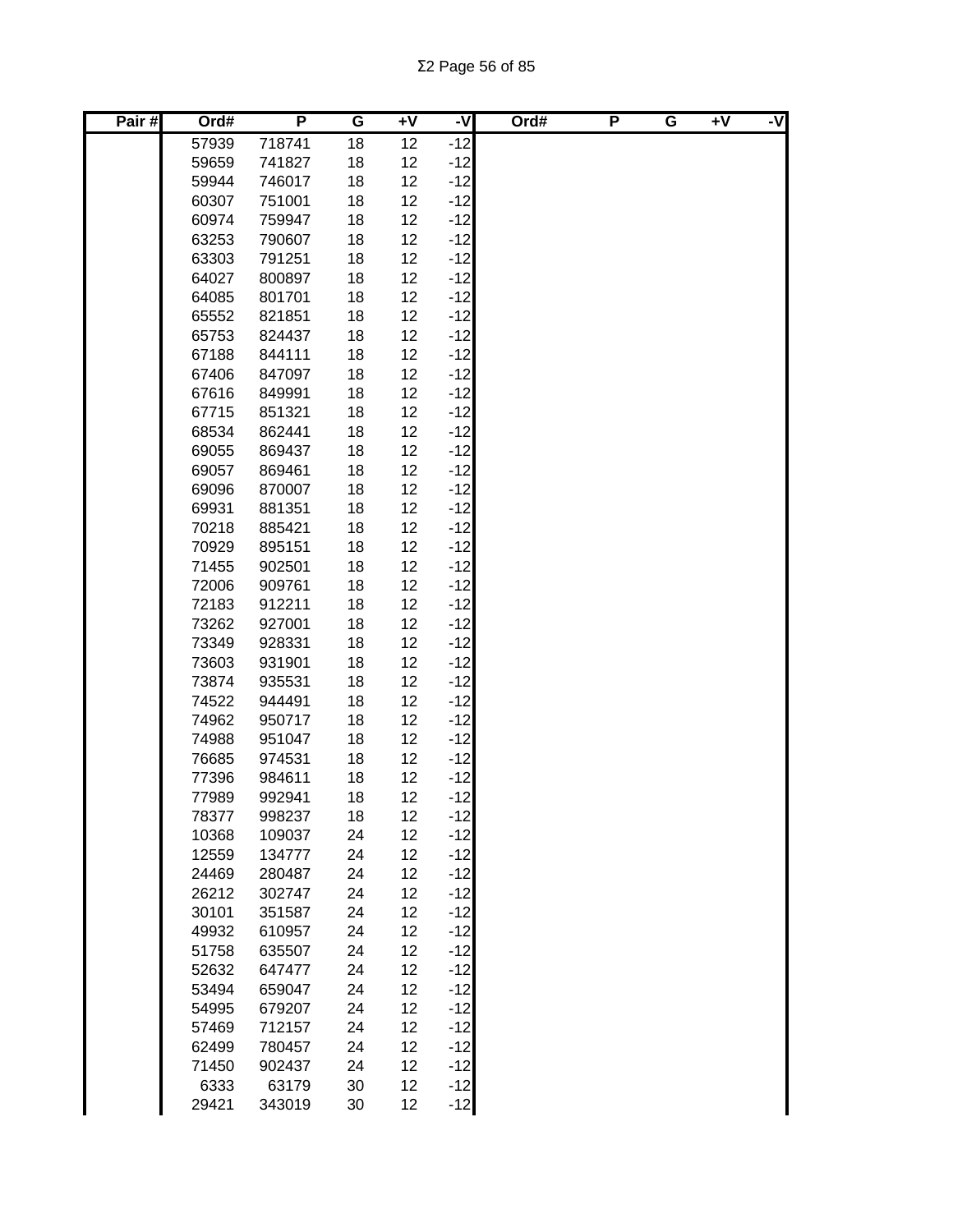| Pair # | Ord# | P | G | +V | -V | Ord# | P | G | +V | -V |
|---|---|---|---|---|---|---|---|---|---|---|
| | 57939 | 718741 | 18 | 12 | -12 | | | | | |
| | 59659 | 741827 | 18 | 12 | -12 | | | | | |
| | 59944 | 746017 | 18 | 12 | -12 | | | | | |
| | 60307 | 751001 | 18 | 12 | -12 | | | | | |
| | 60974 | 759947 | 18 | 12 | -12 | | | | | |
| | 63253 | 790607 | 18 | 12 | -12 | | | | | |
| | 63303 | 791251 | 18 | 12 | -12 | | | | | |
| | 64027 | 800897 | 18 | 12 | -12 | | | | | |
| | 64085 | 801701 | 18 | 12 | -12 | | | | | |
| | 65552 | 821851 | 18 | 12 | -12 | | | | | |
| | 65753 | 824437 | 18 | 12 | -12 | | | | | |
| | 67188 | 844111 | 18 | 12 | -12 | | | | | |
| | 67406 | 847097 | 18 | 12 | -12 | | | | | |
| | 67616 | 849991 | 18 | 12 | -12 | | | | | |
| | 67715 | 851321 | 18 | 12 | -12 | | | | | |
| | 68534 | 862441 | 18 | 12 | -12 | | | | | |
| | 69055 | 869437 | 18 | 12 | -12 | | | | | |
| | 69057 | 869461 | 18 | 12 | -12 | | | | | |
| | 69096 | 870007 | 18 | 12 | -12 | | | | | |
| | 69931 | 881351 | 18 | 12 | -12 | | | | | |
| | 70218 | 885421 | 18 | 12 | -12 | | | | | |
| | 70929 | 895151 | 18 | 12 | -12 | | | | | |
| | 71455 | 902501 | 18 | 12 | -12 | | | | | |
| | 72006 | 909761 | 18 | 12 | -12 | | | | | |
| | 72183 | 912211 | 18 | 12 | -12 | | | | | |
| | 73262 | 927001 | 18 | 12 | -12 | | | | | |
| | 73349 | 928331 | 18 | 12 | -12 | | | | | |
| | 73603 | 931901 | 18 | 12 | -12 | | | | | |
| | 73874 | 935531 | 18 | 12 | -12 | | | | | |
| | 74522 | 944491 | 18 | 12 | -12 | | | | | |
| | 74962 | 950717 | 18 | 12 | -12 | | | | | |
| | 74988 | 951047 | 18 | 12 | -12 | | | | | |
| | 76685 | 974531 | 18 | 12 | -12 | | | | | |
| | 77396 | 984611 | 18 | 12 | -12 | | | | | |
| | 77989 | 992941 | 18 | 12 | -12 | | | | | |
| | 78377 | 998237 | 18 | 12 | -12 | | | | | |
| | 10368 | 109037 | 24 | 12 | -12 | | | | | |
| | 12559 | 134777 | 24 | 12 | -12 | | | | | |
| | 24469 | 280487 | 24 | 12 | -12 | | | | | |
| | 26212 | 302747 | 24 | 12 | -12 | | | | | |
| | 30101 | 351587 | 24 | 12 | -12 | | | | | |
| | 49932 | 610957 | 24 | 12 | -12 | | | | | |
| | 51758 | 635507 | 24 | 12 | -12 | | | | | |
| | 52632 | 647477 | 24 | 12 | -12 | | | | | |
| | 53494 | 659047 | 24 | 12 | -12 | | | | | |
| | 54995 | 679207 | 24 | 12 | -12 | | | | | |
| | 57469 | 712157 | 24 | 12 | -12 | | | | | |
| | 62499 | 780457 | 24 | 12 | -12 | | | | | |
| | 71450 | 902437 | 24 | 12 | -12 | | | | | |
| | 6333 | 63179 | 30 | 12 | -12 | | | | | |
| | 29421 | 343019 | 30 | 12 | -12 | | | | | |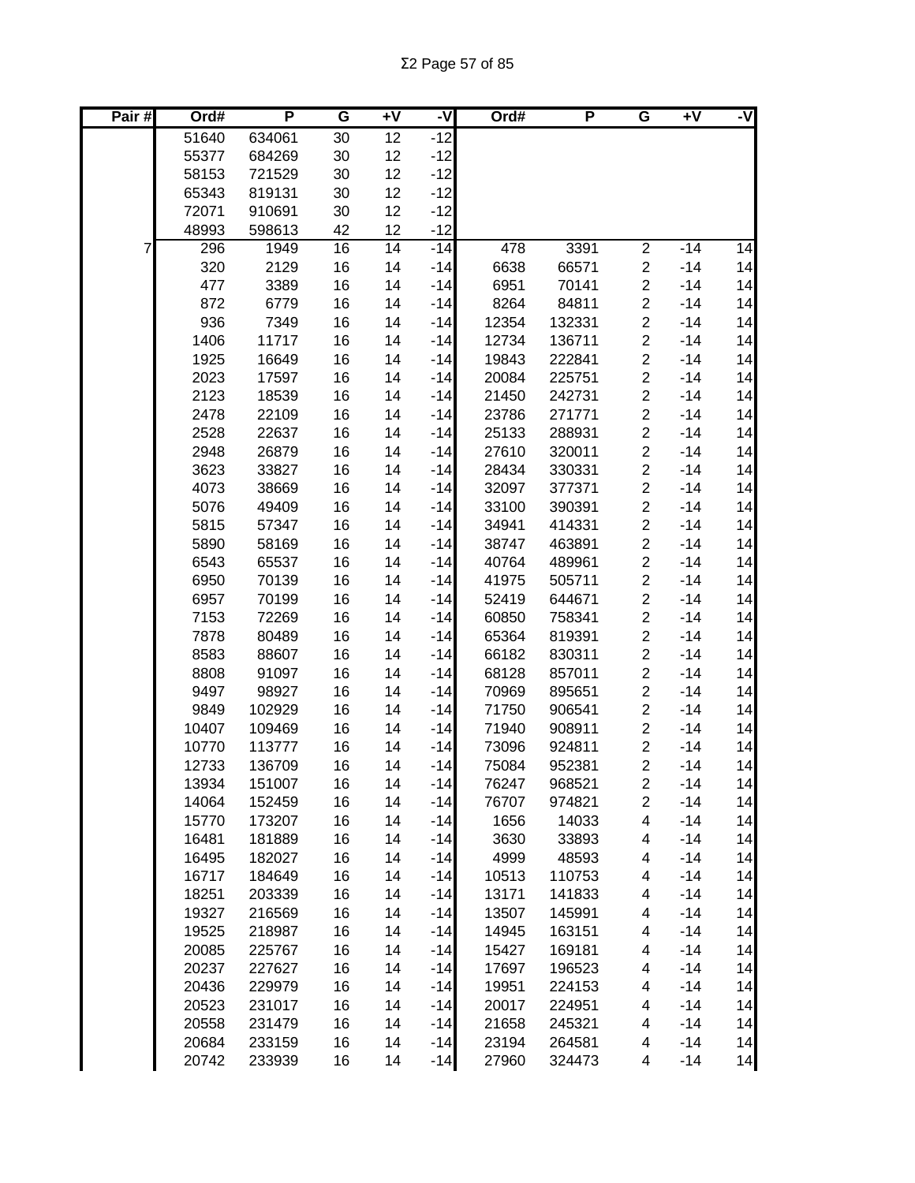| Pair # | Ord# | P | G | +V | -V | Ord# | P | G | +V | -V |
|---|---|---|---|---|---|---|---|---|---|---|
| | 51640 | 634061 | 30 | 12 | -12 | | | | | |
| | 55377 | 684269 | 30 | 12 | -12 | | | | | |
| | 58153 | 721529 | 30 | 12 | -12 | | | | | |
| | 65343 | 819131 | 30 | 12 | -12 | | | | | |
| | 72071 | 910691 | 30 | 12 | -12 | | | | | |
| | 48993 | 598613 | 42 | 12 | -12 | | | | | |
| 7 | 296 | 1949 | 16 | 14 | -14 | 478 | 3391 | 2 | -14 | 14 |
| | 320 | 2129 | 16 | 14 | -14 | 6638 | 66571 | 2 | -14 | 14 |
| | 477 | 3389 | 16 | 14 | -14 | 6951 | 70141 | 2 | -14 | 14 |
| | 872 | 6779 | 16 | 14 | -14 | 8264 | 84811 | 2 | -14 | 14 |
| | 936 | 7349 | 16 | 14 | -14 | 12354 | 132331 | 2 | -14 | 14 |
| | 1406 | 11717 | 16 | 14 | -14 | 12734 | 136711 | 2 | -14 | 14 |
| | 1925 | 16649 | 16 | 14 | -14 | 19843 | 222841 | 2 | -14 | 14 |
| | 2023 | 17597 | 16 | 14 | -14 | 20084 | 225751 | 2 | -14 | 14 |
| | 2123 | 18539 | 16 | 14 | -14 | 21450 | 242731 | 2 | -14 | 14 |
| | 2478 | 22109 | 16 | 14 | -14 | 23786 | 271771 | 2 | -14 | 14 |
| | 2528 | 22637 | 16 | 14 | -14 | 25133 | 288931 | 2 | -14 | 14 |
| | 2948 | 26879 | 16 | 14 | -14 | 27610 | 320011 | 2 | -14 | 14 |
| | 3623 | 33827 | 16 | 14 | -14 | 28434 | 330331 | 2 | -14 | 14 |
| | 4073 | 38669 | 16 | 14 | -14 | 32097 | 377371 | 2 | -14 | 14 |
| | 5076 | 49409 | 16 | 14 | -14 | 33100 | 390391 | 2 | -14 | 14 |
| | 5815 | 57347 | 16 | 14 | -14 | 34941 | 414331 | 2 | -14 | 14 |
| | 5890 | 58169 | 16 | 14 | -14 | 38747 | 463891 | 2 | -14 | 14 |
| | 6543 | 65537 | 16 | 14 | -14 | 40764 | 489961 | 2 | -14 | 14 |
| | 6950 | 70139 | 16 | 14 | -14 | 41975 | 505711 | 2 | -14 | 14 |
| | 6957 | 70199 | 16 | 14 | -14 | 52419 | 644671 | 2 | -14 | 14 |
| | 7153 | 72269 | 16 | 14 | -14 | 60850 | 758341 | 2 | -14 | 14 |
| | 7878 | 80489 | 16 | 14 | -14 | 65364 | 819391 | 2 | -14 | 14 |
| | 8583 | 88607 | 16 | 14 | -14 | 66182 | 830311 | 2 | -14 | 14 |
| | 8808 | 91097 | 16 | 14 | -14 | 68128 | 857011 | 2 | -14 | 14 |
| | 9497 | 98927 | 16 | 14 | -14 | 70969 | 895651 | 2 | -14 | 14 |
| | 9849 | 102929 | 16 | 14 | -14 | 71750 | 906541 | 2 | -14 | 14 |
| | 10407 | 109469 | 16 | 14 | -14 | 71940 | 908911 | 2 | -14 | 14 |
| | 10770 | 113777 | 16 | 14 | -14 | 73096 | 924811 | 2 | -14 | 14 |
| | 12733 | 136709 | 16 | 14 | -14 | 75084 | 952381 | 2 | -14 | 14 |
| | 13934 | 151007 | 16 | 14 | -14 | 76247 | 968521 | 2 | -14 | 14 |
| | 14064 | 152459 | 16 | 14 | -14 | 76707 | 974821 | 2 | -14 | 14 |
| | 15770 | 173207 | 16 | 14 | -14 | 1656 | 14033 | 4 | -14 | 14 |
| | 16481 | 181889 | 16 | 14 | -14 | 3630 | 33893 | 4 | -14 | 14 |
| | 16495 | 182027 | 16 | 14 | -14 | 4999 | 48593 | 4 | -14 | 14 |
| | 16717 | 184649 | 16 | 14 | -14 | 10513 | 110753 | 4 | -14 | 14 |
| | 18251 | 203339 | 16 | 14 | -14 | 13171 | 141833 | 4 | -14 | 14 |
| | 19327 | 216569 | 16 | 14 | -14 | 13507 | 145991 | 4 | -14 | 14 |
| | 19525 | 218987 | 16 | 14 | -14 | 14945 | 163151 | 4 | -14 | 14 |
| | 20085 | 225767 | 16 | 14 | -14 | 15427 | 169181 | 4 | -14 | 14 |
| | 20237 | 227627 | 16 | 14 | -14 | 17697 | 196523 | 4 | -14 | 14 |
| | 20436 | 229979 | 16 | 14 | -14 | 19951 | 224153 | 4 | -14 | 14 |
| | 20523 | 231017 | 16 | 14 | -14 | 20017 | 224951 | 4 | -14 | 14 |
| | 20558 | 231479 | 16 | 14 | -14 | 21658 | 245321 | 4 | -14 | 14 |
| | 20684 | 233159 | 16 | 14 | -14 | 23194 | 264581 | 4 | -14 | 14 |
| | 20742 | 233939 | 16 | 14 | -14 | 27960 | 324473 | 4 | -14 | 14 |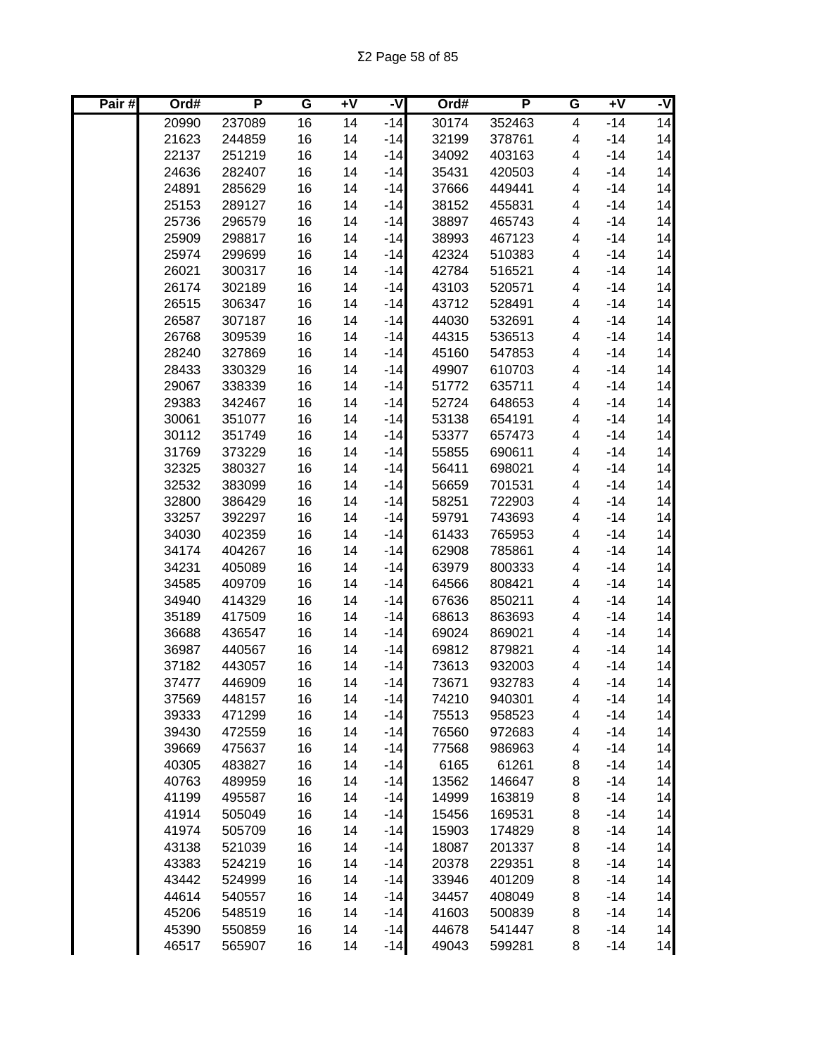| Pair # | Ord# | P | G | +V | -V | Ord# | P | G | +V | -V |
|---|---|---|---|---|---|---|---|---|---|---|
| | 20990 | 237089 | 16 | 14 | -14 | 30174 | 352463 | 4 | -14 | 14 |
| | 21623 | 244859 | 16 | 14 | -14 | 32199 | 378761 | 4 | -14 | 14 |
| | 22137 | 251219 | 16 | 14 | -14 | 34092 | 403163 | 4 | -14 | 14 |
| | 24636 | 282407 | 16 | 14 | -14 | 35431 | 420503 | 4 | -14 | 14 |
| | 24891 | 285629 | 16 | 14 | -14 | 37666 | 449441 | 4 | -14 | 14 |
| | 25153 | 289127 | 16 | 14 | -14 | 38152 | 455831 | 4 | -14 | 14 |
| | 25736 | 296579 | 16 | 14 | -14 | 38897 | 465743 | 4 | -14 | 14 |
| | 25909 | 298817 | 16 | 14 | -14 | 38993 | 467123 | 4 | -14 | 14 |
| | 25974 | 299699 | 16 | 14 | -14 | 42324 | 510383 | 4 | -14 | 14 |
| | 26021 | 300317 | 16 | 14 | -14 | 42784 | 516521 | 4 | -14 | 14 |
| | 26174 | 302189 | 16 | 14 | -14 | 43103 | 520571 | 4 | -14 | 14 |
| | 26515 | 306347 | 16 | 14 | -14 | 43712 | 528491 | 4 | -14 | 14 |
| | 26587 | 307187 | 16 | 14 | -14 | 44030 | 532691 | 4 | -14 | 14 |
| | 26768 | 309539 | 16 | 14 | -14 | 44315 | 536513 | 4 | -14 | 14 |
| | 28240 | 327869 | 16 | 14 | -14 | 45160 | 547853 | 4 | -14 | 14 |
| | 28433 | 330329 | 16 | 14 | -14 | 49907 | 610703 | 4 | -14 | 14 |
| | 29067 | 338339 | 16 | 14 | -14 | 51772 | 635711 | 4 | -14 | 14 |
| | 29383 | 342467 | 16 | 14 | -14 | 52724 | 648653 | 4 | -14 | 14 |
| | 30061 | 351077 | 16 | 14 | -14 | 53138 | 654191 | 4 | -14 | 14 |
| | 30112 | 351749 | 16 | 14 | -14 | 53377 | 657473 | 4 | -14 | 14 |
| | 31769 | 373229 | 16 | 14 | -14 | 55855 | 690611 | 4 | -14 | 14 |
| | 32325 | 380327 | 16 | 14 | -14 | 56411 | 698021 | 4 | -14 | 14 |
| | 32532 | 383099 | 16 | 14 | -14 | 56659 | 701531 | 4 | -14 | 14 |
| | 32800 | 386429 | 16 | 14 | -14 | 58251 | 722903 | 4 | -14 | 14 |
| | 33257 | 392297 | 16 | 14 | -14 | 59791 | 743693 | 4 | -14 | 14 |
| | 34030 | 402359 | 16 | 14 | -14 | 61433 | 765953 | 4 | -14 | 14 |
| | 34174 | 404267 | 16 | 14 | -14 | 62908 | 785861 | 4 | -14 | 14 |
| | 34231 | 405089 | 16 | 14 | -14 | 63979 | 800333 | 4 | -14 | 14 |
| | 34585 | 409709 | 16 | 14 | -14 | 64566 | 808421 | 4 | -14 | 14 |
| | 34940 | 414329 | 16 | 14 | -14 | 67636 | 850211 | 4 | -14 | 14 |
| | 35189 | 417509 | 16 | 14 | -14 | 68613 | 863693 | 4 | -14 | 14 |
| | 36688 | 436547 | 16 | 14 | -14 | 69024 | 869021 | 4 | -14 | 14 |
| | 36987 | 440567 | 16 | 14 | -14 | 69812 | 879821 | 4 | -14 | 14 |
| | 37182 | 443057 | 16 | 14 | -14 | 73613 | 932003 | 4 | -14 | 14 |
| | 37477 | 446909 | 16 | 14 | -14 | 73671 | 932783 | 4 | -14 | 14 |
| | 37569 | 448157 | 16 | 14 | -14 | 74210 | 940301 | 4 | -14 | 14 |
| | 39333 | 471299 | 16 | 14 | -14 | 75513 | 958523 | 4 | -14 | 14 |
| | 39430 | 472559 | 16 | 14 | -14 | 76560 | 972683 | 4 | -14 | 14 |
| | 39669 | 475637 | 16 | 14 | -14 | 77568 | 986963 | 4 | -14 | 14 |
| | 40305 | 483827 | 16 | 14 | -14 | 6165 | 61261 | 8 | -14 | 14 |
| | 40763 | 489959 | 16 | 14 | -14 | 13562 | 146647 | 8 | -14 | 14 |
| | 41199 | 495587 | 16 | 14 | -14 | 14999 | 163819 | 8 | -14 | 14 |
| | 41914 | 505049 | 16 | 14 | -14 | 15456 | 169531 | 8 | -14 | 14 |
| | 41974 | 505709 | 16 | 14 | -14 | 15903 | 174829 | 8 | -14 | 14 |
| | 43138 | 521039 | 16 | 14 | -14 | 18087 | 201337 | 8 | -14 | 14 |
| | 43383 | 524219 | 16 | 14 | -14 | 20378 | 229351 | 8 | -14 | 14 |
| | 43442 | 524999 | 16 | 14 | -14 | 33946 | 401209 | 8 | -14 | 14 |
| | 44614 | 540557 | 16 | 14 | -14 | 34457 | 408049 | 8 | -14 | 14 |
| | 45206 | 548519 | 16 | 14 | -14 | 41603 | 500839 | 8 | -14 | 14 |
| | 45390 | 550859 | 16 | 14 | -14 | 44678 | 541447 | 8 | -14 | 14 |
| | 46517 | 565907 | 16 | 14 | -14 | 49043 | 599281 | 8 | -14 | 14 |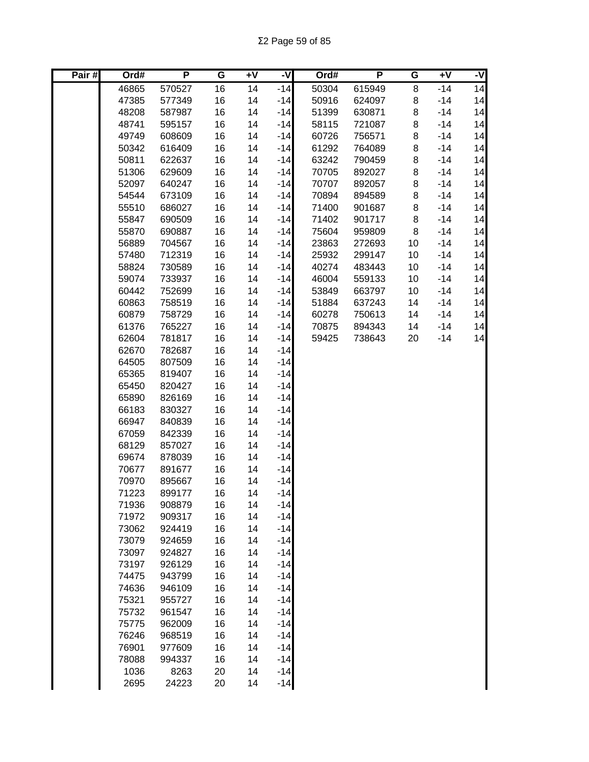Σ2 Page 59 of 85

| Pair # | Ord# | P | G | +V | -V | Ord# | P | G | +V | -V |
|---|---|---|---|---|---|---|---|---|---|---|
| | 46865 | 570527 | 16 | 14 | -14 | 50304 | 615949 | 8 | -14 | 14 |
| | 47385 | 577349 | 16 | 14 | -14 | 50916 | 624097 | 8 | -14 | 14 |
| | 48208 | 587987 | 16 | 14 | -14 | 51399 | 630871 | 8 | -14 | 14 |
| | 48741 | 595157 | 16 | 14 | -14 | 58115 | 721087 | 8 | -14 | 14 |
| | 49749 | 608609 | 16 | 14 | -14 | 60726 | 756571 | 8 | -14 | 14 |
| | 50342 | 616409 | 16 | 14 | -14 | 61292 | 764089 | 8 | -14 | 14 |
| | 50811 | 622637 | 16 | 14 | -14 | 63242 | 790459 | 8 | -14 | 14 |
| | 51306 | 629609 | 16 | 14 | -14 | 70705 | 892027 | 8 | -14 | 14 |
| | 52097 | 640247 | 16 | 14 | -14 | 70707 | 892057 | 8 | -14 | 14 |
| | 54544 | 673109 | 16 | 14 | -14 | 70894 | 894589 | 8 | -14 | 14 |
| | 55510 | 686027 | 16 | 14 | -14 | 71400 | 901687 | 8 | -14 | 14 |
| | 55847 | 690509 | 16 | 14 | -14 | 71402 | 901717 | 8 | -14 | 14 |
| | 55870 | 690887 | 16 | 14 | -14 | 75604 | 959809 | 8 | -14 | 14 |
| | 56889 | 704567 | 16 | 14 | -14 | 23863 | 272693 | 10 | -14 | 14 |
| | 57480 | 712319 | 16 | 14 | -14 | 25932 | 299147 | 10 | -14 | 14 |
| | 58824 | 730589 | 16 | 14 | -14 | 40274 | 483443 | 10 | -14 | 14 |
| | 59074 | 733937 | 16 | 14 | -14 | 46004 | 559133 | 10 | -14 | 14 |
| | 60442 | 752699 | 16 | 14 | -14 | 53849 | 663797 | 10 | -14 | 14 |
| | 60863 | 758519 | 16 | 14 | -14 | 51884 | 637243 | 14 | -14 | 14 |
| | 60879 | 758729 | 16 | 14 | -14 | 60278 | 750613 | 14 | -14 | 14 |
| | 61376 | 765227 | 16 | 14 | -14 | 70875 | 894343 | 14 | -14 | 14 |
| | 62604 | 781817 | 16 | 14 | -14 | 59425 | 738643 | 20 | -14 | 14 |
| | 62670 | 782687 | 16 | 14 | -14 | | | | | |
| | 64505 | 807509 | 16 | 14 | -14 | | | | | |
| | 65365 | 819407 | 16 | 14 | -14 | | | | | |
| | 65450 | 820427 | 16 | 14 | -14 | | | | | |
| | 65890 | 826169 | 16 | 14 | -14 | | | | | |
| | 66183 | 830327 | 16 | 14 | -14 | | | | | |
| | 66947 | 840839 | 16 | 14 | -14 | | | | | |
| | 67059 | 842339 | 16 | 14 | -14 | | | | | |
| | 68129 | 857027 | 16 | 14 | -14 | | | | | |
| | 69674 | 878039 | 16 | 14 | -14 | | | | | |
| | 70677 | 891677 | 16 | 14 | -14 | | | | | |
| | 70970 | 895667 | 16 | 14 | -14 | | | | | |
| | 71223 | 899177 | 16 | 14 | -14 | | | | | |
| | 71936 | 908879 | 16 | 14 | -14 | | | | | |
| | 71972 | 909317 | 16 | 14 | -14 | | | | | |
| | 73062 | 924419 | 16 | 14 | -14 | | | | | |
| | 73079 | 924659 | 16 | 14 | -14 | | | | | |
| | 73097 | 924827 | 16 | 14 | -14 | | | | | |
| | 73197 | 926129 | 16 | 14 | -14 | | | | | |
| | 74475 | 943799 | 16 | 14 | -14 | | | | | |
| | 74636 | 946109 | 16 | 14 | -14 | | | | | |
| | 75321 | 955727 | 16 | 14 | -14 | | | | | |
| | 75732 | 961547 | 16 | 14 | -14 | | | | | |
| | 75775 | 962009 | 16 | 14 | -14 | | | | | |
| | 76246 | 968519 | 16 | 14 | -14 | | | | | |
| | 76901 | 977609 | 16 | 14 | -14 | | | | | |
| | 78088 | 994337 | 16 | 14 | -14 | | | | | |
| | 1036 | 8263 | 20 | 14 | -14 | | | | | |
| | 2695 | 24223 | 20 | 14 | -14 | | | | | |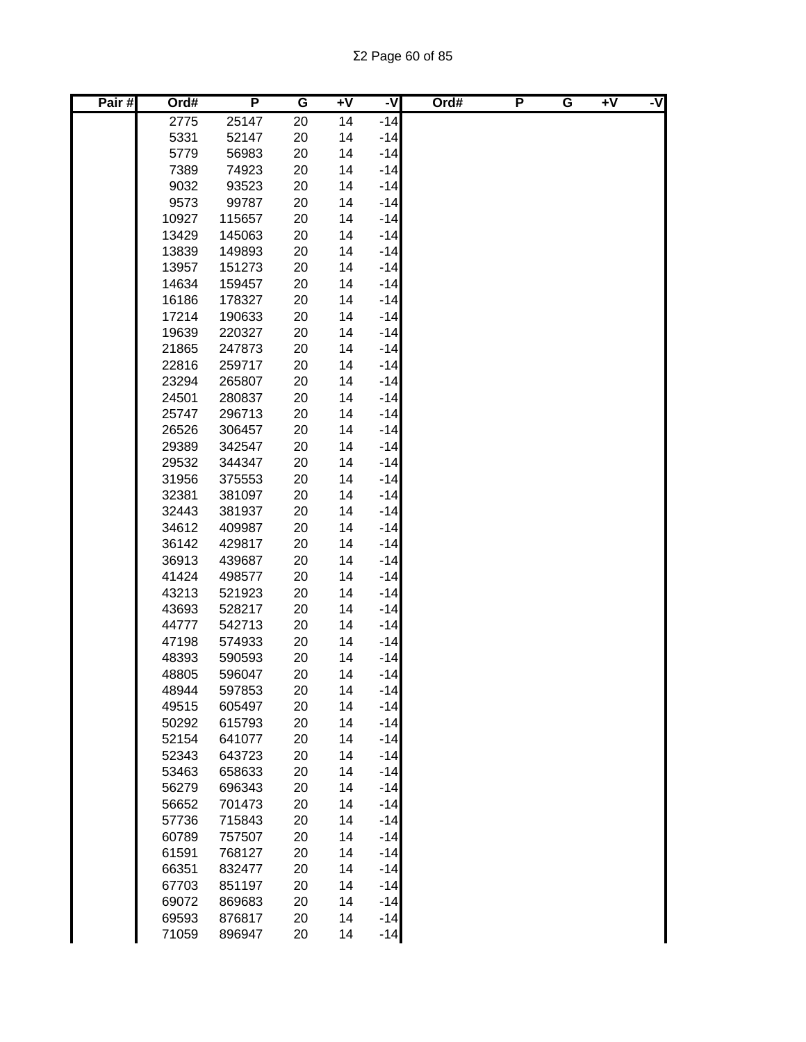| Pair # | Ord# | P | G | +V | -V | Ord# | P | G | +V | -V |
|---|---|---|---|---|---|---|---|---|---|---|
| | 2775 | 25147 | 20 | 14 | -14 | | | | | |
| | 5331 | 52147 | 20 | 14 | -14 | | | | | |
| | 5779 | 56983 | 20 | 14 | -14 | | | | | |
| | 7389 | 74923 | 20 | 14 | -14 | | | | | |
| | 9032 | 93523 | 20 | 14 | -14 | | | | | |
| | 9573 | 99787 | 20 | 14 | -14 | | | | | |
| | 10927 | 115657 | 20 | 14 | -14 | | | | | |
| | 13429 | 145063 | 20 | 14 | -14 | | | | | |
| | 13839 | 149893 | 20 | 14 | -14 | | | | | |
| | 13957 | 151273 | 20 | 14 | -14 | | | | | |
| | 14634 | 159457 | 20 | 14 | -14 | | | | | |
| | 16186 | 178327 | 20 | 14 | -14 | | | | | |
| | 17214 | 190633 | 20 | 14 | -14 | | | | | |
| | 19639 | 220327 | 20 | 14 | -14 | | | | | |
| | 21865 | 247873 | 20 | 14 | -14 | | | | | |
| | 22816 | 259717 | 20 | 14 | -14 | | | | | |
| | 23294 | 265807 | 20 | 14 | -14 | | | | | |
| | 24501 | 280837 | 20 | 14 | -14 | | | | | |
| | 25747 | 296713 | 20 | 14 | -14 | | | | | |
| | 26526 | 306457 | 20 | 14 | -14 | | | | | |
| | 29389 | 342547 | 20 | 14 | -14 | | | | | |
| | 29532 | 344347 | 20 | 14 | -14 | | | | | |
| | 31956 | 375553 | 20 | 14 | -14 | | | | | |
| | 32381 | 381097 | 20 | 14 | -14 | | | | | |
| | 32443 | 381937 | 20 | 14 | -14 | | | | | |
| | 34612 | 409987 | 20 | 14 | -14 | | | | | |
| | 36142 | 429817 | 20 | 14 | -14 | | | | | |
| | 36913 | 439687 | 20 | 14 | -14 | | | | | |
| | 41424 | 498577 | 20 | 14 | -14 | | | | | |
| | 43213 | 521923 | 20 | 14 | -14 | | | | | |
| | 43693 | 528217 | 20 | 14 | -14 | | | | | |
| | 44777 | 542713 | 20 | 14 | -14 | | | | | |
| | 47198 | 574933 | 20 | 14 | -14 | | | | | |
| | 48393 | 590593 | 20 | 14 | -14 | | | | | |
| | 48805 | 596047 | 20 | 14 | -14 | | | | | |
| | 48944 | 597853 | 20 | 14 | -14 | | | | | |
| | 49515 | 605497 | 20 | 14 | -14 | | | | | |
| | 50292 | 615793 | 20 | 14 | -14 | | | | | |
| | 52154 | 641077 | 20 | 14 | -14 | | | | | |
| | 52343 | 643723 | 20 | 14 | -14 | | | | | |
| | 53463 | 658633 | 20 | 14 | -14 | | | | | |
| | 56279 | 696343 | 20 | 14 | -14 | | | | | |
| | 56652 | 701473 | 20 | 14 | -14 | | | | | |
| | 57736 | 715843 | 20 | 14 | -14 | | | | | |
| | 60789 | 757507 | 20 | 14 | -14 | | | | | |
| | 61591 | 768127 | 20 | 14 | -14 | | | | | |
| | 66351 | 832477 | 20 | 14 | -14 | | | | | |
| | 67703 | 851197 | 20 | 14 | -14 | | | | | |
| | 69072 | 869683 | 20 | 14 | -14 | | | | | |
| | 69593 | 876817 | 20 | 14 | -14 | | | | | |
| | 71059 | 896947 | 20 | 14 | -14 | | | | | |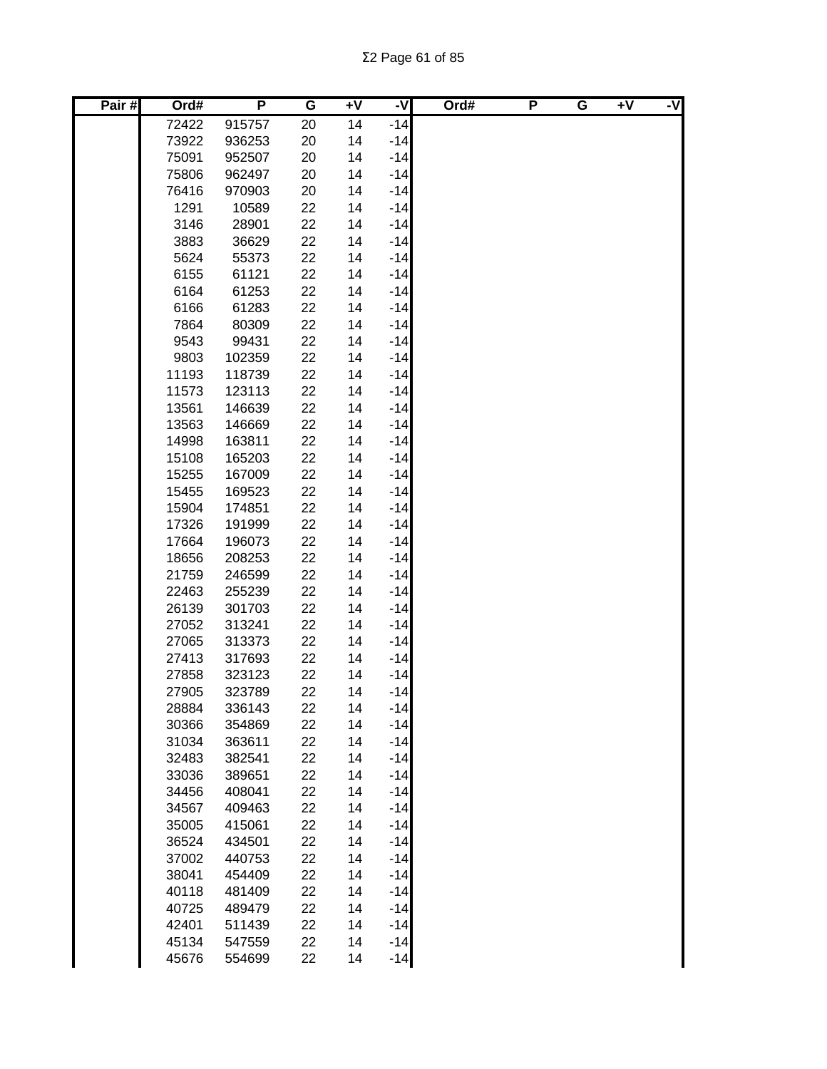| Pair # | Ord# | P | G | +V | -V | Ord# | P | G | +V | -V |
|---|---|---|---|---|---|---|---|---|---|---|
| | 72422 | 915757 | 20 | 14 | -14 | | | | | |
| | 73922 | 936253 | 20 | 14 | -14 | | | | | |
| | 75091 | 952507 | 20 | 14 | -14 | | | | | |
| | 75806 | 962497 | 20 | 14 | -14 | | | | | |
| | 76416 | 970903 | 20 | 14 | -14 | | | | | |
| | 1291 | 10589 | 22 | 14 | -14 | | | | | |
| | 3146 | 28901 | 22 | 14 | -14 | | | | | |
| | 3883 | 36629 | 22 | 14 | -14 | | | | | |
| | 5624 | 55373 | 22 | 14 | -14 | | | | | |
| | 6155 | 61121 | 22 | 14 | -14 | | | | | |
| | 6164 | 61253 | 22 | 14 | -14 | | | | | |
| | 6166 | 61283 | 22 | 14 | -14 | | | | | |
| | 7864 | 80309 | 22 | 14 | -14 | | | | | |
| | 9543 | 99431 | 22 | 14 | -14 | | | | | |
| | 9803 | 102359 | 22 | 14 | -14 | | | | | |
| | 11193 | 118739 | 22 | 14 | -14 | | | | | |
| | 11573 | 123113 | 22 | 14 | -14 | | | | | |
| | 13561 | 146639 | 22 | 14 | -14 | | | | | |
| | 13563 | 146669 | 22 | 14 | -14 | | | | | |
| | 14998 | 163811 | 22 | 14 | -14 | | | | | |
| | 15108 | 165203 | 22 | 14 | -14 | | | | | |
| | 15255 | 167009 | 22 | 14 | -14 | | | | | |
| | 15455 | 169523 | 22 | 14 | -14 | | | | | |
| | 15904 | 174851 | 22 | 14 | -14 | | | | | |
| | 17326 | 191999 | 22 | 14 | -14 | | | | | |
| | 17664 | 196073 | 22 | 14 | -14 | | | | | |
| | 18656 | 208253 | 22 | 14 | -14 | | | | | |
| | 21759 | 246599 | 22 | 14 | -14 | | | | | |
| | 22463 | 255239 | 22 | 14 | -14 | | | | | |
| | 26139 | 301703 | 22 | 14 | -14 | | | | | |
| | 27052 | 313241 | 22 | 14 | -14 | | | | | |
| | 27065 | 313373 | 22 | 14 | -14 | | | | | |
| | 27413 | 317693 | 22 | 14 | -14 | | | | | |
| | 27858 | 323123 | 22 | 14 | -14 | | | | | |
| | 27905 | 323789 | 22 | 14 | -14 | | | | | |
| | 28884 | 336143 | 22 | 14 | -14 | | | | | |
| | 30366 | 354869 | 22 | 14 | -14 | | | | | |
| | 31034 | 363611 | 22 | 14 | -14 | | | | | |
| | 32483 | 382541 | 22 | 14 | -14 | | | | | |
| | 33036 | 389651 | 22 | 14 | -14 | | | | | |
| | 34456 | 408041 | 22 | 14 | -14 | | | | | |
| | 34567 | 409463 | 22 | 14 | -14 | | | | | |
| | 35005 | 415061 | 22 | 14 | -14 | | | | | |
| | 36524 | 434501 | 22 | 14 | -14 | | | | | |
| | 37002 | 440753 | 22 | 14 | -14 | | | | | |
| | 38041 | 454409 | 22 | 14 | -14 | | | | | |
| | 40118 | 481409 | 22 | 14 | -14 | | | | | |
| | 40725 | 489479 | 22 | 14 | -14 | | | | | |
| | 42401 | 511439 | 22 | 14 | -14 | | | | | |
| | 45134 | 547559 | 22 | 14 | -14 | | | | | |
| | 45676 | 554699 | 22 | 14 | -14 | | | | | |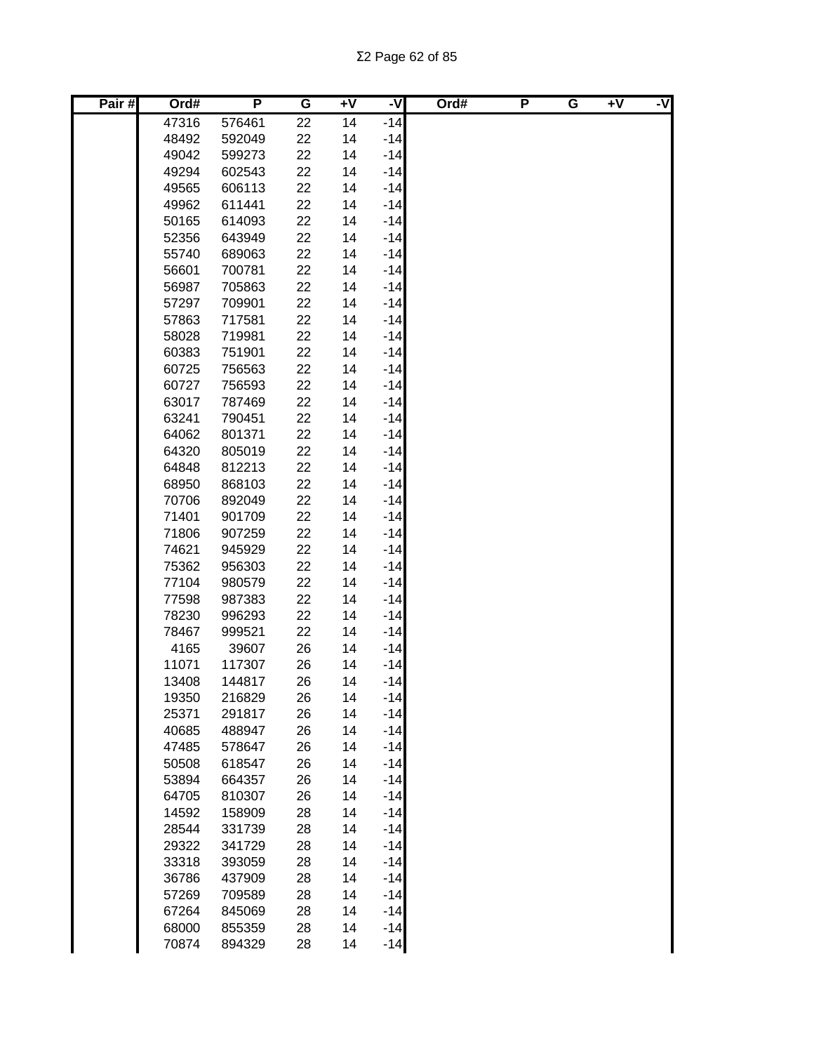| Pair # | Ord# | P | G | +V | -V | Ord# | P | G | +V | -V |
|---|---|---|---|---|---|---|---|---|---|---|
| | 47316 | 576461 | 22 | 14 | -14 | | | | | |
| | 48492 | 592049 | 22 | 14 | -14 | | | | | |
| | 49042 | 599273 | 22 | 14 | -14 | | | | | |
| | 49294 | 602543 | 22 | 14 | -14 | | | | | |
| | 49565 | 606113 | 22 | 14 | -14 | | | | | |
| | 49962 | 611441 | 22 | 14 | -14 | | | | | |
| | 50165 | 614093 | 22 | 14 | -14 | | | | | |
| | 52356 | 643949 | 22 | 14 | -14 | | | | | |
| | 55740 | 689063 | 22 | 14 | -14 | | | | | |
| | 56601 | 700781 | 22 | 14 | -14 | | | | | |
| | 56987 | 705863 | 22 | 14 | -14 | | | | | |
| | 57297 | 709901 | 22 | 14 | -14 | | | | | |
| | 57863 | 717581 | 22 | 14 | -14 | | | | | |
| | 58028 | 719981 | 22 | 14 | -14 | | | | | |
| | 60383 | 751901 | 22 | 14 | -14 | | | | | |
| | 60725 | 756563 | 22 | 14 | -14 | | | | | |
| | 60727 | 756593 | 22 | 14 | -14 | | | | | |
| | 63017 | 787469 | 22 | 14 | -14 | | | | | |
| | 63241 | 790451 | 22 | 14 | -14 | | | | | |
| | 64062 | 801371 | 22 | 14 | -14 | | | | | |
| | 64320 | 805019 | 22 | 14 | -14 | | | | | |
| | 64848 | 812213 | 22 | 14 | -14 | | | | | |
| | 68950 | 868103 | 22 | 14 | -14 | | | | | |
| | 70706 | 892049 | 22 | 14 | -14 | | | | | |
| | 71401 | 901709 | 22 | 14 | -14 | | | | | |
| | 71806 | 907259 | 22 | 14 | -14 | | | | | |
| | 74621 | 945929 | 22 | 14 | -14 | | | | | |
| | 75362 | 956303 | 22 | 14 | -14 | | | | | |
| | 77104 | 980579 | 22 | 14 | -14 | | | | | |
| | 77598 | 987383 | 22 | 14 | -14 | | | | | |
| | 78230 | 996293 | 22 | 14 | -14 | | | | | |
| | 78467 | 999521 | 22 | 14 | -14 | | | | | |
| | 4165 | 39607 | 26 | 14 | -14 | | | | | |
| | 11071 | 117307 | 26 | 14 | -14 | | | | | |
| | 13408 | 144817 | 26 | 14 | -14 | | | | | |
| | 19350 | 216829 | 26 | 14 | -14 | | | | | |
| | 25371 | 291817 | 26 | 14 | -14 | | | | | |
| | 40685 | 488947 | 26 | 14 | -14 | | | | | |
| | 47485 | 578647 | 26 | 14 | -14 | | | | | |
| | 50508 | 618547 | 26 | 14 | -14 | | | | | |
| | 53894 | 664357 | 26 | 14 | -14 | | | | | |
| | 64705 | 810307 | 26 | 14 | -14 | | | | | |
| | 14592 | 158909 | 28 | 14 | -14 | | | | | |
| | 28544 | 331739 | 28 | 14 | -14 | | | | | |
| | 29322 | 341729 | 28 | 14 | -14 | | | | | |
| | 33318 | 393059 | 28 | 14 | -14 | | | | | |
| | 36786 | 437909 | 28 | 14 | -14 | | | | | |
| | 57269 | 709589 | 28 | 14 | -14 | | | | | |
| | 67264 | 845069 | 28 | 14 | -14 | | | | | |
| | 68000 | 855359 | 28 | 14 | -14 | | | | | |
| | 70874 | 894329 | 28 | 14 | -14 | | | | | |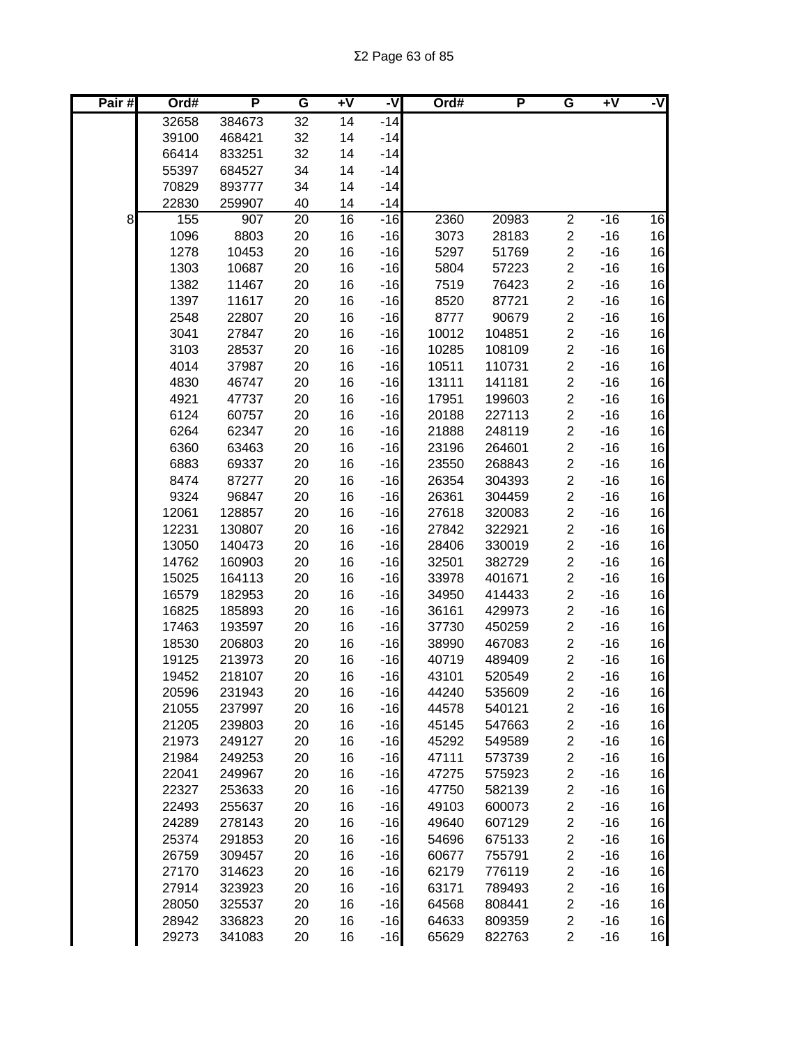| Pair # | Ord# | P | G | +V | -V | Ord# | P | G | +V | -V |
|---|---|---|---|---|---|---|---|---|---|---|
| | 32658 | 384673 | 32 | 14 | -14 | | | | | |
| | 39100 | 468421 | 32 | 14 | -14 | | | | | |
| | 66414 | 833251 | 32 | 14 | -14 | | | | | |
| | 55397 | 684527 | 34 | 14 | -14 | | | | | |
| | 70829 | 893777 | 34 | 14 | -14 | | | | | |
| | 22830 | 259907 | 40 | 14 | -14 | | | | | |
| 8 | 155 | 907 | 20 | 16 | -16 | 2360 | 20983 | 2 | -16 | 16 |
| | 1096 | 8803 | 20 | 16 | -16 | 3073 | 28183 | 2 | -16 | 16 |
| | 1278 | 10453 | 20 | 16 | -16 | 5297 | 51769 | 2 | -16 | 16 |
| | 1303 | 10687 | 20 | 16 | -16 | 5804 | 57223 | 2 | -16 | 16 |
| | 1382 | 11467 | 20 | 16 | -16 | 7519 | 76423 | 2 | -16 | 16 |
| | 1397 | 11617 | 20 | 16 | -16 | 8520 | 87721 | 2 | -16 | 16 |
| | 2548 | 22807 | 20 | 16 | -16 | 8777 | 90679 | 2 | -16 | 16 |
| | 3041 | 27847 | 20 | 16 | -16 | 10012 | 104851 | 2 | -16 | 16 |
| | 3103 | 28537 | 20 | 16 | -16 | 10285 | 108109 | 2 | -16 | 16 |
| | 4014 | 37987 | 20 | 16 | -16 | 10511 | 110731 | 2 | -16 | 16 |
| | 4830 | 46747 | 20 | 16 | -16 | 13111 | 141181 | 2 | -16 | 16 |
| | 4921 | 47737 | 20 | 16 | -16 | 17951 | 199603 | 2 | -16 | 16 |
| | 6124 | 60757 | 20 | 16 | -16 | 20188 | 227113 | 2 | -16 | 16 |
| | 6264 | 62347 | 20 | 16 | -16 | 21888 | 248119 | 2 | -16 | 16 |
| | 6360 | 63463 | 20 | 16 | -16 | 23196 | 264601 | 2 | -16 | 16 |
| | 6883 | 69337 | 20 | 16 | -16 | 23550 | 268843 | 2 | -16 | 16 |
| | 8474 | 87277 | 20 | 16 | -16 | 26354 | 304393 | 2 | -16 | 16 |
| | 9324 | 96847 | 20 | 16 | -16 | 26361 | 304459 | 2 | -16 | 16 |
| | 12061 | 128857 | 20 | 16 | -16 | 27618 | 320083 | 2 | -16 | 16 |
| | 12231 | 130807 | 20 | 16 | -16 | 27842 | 322921 | 2 | -16 | 16 |
| | 13050 | 140473 | 20 | 16 | -16 | 28406 | 330019 | 2 | -16 | 16 |
| | 14762 | 160903 | 20 | 16 | -16 | 32501 | 382729 | 2 | -16 | 16 |
| | 15025 | 164113 | 20 | 16 | -16 | 33978 | 401671 | 2 | -16 | 16 |
| | 16579 | 182953 | 20 | 16 | -16 | 34950 | 414433 | 2 | -16 | 16 |
| | 16825 | 185893 | 20 | 16 | -16 | 36161 | 429973 | 2 | -16 | 16 |
| | 17463 | 193597 | 20 | 16 | -16 | 37730 | 450259 | 2 | -16 | 16 |
| | 18530 | 206803 | 20 | 16 | -16 | 38990 | 467083 | 2 | -16 | 16 |
| | 19125 | 213973 | 20 | 16 | -16 | 40719 | 489409 | 2 | -16 | 16 |
| | 19452 | 218107 | 20 | 16 | -16 | 43101 | 520549 | 2 | -16 | 16 |
| | 20596 | 231943 | 20 | 16 | -16 | 44240 | 535609 | 2 | -16 | 16 |
| | 21055 | 237997 | 20 | 16 | -16 | 44578 | 540121 | 2 | -16 | 16 |
| | 21205 | 239803 | 20 | 16 | -16 | 45145 | 547663 | 2 | -16 | 16 |
| | 21973 | 249127 | 20 | 16 | -16 | 45292 | 549589 | 2 | -16 | 16 |
| | 21984 | 249253 | 20 | 16 | -16 | 47111 | 573739 | 2 | -16 | 16 |
| | 22041 | 249967 | 20 | 16 | -16 | 47275 | 575923 | 2 | -16 | 16 |
| | 22327 | 253633 | 20 | 16 | -16 | 47750 | 582139 | 2 | -16 | 16 |
| | 22493 | 255637 | 20 | 16 | -16 | 49103 | 600073 | 2 | -16 | 16 |
| | 24289 | 278143 | 20 | 16 | -16 | 49640 | 607129 | 2 | -16 | 16 |
| | 25374 | 291853 | 20 | 16 | -16 | 54696 | 675133 | 2 | -16 | 16 |
| | 26759 | 309457 | 20 | 16 | -16 | 60677 | 755791 | 2 | -16 | 16 |
| | 27170 | 314623 | 20 | 16 | -16 | 62179 | 776119 | 2 | -16 | 16 |
| | 27914 | 323923 | 20 | 16 | -16 | 63171 | 789493 | 2 | -16 | 16 |
| | 28050 | 325537 | 20 | 16 | -16 | 64568 | 808441 | 2 | -16 | 16 |
| | 28942 | 336823 | 20 | 16 | -16 | 64633 | 809359 | 2 | -16 | 16 |
| | 29273 | 341083 | 20 | 16 | -16 | 65629 | 822763 | 2 | -16 | 16 |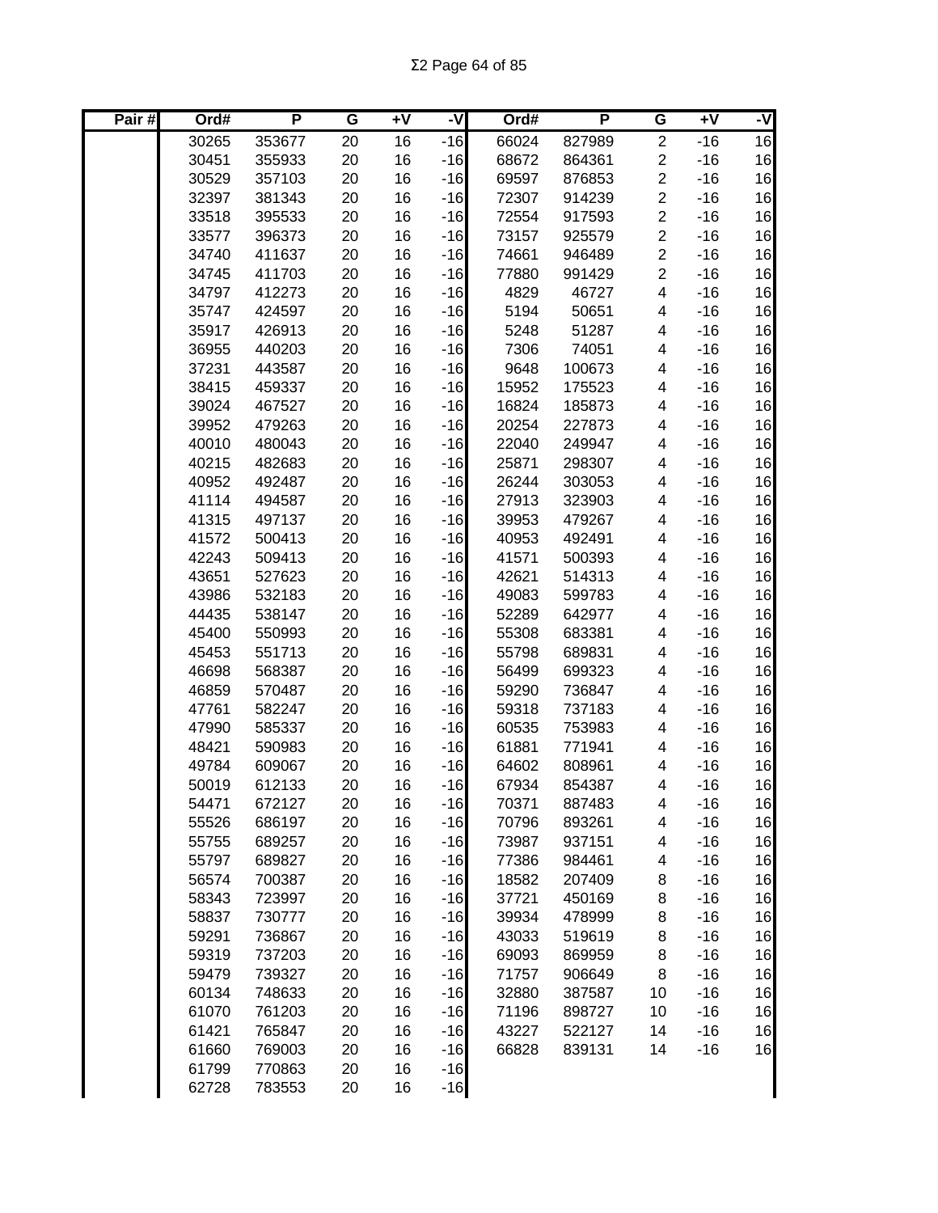| Pair # | Ord# | P | G | +V | -V | Ord# | P | G | +V | -V |
|---|---|---|---|---|---|---|---|---|---|---|
| | 30265 | 353677 | 20 | 16 | -16 | 66024 | 827989 | 2 | -16 | 16 |
| | 30451 | 355933 | 20 | 16 | -16 | 68672 | 864361 | 2 | -16 | 16 |
| | 30529 | 357103 | 20 | 16 | -16 | 69597 | 876853 | 2 | -16 | 16 |
| | 32397 | 381343 | 20 | 16 | -16 | 72307 | 914239 | 2 | -16 | 16 |
| | 33518 | 395533 | 20 | 16 | -16 | 72554 | 917593 | 2 | -16 | 16 |
| | 33577 | 396373 | 20 | 16 | -16 | 73157 | 925579 | 2 | -16 | 16 |
| | 34740 | 411637 | 20 | 16 | -16 | 74661 | 946489 | 2 | -16 | 16 |
| | 34745 | 411703 | 20 | 16 | -16 | 77880 | 991429 | 2 | -16 | 16 |
| | 34797 | 412273 | 20 | 16 | -16 | 4829 | 46727 | 4 | -16 | 16 |
| | 35747 | 424597 | 20 | 16 | -16 | 5194 | 50651 | 4 | -16 | 16 |
| | 35917 | 426913 | 20 | 16 | -16 | 5248 | 51287 | 4 | -16 | 16 |
| | 36955 | 440203 | 20 | 16 | -16 | 7306 | 74051 | 4 | -16 | 16 |
| | 37231 | 443587 | 20 | 16 | -16 | 9648 | 100673 | 4 | -16 | 16 |
| | 38415 | 459337 | 20 | 16 | -16 | 15952 | 175523 | 4 | -16 | 16 |
| | 39024 | 467527 | 20 | 16 | -16 | 16824 | 185873 | 4 | -16 | 16 |
| | 39952 | 479263 | 20 | 16 | -16 | 20254 | 227873 | 4 | -16 | 16 |
| | 40010 | 480043 | 20 | 16 | -16 | 22040 | 249947 | 4 | -16 | 16 |
| | 40215 | 482683 | 20 | 16 | -16 | 25871 | 298307 | 4 | -16 | 16 |
| | 40952 | 492487 | 20 | 16 | -16 | 26244 | 303053 | 4 | -16 | 16 |
| | 41114 | 494587 | 20 | 16 | -16 | 27913 | 323903 | 4 | -16 | 16 |
| | 41315 | 497137 | 20 | 16 | -16 | 39953 | 479267 | 4 | -16 | 16 |
| | 41572 | 500413 | 20 | 16 | -16 | 40953 | 492491 | 4 | -16 | 16 |
| | 42243 | 509413 | 20 | 16 | -16 | 41571 | 500393 | 4 | -16 | 16 |
| | 43651 | 527623 | 20 | 16 | -16 | 42621 | 514313 | 4 | -16 | 16 |
| | 43986 | 532183 | 20 | 16 | -16 | 49083 | 599783 | 4 | -16 | 16 |
| | 44435 | 538147 | 20 | 16 | -16 | 52289 | 642977 | 4 | -16 | 16 |
| | 45400 | 550993 | 20 | 16 | -16 | 55308 | 683381 | 4 | -16 | 16 |
| | 45453 | 551713 | 20 | 16 | -16 | 55798 | 689831 | 4 | -16 | 16 |
| | 46698 | 568387 | 20 | 16 | -16 | 56499 | 699323 | 4 | -16 | 16 |
| | 46859 | 570487 | 20 | 16 | -16 | 59290 | 736847 | 4 | -16 | 16 |
| | 47761 | 582247 | 20 | 16 | -16 | 59318 | 737183 | 4 | -16 | 16 |
| | 47990 | 585337 | 20 | 16 | -16 | 60535 | 753983 | 4 | -16 | 16 |
| | 48421 | 590983 | 20 | 16 | -16 | 61881 | 771941 | 4 | -16 | 16 |
| | 49784 | 609067 | 20 | 16 | -16 | 64602 | 808961 | 4 | -16 | 16 |
| | 50019 | 612133 | 20 | 16 | -16 | 67934 | 854387 | 4 | -16 | 16 |
| | 54471 | 672127 | 20 | 16 | -16 | 70371 | 887483 | 4 | -16 | 16 |
| | 55526 | 686197 | 20 | 16 | -16 | 70796 | 893261 | 4 | -16 | 16 |
| | 55755 | 689257 | 20 | 16 | -16 | 73987 | 937151 | 4 | -16 | 16 |
| | 55797 | 689827 | 20 | 16 | -16 | 77386 | 984461 | 4 | -16 | 16 |
| | 56574 | 700387 | 20 | 16 | -16 | 18582 | 207409 | 8 | -16 | 16 |
| | 58343 | 723997 | 20 | 16 | -16 | 37721 | 450169 | 8 | -16 | 16 |
| | 58837 | 730777 | 20 | 16 | -16 | 39934 | 478999 | 8 | -16 | 16 |
| | 59291 | 736867 | 20 | 16 | -16 | 43033 | 519619 | 8 | -16 | 16 |
| | 59319 | 737203 | 20 | 16 | -16 | 69093 | 869959 | 8 | -16 | 16 |
| | 59479 | 739327 | 20 | 16 | -16 | 71757 | 906649 | 8 | -16 | 16 |
| | 60134 | 748633 | 20 | 16 | -16 | 32880 | 387587 | 10 | -16 | 16 |
| | 61070 | 761203 | 20 | 16 | -16 | 71196 | 898727 | 10 | -16 | 16 |
| | 61421 | 765847 | 20 | 16 | -16 | 43227 | 522127 | 14 | -16 | 16 |
| | 61660 | 769003 | 20 | 16 | -16 | 66828 | 839131 | 14 | -16 | 16 |
| | 61799 | 770863 | 20 | 16 | -16 | | | | | |
| | 62728 | 783553 | 20 | 16 | -16 | | | | | |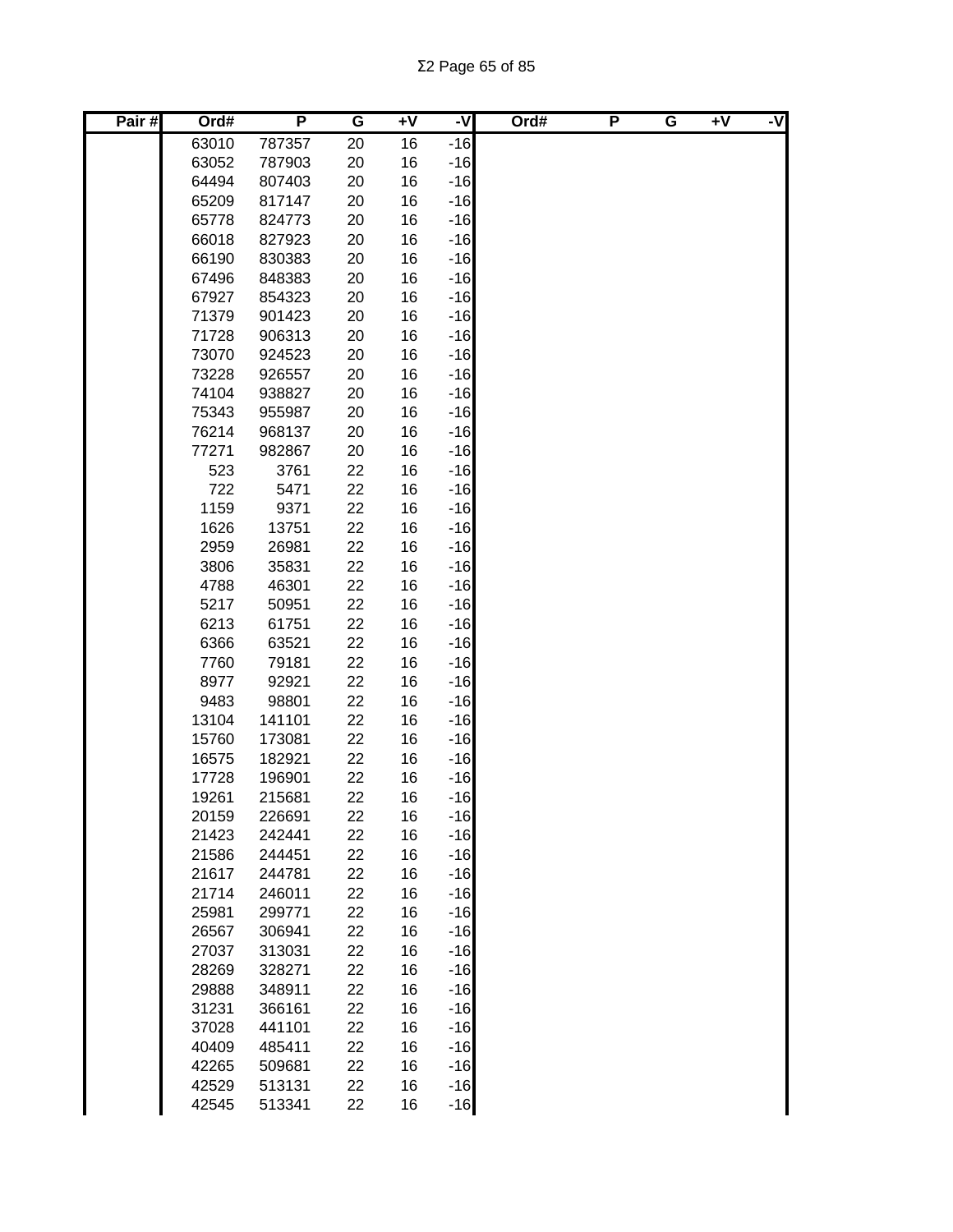| Pair # | Ord# | P | G | +V | -V | Ord# | P | G | +V | -V |
|---|---|---|---|---|---|---|---|---|---|---|
| | 63010 | 787357 | 20 | 16 | -16 | | | | | |
| | 63052 | 787903 | 20 | 16 | -16 | | | | | |
| | 64494 | 807403 | 20 | 16 | -16 | | | | | |
| | 65209 | 817147 | 20 | 16 | -16 | | | | | |
| | 65778 | 824773 | 20 | 16 | -16 | | | | | |
| | 66018 | 827923 | 20 | 16 | -16 | | | | | |
| | 66190 | 830383 | 20 | 16 | -16 | | | | | |
| | 67496 | 848383 | 20 | 16 | -16 | | | | | |
| | 67927 | 854323 | 20 | 16 | -16 | | | | | |
| | 71379 | 901423 | 20 | 16 | -16 | | | | | |
| | 71728 | 906313 | 20 | 16 | -16 | | | | | |
| | 73070 | 924523 | 20 | 16 | -16 | | | | | |
| | 73228 | 926557 | 20 | 16 | -16 | | | | | |
| | 74104 | 938827 | 20 | 16 | -16 | | | | | |
| | 75343 | 955987 | 20 | 16 | -16 | | | | | |
| | 76214 | 968137 | 20 | 16 | -16 | | | | | |
| | 77271 | 982867 | 20 | 16 | -16 | | | | | |
| | 523 | 3761 | 22 | 16 | -16 | | | | | |
| | 722 | 5471 | 22 | 16 | -16 | | | | | |
| | 1159 | 9371 | 22 | 16 | -16 | | | | | |
| | 1626 | 13751 | 22 | 16 | -16 | | | | | |
| | 2959 | 26981 | 22 | 16 | -16 | | | | | |
| | 3806 | 35831 | 22 | 16 | -16 | | | | | |
| | 4788 | 46301 | 22 | 16 | -16 | | | | | |
| | 5217 | 50951 | 22 | 16 | -16 | | | | | |
| | 6213 | 61751 | 22 | 16 | -16 | | | | | |
| | 6366 | 63521 | 22 | 16 | -16 | | | | | |
| | 7760 | 79181 | 22 | 16 | -16 | | | | | |
| | 8977 | 92921 | 22 | 16 | -16 | | | | | |
| | 9483 | 98801 | 22 | 16 | -16 | | | | | |
| | 13104 | 141101 | 22 | 16 | -16 | | | | | |
| | 15760 | 173081 | 22 | 16 | -16 | | | | | |
| | 16575 | 182921 | 22 | 16 | -16 | | | | | |
| | 17728 | 196901 | 22 | 16 | -16 | | | | | |
| | 19261 | 215681 | 22 | 16 | -16 | | | | | |
| | 20159 | 226691 | 22 | 16 | -16 | | | | | |
| | 21423 | 242441 | 22 | 16 | -16 | | | | | |
| | 21586 | 244451 | 22 | 16 | -16 | | | | | |
| | 21617 | 244781 | 22 | 16 | -16 | | | | | |
| | 21714 | 246011 | 22 | 16 | -16 | | | | | |
| | 25981 | 299771 | 22 | 16 | -16 | | | | | |
| | 26567 | 306941 | 22 | 16 | -16 | | | | | |
| | 27037 | 313031 | 22 | 16 | -16 | | | | | |
| | 28269 | 328271 | 22 | 16 | -16 | | | | | |
| | 29888 | 348911 | 22 | 16 | -16 | | | | | |
| | 31231 | 366161 | 22 | 16 | -16 | | | | | |
| | 37028 | 441101 | 22 | 16 | -16 | | | | | |
| | 40409 | 485411 | 22 | 16 | -16 | | | | | |
| | 42265 | 509681 | 22 | 16 | -16 | | | | | |
| | 42529 | 513131 | 22 | 16 | -16 | | | | | |
| | 42545 | 513341 | 22 | 16 | -16 | | | | | |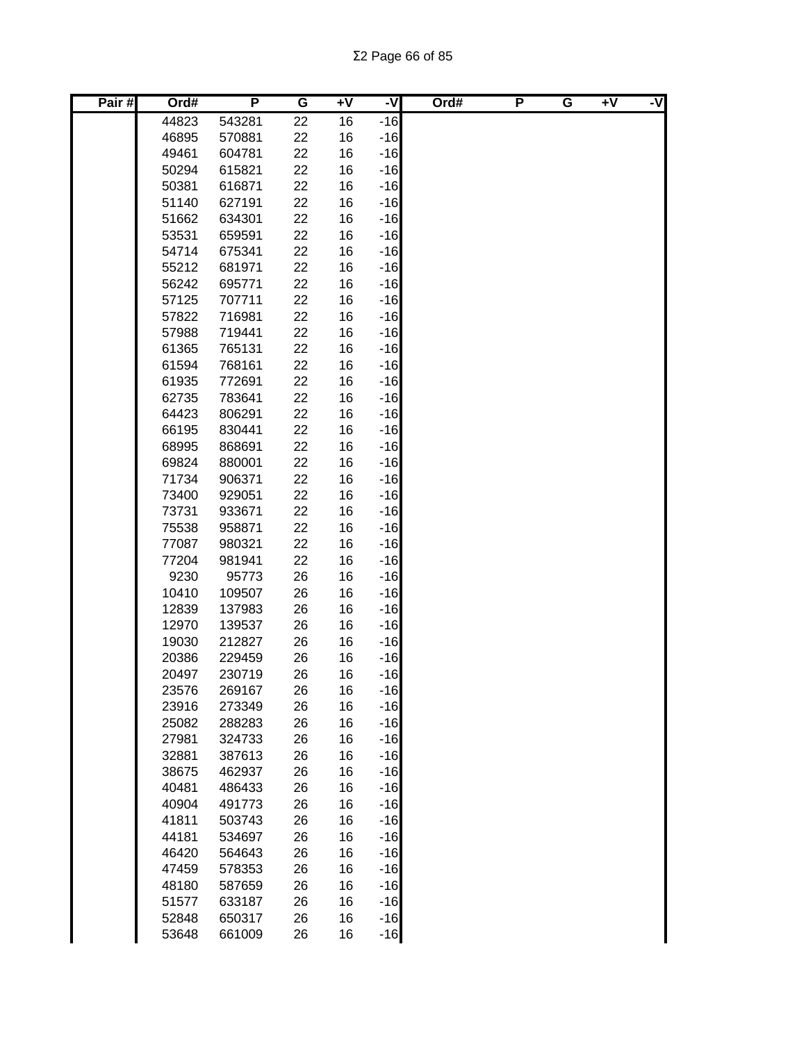| Pair # | Ord# | P | G | +V | -V | Ord# | P | G | +V | -V |
|---|---|---|---|---|---|---|---|---|---|---|
| | 44823 | 543281 | 22 | 16 | -16 | | | | | |
| | 46895 | 570881 | 22 | 16 | -16 | | | | | |
| | 49461 | 604781 | 22 | 16 | -16 | | | | | |
| | 50294 | 615821 | 22 | 16 | -16 | | | | | |
| | 50381 | 616871 | 22 | 16 | -16 | | | | | |
| | 51140 | 627191 | 22 | 16 | -16 | | | | | |
| | 51662 | 634301 | 22 | 16 | -16 | | | | | |
| | 53531 | 659591 | 22 | 16 | -16 | | | | | |
| | 54714 | 675341 | 22 | 16 | -16 | | | | | |
| | 55212 | 681971 | 22 | 16 | -16 | | | | | |
| | 56242 | 695771 | 22 | 16 | -16 | | | | | |
| | 57125 | 707711 | 22 | 16 | -16 | | | | | |
| | 57822 | 716981 | 22 | 16 | -16 | | | | | |
| | 57988 | 719441 | 22 | 16 | -16 | | | | | |
| | 61365 | 765131 | 22 | 16 | -16 | | | | | |
| | 61594 | 768161 | 22 | 16 | -16 | | | | | |
| | 61935 | 772691 | 22 | 16 | -16 | | | | | |
| | 62735 | 783641 | 22 | 16 | -16 | | | | | |
| | 64423 | 806291 | 22 | 16 | -16 | | | | | |
| | 66195 | 830441 | 22 | 16 | -16 | | | | | |
| | 68995 | 868691 | 22 | 16 | -16 | | | | | |
| | 69824 | 880001 | 22 | 16 | -16 | | | | | |
| | 71734 | 906371 | 22 | 16 | -16 | | | | | |
| | 73400 | 929051 | 22 | 16 | -16 | | | | | |
| | 73731 | 933671 | 22 | 16 | -16 | | | | | |
| | 75538 | 958871 | 22 | 16 | -16 | | | | | |
| | 77087 | 980321 | 22 | 16 | -16 | | | | | |
| | 77204 | 981941 | 22 | 16 | -16 | | | | | |
| | 9230 | 95773 | 26 | 16 | -16 | | | | | |
| | 10410 | 109507 | 26 | 16 | -16 | | | | | |
| | 12839 | 137983 | 26 | 16 | -16 | | | | | |
| | 12970 | 139537 | 26 | 16 | -16 | | | | | |
| | 19030 | 212827 | 26 | 16 | -16 | | | | | |
| | 20386 | 229459 | 26 | 16 | -16 | | | | | |
| | 20497 | 230719 | 26 | 16 | -16 | | | | | |
| | 23576 | 269167 | 26 | 16 | -16 | | | | | |
| | 23916 | 273349 | 26 | 16 | -16 | | | | | |
| | 25082 | 288283 | 26 | 16 | -16 | | | | | |
| | 27981 | 324733 | 26 | 16 | -16 | | | | | |
| | 32881 | 387613 | 26 | 16 | -16 | | | | | |
| | 38675 | 462937 | 26 | 16 | -16 | | | | | |
| | 40481 | 486433 | 26 | 16 | -16 | | | | | |
| | 40904 | 491773 | 26 | 16 | -16 | | | | | |
| | 41811 | 503743 | 26 | 16 | -16 | | | | | |
| | 44181 | 534697 | 26 | 16 | -16 | | | | | |
| | 46420 | 564643 | 26 | 16 | -16 | | | | | |
| | 47459 | 578353 | 26 | 16 | -16 | | | | | |
| | 48180 | 587659 | 26 | 16 | -16 | | | | | |
| | 51577 | 633187 | 26 | 16 | -16 | | | | | |
| | 52848 | 650317 | 26 | 16 | -16 | | | | | |
| | 53648 | 661009 | 26 | 16 | -16 | | | | | |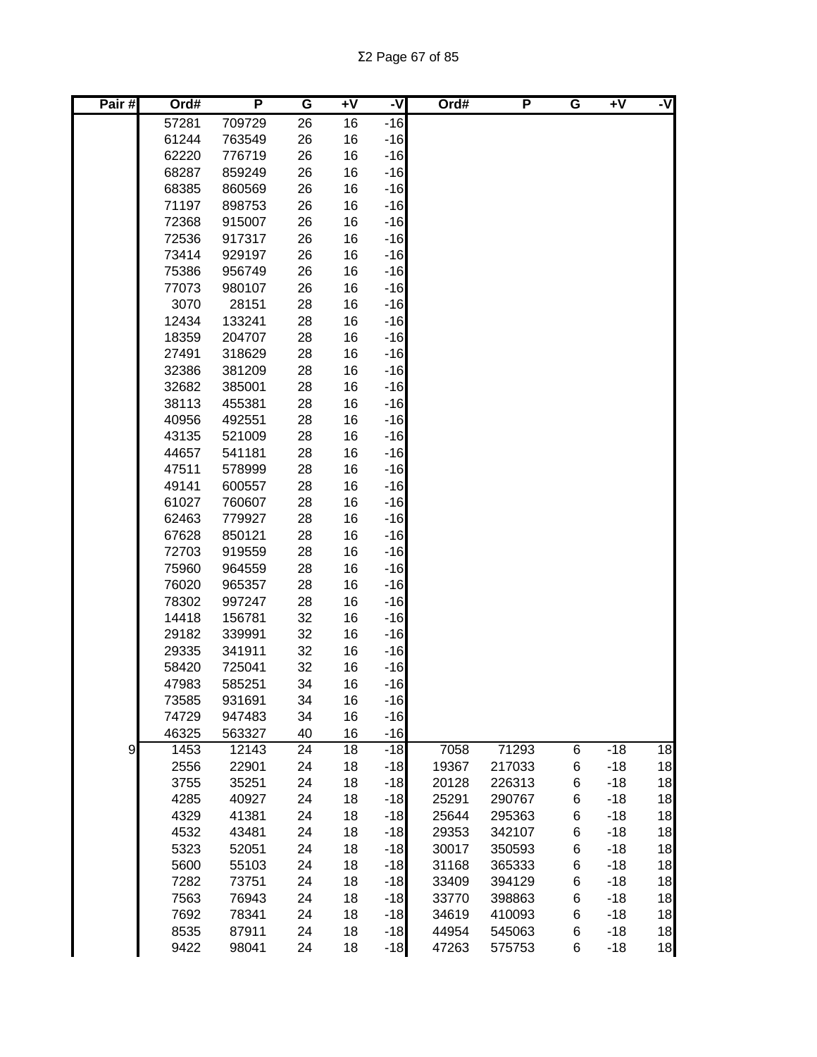| Pair # | Ord# | P | G | +V | -V | Ord# | P | G | +V | -V |
|---|---|---|---|---|---|---|---|---|---|---|
| | 57281 | 709729 | 26 | 16 | -16 | | | | | |
| | 61244 | 763549 | 26 | 16 | -16 | | | | | |
| | 62220 | 776719 | 26 | 16 | -16 | | | | | |
| | 68287 | 859249 | 26 | 16 | -16 | | | | | |
| | 68385 | 860569 | 26 | 16 | -16 | | | | | |
| | 71197 | 898753 | 26 | 16 | -16 | | | | | |
| | 72368 | 915007 | 26 | 16 | -16 | | | | | |
| | 72536 | 917317 | 26 | 16 | -16 | | | | | |
| | 73414 | 929197 | 26 | 16 | -16 | | | | | |
| | 75386 | 956749 | 26 | 16 | -16 | | | | | |
| | 77073 | 980107 | 26 | 16 | -16 | | | | | |
| | 3070 | 28151 | 28 | 16 | -16 | | | | | |
| | 12434 | 133241 | 28 | 16 | -16 | | | | | |
| | 18359 | 204707 | 28 | 16 | -16 | | | | | |
| | 27491 | 318629 | 28 | 16 | -16 | | | | | |
| | 32386 | 381209 | 28 | 16 | -16 | | | | | |
| | 32682 | 385001 | 28 | 16 | -16 | | | | | |
| | 38113 | 455381 | 28 | 16 | -16 | | | | | |
| | 40956 | 492551 | 28 | 16 | -16 | | | | | |
| | 43135 | 521009 | 28 | 16 | -16 | | | | | |
| | 44657 | 541181 | 28 | 16 | -16 | | | | | |
| | 47511 | 578999 | 28 | 16 | -16 | | | | | |
| | 49141 | 600557 | 28 | 16 | -16 | | | | | |
| | 61027 | 760607 | 28 | 16 | -16 | | | | | |
| | 62463 | 779927 | 28 | 16 | -16 | | | | | |
| | 67628 | 850121 | 28 | 16 | -16 | | | | | |
| | 72703 | 919559 | 28 | 16 | -16 | | | | | |
| | 75960 | 964559 | 28 | 16 | -16 | | | | | |
| | 76020 | 965357 | 28 | 16 | -16 | | | | | |
| | 78302 | 997247 | 28 | 16 | -16 | | | | | |
| | 14418 | 156781 | 32 | 16 | -16 | | | | | |
| | 29182 | 339991 | 32 | 16 | -16 | | | | | |
| | 29335 | 341911 | 32 | 16 | -16 | | | | | |
| | 58420 | 725041 | 32 | 16 | -16 | | | | | |
| | 47983 | 585251 | 34 | 16 | -16 | | | | | |
| | 73585 | 931691 | 34 | 16 | -16 | | | | | |
| | 74729 | 947483 | 34 | 16 | -16 | | | | | |
| | 46325 | 563327 | 40 | 16 | -16 | | | | | |
| 9 | 1453 | 12143 | 24 | 18 | -18 | 7058 | 71293 | 6 | -18 | 18 |
| | 2556 | 22901 | 24 | 18 | -18 | 19367 | 217033 | 6 | -18 | 18 |
| | 3755 | 35251 | 24 | 18 | -18 | 20128 | 226313 | 6 | -18 | 18 |
| | 4285 | 40927 | 24 | 18 | -18 | 25291 | 290767 | 6 | -18 | 18 |
| | 4329 | 41381 | 24 | 18 | -18 | 25644 | 295363 | 6 | -18 | 18 |
| | 4532 | 43481 | 24 | 18 | -18 | 29353 | 342107 | 6 | -18 | 18 |
| | 5323 | 52051 | 24 | 18 | -18 | 30017 | 350593 | 6 | -18 | 18 |
| | 5600 | 55103 | 24 | 18 | -18 | 31168 | 365333 | 6 | -18 | 18 |
| | 7282 | 73751 | 24 | 18 | -18 | 33409 | 394129 | 6 | -18 | 18 |
| | 7563 | 76943 | 24 | 18 | -18 | 33770 | 398863 | 6 | -18 | 18 |
| | 7692 | 78341 | 24 | 18 | -18 | 34619 | 410093 | 6 | -18 | 18 |
| | 8535 | 87911 | 24 | 18 | -18 | 44954 | 545063 | 6 | -18 | 18 |
| | 9422 | 98041 | 24 | 18 | -18 | 47263 | 575753 | 6 | -18 | 18 |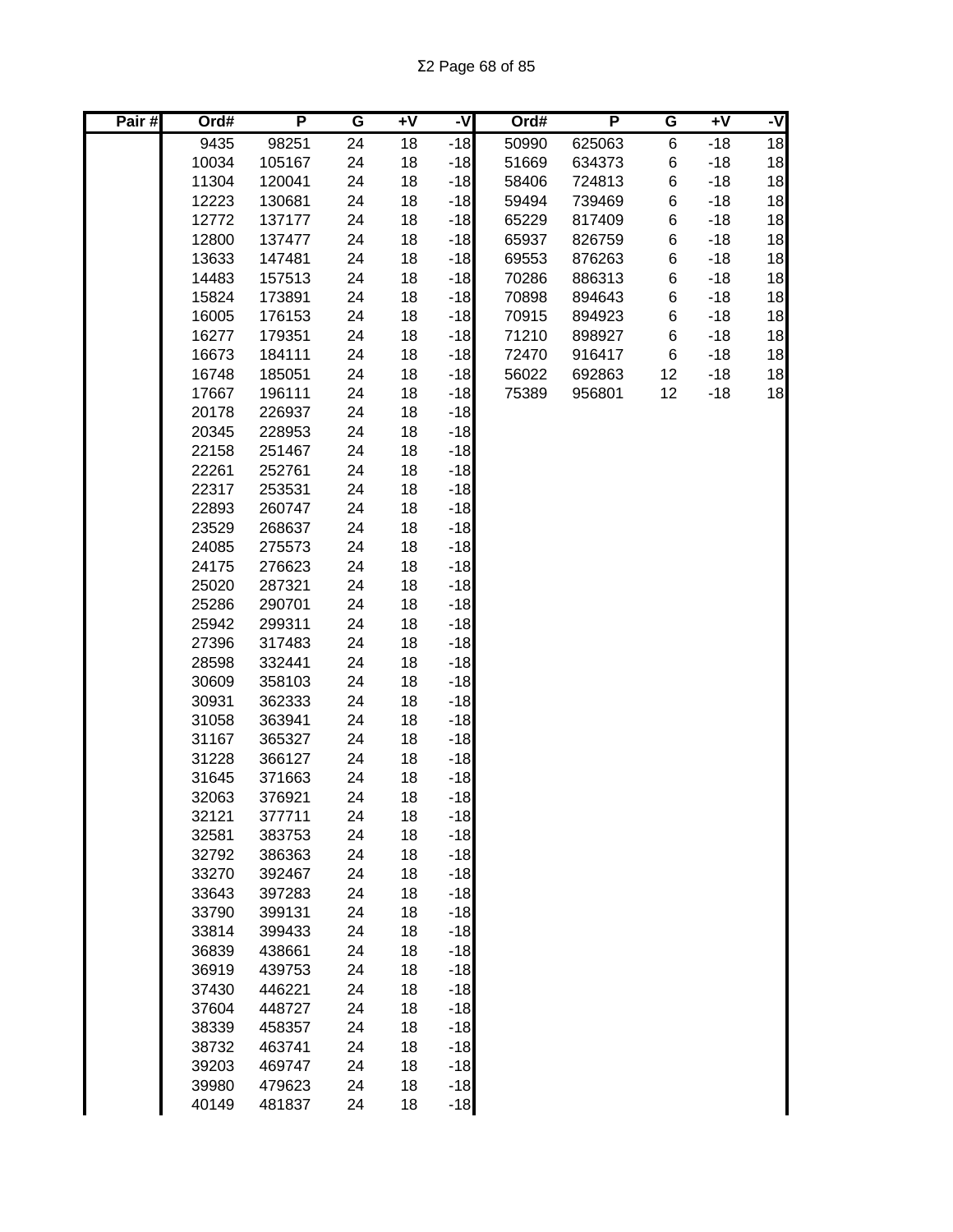| Pair # | Ord# | P | G | +V | -V | Ord# | P | G | +V | -V |
|---|---|---|---|---|---|---|---|---|---|---|
| | 9435 | 98251 | 24 | 18 | -18 | 50990 | 625063 | 6 | -18 | 18 |
| | 10034 | 105167 | 24 | 18 | -18 | 51669 | 634373 | 6 | -18 | 18 |
| | 11304 | 120041 | 24 | 18 | -18 | 58406 | 724813 | 6 | -18 | 18 |
| | 12223 | 130681 | 24 | 18 | -18 | 59494 | 739469 | 6 | -18 | 18 |
| | 12772 | 137177 | 24 | 18 | -18 | 65229 | 817409 | 6 | -18 | 18 |
| | 12800 | 137477 | 24 | 18 | -18 | 65937 | 826759 | 6 | -18 | 18 |
| | 13633 | 147481 | 24 | 18 | -18 | 69553 | 876263 | 6 | -18 | 18 |
| | 14483 | 157513 | 24 | 18 | -18 | 70286 | 886313 | 6 | -18 | 18 |
| | 15824 | 173891 | 24 | 18 | -18 | 70898 | 894643 | 6 | -18 | 18 |
| | 16005 | 176153 | 24 | 18 | -18 | 70915 | 894923 | 6 | -18 | 18 |
| | 16277 | 179351 | 24 | 18 | -18 | 71210 | 898927 | 6 | -18 | 18 |
| | 16673 | 184111 | 24 | 18 | -18 | 72470 | 916417 | 6 | -18 | 18 |
| | 16748 | 185051 | 24 | 18 | -18 | 56022 | 692863 | 12 | -18 | 18 |
| | 17667 | 196111 | 24 | 18 | -18 | 75389 | 956801 | 12 | -18 | 18 |
| | 20178 | 226937 | 24 | 18 | -18 | | | | | |
| | 20345 | 228953 | 24 | 18 | -18 | | | | | |
| | 22158 | 251467 | 24 | 18 | -18 | | | | | |
| | 22261 | 252761 | 24 | 18 | -18 | | | | | |
| | 22317 | 253531 | 24 | 18 | -18 | | | | | |
| | 22893 | 260747 | 24 | 18 | -18 | | | | | |
| | 23529 | 268637 | 24 | 18 | -18 | | | | | |
| | 24085 | 275573 | 24 | 18 | -18 | | | | | |
| | 24175 | 276623 | 24 | 18 | -18 | | | | | |
| | 25020 | 287321 | 24 | 18 | -18 | | | | | |
| | 25286 | 290701 | 24 | 18 | -18 | | | | | |
| | 25942 | 299311 | 24 | 18 | -18 | | | | | |
| | 27396 | 317483 | 24 | 18 | -18 | | | | | |
| | 28598 | 332441 | 24 | 18 | -18 | | | | | |
| | 30609 | 358103 | 24 | 18 | -18 | | | | | |
| | 30931 | 362333 | 24 | 18 | -18 | | | | | |
| | 31058 | 363941 | 24 | 18 | -18 | | | | | |
| | 31167 | 365327 | 24 | 18 | -18 | | | | | |
| | 31228 | 366127 | 24 | 18 | -18 | | | | | |
| | 31645 | 371663 | 24 | 18 | -18 | | | | | |
| | 32063 | 376921 | 24 | 18 | -18 | | | | | |
| | 32121 | 377711 | 24 | 18 | -18 | | | | | |
| | 32581 | 383753 | 24 | 18 | -18 | | | | | |
| | 32792 | 386363 | 24 | 18 | -18 | | | | | |
| | 33270 | 392467 | 24 | 18 | -18 | | | | | |
| | 33643 | 397283 | 24 | 18 | -18 | | | | | |
| | 33790 | 399131 | 24 | 18 | -18 | | | | | |
| | 33814 | 399433 | 24 | 18 | -18 | | | | | |
| | 36839 | 438661 | 24 | 18 | -18 | | | | | |
| | 36919 | 439753 | 24 | 18 | -18 | | | | | |
| | 37430 | 446221 | 24 | 18 | -18 | | | | | |
| | 37604 | 448727 | 24 | 18 | -18 | | | | | |
| | 38339 | 458357 | 24 | 18 | -18 | | | | | |
| | 38732 | 463741 | 24 | 18 | -18 | | | | | |
| | 39203 | 469747 | 24 | 18 | -18 | | | | | |
| | 39980 | 479623 | 24 | 18 | -18 | | | | | |
| | 40149 | 481837 | 24 | 18 | -18 | | | | | |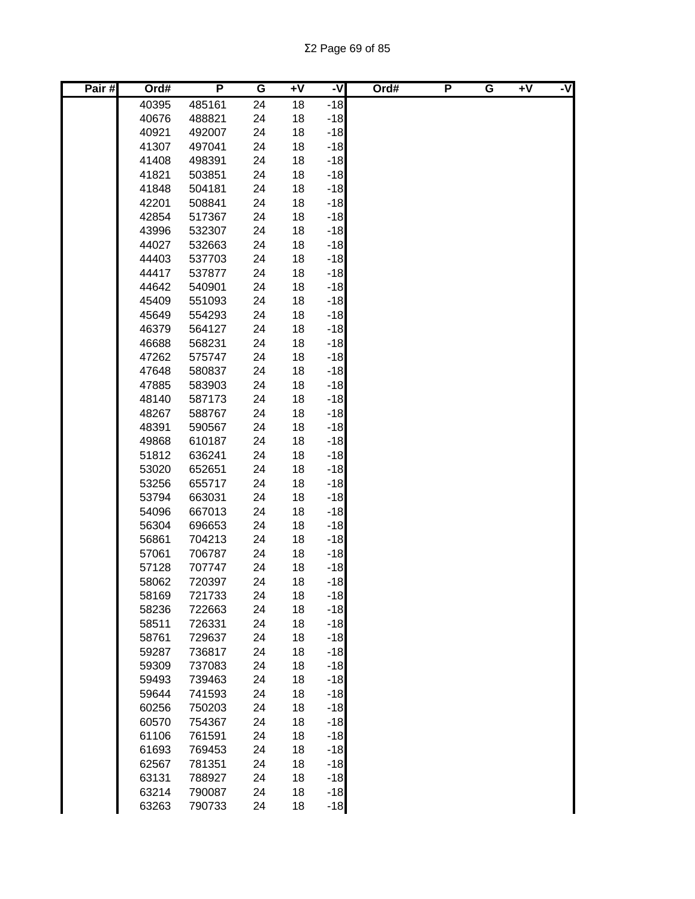| Pair # | Ord# | P | G | +V | -V | Ord# | P | G | +V | -V |
|---|---|---|---|---|---|---|---|---|---|---|
| | 40395 | 485161 | 24 | 18 | -18 | | | | | |
| | 40676 | 488821 | 24 | 18 | -18 | | | | | |
| | 40921 | 492007 | 24 | 18 | -18 | | | | | |
| | 41307 | 497041 | 24 | 18 | -18 | | | | | |
| | 41408 | 498391 | 24 | 18 | -18 | | | | | |
| | 41821 | 503851 | 24 | 18 | -18 | | | | | |
| | 41848 | 504181 | 24 | 18 | -18 | | | | | |
| | 42201 | 508841 | 24 | 18 | -18 | | | | | |
| | 42854 | 517367 | 24 | 18 | -18 | | | | | |
| | 43996 | 532307 | 24 | 18 | -18 | | | | | |
| | 44027 | 532663 | 24 | 18 | -18 | | | | | |
| | 44403 | 537703 | 24 | 18 | -18 | | | | | |
| | 44417 | 537877 | 24 | 18 | -18 | | | | | |
| | 44642 | 540901 | 24 | 18 | -18 | | | | | |
| | 45409 | 551093 | 24 | 18 | -18 | | | | | |
| | 45649 | 554293 | 24 | 18 | -18 | | | | | |
| | 46379 | 564127 | 24 | 18 | -18 | | | | | |
| | 46688 | 568231 | 24 | 18 | -18 | | | | | |
| | 47262 | 575747 | 24 | 18 | -18 | | | | | |
| | 47648 | 580837 | 24 | 18 | -18 | | | | | |
| | 47885 | 583903 | 24 | 18 | -18 | | | | | |
| | 48140 | 587173 | 24 | 18 | -18 | | | | | |
| | 48267 | 588767 | 24 | 18 | -18 | | | | | |
| | 48391 | 590567 | 24 | 18 | -18 | | | | | |
| | 49868 | 610187 | 24 | 18 | -18 | | | | | |
| | 51812 | 636241 | 24 | 18 | -18 | | | | | |
| | 53020 | 652651 | 24 | 18 | -18 | | | | | |
| | 53256 | 655717 | 24 | 18 | -18 | | | | | |
| | 53794 | 663031 | 24 | 18 | -18 | | | | | |
| | 54096 | 667013 | 24 | 18 | -18 | | | | | |
| | 56304 | 696653 | 24 | 18 | -18 | | | | | |
| | 56861 | 704213 | 24 | 18 | -18 | | | | | |
| | 57061 | 706787 | 24 | 18 | -18 | | | | | |
| | 57128 | 707747 | 24 | 18 | -18 | | | | | |
| | 58062 | 720397 | 24 | 18 | -18 | | | | | |
| | 58169 | 721733 | 24 | 18 | -18 | | | | | |
| | 58236 | 722663 | 24 | 18 | -18 | | | | | |
| | 58511 | 726331 | 24 | 18 | -18 | | | | | |
| | 58761 | 729637 | 24 | 18 | -18 | | | | | |
| | 59287 | 736817 | 24 | 18 | -18 | | | | | |
| | 59309 | 737083 | 24 | 18 | -18 | | | | | |
| | 59493 | 739463 | 24 | 18 | -18 | | | | | |
| | 59644 | 741593 | 24 | 18 | -18 | | | | | |
| | 60256 | 750203 | 24 | 18 | -18 | | | | | |
| | 60570 | 754367 | 24 | 18 | -18 | | | | | |
| | 61106 | 761591 | 24 | 18 | -18 | | | | | |
| | 61693 | 769453 | 24 | 18 | -18 | | | | | |
| | 62567 | 781351 | 24 | 18 | -18 | | | | | |
| | 63131 | 788927 | 24 | 18 | -18 | | | | | |
| | 63214 | 790087 | 24 | 18 | -18 | | | | | |
| | 63263 | 790733 | 24 | 18 | -18 | | | | | |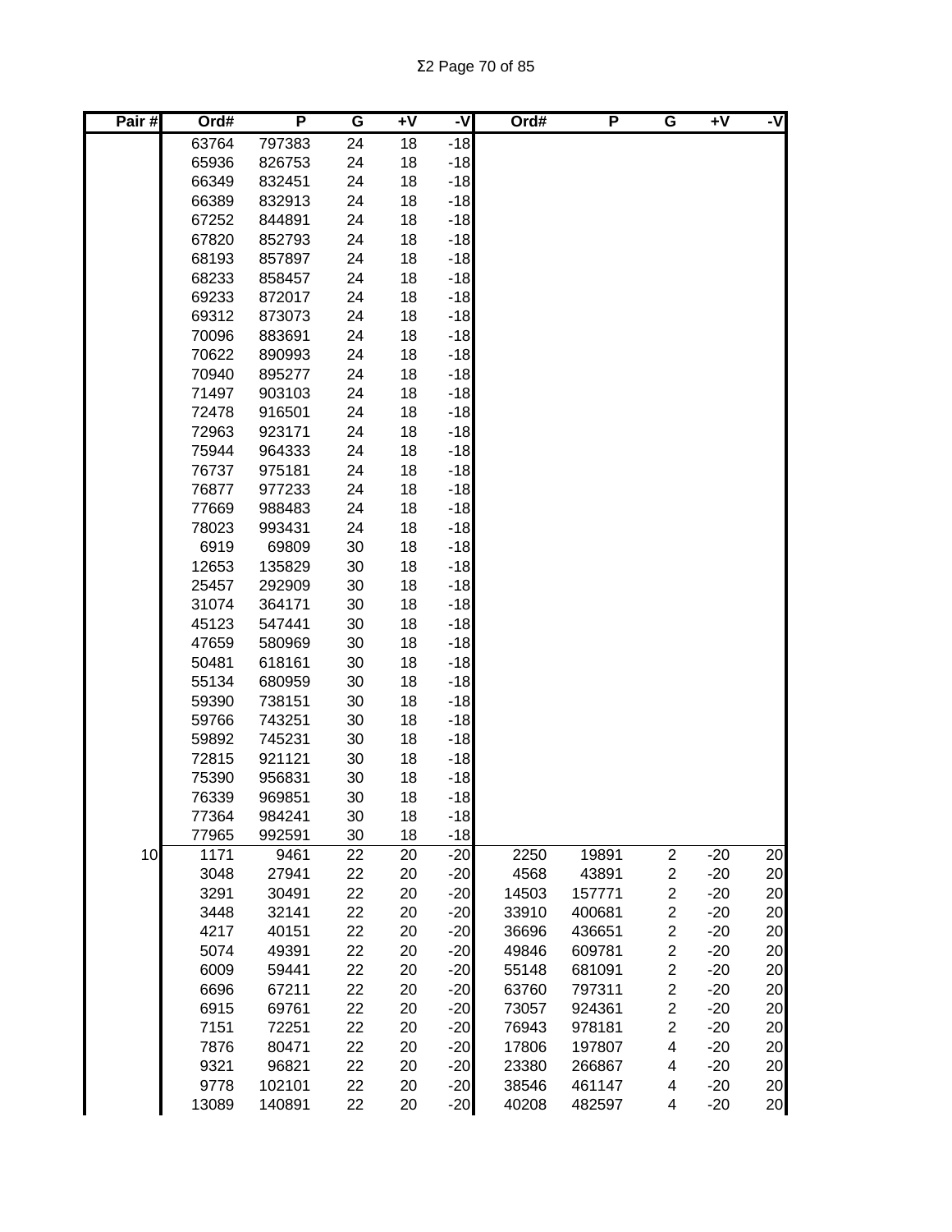| Pair # | Ord# | P | G | +V | -V | Ord# | P | G | +V | -V |
|---|---|---|---|---|---|---|---|---|---|---|
| | 63764 | 797383 | 24 | 18 | -18 | | | | | |
| | 65936 | 826753 | 24 | 18 | -18 | | | | | |
| | 66349 | 832451 | 24 | 18 | -18 | | | | | |
| | 66389 | 832913 | 24 | 18 | -18 | | | | | |
| | 67252 | 844891 | 24 | 18 | -18 | | | | | |
| | 67820 | 852793 | 24 | 18 | -18 | | | | | |
| | 68193 | 857897 | 24 | 18 | -18 | | | | | |
| | 68233 | 858457 | 24 | 18 | -18 | | | | | |
| | 69233 | 872017 | 24 | 18 | -18 | | | | | |
| | 69312 | 873073 | 24 | 18 | -18 | | | | | |
| | 70096 | 883691 | 24 | 18 | -18 | | | | | |
| | 70622 | 890993 | 24 | 18 | -18 | | | | | |
| | 70940 | 895277 | 24 | 18 | -18 | | | | | |
| | 71497 | 903103 | 24 | 18 | -18 | | | | | |
| | 72478 | 916501 | 24 | 18 | -18 | | | | | |
| | 72963 | 923171 | 24 | 18 | -18 | | | | | |
| | 75944 | 964333 | 24 | 18 | -18 | | | | | |
| | 76737 | 975181 | 24 | 18 | -18 | | | | | |
| | 76877 | 977233 | 24 | 18 | -18 | | | | | |
| | 77669 | 988483 | 24 | 18 | -18 | | | | | |
| | 78023 | 993431 | 24 | 18 | -18 | | | | | |
| | 6919 | 69809 | 30 | 18 | -18 | | | | | |
| | 12653 | 135829 | 30 | 18 | -18 | | | | | |
| | 25457 | 292909 | 30 | 18 | -18 | | | | | |
| | 31074 | 364171 | 30 | 18 | -18 | | | | | |
| | 45123 | 547441 | 30 | 18 | -18 | | | | | |
| | 47659 | 580969 | 30 | 18 | -18 | | | | | |
| | 50481 | 618161 | 30 | 18 | -18 | | | | | |
| | 55134 | 680959 | 30 | 18 | -18 | | | | | |
| | 59390 | 738151 | 30 | 18 | -18 | | | | | |
| | 59766 | 743251 | 30 | 18 | -18 | | | | | |
| | 59892 | 745231 | 30 | 18 | -18 | | | | | |
| | 72815 | 921121 | 30 | 18 | -18 | | | | | |
| | 75390 | 956831 | 30 | 18 | -18 | | | | | |
| | 76339 | 969851 | 30 | 18 | -18 | | | | | |
| | 77364 | 984241 | 30 | 18 | -18 | | | | | |
| | 77965 | 992591 | 30 | 18 | -18 | | | | | |
| 10 | 1171 | 9461 | 22 | 20 | -20 | 2250 | 19891 | 2 | -20 | 20 |
| | 3048 | 27941 | 22 | 20 | -20 | 4568 | 43891 | 2 | -20 | 20 |
| | 3291 | 30491 | 22 | 20 | -20 | 14503 | 157771 | 2 | -20 | 20 |
| | 3448 | 32141 | 22 | 20 | -20 | 33910 | 400681 | 2 | -20 | 20 |
| | 4217 | 40151 | 22 | 20 | -20 | 36696 | 436651 | 2 | -20 | 20 |
| | 5074 | 49391 | 22 | 20 | -20 | 49846 | 609781 | 2 | -20 | 20 |
| | 6009 | 59441 | 22 | 20 | -20 | 55148 | 681091 | 2 | -20 | 20 |
| | 6696 | 67211 | 22 | 20 | -20 | 63760 | 797311 | 2 | -20 | 20 |
| | 6915 | 69761 | 22 | 20 | -20 | 73057 | 924361 | 2 | -20 | 20 |
| | 7151 | 72251 | 22 | 20 | -20 | 76943 | 978181 | 2 | -20 | 20 |
| | 7876 | 80471 | 22 | 20 | -20 | 17806 | 197807 | 4 | -20 | 20 |
| | 9321 | 96821 | 22 | 20 | -20 | 23380 | 266867 | 4 | -20 | 20 |
| | 9778 | 102101 | 22 | 20 | -20 | 38546 | 461147 | 4 | -20 | 20 |
| | 13089 | 140891 | 22 | 20 | -20 | 40208 | 482597 | 4 | -20 | 20 |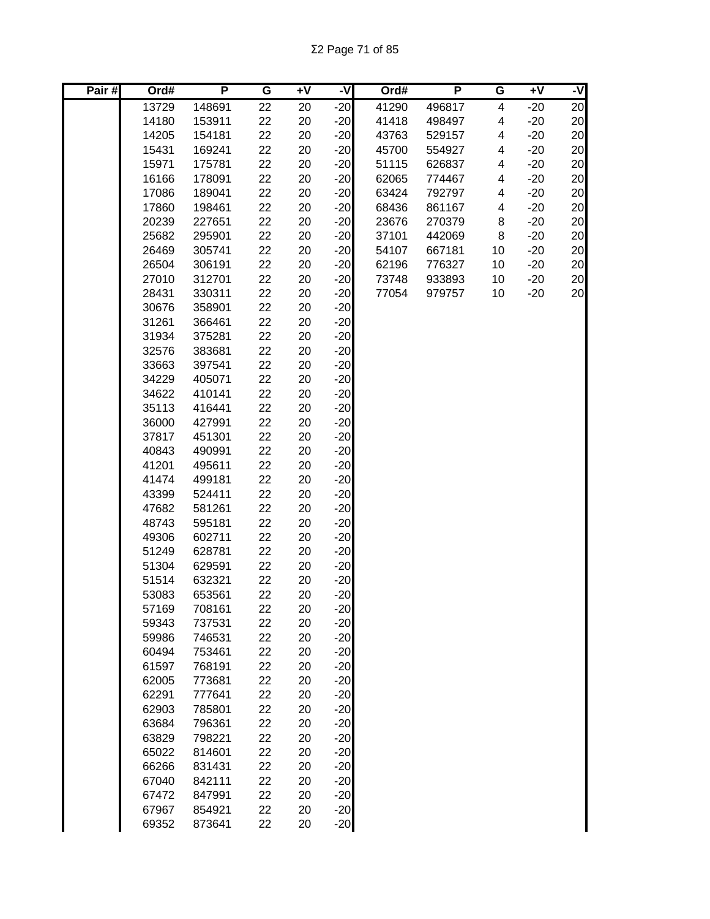| Pair # | Ord# | P | G | +V | -V | Ord# | P | G | +V | -V |
|---|---|---|---|---|---|---|---|---|---|---|
| | 13729 | 148691 | 22 | 20 | -20 | 41290 | 496817 | 4 | -20 | 20 |
| | 14180 | 153911 | 22 | 20 | -20 | 41418 | 498497 | 4 | -20 | 20 |
| | 14205 | 154181 | 22 | 20 | -20 | 43763 | 529157 | 4 | -20 | 20 |
| | 15431 | 169241 | 22 | 20 | -20 | 45700 | 554927 | 4 | -20 | 20 |
| | 15971 | 175781 | 22 | 20 | -20 | 51115 | 626837 | 4 | -20 | 20 |
| | 16166 | 178091 | 22 | 20 | -20 | 62065 | 774467 | 4 | -20 | 20 |
| | 17086 | 189041 | 22 | 20 | -20 | 63424 | 792797 | 4 | -20 | 20 |
| | 17860 | 198461 | 22 | 20 | -20 | 68436 | 861167 | 4 | -20 | 20 |
| | 20239 | 227651 | 22 | 20 | -20 | 23676 | 270379 | 8 | -20 | 20 |
| | 25682 | 295901 | 22 | 20 | -20 | 37101 | 442069 | 8 | -20 | 20 |
| | 26469 | 305741 | 22 | 20 | -20 | 54107 | 667181 | 10 | -20 | 20 |
| | 26504 | 306191 | 22 | 20 | -20 | 62196 | 776327 | 10 | -20 | 20 |
| | 27010 | 312701 | 22 | 20 | -20 | 73748 | 933893 | 10 | -20 | 20 |
| | 28431 | 330311 | 22 | 20 | -20 | 77054 | 979757 | 10 | -20 | 20 |
| | 30676 | 358901 | 22 | 20 | -20 | | | | | |
| | 31261 | 366461 | 22 | 20 | -20 | | | | | |
| | 31934 | 375281 | 22 | 20 | -20 | | | | | |
| | 32576 | 383681 | 22 | 20 | -20 | | | | | |
| | 33663 | 397541 | 22 | 20 | -20 | | | | | |
| | 34229 | 405071 | 22 | 20 | -20 | | | | | |
| | 34622 | 410141 | 22 | 20 | -20 | | | | | |
| | 35113 | 416441 | 22 | 20 | -20 | | | | | |
| | 36000 | 427991 | 22 | 20 | -20 | | | | | |
| | 37817 | 451301 | 22 | 20 | -20 | | | | | |
| | 40843 | 490991 | 22 | 20 | -20 | | | | | |
| | 41201 | 495611 | 22 | 20 | -20 | | | | | |
| | 41474 | 499181 | 22 | 20 | -20 | | | | | |
| | 43399 | 524411 | 22 | 20 | -20 | | | | | |
| | 47682 | 581261 | 22 | 20 | -20 | | | | | |
| | 48743 | 595181 | 22 | 20 | -20 | | | | | |
| | 49306 | 602711 | 22 | 20 | -20 | | | | | |
| | 51249 | 628781 | 22 | 20 | -20 | | | | | |
| | 51304 | 629591 | 22 | 20 | -20 | | | | | |
| | 51514 | 632321 | 22 | 20 | -20 | | | | | |
| | 53083 | 653561 | 22 | 20 | -20 | | | | | |
| | 57169 | 708161 | 22 | 20 | -20 | | | | | |
| | 59343 | 737531 | 22 | 20 | -20 | | | | | |
| | 59986 | 746531 | 22 | 20 | -20 | | | | | |
| | 60494 | 753461 | 22 | 20 | -20 | | | | | |
| | 61597 | 768191 | 22 | 20 | -20 | | | | | |
| | 62005 | 773681 | 22 | 20 | -20 | | | | | |
| | 62291 | 777641 | 22 | 20 | -20 | | | | | |
| | 62903 | 785801 | 22 | 20 | -20 | | | | | |
| | 63684 | 796361 | 22 | 20 | -20 | | | | | |
| | 63829 | 798221 | 22 | 20 | -20 | | | | | |
| | 65022 | 814601 | 22 | 20 | -20 | | | | | |
| | 66266 | 831431 | 22 | 20 | -20 | | | | | |
| | 67040 | 842111 | 22 | 20 | -20 | | | | | |
| | 67472 | 847991 | 22 | 20 | -20 | | | | | |
| | 67967 | 854921 | 22 | 20 | -20 | | | | | |
| | 69352 | 873641 | 22 | 20 | -20 | | | | | |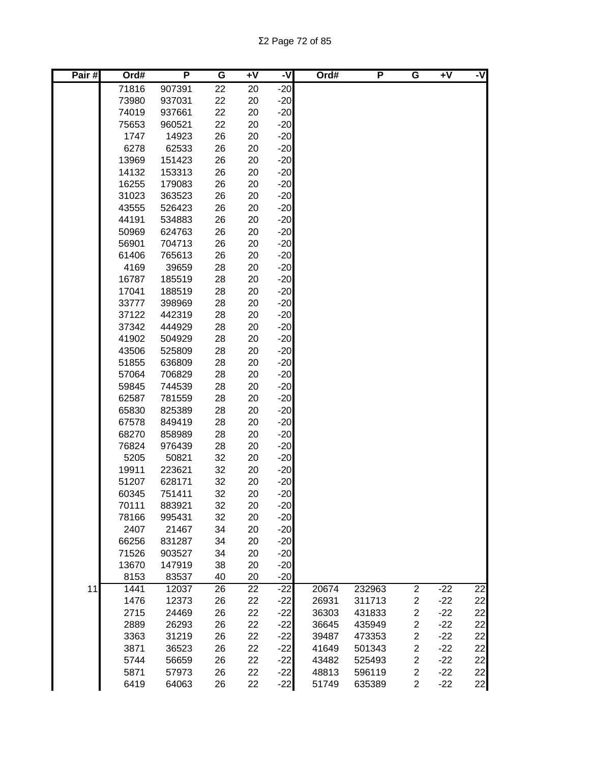| Pair # | Ord# | P | G | +V | -V | Ord# | P | G | +V | -V |
|---|---|---|---|---|---|---|---|---|---|---|
| | 71816 | 907391 | 22 | 20 | -20 | | | | | |
| | 73980 | 937031 | 22 | 20 | -20 | | | | | |
| | 74019 | 937661 | 22 | 20 | -20 | | | | | |
| | 75653 | 960521 | 22 | 20 | -20 | | | | | |
| | 1747 | 14923 | 26 | 20 | -20 | | | | | |
| | 6278 | 62533 | 26 | 20 | -20 | | | | | |
| | 13969 | 151423 | 26 | 20 | -20 | | | | | |
| | 14132 | 153313 | 26 | 20 | -20 | | | | | |
| | 16255 | 179083 | 26 | 20 | -20 | | | | | |
| | 31023 | 363523 | 26 | 20 | -20 | | | | | |
| | 43555 | 526423 | 26 | 20 | -20 | | | | | |
| | 44191 | 534883 | 26 | 20 | -20 | | | | | |
| | 50969 | 624763 | 26 | 20 | -20 | | | | | |
| | 56901 | 704713 | 26 | 20 | -20 | | | | | |
| | 61406 | 765613 | 26 | 20 | -20 | | | | | |
| | 4169 | 39659 | 28 | 20 | -20 | | | | | |
| | 16787 | 185519 | 28 | 20 | -20 | | | | | |
| | 17041 | 188519 | 28 | 20 | -20 | | | | | |
| | 33777 | 398969 | 28 | 20 | -20 | | | | | |
| | 37122 | 442319 | 28 | 20 | -20 | | | | | |
| | 37342 | 444929 | 28 | 20 | -20 | | | | | |
| | 41902 | 504929 | 28 | 20 | -20 | | | | | |
| | 43506 | 525809 | 28 | 20 | -20 | | | | | |
| | 51855 | 636809 | 28 | 20 | -20 | | | | | |
| | 57064 | 706829 | 28 | 20 | -20 | | | | | |
| | 59845 | 744539 | 28 | 20 | -20 | | | | | |
| | 62587 | 781559 | 28 | 20 | -20 | | | | | |
| | 65830 | 825389 | 28 | 20 | -20 | | | | | |
| | 67578 | 849419 | 28 | 20 | -20 | | | | | |
| | 68270 | 858989 | 28 | 20 | -20 | | | | | |
| | 76824 | 976439 | 28 | 20 | -20 | | | | | |
| | 5205 | 50821 | 32 | 20 | -20 | | | | | |
| | 19911 | 223621 | 32 | 20 | -20 | | | | | |
| | 51207 | 628171 | 32 | 20 | -20 | | | | | |
| | 60345 | 751411 | 32 | 20 | -20 | | | | | |
| | 70111 | 883921 | 32 | 20 | -20 | | | | | |
| | 78166 | 995431 | 32 | 20 | -20 | | | | | |
| | 2407 | 21467 | 34 | 20 | -20 | | | | | |
| | 66256 | 831287 | 34 | 20 | -20 | | | | | |
| | 71526 | 903527 | 34 | 20 | -20 | | | | | |
| | 13670 | 147919 | 38 | 20 | -20 | | | | | |
| | 8153 | 83537 | 40 | 20 | -20 | | | | | |
| 11 | 1441 | 12037 | 26 | 22 | -22 | 20674 | 232963 | 2 | -22 | 22 |
| | 1476 | 12373 | 26 | 22 | -22 | 26931 | 311713 | 2 | -22 | 22 |
| | 2715 | 24469 | 26 | 22 | -22 | 36303 | 431833 | 2 | -22 | 22 |
| | 2889 | 26293 | 26 | 22 | -22 | 36645 | 435949 | 2 | -22 | 22 |
| | 3363 | 31219 | 26 | 22 | -22 | 39487 | 473353 | 2 | -22 | 22 |
| | 3871 | 36523 | 26 | 22 | -22 | 41649 | 501343 | 2 | -22 | 22 |
| | 5744 | 56659 | 26 | 22 | -22 | 43482 | 525493 | 2 | -22 | 22 |
| | 5871 | 57973 | 26 | 22 | -22 | 48813 | 596119 | 2 | -22 | 22 |
| | 6419 | 64063 | 26 | 22 | -22 | 51749 | 635389 | 2 | -22 | 22 |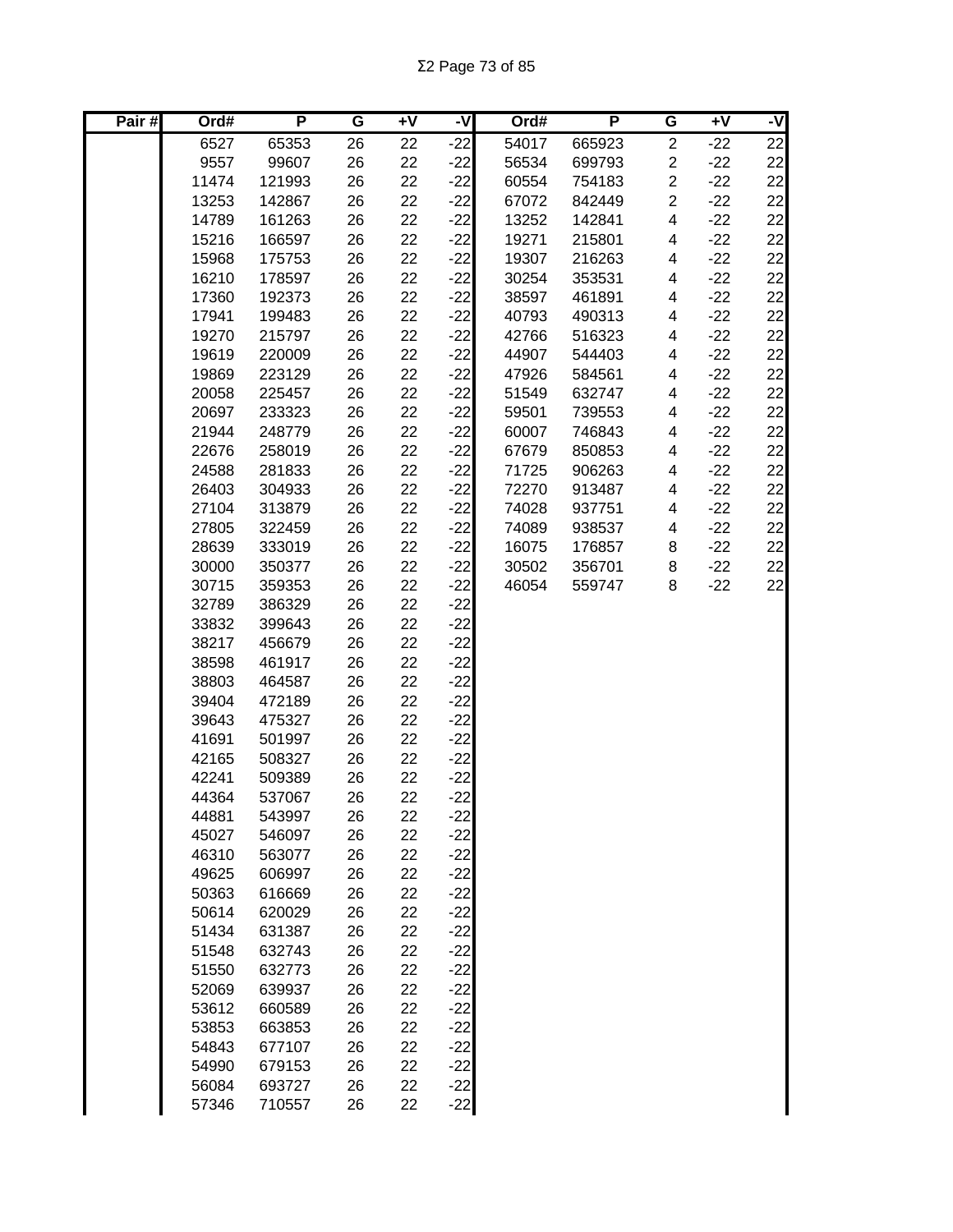| Pair # | Ord# | P | G | +V | -V | Ord# | P | G | +V | -V |
|---|---|---|---|---|---|---|---|---|---|---|
| | 6527 | 65353 | 26 | 22 | -22 | 54017 | 665923 | 2 | -22 | 22 |
| | 9557 | 99607 | 26 | 22 | -22 | 56534 | 699793 | 2 | -22 | 22 |
| | 11474 | 121993 | 26 | 22 | -22 | 60554 | 754183 | 2 | -22 | 22 |
| | 13253 | 142867 | 26 | 22 | -22 | 67072 | 842449 | 2 | -22 | 22 |
| | 14789 | 161263 | 26 | 22 | -22 | 13252 | 142841 | 4 | -22 | 22 |
| | 15216 | 166597 | 26 | 22 | -22 | 19271 | 215801 | 4 | -22 | 22 |
| | 15968 | 175753 | 26 | 22 | -22 | 19307 | 216263 | 4 | -22 | 22 |
| | 16210 | 178597 | 26 | 22 | -22 | 30254 | 353531 | 4 | -22 | 22 |
| | 17360 | 192373 | 26 | 22 | -22 | 38597 | 461891 | 4 | -22 | 22 |
| | 17941 | 199483 | 26 | 22 | -22 | 40793 | 490313 | 4 | -22 | 22 |
| | 19270 | 215797 | 26 | 22 | -22 | 42766 | 516323 | 4 | -22 | 22 |
| | 19619 | 220009 | 26 | 22 | -22 | 44907 | 544403 | 4 | -22 | 22 |
| | 19869 | 223129 | 26 | 22 | -22 | 47926 | 584561 | 4 | -22 | 22 |
| | 20058 | 225457 | 26 | 22 | -22 | 51549 | 632747 | 4 | -22 | 22 |
| | 20697 | 233323 | 26 | 22 | -22 | 59501 | 739553 | 4 | -22 | 22 |
| | 21944 | 248779 | 26 | 22 | -22 | 60007 | 746843 | 4 | -22 | 22 |
| | 22676 | 258019 | 26 | 22 | -22 | 67679 | 850853 | 4 | -22 | 22 |
| | 24588 | 281833 | 26 | 22 | -22 | 71725 | 906263 | 4 | -22 | 22 |
| | 26403 | 304933 | 26 | 22 | -22 | 72270 | 913487 | 4 | -22 | 22 |
| | 27104 | 313879 | 26 | 22 | -22 | 74028 | 937751 | 4 | -22 | 22 |
| | 27805 | 322459 | 26 | 22 | -22 | 74089 | 938537 | 4 | -22 | 22 |
| | 28639 | 333019 | 26 | 22 | -22 | 16075 | 176857 | 8 | -22 | 22 |
| | 30000 | 350377 | 26 | 22 | -22 | 30502 | 356701 | 8 | -22 | 22 |
| | 30715 | 359353 | 26 | 22 | -22 | 46054 | 559747 | 8 | -22 | 22 |
| | 32789 | 386329 | 26 | 22 | -22 | | | | | |
| | 33832 | 399643 | 26 | 22 | -22 | | | | | |
| | 38217 | 456679 | 26 | 22 | -22 | | | | | |
| | 38598 | 461917 | 26 | 22 | -22 | | | | | |
| | 38803 | 464587 | 26 | 22 | -22 | | | | | |
| | 39404 | 472189 | 26 | 22 | -22 | | | | | |
| | 39643 | 475327 | 26 | 22 | -22 | | | | | |
| | 41691 | 501997 | 26 | 22 | -22 | | | | | |
| | 42165 | 508327 | 26 | 22 | -22 | | | | | |
| | 42241 | 509389 | 26 | 22 | -22 | | | | | |
| | 44364 | 537067 | 26 | 22 | -22 | | | | | |
| | 44881 | 543997 | 26 | 22 | -22 | | | | | |
| | 45027 | 546097 | 26 | 22 | -22 | | | | | |
| | 46310 | 563077 | 26 | 22 | -22 | | | | | |
| | 49625 | 606997 | 26 | 22 | -22 | | | | | |
| | 50363 | 616669 | 26 | 22 | -22 | | | | | |
| | 50614 | 620029 | 26 | 22 | -22 | | | | | |
| | 51434 | 631387 | 26 | 22 | -22 | | | | | |
| | 51548 | 632743 | 26 | 22 | -22 | | | | | |
| | 51550 | 632773 | 26 | 22 | -22 | | | | | |
| | 52069 | 639937 | 26 | 22 | -22 | | | | | |
| | 53612 | 660589 | 26 | 22 | -22 | | | | | |
| | 53853 | 663853 | 26 | 22 | -22 | | | | | |
| | 54843 | 677107 | 26 | 22 | -22 | | | | | |
| | 54990 | 679153 | 26 | 22 | -22 | | | | | |
| | 56084 | 693727 | 26 | 22 | -22 | | | | | |
| | 57346 | 710557 | 26 | 22 | -22 | | | | | |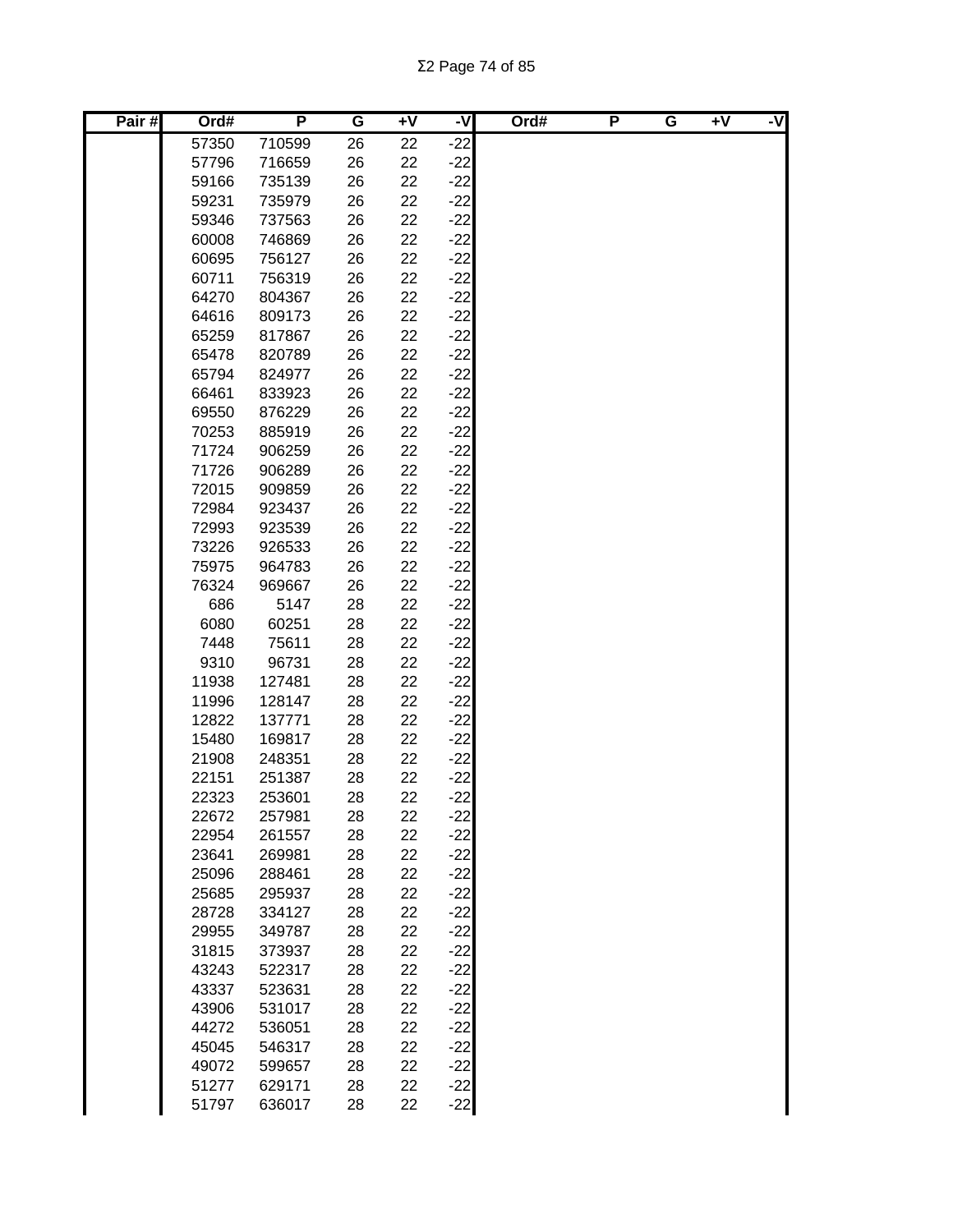| Pair # | Ord# | P | G | +V | -V | Ord# | P | G | +V | -V |
|---|---|---|---|---|---|---|---|---|---|---|
| | 57350 | 710599 | 26 | 22 | -22 | | | | | |
| | 57796 | 716659 | 26 | 22 | -22 | | | | | |
| | 59166 | 735139 | 26 | 22 | -22 | | | | | |
| | 59231 | 735979 | 26 | 22 | -22 | | | | | |
| | 59346 | 737563 | 26 | 22 | -22 | | | | | |
| | 60008 | 746869 | 26 | 22 | -22 | | | | | |
| | 60695 | 756127 | 26 | 22 | -22 | | | | | |
| | 60711 | 756319 | 26 | 22 | -22 | | | | | |
| | 64270 | 804367 | 26 | 22 | -22 | | | | | |
| | 64616 | 809173 | 26 | 22 | -22 | | | | | |
| | 65259 | 817867 | 26 | 22 | -22 | | | | | |
| | 65478 | 820789 | 26 | 22 | -22 | | | | | |
| | 65794 | 824977 | 26 | 22 | -22 | | | | | |
| | 66461 | 833923 | 26 | 22 | -22 | | | | | |
| | 69550 | 876229 | 26 | 22 | -22 | | | | | |
| | 70253 | 885919 | 26 | 22 | -22 | | | | | |
| | 71724 | 906259 | 26 | 22 | -22 | | | | | |
| | 71726 | 906289 | 26 | 22 | -22 | | | | | |
| | 72015 | 909859 | 26 | 22 | -22 | | | | | |
| | 72984 | 923437 | 26 | 22 | -22 | | | | | |
| | 72993 | 923539 | 26 | 22 | -22 | | | | | |
| | 73226 | 926533 | 26 | 22 | -22 | | | | | |
| | 75975 | 964783 | 26 | 22 | -22 | | | | | |
| | 76324 | 969667 | 26 | 22 | -22 | | | | | |
| | 686 | 5147 | 28 | 22 | -22 | | | | | |
| | 6080 | 60251 | 28 | 22 | -22 | | | | | |
| | 7448 | 75611 | 28 | 22 | -22 | | | | | |
| | 9310 | 96731 | 28 | 22 | -22 | | | | | |
| | 11938 | 127481 | 28 | 22 | -22 | | | | | |
| | 11996 | 128147 | 28 | 22 | -22 | | | | | |
| | 12822 | 137771 | 28 | 22 | -22 | | | | | |
| | 15480 | 169817 | 28 | 22 | -22 | | | | | |
| | 21908 | 248351 | 28 | 22 | -22 | | | | | |
| | 22151 | 251387 | 28 | 22 | -22 | | | | | |
| | 22323 | 253601 | 28 | 22 | -22 | | | | | |
| | 22672 | 257981 | 28 | 22 | -22 | | | | | |
| | 22954 | 261557 | 28 | 22 | -22 | | | | | |
| | 23641 | 269981 | 28 | 22 | -22 | | | | | |
| | 25096 | 288461 | 28 | 22 | -22 | | | | | |
| | 25685 | 295937 | 28 | 22 | -22 | | | | | |
| | 28728 | 334127 | 28 | 22 | -22 | | | | | |
| | 29955 | 349787 | 28 | 22 | -22 | | | | | |
| | 31815 | 373937 | 28 | 22 | -22 | | | | | |
| | 43243 | 522317 | 28 | 22 | -22 | | | | | |
| | 43337 | 523631 | 28 | 22 | -22 | | | | | |
| | 43906 | 531017 | 28 | 22 | -22 | | | | | |
| | 44272 | 536051 | 28 | 22 | -22 | | | | | |
| | 45045 | 546317 | 28 | 22 | -22 | | | | | |
| | 49072 | 599657 | 28 | 22 | -22 | | | | | |
| | 51277 | 629171 | 28 | 22 | -22 | | | | | |
| | 51797 | 636017 | 28 | 22 | -22 | | | | | |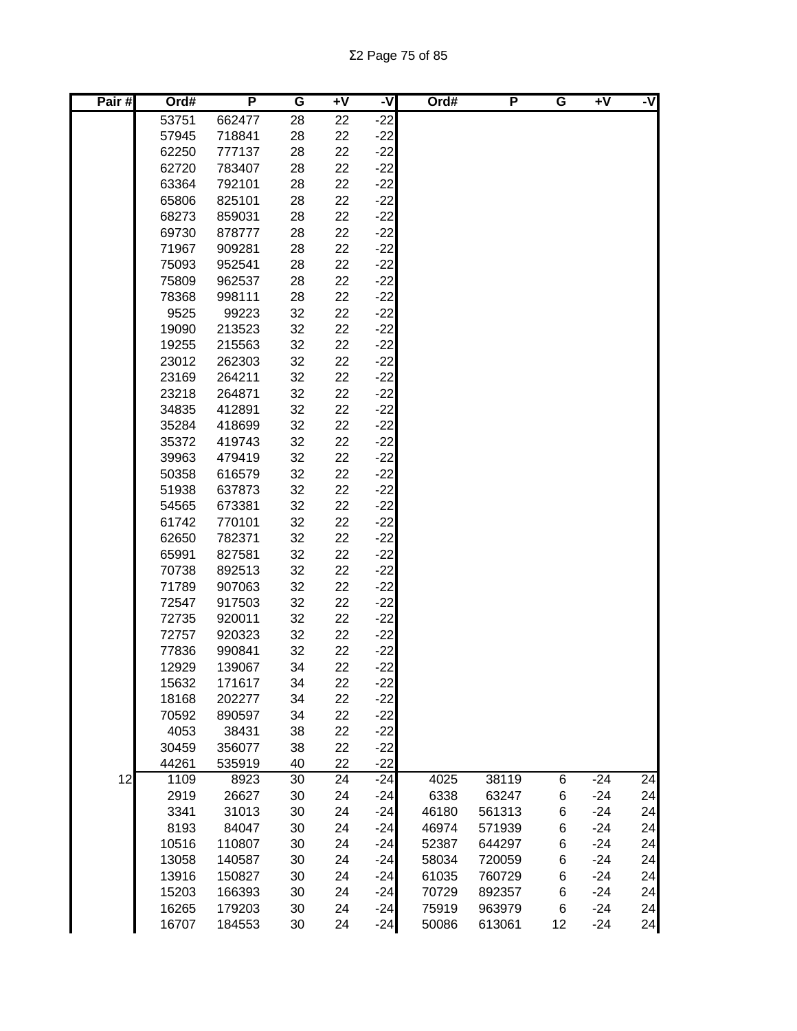| Pair # | Ord# | P | G | +V | -V | Ord# | P | G | +V | -V |
|---|---|---|---|---|---|---|---|---|---|---|
| | 53751 | 662477 | 28 | 22 | -22 | | | | | |
| | 57945 | 718841 | 28 | 22 | -22 | | | | | |
| | 62250 | 777137 | 28 | 22 | -22 | | | | | |
| | 62720 | 783407 | 28 | 22 | -22 | | | | | |
| | 63364 | 792101 | 28 | 22 | -22 | | | | | |
| | 65806 | 825101 | 28 | 22 | -22 | | | | | |
| | 68273 | 859031 | 28 | 22 | -22 | | | | | |
| | 69730 | 878777 | 28 | 22 | -22 | | | | | |
| | 71967 | 909281 | 28 | 22 | -22 | | | | | |
| | 75093 | 952541 | 28 | 22 | -22 | | | | | |
| | 75809 | 962537 | 28 | 22 | -22 | | | | | |
| | 78368 | 998111 | 28 | 22 | -22 | | | | | |
| | 9525 | 99223 | 32 | 22 | -22 | | | | | |
| | 19090 | 213523 | 32 | 22 | -22 | | | | | |
| | 19255 | 215563 | 32 | 22 | -22 | | | | | |
| | 23012 | 262303 | 32 | 22 | -22 | | | | | |
| | 23169 | 264211 | 32 | 22 | -22 | | | | | |
| | 23218 | 264871 | 32 | 22 | -22 | | | | | |
| | 34835 | 412891 | 32 | 22 | -22 | | | | | |
| | 35284 | 418699 | 32 | 22 | -22 | | | | | |
| | 35372 | 419743 | 32 | 22 | -22 | | | | | |
| | 39963 | 479419 | 32 | 22 | -22 | | | | | |
| | 50358 | 616579 | 32 | 22 | -22 | | | | | |
| | 51938 | 637873 | 32 | 22 | -22 | | | | | |
| | 54565 | 673381 | 32 | 22 | -22 | | | | | |
| | 61742 | 770101 | 32 | 22 | -22 | | | | | |
| | 62650 | 782371 | 32 | 22 | -22 | | | | | |
| | 65991 | 827581 | 32 | 22 | -22 | | | | | |
| | 70738 | 892513 | 32 | 22 | -22 | | | | | |
| | 71789 | 907063 | 32 | 22 | -22 | | | | | |
| | 72547 | 917503 | 32 | 22 | -22 | | | | | |
| | 72735 | 920011 | 32 | 22 | -22 | | | | | |
| | 72757 | 920323 | 32 | 22 | -22 | | | | | |
| | 77836 | 990841 | 32 | 22 | -22 | | | | | |
| | 12929 | 139067 | 34 | 22 | -22 | | | | | |
| | 15632 | 171617 | 34 | 22 | -22 | | | | | |
| | 18168 | 202277 | 34 | 22 | -22 | | | | | |
| | 70592 | 890597 | 34 | 22 | -22 | | | | | |
| | 4053 | 38431 | 38 | 22 | -22 | | | | | |
| | 30459 | 356077 | 38 | 22 | -22 | | | | | |
| | 44261 | 535919 | 40 | 22 | -22 | | | | | |
| 12 | 1109 | 8923 | 30 | 24 | -24 | 4025 | 38119 | 6 | -24 | 24 |
| | 2919 | 26627 | 30 | 24 | -24 | 6338 | 63247 | 6 | -24 | 24 |
| | 3341 | 31013 | 30 | 24 | -24 | 46180 | 561313 | 6 | -24 | 24 |
| | 8193 | 84047 | 30 | 24 | -24 | 46974 | 571939 | 6 | -24 | 24 |
| | 10516 | 110807 | 30 | 24 | -24 | 52387 | 644297 | 6 | -24 | 24 |
| | 13058 | 140587 | 30 | 24 | -24 | 58034 | 720059 | 6 | -24 | 24 |
| | 13916 | 150827 | 30 | 24 | -24 | 61035 | 760729 | 6 | -24 | 24 |
| | 15203 | 166393 | 30 | 24 | -24 | 70729 | 892357 | 6 | -24 | 24 |
| | 16265 | 179203 | 30 | 24 | -24 | 75919 | 963979 | 6 | -24 | 24 |
| | 16707 | 184553 | 30 | 24 | -24 | 50086 | 613061 | 12 | -24 | 24 |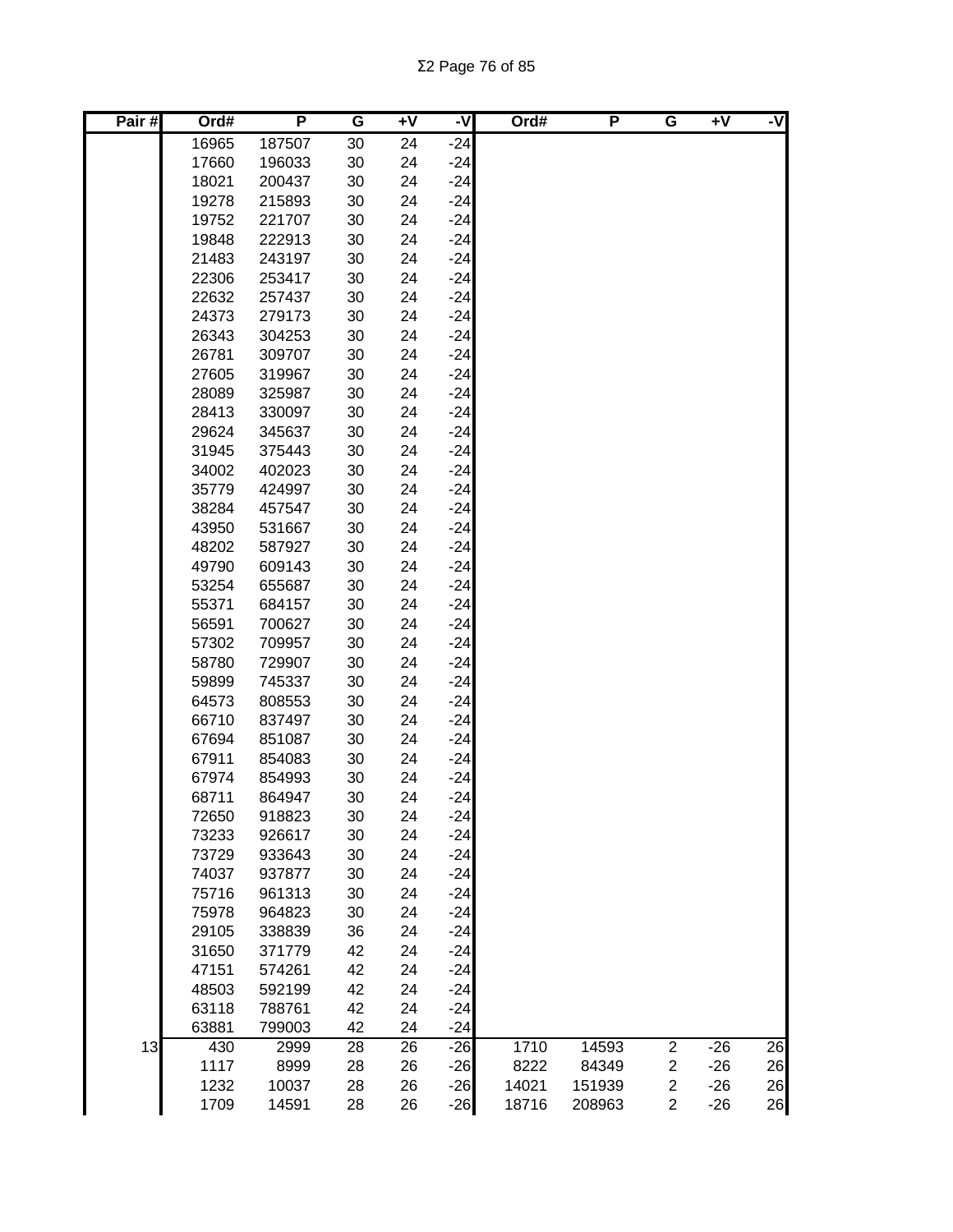| Pair # | Ord# | P | G | +V | -V | Ord# | P | G | +V | -V |
|---|---|---|---|---|---|---|---|---|---|---|
| | 16965 | 187507 | 30 | 24 | -24 | | | | | |
| | 17660 | 196033 | 30 | 24 | -24 | | | | | |
| | 18021 | 200437 | 30 | 24 | -24 | | | | | |
| | 19278 | 215893 | 30 | 24 | -24 | | | | | |
| | 19752 | 221707 | 30 | 24 | -24 | | | | | |
| | 19848 | 222913 | 30 | 24 | -24 | | | | | |
| | 21483 | 243197 | 30 | 24 | -24 | | | | | |
| | 22306 | 253417 | 30 | 24 | -24 | | | | | |
| | 22632 | 257437 | 30 | 24 | -24 | | | | | |
| | 24373 | 279173 | 30 | 24 | -24 | | | | | |
| | 26343 | 304253 | 30 | 24 | -24 | | | | | |
| | 26781 | 309707 | 30 | 24 | -24 | | | | | |
| | 27605 | 319967 | 30 | 24 | -24 | | | | | |
| | 28089 | 325987 | 30 | 24 | -24 | | | | | |
| | 28413 | 330097 | 30 | 24 | -24 | | | | | |
| | 29624 | 345637 | 30 | 24 | -24 | | | | | |
| | 31945 | 375443 | 30 | 24 | -24 | | | | | |
| | 34002 | 402023 | 30 | 24 | -24 | | | | | |
| | 35779 | 424997 | 30 | 24 | -24 | | | | | |
| | 38284 | 457547 | 30 | 24 | -24 | | | | | |
| | 43950 | 531667 | 30 | 24 | -24 | | | | | |
| | 48202 | 587927 | 30 | 24 | -24 | | | | | |
| | 49790 | 609143 | 30 | 24 | -24 | | | | | |
| | 53254 | 655687 | 30 | 24 | -24 | | | | | |
| | 55371 | 684157 | 30 | 24 | -24 | | | | | |
| | 56591 | 700627 | 30 | 24 | -24 | | | | | |
| | 57302 | 709957 | 30 | 24 | -24 | | | | | |
| | 58780 | 729907 | 30 | 24 | -24 | | | | | |
| | 59899 | 745337 | 30 | 24 | -24 | | | | | |
| | 64573 | 808553 | 30 | 24 | -24 | | | | | |
| | 66710 | 837497 | 30 | 24 | -24 | | | | | |
| | 67694 | 851087 | 30 | 24 | -24 | | | | | |
| | 67911 | 854083 | 30 | 24 | -24 | | | | | |
| | 67974 | 854993 | 30 | 24 | -24 | | | | | |
| | 68711 | 864947 | 30 | 24 | -24 | | | | | |
| | 72650 | 918823 | 30 | 24 | -24 | | | | | |
| | 73233 | 926617 | 30 | 24 | -24 | | | | | |
| | 73729 | 933643 | 30 | 24 | -24 | | | | | |
| | 74037 | 937877 | 30 | 24 | -24 | | | | | |
| | 75716 | 961313 | 30 | 24 | -24 | | | | | |
| | 75978 | 964823 | 30 | 24 | -24 | | | | | |
| | 29105 | 338839 | 36 | 24 | -24 | | | | | |
| | 31650 | 371779 | 42 | 24 | -24 | | | | | |
| | 47151 | 574261 | 42 | 24 | -24 | | | | | |
| | 48503 | 592199 | 42 | 24 | -24 | | | | | |
| | 63118 | 788761 | 42 | 24 | -24 | | | | | |
| | 63881 | 799003 | 42 | 24 | -24 | | | | | |
| 13 | 430 | 2999 | 28 | 26 | -26 | 1710 | 14593 | 2 | -26 | 26 |
| | 1117 | 8999 | 28 | 26 | -26 | 8222 | 84349 | 2 | -26 | 26 |
| | 1232 | 10037 | 28 | 26 | -26 | 14021 | 151939 | 2 | -26 | 26 |
| | 1709 | 14591 | 28 | 26 | -26 | 18716 | 208963 | 2 | -26 | 26 |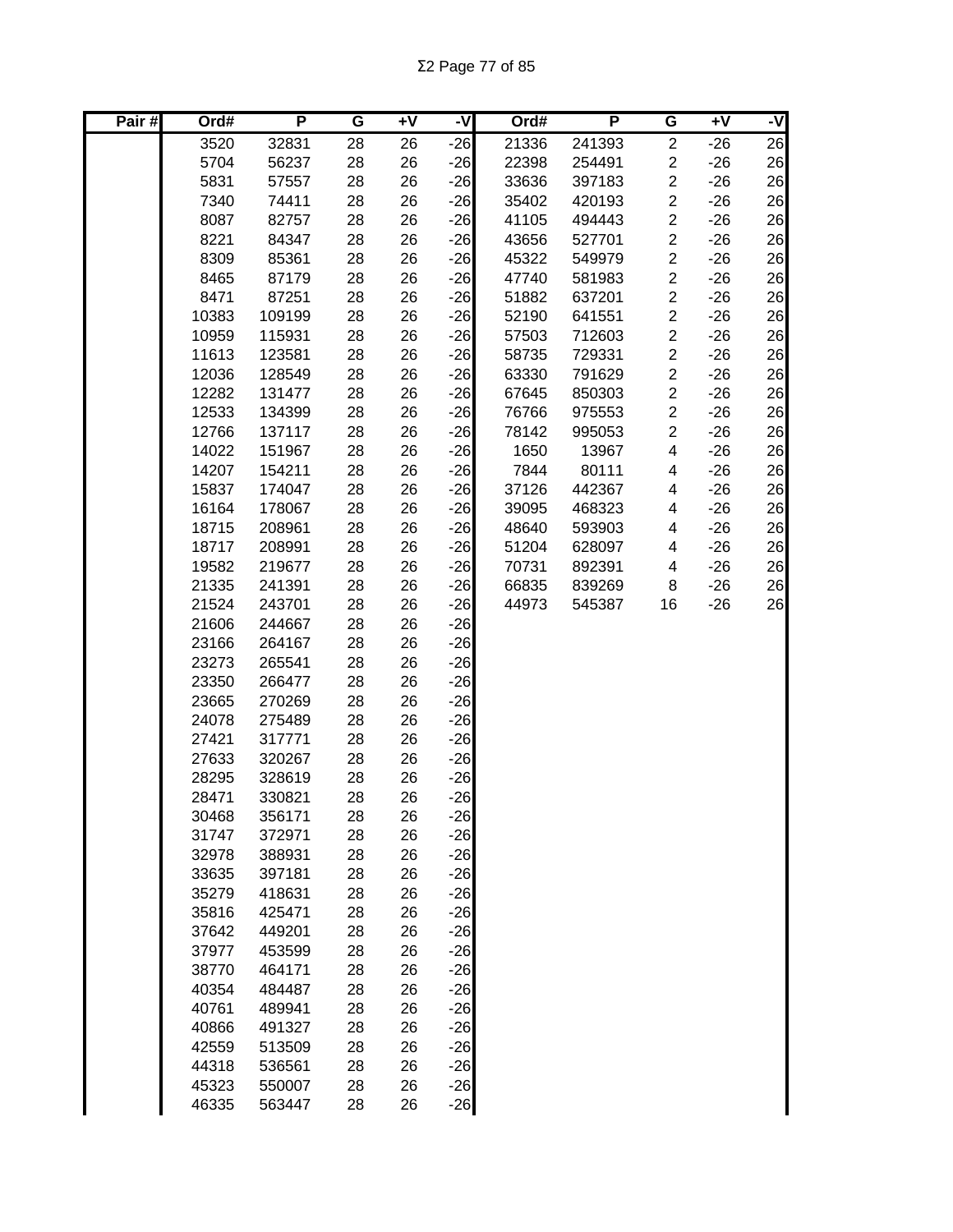| Pair # | Ord# | P | G | +V | -V | Ord# | P | G | +V | -V |
|---|---|---|---|---|---|---|---|---|---|---|
| | 3520 | 32831 | 28 | 26 | -26 | 21336 | 241393 | 2 | -26 | 26 |
| | 5704 | 56237 | 28 | 26 | -26 | 22398 | 254491 | 2 | -26 | 26 |
| | 5831 | 57557 | 28 | 26 | -26 | 33636 | 397183 | 2 | -26 | 26 |
| | 7340 | 74411 | 28 | 26 | -26 | 35402 | 420193 | 2 | -26 | 26 |
| | 8087 | 82757 | 28 | 26 | -26 | 41105 | 494443 | 2 | -26 | 26 |
| | 8221 | 84347 | 28 | 26 | -26 | 43656 | 527701 | 2 | -26 | 26 |
| | 8309 | 85361 | 28 | 26 | -26 | 45322 | 549979 | 2 | -26 | 26 |
| | 8465 | 87179 | 28 | 26 | -26 | 47740 | 581983 | 2 | -26 | 26 |
| | 8471 | 87251 | 28 | 26 | -26 | 51882 | 637201 | 2 | -26 | 26 |
| | 10383 | 109199 | 28 | 26 | -26 | 52190 | 641551 | 2 | -26 | 26 |
| | 10959 | 115931 | 28 | 26 | -26 | 57503 | 712603 | 2 | -26 | 26 |
| | 11613 | 123581 | 28 | 26 | -26 | 58735 | 729331 | 2 | -26 | 26 |
| | 12036 | 128549 | 28 | 26 | -26 | 63330 | 791629 | 2 | -26 | 26 |
| | 12282 | 131477 | 28 | 26 | -26 | 67645 | 850303 | 2 | -26 | 26 |
| | 12533 | 134399 | 28 | 26 | -26 | 76766 | 975553 | 2 | -26 | 26 |
| | 12766 | 137117 | 28 | 26 | -26 | 78142 | 995053 | 2 | -26 | 26 |
| | 14022 | 151967 | 28 | 26 | -26 | 1650 | 13967 | 4 | -26 | 26 |
| | 14207 | 154211 | 28 | 26 | -26 | 7844 | 80111 | 4 | -26 | 26 |
| | 15837 | 174047 | 28 | 26 | -26 | 37126 | 442367 | 4 | -26 | 26 |
| | 16164 | 178067 | 28 | 26 | -26 | 39095 | 468323 | 4 | -26 | 26 |
| | 18715 | 208961 | 28 | 26 | -26 | 48640 | 593903 | 4 | -26 | 26 |
| | 18717 | 208991 | 28 | 26 | -26 | 51204 | 628097 | 4 | -26 | 26 |
| | 19582 | 219677 | 28 | 26 | -26 | 70731 | 892391 | 4 | -26 | 26 |
| | 21335 | 241391 | 28 | 26 | -26 | 66835 | 839269 | 8 | -26 | 26 |
| | 21524 | 243701 | 28 | 26 | -26 | 44973 | 545387 | 16 | -26 | 26 |
| | 21606 | 244667 | 28 | 26 | -26 | | | | | |
| | 23166 | 264167 | 28 | 26 | -26 | | | | | |
| | 23273 | 265541 | 28 | 26 | -26 | | | | | |
| | 23350 | 266477 | 28 | 26 | -26 | | | | | |
| | 23665 | 270269 | 28 | 26 | -26 | | | | | |
| | 24078 | 275489 | 28 | 26 | -26 | | | | | |
| | 27421 | 317771 | 28 | 26 | -26 | | | | | |
| | 27633 | 320267 | 28 | 26 | -26 | | | | | |
| | 28295 | 328619 | 28 | 26 | -26 | | | | | |
| | 28471 | 330821 | 28 | 26 | -26 | | | | | |
| | 30468 | 356171 | 28 | 26 | -26 | | | | | |
| | 31747 | 372971 | 28 | 26 | -26 | | | | | |
| | 32978 | 388931 | 28 | 26 | -26 | | | | | |
| | 33635 | 397181 | 28 | 26 | -26 | | | | | |
| | 35279 | 418631 | 28 | 26 | -26 | | | | | |
| | 35816 | 425471 | 28 | 26 | -26 | | | | | |
| | 37642 | 449201 | 28 | 26 | -26 | | | | | |
| | 37977 | 453599 | 28 | 26 | -26 | | | | | |
| | 38770 | 464171 | 28 | 26 | -26 | | | | | |
| | 40354 | 484487 | 28 | 26 | -26 | | | | | |
| | 40761 | 489941 | 28 | 26 | -26 | | | | | |
| | 40866 | 491327 | 28 | 26 | -26 | | | | | |
| | 42559 | 513509 | 28 | 26 | -26 | | | | | |
| | 44318 | 536561 | 28 | 26 | -26 | | | | | |
| | 45323 | 550007 | 28 | 26 | -26 | | | | | |
| | 46335 | 563447 | 28 | 26 | -26 | | | | | |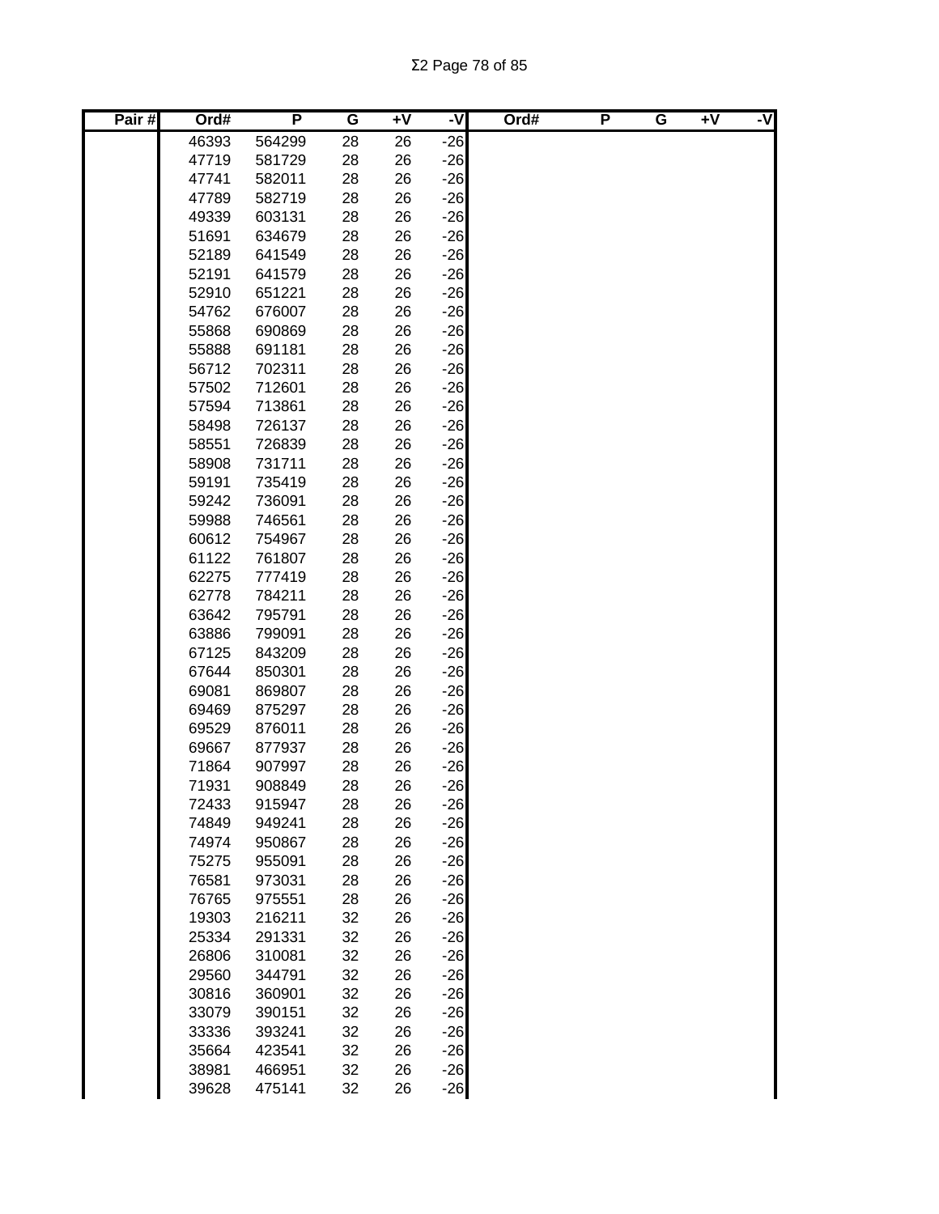| Pair # | Ord# | P | G | +V | -V | Ord# | P | G | +V | -V |
|---|---|---|---|---|---|---|---|---|---|---|
| | 46393 | 564299 | 28 | 26 | -26 | | | | | |
| | 47719 | 581729 | 28 | 26 | -26 | | | | | |
| | 47741 | 582011 | 28 | 26 | -26 | | | | | |
| | 47789 | 582719 | 28 | 26 | -26 | | | | | |
| | 49339 | 603131 | 28 | 26 | -26 | | | | | |
| | 51691 | 634679 | 28 | 26 | -26 | | | | | |
| | 52189 | 641549 | 28 | 26 | -26 | | | | | |
| | 52191 | 641579 | 28 | 26 | -26 | | | | | |
| | 52910 | 651221 | 28 | 26 | -26 | | | | | |
| | 54762 | 676007 | 28 | 26 | -26 | | | | | |
| | 55868 | 690869 | 28 | 26 | -26 | | | | | |
| | 55888 | 691181 | 28 | 26 | -26 | | | | | |
| | 56712 | 702311 | 28 | 26 | -26 | | | | | |
| | 57502 | 712601 | 28 | 26 | -26 | | | | | |
| | 57594 | 713861 | 28 | 26 | -26 | | | | | |
| | 58498 | 726137 | 28 | 26 | -26 | | | | | |
| | 58551 | 726839 | 28 | 26 | -26 | | | | | |
| | 58908 | 731711 | 28 | 26 | -26 | | | | | |
| | 59191 | 735419 | 28 | 26 | -26 | | | | | |
| | 59242 | 736091 | 28 | 26 | -26 | | | | | |
| | 59988 | 746561 | 28 | 26 | -26 | | | | | |
| | 60612 | 754967 | 28 | 26 | -26 | | | | | |
| | 61122 | 761807 | 28 | 26 | -26 | | | | | |
| | 62275 | 777419 | 28 | 26 | -26 | | | | | |
| | 62778 | 784211 | 28 | 26 | -26 | | | | | |
| | 63642 | 795791 | 28 | 26 | -26 | | | | | |
| | 63886 | 799091 | 28 | 26 | -26 | | | | | |
| | 67125 | 843209 | 28 | 26 | -26 | | | | | |
| | 67644 | 850301 | 28 | 26 | -26 | | | | | |
| | 69081 | 869807 | 28 | 26 | -26 | | | | | |
| | 69469 | 875297 | 28 | 26 | -26 | | | | | |
| | 69529 | 876011 | 28 | 26 | -26 | | | | | |
| | 69667 | 877937 | 28 | 26 | -26 | | | | | |
| | 71864 | 907997 | 28 | 26 | -26 | | | | | |
| | 71931 | 908849 | 28 | 26 | -26 | | | | | |
| | 72433 | 915947 | 28 | 26 | -26 | | | | | |
| | 74849 | 949241 | 28 | 26 | -26 | | | | | |
| | 74974 | 950867 | 28 | 26 | -26 | | | | | |
| | 75275 | 955091 | 28 | 26 | -26 | | | | | |
| | 76581 | 973031 | 28 | 26 | -26 | | | | | |
| | 76765 | 975551 | 28 | 26 | -26 | | | | | |
| | 19303 | 216211 | 32 | 26 | -26 | | | | | |
| | 25334 | 291331 | 32 | 26 | -26 | | | | | |
| | 26806 | 310081 | 32 | 26 | -26 | | | | | |
| | 29560 | 344791 | 32 | 26 | -26 | | | | | |
| | 30816 | 360901 | 32 | 26 | -26 | | | | | |
| | 33079 | 390151 | 32 | 26 | -26 | | | | | |
| | 33336 | 393241 | 32 | 26 | -26 | | | | | |
| | 35664 | 423541 | 32 | 26 | -26 | | | | | |
| | 38981 | 466951 | 32 | 26 | -26 | | | | | |
| | 39628 | 475141 | 32 | 26 | -26 | | | | | |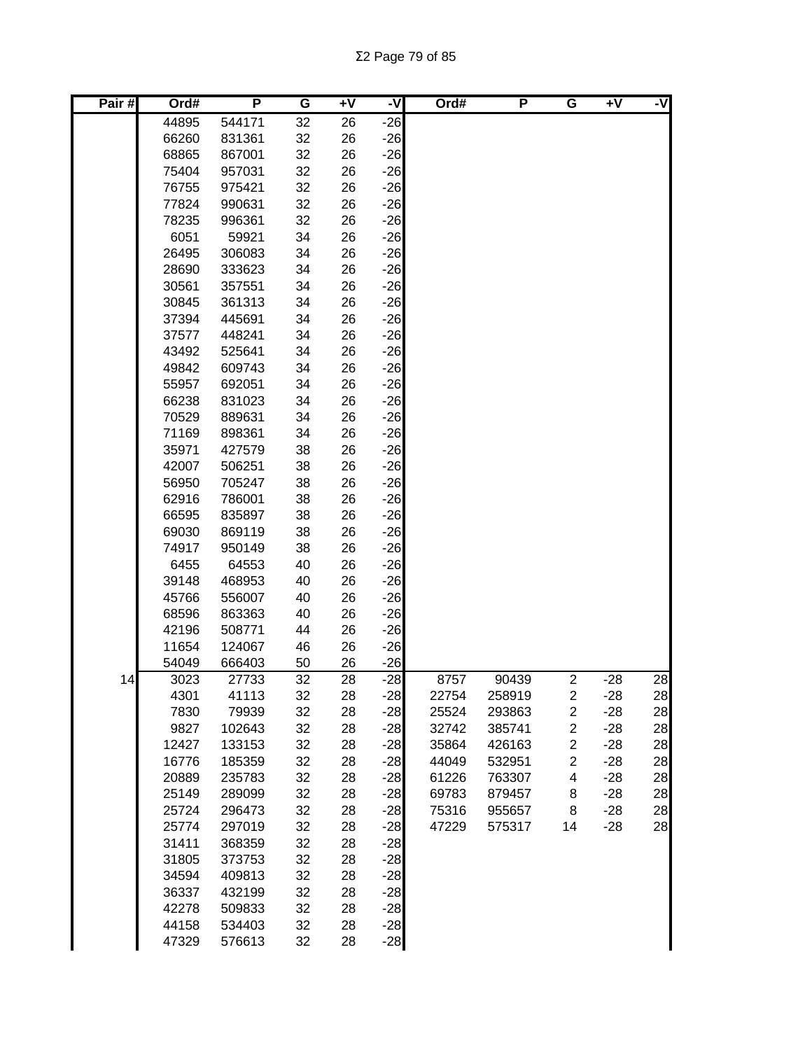| Pair # | Ord# | P | G | +V | -V | Ord# | P | G | +V | -V |
|---|---|---|---|---|---|---|---|---|---|---|
| | 44895 | 544171 | 32 | 26 | -26 | | | | | |
| | 66260 | 831361 | 32 | 26 | -26 | | | | | |
| | 68865 | 867001 | 32 | 26 | -26 | | | | | |
| | 75404 | 957031 | 32 | 26 | -26 | | | | | |
| | 76755 | 975421 | 32 | 26 | -26 | | | | | |
| | 77824 | 990631 | 32 | 26 | -26 | | | | | |
| | 78235 | 996361 | 32 | 26 | -26 | | | | | |
| | 6051 | 59921 | 34 | 26 | -26 | | | | | |
| | 26495 | 306083 | 34 | 26 | -26 | | | | | |
| | 28690 | 333623 | 34 | 26 | -26 | | | | | |
| | 30561 | 357551 | 34 | 26 | -26 | | | | | |
| | 30845 | 361313 | 34 | 26 | -26 | | | | | |
| | 37394 | 445691 | 34 | 26 | -26 | | | | | |
| | 37577 | 448241 | 34 | 26 | -26 | | | | | |
| | 43492 | 525641 | 34 | 26 | -26 | | | | | |
| | 49842 | 609743 | 34 | 26 | -26 | | | | | |
| | 55957 | 692051 | 34 | 26 | -26 | | | | | |
| | 66238 | 831023 | 34 | 26 | -26 | | | | | |
| | 70529 | 889631 | 34 | 26 | -26 | | | | | |
| | 71169 | 898361 | 34 | 26 | -26 | | | | | |
| | 35971 | 427579 | 38 | 26 | -26 | | | | | |
| | 42007 | 506251 | 38 | 26 | -26 | | | | | |
| | 56950 | 705247 | 38 | 26 | -26 | | | | | |
| | 62916 | 786001 | 38 | 26 | -26 | | | | | |
| | 66595 | 835897 | 38 | 26 | -26 | | | | | |
| | 69030 | 869119 | 38 | 26 | -26 | | | | | |
| | 74917 | 950149 | 38 | 26 | -26 | | | | | |
| | 6455 | 64553 | 40 | 26 | -26 | | | | | |
| | 39148 | 468953 | 40 | 26 | -26 | | | | | |
| | 45766 | 556007 | 40 | 26 | -26 | | | | | |
| | 68596 | 863363 | 40 | 26 | -26 | | | | | |
| | 42196 | 508771 | 44 | 26 | -26 | | | | | |
| | 11654 | 124067 | 46 | 26 | -26 | | | | | |
| | 54049 | 666403 | 50 | 26 | -26 | | | | | |
| 14 | 3023 | 27733 | 32 | 28 | -28 | 8757 | 90439 | 2 | -28 | 28 |
| | 4301 | 41113 | 32 | 28 | -28 | 22754 | 258919 | 2 | -28 | 28 |
| | 7830 | 79939 | 32 | 28 | -28 | 25524 | 293863 | 2 | -28 | 28 |
| | 9827 | 102643 | 32 | 28 | -28 | 32742 | 385741 | 2 | -28 | 28 |
| | 12427 | 133153 | 32 | 28 | -28 | 35864 | 426163 | 2 | -28 | 28 |
| | 16776 | 185359 | 32 | 28 | -28 | 44049 | 532951 | 2 | -28 | 28 |
| | 20889 | 235783 | 32 | 28 | -28 | 61226 | 763307 | 4 | -28 | 28 |
| | 25149 | 289099 | 32 | 28 | -28 | 69783 | 879457 | 8 | -28 | 28 |
| | 25724 | 296473 | 32 | 28 | -28 | 75316 | 955657 | 8 | -28 | 28 |
| | 25774 | 297019 | 32 | 28 | -28 | 47229 | 575317 | 14 | -28 | 28 |
| | 31411 | 368359 | 32 | 28 | -28 | | | | | |
| | 31805 | 373753 | 32 | 28 | -28 | | | | | |
| | 34594 | 409813 | 32 | 28 | -28 | | | | | |
| | 36337 | 432199 | 32 | 28 | -28 | | | | | |
| | 42278 | 509833 | 32 | 28 | -28 | | | | | |
| | 44158 | 534403 | 32 | 28 | -28 | | | | | |
| | 47329 | 576613 | 32 | 28 | -28 | | | | | |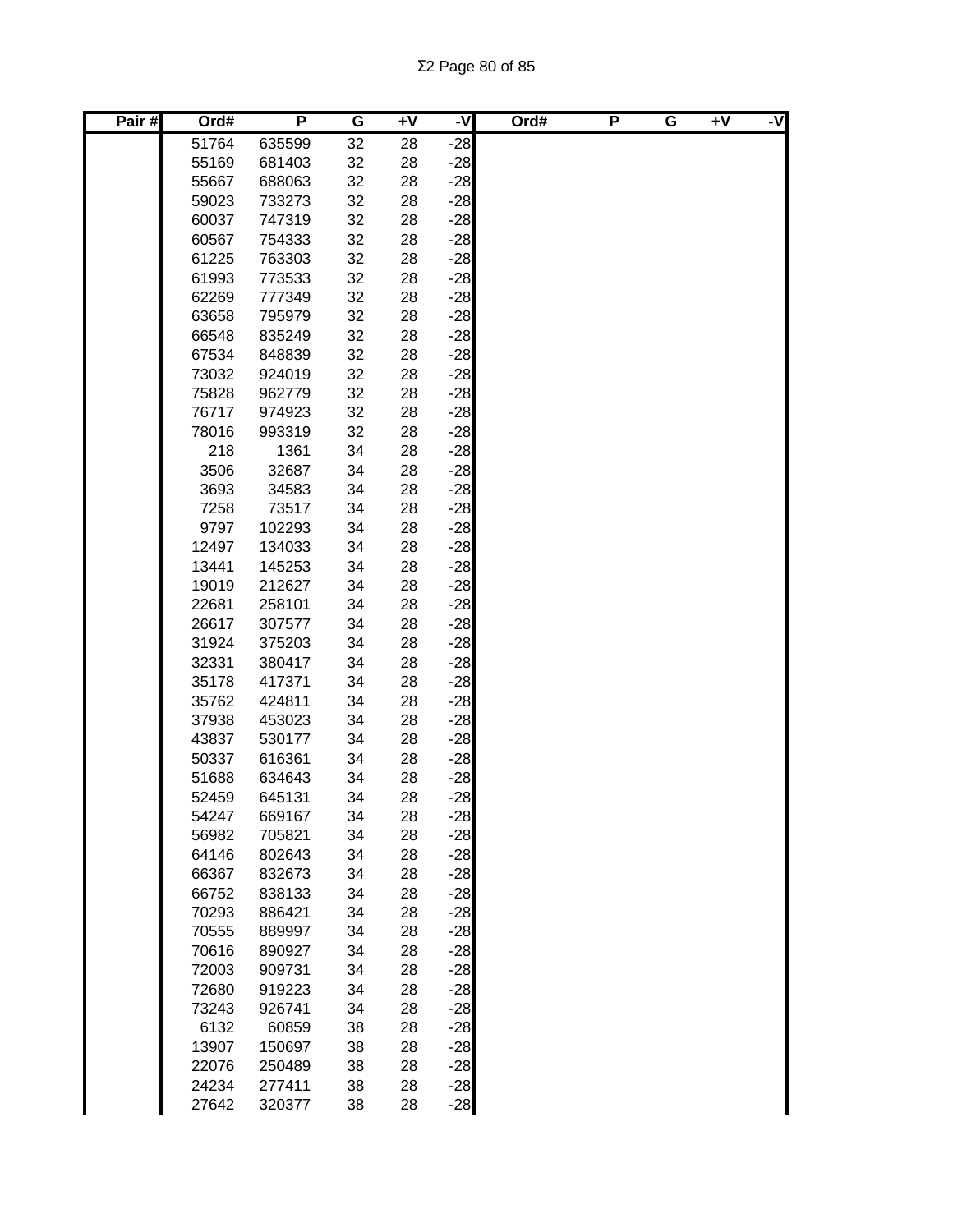| Pair # | Ord# | P | G | +V | -V | Ord# | P | G | +V | -V |
|---|---|---|---|---|---|---|---|---|---|---|
| | 51764 | 635599 | 32 | 28 | -28 | | | | | |
| | 55169 | 681403 | 32 | 28 | -28 | | | | | |
| | 55667 | 688063 | 32 | 28 | -28 | | | | | |
| | 59023 | 733273 | 32 | 28 | -28 | | | | | |
| | 60037 | 747319 | 32 | 28 | -28 | | | | | |
| | 60567 | 754333 | 32 | 28 | -28 | | | | | |
| | 61225 | 763303 | 32 | 28 | -28 | | | | | |
| | 61993 | 773533 | 32 | 28 | -28 | | | | | |
| | 62269 | 777349 | 32 | 28 | -28 | | | | | |
| | 63658 | 795979 | 32 | 28 | -28 | | | | | |
| | 66548 | 835249 | 32 | 28 | -28 | | | | | |
| | 67534 | 848839 | 32 | 28 | -28 | | | | | |
| | 73032 | 924019 | 32 | 28 | -28 | | | | | |
| | 75828 | 962779 | 32 | 28 | -28 | | | | | |
| | 76717 | 974923 | 32 | 28 | -28 | | | | | |
| | 78016 | 993319 | 32 | 28 | -28 | | | | | |
| | 218 | 1361 | 34 | 28 | -28 | | | | | |
| | 3506 | 32687 | 34 | 28 | -28 | | | | | |
| | 3693 | 34583 | 34 | 28 | -28 | | | | | |
| | 7258 | 73517 | 34 | 28 | -28 | | | | | |
| | 9797 | 102293 | 34 | 28 | -28 | | | | | |
| | 12497 | 134033 | 34 | 28 | -28 | | | | | |
| | 13441 | 145253 | 34 | 28 | -28 | | | | | |
| | 19019 | 212627 | 34 | 28 | -28 | | | | | |
| | 22681 | 258101 | 34 | 28 | -28 | | | | | |
| | 26617 | 307577 | 34 | 28 | -28 | | | | | |
| | 31924 | 375203 | 34 | 28 | -28 | | | | | |
| | 32331 | 380417 | 34 | 28 | -28 | | | | | |
| | 35178 | 417371 | 34 | 28 | -28 | | | | | |
| | 35762 | 424811 | 34 | 28 | -28 | | | | | |
| | 37938 | 453023 | 34 | 28 | -28 | | | | | |
| | 43837 | 530177 | 34 | 28 | -28 | | | | | |
| | 50337 | 616361 | 34 | 28 | -28 | | | | | |
| | 51688 | 634643 | 34 | 28 | -28 | | | | | |
| | 52459 | 645131 | 34 | 28 | -28 | | | | | |
| | 54247 | 669167 | 34 | 28 | -28 | | | | | |
| | 56982 | 705821 | 34 | 28 | -28 | | | | | |
| | 64146 | 802643 | 34 | 28 | -28 | | | | | |
| | 66367 | 832673 | 34 | 28 | -28 | | | | | |
| | 66752 | 838133 | 34 | 28 | -28 | | | | | |
| | 70293 | 886421 | 34 | 28 | -28 | | | | | |
| | 70555 | 889997 | 34 | 28 | -28 | | | | | |
| | 70616 | 890927 | 34 | 28 | -28 | | | | | |
| | 72003 | 909731 | 34 | 28 | -28 | | | | | |
| | 72680 | 919223 | 34 | 28 | -28 | | | | | |
| | 73243 | 926741 | 34 | 28 | -28 | | | | | |
| | 6132 | 60859 | 38 | 28 | -28 | | | | | |
| | 13907 | 150697 | 38 | 28 | -28 | | | | | |
| | 22076 | 250489 | 38 | 28 | -28 | | | | | |
| | 24234 | 277411 | 38 | 28 | -28 | | | | | |
| | 27642 | 320377 | 38 | 28 | -28 | | | | | |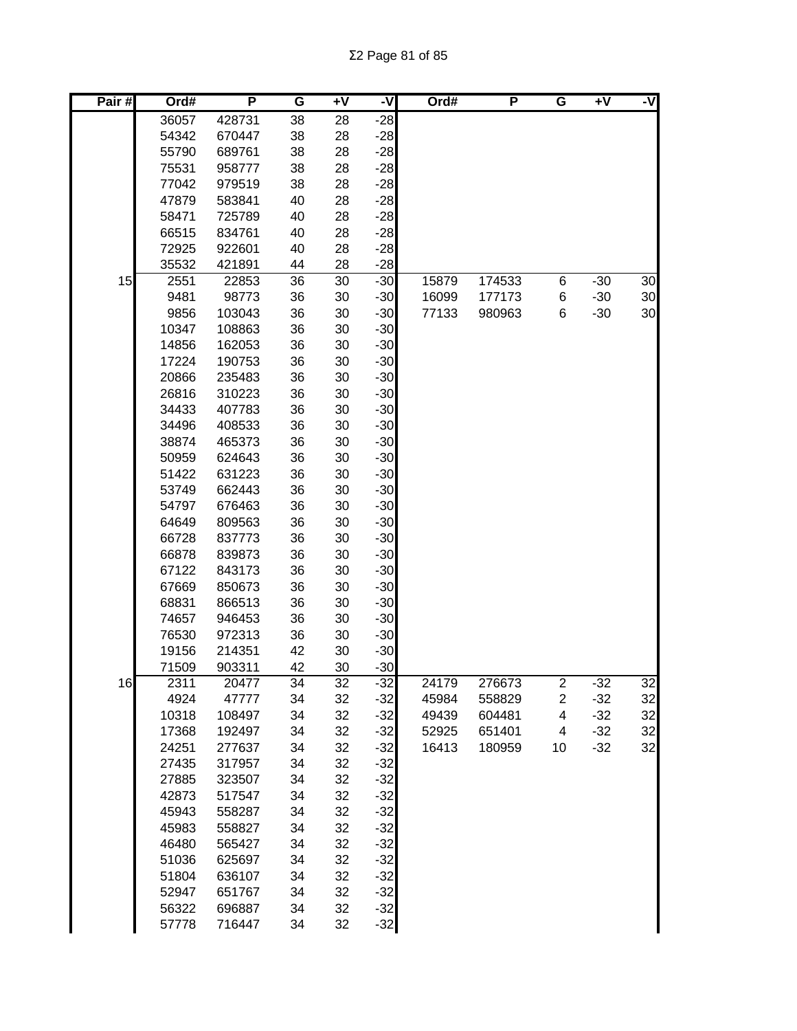| Pair # | Ord# | P | G | +V | -V | Ord# | P | G | +V | -V |
|---|---|---|---|---|---|---|---|---|---|---|
| | 36057 | 428731 | 38 | 28 | -28 | | | | | |
| | 54342 | 670447 | 38 | 28 | -28 | | | | | |
| | 55790 | 689761 | 38 | 28 | -28 | | | | | |
| | 75531 | 958777 | 38 | 28 | -28 | | | | | |
| | 77042 | 979519 | 38 | 28 | -28 | | | | | |
| | 47879 | 583841 | 40 | 28 | -28 | | | | | |
| | 58471 | 725789 | 40 | 28 | -28 | | | | | |
| | 66515 | 834761 | 40 | 28 | -28 | | | | | |
| | 72925 | 922601 | 40 | 28 | -28 | | | | | |
| | 35532 | 421891 | 44 | 28 | -28 | | | | | |
| 15 | 2551 | 22853 | 36 | 30 | -30 | 15879 | 174533 | 6 | -30 | 30 |
| | 9481 | 98773 | 36 | 30 | -30 | 16099 | 177173 | 6 | -30 | 30 |
| | 9856 | 103043 | 36 | 30 | -30 | 77133 | 980963 | 6 | -30 | 30 |
| | 10347 | 108863 | 36 | 30 | -30 | | | | | |
| | 14856 | 162053 | 36 | 30 | -30 | | | | | |
| | 17224 | 190753 | 36 | 30 | -30 | | | | | |
| | 20866 | 235483 | 36 | 30 | -30 | | | | | |
| | 26816 | 310223 | 36 | 30 | -30 | | | | | |
| | 34433 | 407783 | 36 | 30 | -30 | | | | | |
| | 34496 | 408533 | 36 | 30 | -30 | | | | | |
| | 38874 | 465373 | 36 | 30 | -30 | | | | | |
| | 50959 | 624643 | 36 | 30 | -30 | | | | | |
| | 51422 | 631223 | 36 | 30 | -30 | | | | | |
| | 53749 | 662443 | 36 | 30 | -30 | | | | | |
| | 54797 | 676463 | 36 | 30 | -30 | | | | | |
| | 64649 | 809563 | 36 | 30 | -30 | | | | | |
| | 66728 | 837773 | 36 | 30 | -30 | | | | | |
| | 66878 | 839873 | 36 | 30 | -30 | | | | | |
| | 67122 | 843173 | 36 | 30 | -30 | | | | | |
| | 67669 | 850673 | 36 | 30 | -30 | | | | | |
| | 68831 | 866513 | 36 | 30 | -30 | | | | | |
| | 74657 | 946453 | 36 | 30 | -30 | | | | | |
| | 76530 | 972313 | 36 | 30 | -30 | | | | | |
| | 19156 | 214351 | 42 | 30 | -30 | | | | | |
| | 71509 | 903311 | 42 | 30 | -30 | | | | | |
| 16 | 2311 | 20477 | 34 | 32 | -32 | 24179 | 276673 | 2 | -32 | 32 |
| | 4924 | 47777 | 34 | 32 | -32 | 45984 | 558829 | 2 | -32 | 32 |
| | 10318 | 108497 | 34 | 32 | -32 | 49439 | 604481 | 4 | -32 | 32 |
| | 17368 | 192497 | 34 | 32 | -32 | 52925 | 651401 | 4 | -32 | 32 |
| | 24251 | 277637 | 34 | 32 | -32 | 16413 | 180959 | 10 | -32 | 32 |
| | 27435 | 317957 | 34 | 32 | -32 | | | | | |
| | 27885 | 323507 | 34 | 32 | -32 | | | | | |
| | 42873 | 517547 | 34 | 32 | -32 | | | | | |
| | 45943 | 558287 | 34 | 32 | -32 | | | | | |
| | 45983 | 558827 | 34 | 32 | -32 | | | | | |
| | 46480 | 565427 | 34 | 32 | -32 | | | | | |
| | 51036 | 625697 | 34 | 32 | -32 | | | | | |
| | 51804 | 636107 | 34 | 32 | -32 | | | | | |
| | 52947 | 651767 | 34 | 32 | -32 | | | | | |
| | 56322 | 696887 | 34 | 32 | -32 | | | | | |
| | 57778 | 716447 | 34 | 32 | -32 | | | | | |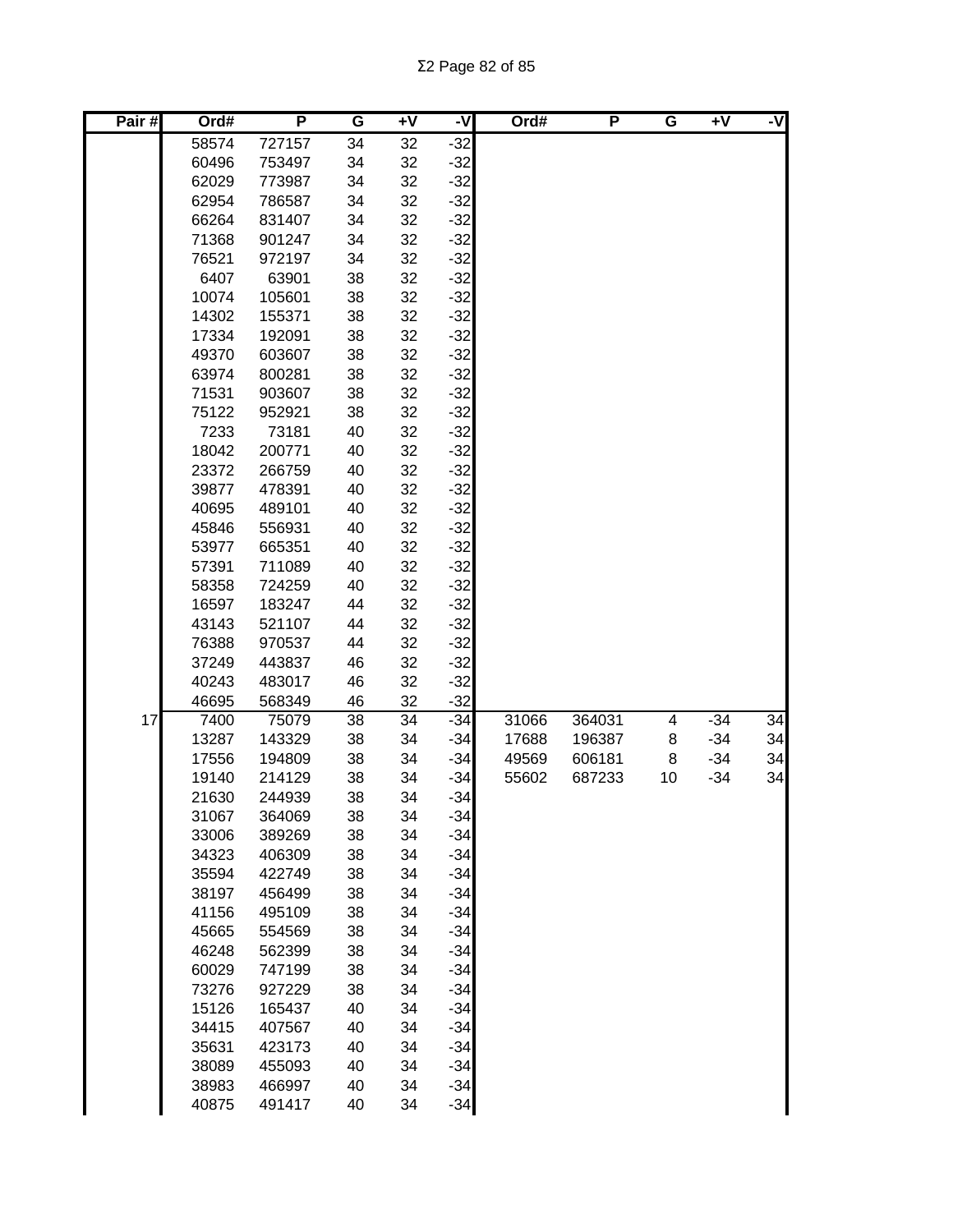| Pair # | Ord# | P | G | +V | -V | Ord# | P | G | +V | -V |
|---|---|---|---|---|---|---|---|---|---|---|
| | 58574 | 727157 | 34 | 32 | -32 | | | | | |
| | 60496 | 753497 | 34 | 32 | -32 | | | | | |
| | 62029 | 773987 | 34 | 32 | -32 | | | | | |
| | 62954 | 786587 | 34 | 32 | -32 | | | | | |
| | 66264 | 831407 | 34 | 32 | -32 | | | | | |
| | 71368 | 901247 | 34 | 32 | -32 | | | | | |
| | 76521 | 972197 | 34 | 32 | -32 | | | | | |
| | 6407 | 63901 | 38 | 32 | -32 | | | | | |
| | 10074 | 105601 | 38 | 32 | -32 | | | | | |
| | 14302 | 155371 | 38 | 32 | -32 | | | | | |
| | 17334 | 192091 | 38 | 32 | -32 | | | | | |
| | 49370 | 603607 | 38 | 32 | -32 | | | | | |
| | 63974 | 800281 | 38 | 32 | -32 | | | | | |
| | 71531 | 903607 | 38 | 32 | -32 | | | | | |
| | 75122 | 952921 | 38 | 32 | -32 | | | | | |
| | 7233 | 73181 | 40 | 32 | -32 | | | | | |
| | 18042 | 200771 | 40 | 32 | -32 | | | | | |
| | 23372 | 266759 | 40 | 32 | -32 | | | | | |
| | 39877 | 478391 | 40 | 32 | -32 | | | | | |
| | 40695 | 489101 | 40 | 32 | -32 | | | | | |
| | 45846 | 556931 | 40 | 32 | -32 | | | | | |
| | 53977 | 665351 | 40 | 32 | -32 | | | | | |
| | 57391 | 711089 | 40 | 32 | -32 | | | | | |
| | 58358 | 724259 | 40 | 32 | -32 | | | | | |
| | 16597 | 183247 | 44 | 32 | -32 | | | | | |
| | 43143 | 521107 | 44 | 32 | -32 | | | | | |
| | 76388 | 970537 | 44 | 32 | -32 | | | | | |
| | 37249 | 443837 | 46 | 32 | -32 | | | | | |
| | 40243 | 483017 | 46 | 32 | -32 | | | | | |
| | 46695 | 568349 | 46 | 32 | -32 | | | | | |
| 17 | 7400 | 75079 | 38 | 34 | -34 | 31066 | 364031 | 4 | -34 | 34 |
| | 13287 | 143329 | 38 | 34 | -34 | 17688 | 196387 | 8 | -34 | 34 |
| | 17556 | 194809 | 38 | 34 | -34 | 49569 | 606181 | 8 | -34 | 34 |
| | 19140 | 214129 | 38 | 34 | -34 | 55602 | 687233 | 10 | -34 | 34 |
| | 21630 | 244939 | 38 | 34 | -34 | | | | | |
| | 31067 | 364069 | 38 | 34 | -34 | | | | | |
| | 33006 | 389269 | 38 | 34 | -34 | | | | | |
| | 34323 | 406309 | 38 | 34 | -34 | | | | | |
| | 35594 | 422749 | 38 | 34 | -34 | | | | | |
| | 38197 | 456499 | 38 | 34 | -34 | | | | | |
| | 41156 | 495109 | 38 | 34 | -34 | | | | | |
| | 45665 | 554569 | 38 | 34 | -34 | | | | | |
| | 46248 | 562399 | 38 | 34 | -34 | | | | | |
| | 60029 | 747199 | 38 | 34 | -34 | | | | | |
| | 73276 | 927229 | 38 | 34 | -34 | | | | | |
| | 15126 | 165437 | 40 | 34 | -34 | | | | | |
| | 34415 | 407567 | 40 | 34 | -34 | | | | | |
| | 35631 | 423173 | 40 | 34 | -34 | | | | | |
| | 38089 | 455093 | 40 | 34 | -34 | | | | | |
| | 38983 | 466997 | 40 | 34 | -34 | | | | | |
| | 40875 | 491417 | 40 | 34 | -34 | | | | | |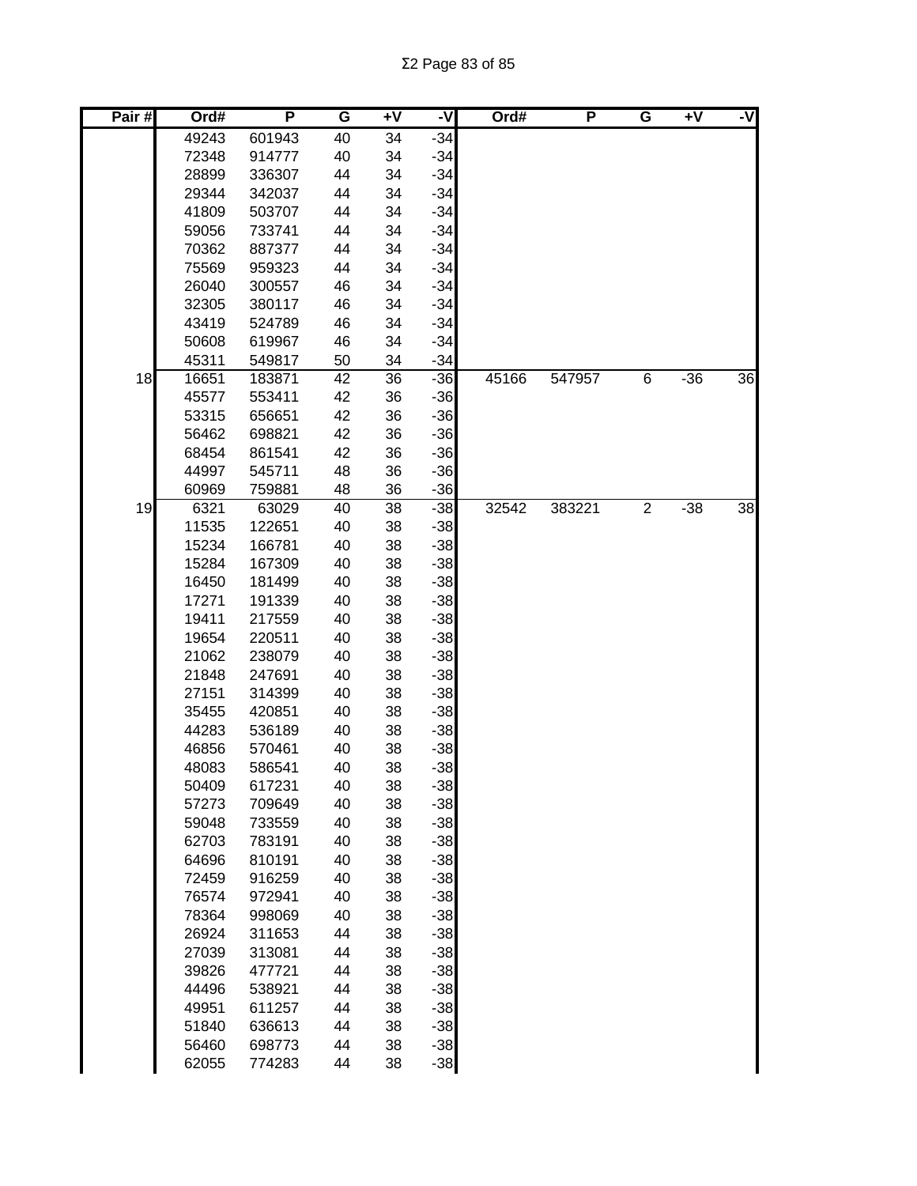| Pair # | Ord# | P | G | +V | -V | Ord# | P | G | +V | -V |
|---|---|---|---|---|---|---|---|---|---|---|
| | 49243 | 601943 | 40 | 34 | -34 | | | | | |
| | 72348 | 914777 | 40 | 34 | -34 | | | | | |
| | 28899 | 336307 | 44 | 34 | -34 | | | | | |
| | 29344 | 342037 | 44 | 34 | -34 | | | | | |
| | 41809 | 503707 | 44 | 34 | -34 | | | | | |
| | 59056 | 733741 | 44 | 34 | -34 | | | | | |
| | 70362 | 887377 | 44 | 34 | -34 | | | | | |
| | 75569 | 959323 | 44 | 34 | -34 | | | | | |
| | 26040 | 300557 | 46 | 34 | -34 | | | | | |
| | 32305 | 380117 | 46 | 34 | -34 | | | | | |
| | 43419 | 524789 | 46 | 34 | -34 | | | | | |
| | 50608 | 619967 | 46 | 34 | -34 | | | | | |
| | 45311 | 549817 | 50 | 34 | -34 | | | | | |
| 18 | 16651 | 183871 | 42 | 36 | -36 | 45166 | 547957 | 6 | -36 | 36 |
| | 45577 | 553411 | 42 | 36 | -36 | | | | | |
| | 53315 | 656651 | 42 | 36 | -36 | | | | | |
| | 56462 | 698821 | 42 | 36 | -36 | | | | | |
| | 68454 | 861541 | 42 | 36 | -36 | | | | | |
| | 44997 | 545711 | 48 | 36 | -36 | | | | | |
| | 60969 | 759881 | 48 | 36 | -36 | | | | | |
| 19 | 6321 | 63029 | 40 | 38 | -38 | 32542 | 383221 | 2 | -38 | 38 |
| | 11535 | 122651 | 40 | 38 | -38 | | | | | |
| | 15234 | 166781 | 40 | 38 | -38 | | | | | |
| | 15284 | 167309 | 40 | 38 | -38 | | | | | |
| | 16450 | 181499 | 40 | 38 | -38 | | | | | |
| | 17271 | 191339 | 40 | 38 | -38 | | | | | |
| | 19411 | 217559 | 40 | 38 | -38 | | | | | |
| | 19654 | 220511 | 40 | 38 | -38 | | | | | |
| | 21062 | 238079 | 40 | 38 | -38 | | | | | |
| | 21848 | 247691 | 40 | 38 | -38 | | | | | |
| | 27151 | 314399 | 40 | 38 | -38 | | | | | |
| | 35455 | 420851 | 40 | 38 | -38 | | | | | |
| | 44283 | 536189 | 40 | 38 | -38 | | | | | |
| | 46856 | 570461 | 40 | 38 | -38 | | | | | |
| | 48083 | 586541 | 40 | 38 | -38 | | | | | |
| | 50409 | 617231 | 40 | 38 | -38 | | | | | |
| | 57273 | 709649 | 40 | 38 | -38 | | | | | |
| | 59048 | 733559 | 40 | 38 | -38 | | | | | |
| | 62703 | 783191 | 40 | 38 | -38 | | | | | |
| | 64696 | 810191 | 40 | 38 | -38 | | | | | |
| | 72459 | 916259 | 40 | 38 | -38 | | | | | |
| | 76574 | 972941 | 40 | 38 | -38 | | | | | |
| | 78364 | 998069 | 40 | 38 | -38 | | | | | |
| | 26924 | 311653 | 44 | 38 | -38 | | | | | |
| | 27039 | 313081 | 44 | 38 | -38 | | | | | |
| | 39826 | 477721 | 44 | 38 | -38 | | | | | |
| | 44496 | 538921 | 44 | 38 | -38 | | | | | |
| | 49951 | 611257 | 44 | 38 | -38 | | | | | |
| | 51840 | 636613 | 44 | 38 | -38 | | | | | |
| | 56460 | 698773 | 44 | 38 | -38 | | | | | |
| | 62055 | 774283 | 44 | 38 | -38 | | | | | |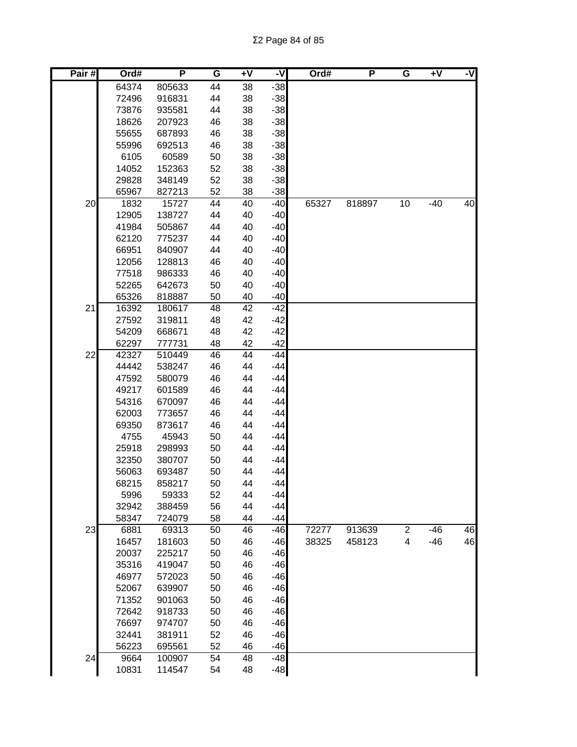| Pair # | Ord# | P | G | +V | -V | Ord# | P | G | +V | -V |
|---|---|---|---|---|---|---|---|---|---|---|
| | 64374 | 805633 | 44 | 38 | -38 | | | | | |
| | 72496 | 916831 | 44 | 38 | -38 | | | | | |
| | 73876 | 935581 | 44 | 38 | -38 | | | | | |
| | 18626 | 207923 | 46 | 38 | -38 | | | | | |
| | 55655 | 687893 | 46 | 38 | -38 | | | | | |
| | 55996 | 692513 | 46 | 38 | -38 | | | | | |
| | 6105 | 60589 | 50 | 38 | -38 | | | | | |
| | 14052 | 152363 | 52 | 38 | -38 | | | | | |
| | 29828 | 348149 | 52 | 38 | -38 | | | | | |
| | 65967 | 827213 | 52 | 38 | -38 | | | | | |
| 20 | 1832 | 15727 | 44 | 40 | -40 | 65327 | 818897 | 10 | -40 | 40 |
| | 12905 | 138727 | 44 | 40 | -40 | | | | | |
| | 41984 | 505867 | 44 | 40 | -40 | | | | | |
| | 62120 | 775237 | 44 | 40 | -40 | | | | | |
| | 66951 | 840907 | 44 | 40 | -40 | | | | | |
| | 12056 | 128813 | 46 | 40 | -40 | | | | | |
| | 77518 | 986333 | 46 | 40 | -40 | | | | | |
| | 52265 | 642673 | 50 | 40 | -40 | | | | | |
| | 65326 | 818887 | 50 | 40 | -40 | | | | | |
| 21 | 16392 | 180617 | 48 | 42 | -42 | | | | | |
| | 27592 | 319811 | 48 | 42 | -42 | | | | | |
| | 54209 | 668671 | 48 | 42 | -42 | | | | | |
| | 62297 | 777731 | 48 | 42 | -42 | | | | | |
| 22 | 42327 | 510449 | 46 | 44 | -44 | | | | | |
| | 44442 | 538247 | 46 | 44 | -44 | | | | | |
| | 47592 | 580079 | 46 | 44 | -44 | | | | | |
| | 49217 | 601589 | 46 | 44 | -44 | | | | | |
| | 54316 | 670097 | 46 | 44 | -44 | | | | | |
| | 62003 | 773657 | 46 | 44 | -44 | | | | | |
| | 69350 | 873617 | 46 | 44 | -44 | | | | | |
| | 4755 | 45943 | 50 | 44 | -44 | | | | | |
| | 25918 | 298993 | 50 | 44 | -44 | | | | | |
| | 32350 | 380707 | 50 | 44 | -44 | | | | | |
| | 56063 | 693487 | 50 | 44 | -44 | | | | | |
| | 68215 | 858217 | 50 | 44 | -44 | | | | | |
| | 5996 | 59333 | 52 | 44 | -44 | | | | | |
| | 32942 | 388459 | 56 | 44 | -44 | | | | | |
| | 58347 | 724079 | 58 | 44 | -44 | | | | | |
| 23 | 6881 | 69313 | 50 | 46 | -46 | 72277 | 913639 | 2 | -46 | 46 |
| | 16457 | 181603 | 50 | 46 | -46 | 38325 | 458123 | 4 | -46 | 46 |
| | 20037 | 225217 | 50 | 46 | -46 | | | | | |
| | 35316 | 419047 | 50 | 46 | -46 | | | | | |
| | 46977 | 572023 | 50 | 46 | -46 | | | | | |
| | 52067 | 639907 | 50 | 46 | -46 | | | | | |
| | 71352 | 901063 | 50 | 46 | -46 | | | | | |
| | 72642 | 918733 | 50 | 46 | -46 | | | | | |
| | 76697 | 974707 | 50 | 46 | -46 | | | | | |
| | 32441 | 381911 | 52 | 46 | -46 | | | | | |
| | 56223 | 695561 | 52 | 46 | -46 | | | | | |
| 24 | 9664 | 100907 | 54 | 48 | -48 | | | | | |
| | 10831 | 114547 | 54 | 48 | -48 | | | | | |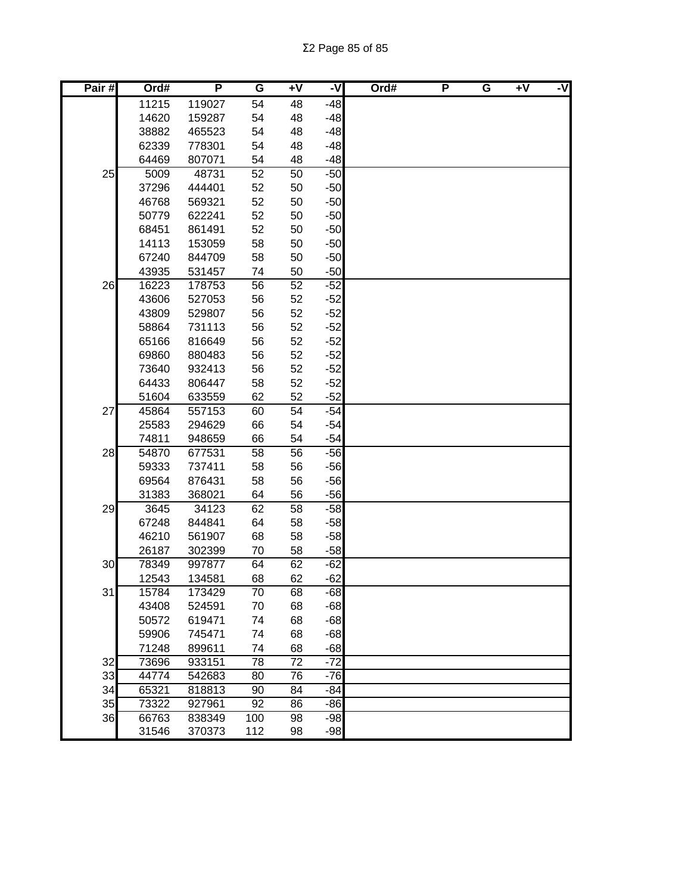Σ2 Page 85 of 85

| Pair # | Ord# | P | G | +V | -V | Ord# | P | G | +V | -V |
|---|---|---|---|---|---|---|---|---|---|---|
| | 11215 | 119027 | 54 | 48 | -48 | | | | | |
| | 14620 | 159287 | 54 | 48 | -48 | | | | | |
| | 38882 | 465523 | 54 | 48 | -48 | | | | | |
| | 62339 | 778301 | 54 | 48 | -48 | | | | | |
| | 64469 | 807071 | 54 | 48 | -48 | | | | | |
| 25 | 5009 | 48731 | 52 | 50 | -50 | | | | | |
| | 37296 | 444401 | 52 | 50 | -50 | | | | | |
| | 46768 | 569321 | 52 | 50 | -50 | | | | | |
| | 50779 | 622241 | 52 | 50 | -50 | | | | | |
| | 68451 | 861491 | 52 | 50 | -50 | | | | | |
| | 14113 | 153059 | 58 | 50 | -50 | | | | | |
| | 67240 | 844709 | 58 | 50 | -50 | | | | | |
| | 43935 | 531457 | 74 | 50 | -50 | | | | | |
| 26 | 16223 | 178753 | 56 | 52 | -52 | | | | | |
| | 43606 | 527053 | 56 | 52 | -52 | | | | | |
| | 43809 | 529807 | 56 | 52 | -52 | | | | | |
| | 58864 | 731113 | 56 | 52 | -52 | | | | | |
| | 65166 | 816649 | 56 | 52 | -52 | | | | | |
| | 69860 | 880483 | 56 | 52 | -52 | | | | | |
| | 73640 | 932413 | 56 | 52 | -52 | | | | | |
| | 64433 | 806447 | 58 | 52 | -52 | | | | | |
| | 51604 | 633559 | 62 | 52 | -52 | | | | | |
| 27 | 45864 | 557153 | 60 | 54 | -54 | | | | | |
| | 25583 | 294629 | 66 | 54 | -54 | | | | | |
| | 74811 | 948659 | 66 | 54 | -54 | | | | | |
| 28 | 54870 | 677531 | 58 | 56 | -56 | | | | | |
| | 59333 | 737411 | 58 | 56 | -56 | | | | | |
| | 69564 | 876431 | 58 | 56 | -56 | | | | | |
| | 31383 | 368021 | 64 | 56 | -56 | | | | | |
| 29 | 3645 | 34123 | 62 | 58 | -58 | | | | | |
| | 67248 | 844841 | 64 | 58 | -58 | | | | | |
| | 46210 | 561907 | 68 | 58 | -58 | | | | | |
| | 26187 | 302399 | 70 | 58 | -58 | | | | | |
| 30 | 78349 | 997877 | 64 | 62 | -62 | | | | | |
| | 12543 | 134581 | 68 | 62 | -62 | | | | | |
| 31 | 15784 | 173429 | 70 | 68 | -68 | | | | | |
| | 43408 | 524591 | 70 | 68 | -68 | | | | | |
| | 50572 | 619471 | 74 | 68 | -68 | | | | | |
| | 59906 | 745471 | 74 | 68 | -68 | | | | | |
| | 71248 | 899611 | 74 | 68 | -68 | | | | | |
| 32 | 73696 | 933151 | 78 | 72 | -72 | | | | | |
| 33 | 44774 | 542683 | 80 | 76 | -76 | | | | | |
| 34 | 65321 | 818813 | 90 | 84 | -84 | | | | | |
| 35 | 73322 | 927961 | 92 | 86 | -86 | | | | | |
| 36 | 66763 | 838349 | 100 | 98 | -98 | | | | | |
| | 31546 | 370373 | 112 | 98 | -98 | | | | | |